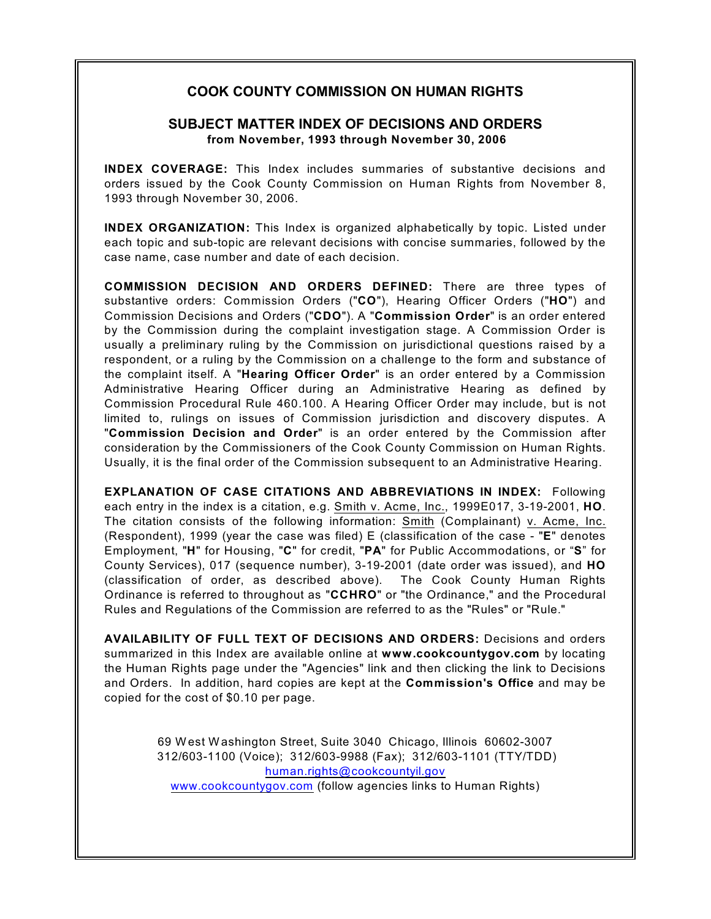# COOK COUNTY COMMISSION ON HUMAN RIGHTS

## SUBJECT MATTER INDEX OF DECISIONS AND ORDERS

**from November, 1993 through November 30, 2006**

**INDEX COVERAGE:** This Index includes summaries of substantive decisions and orders issued by the Cook County Commission on Human Rights from November 8, 1993 through November 30, 2006.

**INDEX ORGANIZATION:** This Index is organized alphabetically by topic. Listed under each topic and sub-topic are relevant decisions with concise summaries, followed by the case name, case number and date of each decision.

**COMMISSION DECISION AND ORDERS DEFINED:** There are three types of substantive orders: Commission Orders ("**CO**"), Hearing Officer Orders ("**HO**") and Commission Decisions and Orders ("**CDO**"). A "**Commission Order**" is an order entered by the Commission during the complaint investigation stage. A Commission Order is usually a preliminary ruling by the Commission on jurisdictional questions raised by a respondent, or a ruling by the Commission on a challenge to the form and substance of the complaint itself. A "**Hearing Officer Order**" is an order entered by a Commission Administrative Hearing Officer during an Administrative Hearing as defined by Commission Procedural Rule 460.100. A Hearing Officer Order may include, but is not limited to, rulings on issues of Commission jurisdiction and discovery disputes. A "**Commission Decision and Order**" is an order entered by the Commission after consideration by the Commissioners of the Cook County Commission on Human Rights. Usually, it is the final order of the Commission subsequent to an Administrative Hearing.

**EXPLANATION OF CASE CITATIONS AND ABBREVIATIONS IN INDEX:** Following each entry in the index is a citation, e.g. Smith v. Acme, Inc., 1999E017, 3-19-2001, **HO**. The citation consists of the following information: Smith (Complainant) v. Acme, Inc. (Respondent), 1999 (year the case was filed) E (classification of the case - "**E**" denotes Employment, "**H**" for Housing, "**C**" for credit, "**PA**" for Public Accommodations, or "**S**" for County Services), 017 (sequence number), 3-19-2001 (date order was issued), and **HO** (classification of order, as described above). The Cook County Human Rights Ordinance is referred to throughout as "**CCHRO**" or "the Ordinance," and the Procedural Rules and Regulations of the Commission are referred to as the "Rules" or "Rule."

**AVAILABILITY OF FULL TEXT OF DECISIONS AND ORDERS:** Decisions and orders summarized in this Index are available online at **www.cookcountygov.com** by locating the Human Rights page under the "Agencies" link and then clicking the link to Decisions and Orders. In addition, hard copies are kept at the **Commission's Office** and may be copied for the cost of $0.10 per page.

69 West Washington Street, Suite 3040 Chicago, Illinois 60602-3007
312/603-1100 (Voice); 312/603-9988 (Fax); 312/603-1101 (TTY/TDD)
human.rights@cookcountyil.gov
www.cookcountygov.com (follow agencies links to Human Rights)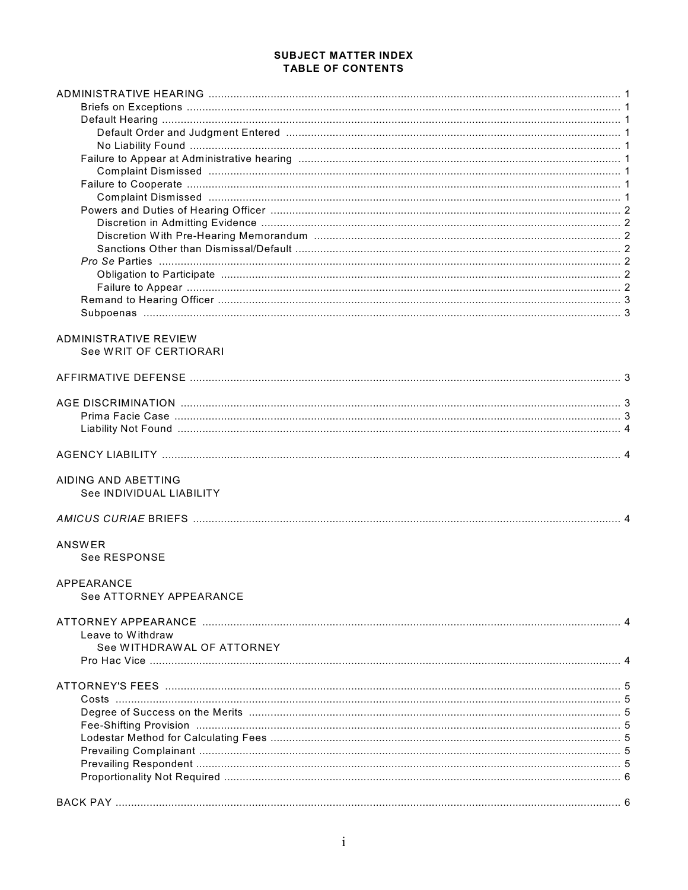# SUBJECT MATTER INDEX
## TABLE OF CONTENTS

ADMINISTRATIVE HEARING ........ 1
- Briefs on Exceptions ........ 1
- Default Hearing ........ 1
  - Default Order and Judgment Entered ........ 1
  - No Liability Found ........ 1
- Failure to Appear at Administrative hearing ........ 1
  - Complaint Dismissed ........ 1
- Failure to Cooperate ........ 1
  - Complaint Dismissed ........ 1
- Powers and Duties of Hearing Officer ........ 2
  - Discretion in Admitting Evidence ........ 2
  - Discretion With Pre-Hearing Memorandum ........ 2
  - Sanctions Other than Dismissal/Default ........ 2
- *Pro Se* Parties ........ 2
  - Obligation to Participate ........ 2
  - Failure to Appear ........ 2
- Remand to Hearing Officer ........ 3
- Subpoenas ........ 3

ADMINISTRATIVE REVIEW
- See WRIT OF CERTIORARI

AFFIRMATIVE DEFENSE ........ 3

AGE DISCRIMINATION ........ 3
- Prima Facie Case ........ 3
- Liability Not Found ........ 4

AGENCY LIABILITY ........ 4

AIDING AND ABETTING
- See INDIVIDUAL LIABILITY

*AMICUS CURIAE* BRIEFS ........ 4

ANSWER
- See RESPONSE

APPEARANCE
- See ATTORNEY APPEARANCE

ATTORNEY APPEARANCE ........ 4
- Leave to Withdraw
  - See WITHDRAWAL OF ATTORNEY
- Pro Hac Vice ........ 4

ATTORNEY'S FEES ........ 5
- Costs ........ 5
- Degree of Success on the Merits ........ 5
- Fee-Shifting Provision ........ 5
- Lodestar Method for Calculating Fees ........ 5
- Prevailing Complainant ........ 5
- Prevailing Respondent ........ 5
- Proportionality Not Required ........ 6

BACK PAY ........ 6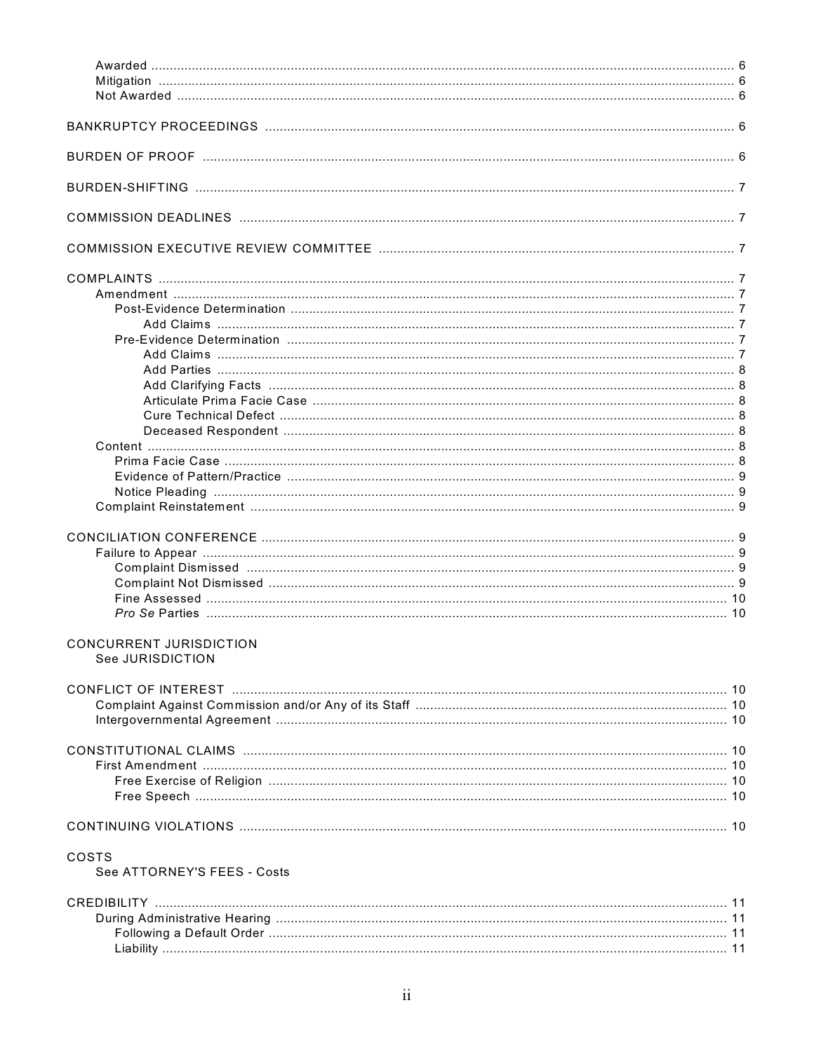Awarded ..................................................................................................................................... 6
Mitigation ................................................................................................................................... 6
Not Awarded .............................................................................................................................. 6

BANKRUPTCY PROCEEDINGS ....................................................................................................... 6

BURDEN OF PROOF ........................................................................................................................ 6

BURDEN-SHIFTING .......................................................................................................................... 7

COMMISSION DEADLINES .............................................................................................................. 7

COMMISSION EXECUTIVE REVIEW COMMITTEE ........................................................................ 7

COMPLAINTS .................................................................................................................................... 7
- Amendment ................................................................................................................................ 7
  - Post-Evidence Determination ................................................................................................ 7
    - Add Claims .................................................................................................................... 7
  - Pre-Evidence Determination ................................................................................................. 7
    - Add Claims .................................................................................................................... 7
    - Add Parties .................................................................................................................... 8
    - Add Clarifying Facts ...................................................................................................... 8
    - Articulate Prima Facie Case .......................................................................................... 8
    - Cure Technical Defect ................................................................................................... 8
    - Deceased Respondent ................................................................................................... 8
- Content ....................................................................................................................................... 8
  - Prima Facie Case ................................................................................................................. 8
  - Evidence of Pattern/Practice ................................................................................................. 9
  - Notice Pleading ..................................................................................................................... 9
- Complaint Reinstatement ........................................................................................................... 9

CONCILIATION CONFERENCE ........................................................................................................ 9
- Failure to Appear ........................................................................................................................ 9
  - Complaint Dismissed ............................................................................................................. 9
  - Complaint Not Dismissed ...................................................................................................... 9
  - Fine Assessed ..................................................................................................................... 10
  - *Pro Se* Parties ..................................................................................................................... 10

CONCURRENT JURISDICTION
- See JURISDICTION

CONFLICT OF INTEREST .............................................................................................................. 10
- Complaint Against Commission and/or Any of its Staff ............................................................ 10
- Intergovernmental Agreement .................................................................................................. 10

CONSTITUTIONAL CLAIMS ........................................................................................................... 10
- First Amendment ...................................................................................................................... 10
  - Free Exercise of Religion .................................................................................................... 10
  - Free Speech ........................................................................................................................ 10

CONTINUING VIOLATIONS ............................................................................................................ 10

COSTS
- See ATTORNEY'S FEES - Costs

CREDIBILITY .................................................................................................................................. 11
- During Administrative Hearing .................................................................................................. 11
  - Following a Default Order ................................................................................................... 11
  - Liability ................................................................................................................................ 11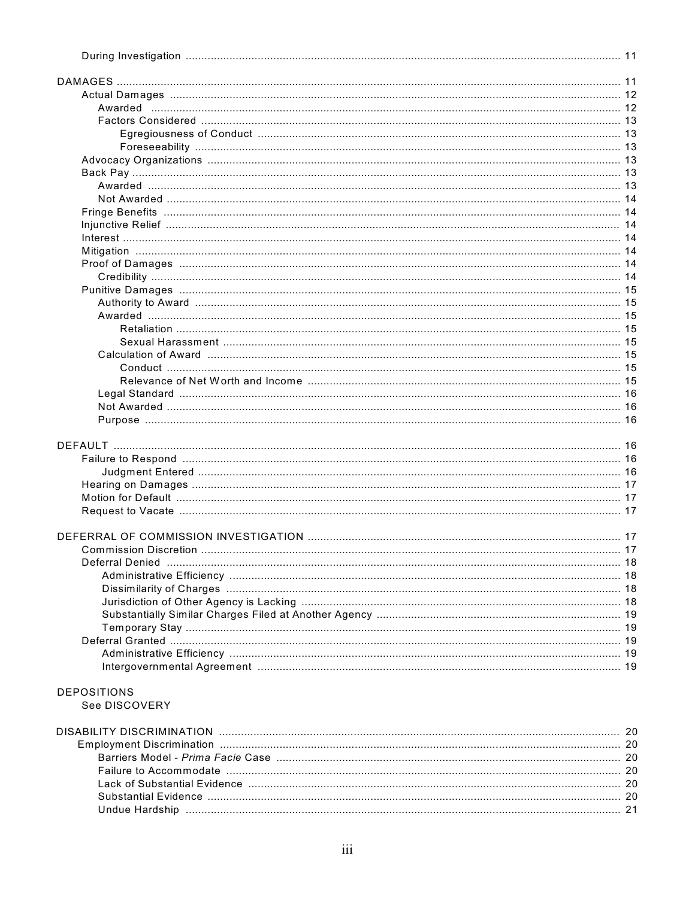During Investigation ........................................................................................................................ 11

DAMAGES ............................................................................................................................................ 11
- Actual Damages ............................................................................................................................. 12
  - Awarded ................................................................................................................................... 12
  - Factors Considered ................................................................................................................... 13
    - Egregiousness of Conduct ................................................................................................. 13
    - Foreseeability ..................................................................................................................... 13
- Advocacy Organizations ................................................................................................................. 13
- Back Pay .......................................................................................................................................... 13
  - Awarded ................................................................................................................................... 13
  - Not Awarded ............................................................................................................................. 14
- Fringe Benefits ............................................................................................................................... 14
- Injunctive Relief .............................................................................................................................. 14
- Interest ............................................................................................................................................ 14
- Mitigation ........................................................................................................................................ 14
- Proof of Damages ........................................................................................................................... 14
  - Credibility .................................................................................................................................. 14
- Punitive Damages ........................................................................................................................... 15
  - Authority to Award .................................................................................................................... 15
  - Awarded .................................................................................................................................... 15
    - Retaliation .......................................................................................................................... 15
    - Sexual Harassment ............................................................................................................ 15
  - Calculation of Award ................................................................................................................. 15
    - Conduct .............................................................................................................................. 15
    - Relevance of Net Worth and Income ................................................................................. 15
  - Legal Standard .......................................................................................................................... 16
  - Not Awarded .............................................................................................................................. 16
  - Purpose ..................................................................................................................................... 16

DEFAULT ............................................................................................................................................. 16
- Failure to Respond ......................................................................................................................... 16
  - Judgment Entered ..................................................................................................................... 16
- Hearing on Damages ...................................................................................................................... 17
- Motion for Default ........................................................................................................................... 17
- Request to Vacate .......................................................................................................................... 17

DEFERRAL OF COMMISSION INVESTIGATION ................................................................................. 17
- Commission Discretion ................................................................................................................... 17
- Deferral Denied .............................................................................................................................. 18
  - Administrative Efficiency ........................................................................................................... 18
  - Dissimilarity of Charges ............................................................................................................ 18
  - Jurisdiction of Other Agency is Lacking .................................................................................... 18
  - Substantially Similar Charges Filed at Another Agency ............................................................ 19
  - Temporary Stay ......................................................................................................................... 19
- Deferral Granted ............................................................................................................................. 19
  - Administrative Efficiency ........................................................................................................... 19
  - Intergovernmental Agreement .................................................................................................. 19

DEPOSITIONS
- See DISCOVERY

DISABILITY DISCRIMINATION ............................................................................................................ 20
- Employment Discrimination ............................................................................................................ 20
  - Barriers Model - *Prima Facie* Case ........................................................................................... 20
  - Failure to Accommodate ........................................................................................................... 20
  - Lack of Substantial Evidence .................................................................................................... 20
  - Substantial Evidence ................................................................................................................. 20
  - Undue Hardship ........................................................................................................................ 21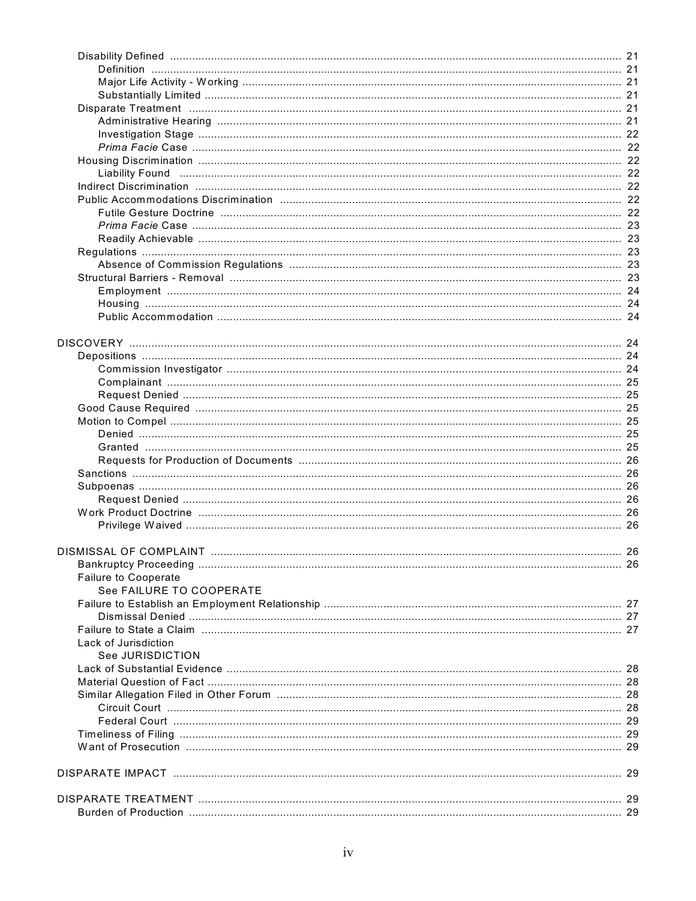- Disability Defined ..... 21
  - Definition ..... 21
  - Major Life Activity - Working ..... 21
  - Substantially Limited ..... 21
- Disparate Treatment ..... 21
  - Administrative Hearing ..... 21
  - Investigation Stage ..... 22
  - *Prima Facie* Case ..... 22
- Housing Discrimination ..... 22
  - Liability Found ..... 22
- Indirect Discrimination ..... 22
- Public Accommodations Discrimination ..... 22
  - Futile Gesture Doctrine ..... 22
  - *Prima Facie* Case ..... 23
  - Readily Achievable ..... 23
- Regulations ..... 23
  - Absence of Commission Regulations ..... 23
- Structural Barriers - Removal ..... 23
  - Employment ..... 24
  - Housing ..... 24
  - Public Accommodation ..... 24

DISCOVERY ..... 24

- Depositions ..... 24
  - Commission Investigator ..... 24
  - Complainant ..... 25
  - Request Denied ..... 25
- Good Cause Required ..... 25
- Motion to Compel ..... 25
  - Denied ..... 25
  - Granted ..... 25
  - Requests for Production of Documents ..... 26
- Sanctions ..... 26
- Subpoenas ..... 26
  - Request Denied ..... 26
- Work Product Doctrine ..... 26
  - Privilege Waived ..... 26

DISMISSAL OF COMPLAINT ..... 26

- Bankruptcy Proceeding ..... 26
- Failure to Cooperate
  - See FAILURE TO COOPERATE
- Failure to Establish an Employment Relationship ..... 27
  - Dismissal Denied ..... 27
- Failure to State a Claim ..... 27
- Lack of Jurisdiction
  - See JURISDICTION
- Lack of Substantial Evidence ..... 28
- Material Question of Fact ..... 28
- Similar Allegation Filed in Other Forum ..... 28
  - Circuit Court ..... 28
  - Federal Court ..... 29
- Timeliness of Filing ..... 29
- Want of Prosecution ..... 29

DISPARATE IMPACT ..... 29

DISPARATE TREATMENT ..... 29

- Burden of Production ..... 29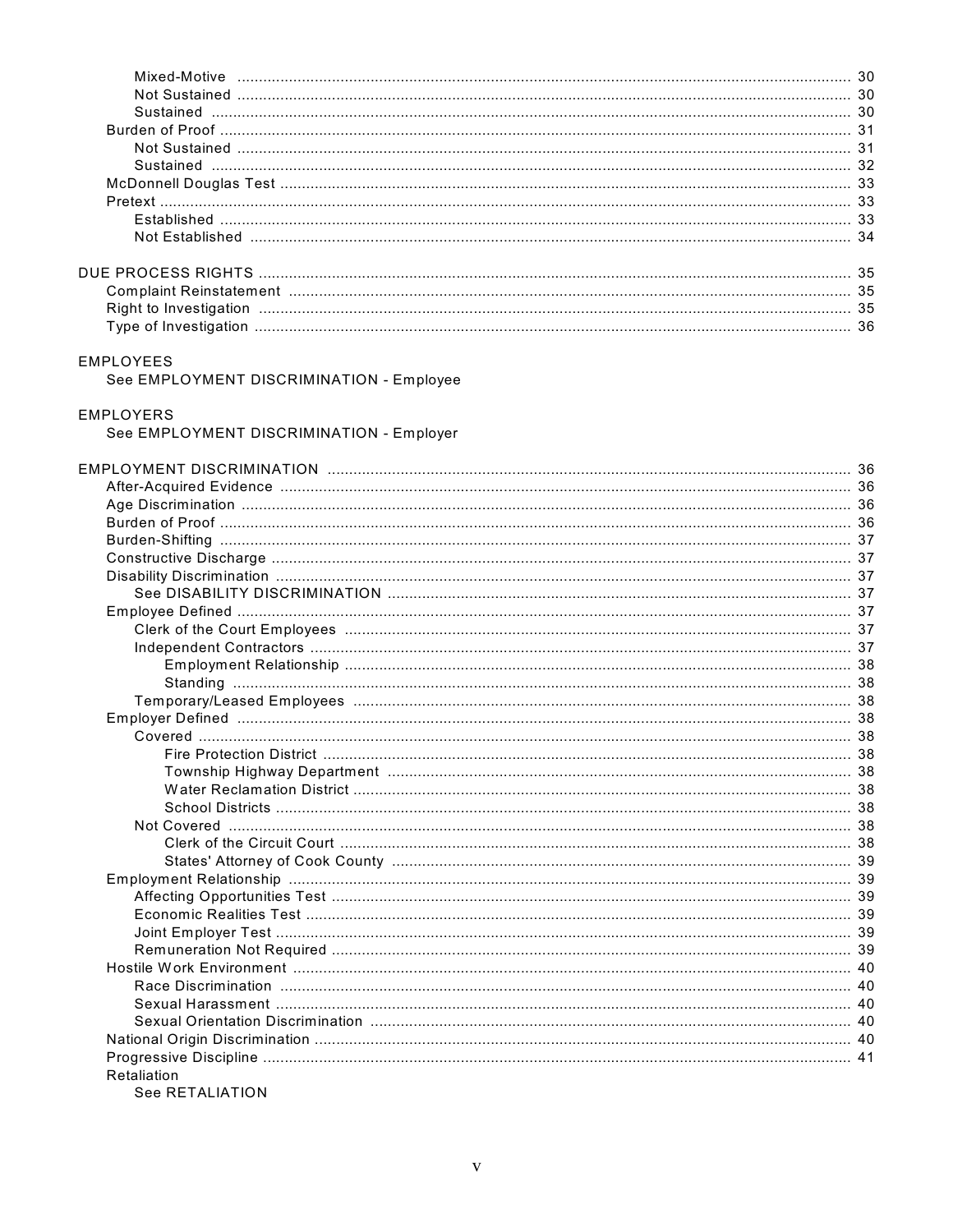Mixed-Motive ............................................................................................................................................. 30
Not Sustained ............................................................................................................................................. 30
Sustained ..................................................................................................................................................... 30
Burden of Proof .................................................................................................................................................. 31
Not Sustained ............................................................................................................................................. 31
Sustained ..................................................................................................................................................... 32
McDonnell Douglas Test .................................................................................................................................... 33
Pretext ................................................................................................................................................................. 33
Established .................................................................................................................................................. 33
Not Established ........................................................................................................................................... 34

DUE PROCESS RIGHTS .......................................................................................................................................... 35
Complaint Reinstatement .................................................................................................................................. 35
Right to Investigation ......................................................................................................................................... 35
Type of Investigation .......................................................................................................................................... 36

EMPLOYEES
See EMPLOYMENT DISCRIMINATION - Employee

EMPLOYERS
See EMPLOYMENT DISCRIMINATION - Employer

EMPLOYMENT DISCRIMINATION ......................................................................................................................... 36
After-Acquired Evidence .................................................................................................................................... 36
Age Discrimination ............................................................................................................................................. 36
Burden of Proof .................................................................................................................................................. 36
Burden-Shifting .................................................................................................................................................. 37
Constructive Discharge ...................................................................................................................................... 37
Disability Discrimination ..................................................................................................................................... 37
See DISABILITY DISCRIMINATION ............................................................................................................ 37
Employee Defined .............................................................................................................................................. 37
Clerk of the Court Employees ...................................................................................................................... 37
Independent Contractors ............................................................................................................................. 37
Employment Relationship ..................................................................................................................... 38
Standing ................................................................................................................................................ 38
Temporary/Leased Employees ................................................................................................................... 38
Employer Defined ............................................................................................................................................... 38
Covered ....................................................................................................................................................... 38
Fire Protection District ........................................................................................................................... 38
Township Highway Department ............................................................................................................ 38
Water Reclamation District .................................................................................................................... 38
School Districts ..................................................................................................................................... 38
Not Covered ................................................................................................................................................ 38
Clerk of the Circuit Court ...................................................................................................................... 38
States' Attorney of Cook County ........................................................................................................... 39
Employment Relationship .................................................................................................................................. 39
Affecting Opportunities Test ........................................................................................................................ 39
Economic Realities Test .............................................................................................................................. 39
Joint Employer Test ..................................................................................................................................... 39
Remuneration Not Required ........................................................................................................................ 39
Hostile Work Environment ................................................................................................................................. 40
Race Discrimination .................................................................................................................................... 40
Sexual Harassment ..................................................................................................................................... 40
Sexual Orientation Discrimination ............................................................................................................... 40
National Origin Discrimination ............................................................................................................................ 40
Progressive Discipline ........................................................................................................................................ 41
Retaliation
See RETALIATION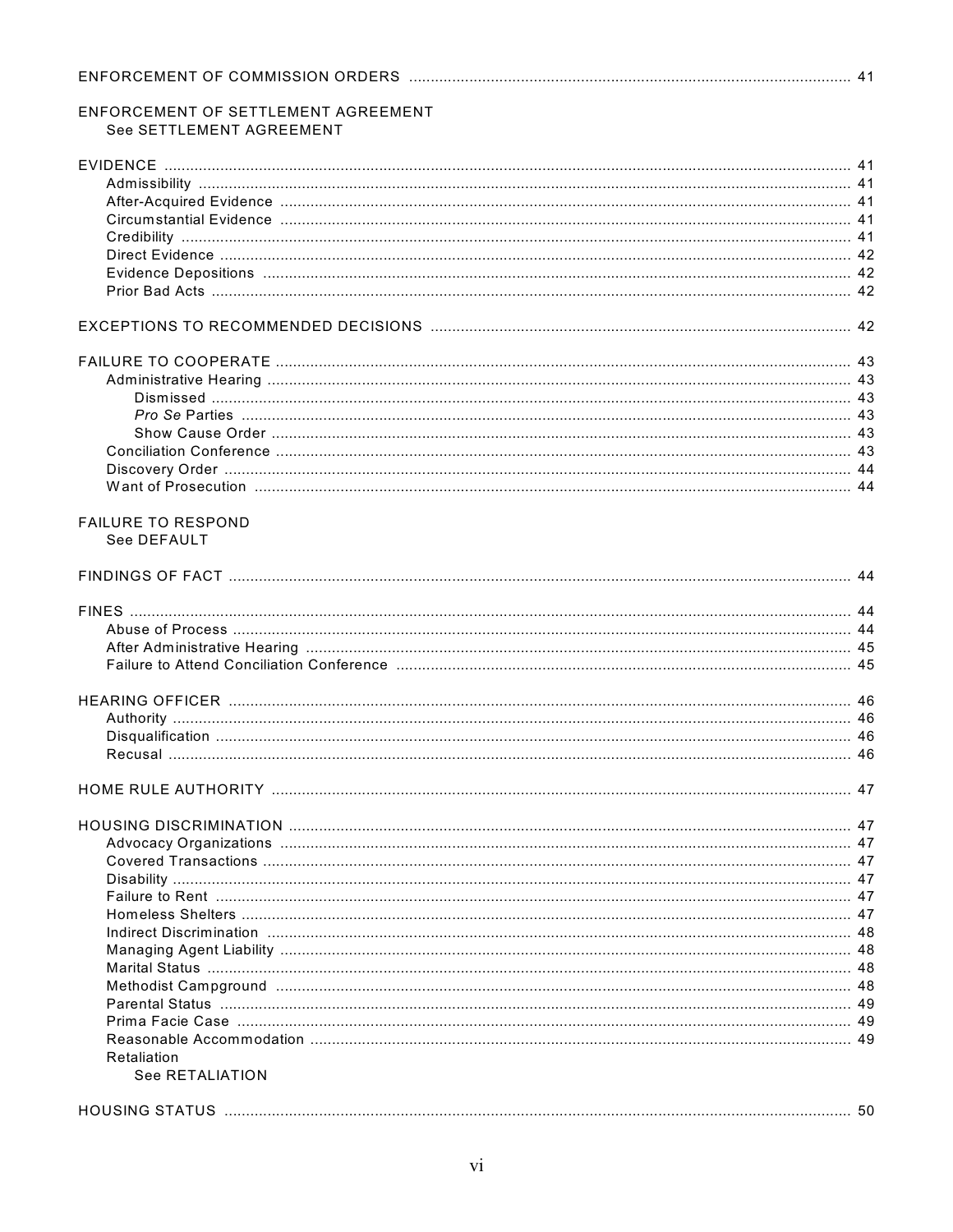ENFORCEMENT OF COMMISSION ORDERS .................................................................... 41

ENFORCEMENT OF SETTLEMENT AGREEMENT
- See SETTLEMENT AGREEMENT

EVIDENCE .................................................................................................................... 41
- Admissibility .................................................................................................................. 41
- After-Acquired Evidence ............................................................................................. 41
- Circumstantial Evidence ............................................................................................. 41
- Credibility ..................................................................................................................... 41
- Direct Evidence ............................................................................................................ 42
- Evidence Depositions .................................................................................................. 42
- Prior Bad Acts .............................................................................................................. 42

EXCEPTIONS TO RECOMMENDED DECISIONS ........................................................ 42

FAILURE TO COOPERATE .......................................................................................... 43
- Administrative Hearing ................................................................................................. 43
  - Dismissed ................................................................................................................ 43
  - *Pro Se* Parties ........................................................................................................ 43
  - Show Cause Order .................................................................................................. 43
- Conciliation Conference .............................................................................................. 43
- Discovery Order ........................................................................................................... 44
- Want of Prosecution .................................................................................................... 44

FAILURE TO RESPOND
- See DEFAULT

FINDINGS OF FACT ...................................................................................................... 44

FINES ............................................................................................................................ 44
- Abuse of Process ......................................................................................................... 44
- After Administrative Hearing ........................................................................................ 45
- Failure to Attend Conciliation Conference ................................................................... 45

HEARING OFFICER ...................................................................................................... 46
- Authority ...................................................................................................................... 46
- Disqualification ............................................................................................................ 46
- Recusal ........................................................................................................................ 46

HOME RULE AUTHORITY ............................................................................................ 47

HOUSING DISCRIMINATION ........................................................................................ 47
- Advocacy Organizations .............................................................................................. 47
- Covered Transactions .................................................................................................. 47
- Disability ...................................................................................................................... 47
- Failure to Rent ............................................................................................................. 47
- Homeless Shelters ....................................................................................................... 47
- Indirect Discrimination ................................................................................................. 48
- Managing Agent Liability ............................................................................................. 48
- Marital Status ............................................................................................................... 48
- Methodist Campground ............................................................................................... 48
- Parental Status ............................................................................................................ 49
- Prima Facie Case ........................................................................................................ 49
- Reasonable Accommodation ....................................................................................... 49
- Retaliation
  - See RETALIATION

HOUSING STATUS ........................................................................................................ 50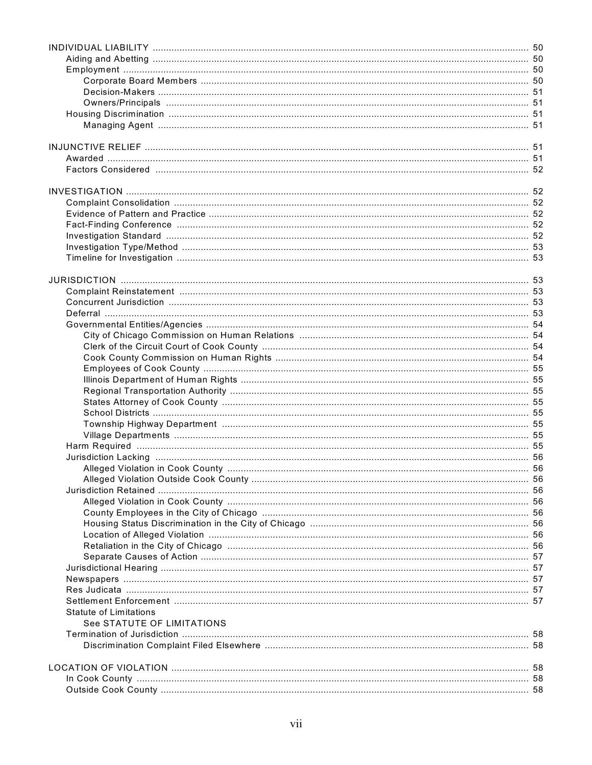INDIVIDUAL LIABILITY ........ 50
- Aiding and Abetting ........ 50
- Employment ........ 50
  - Corporate Board Members ........ 50
  - Decision-Makers ........ 51
  - Owners/Principals ........ 51
- Housing Discrimination ........ 51
  - Managing Agent ........ 51

INJUNCTIVE RELIEF ........ 51
- Awarded ........ 51
- Factors Considered ........ 52

INVESTIGATION ........ 52
- Complaint Consolidation ........ 52
- Evidence of Pattern and Practice ........ 52
- Fact-Finding Conference ........ 52
- Investigation Standard ........ 52
- Investigation Type/Method ........ 53
- Timeline for Investigation ........ 53

JURISDICTION ........ 53
- Complaint Reinstatement ........ 53
- Concurrent Jurisdiction ........ 53
- Deferral ........ 53
- Governmental Entities/Agencies ........ 54
  - City of Chicago Commission on Human Relations ........ 54
  - Clerk of the Circuit Court of Cook County ........ 54
  - Cook County Commission on Human Rights ........ 54
  - Employees of Cook County ........ 55
  - Illinois Department of Human Rights ........ 55
  - Regional Transportation Authority ........ 55
  - States Attorney of Cook County ........ 55
  - School Districts ........ 55
  - Township Highway Department ........ 55
  - Village Departments ........ 55
- Harm Required ........ 55
- Jurisdiction Lacking ........ 56
  - Alleged Violation in Cook County ........ 56
  - Alleged Violation Outside Cook County ........ 56
- Jurisdiction Retained ........ 56
  - Alleged Violation in Cook County ........ 56
  - County Employees in the City of Chicago ........ 56
  - Housing Status Discrimination in the City of Chicago ........ 56
  - Location of Alleged Violation ........ 56
  - Retaliation in the City of Chicago ........ 56
  - Separate Causes of Action ........ 57
- Jurisdictional Hearing ........ 57
- Newspapers ........ 57
- Res Judicata ........ 57
- Settlement Enforcement ........ 57
- Statute of Limitations
  - See STATUTE OF LIMITATIONS
- Termination of Jurisdiction ........ 58
  - Discrimination Complaint Filed Elsewhere ........ 58

LOCATION OF VIOLATION ........ 58
- In Cook County ........ 58
- Outside Cook County ........ 58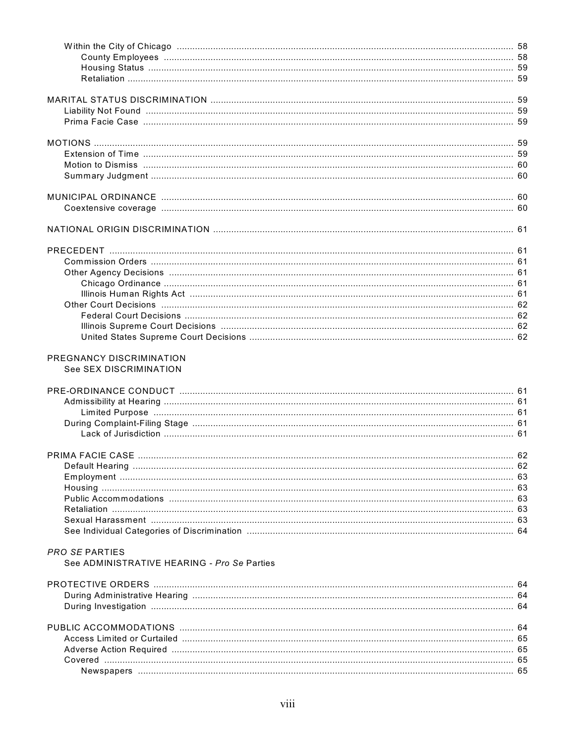Within the City of Chicago ..... 58
    County Employees ..... 58
    Housing Status ..... 59
    Retaliation ..... 59

MARITAL STATUS DISCRIMINATION ..... 59
  Liability Not Found ..... 59
  Prima Facie Case ..... 59

MOTIONS ..... 59
  Extension of Time ..... 59
  Motion to Dismiss ..... 60
  Summary Judgment ..... 60

MUNICIPAL ORDINANCE ..... 60
  Coextensive coverage ..... 60

NATIONAL ORIGIN DISCRIMINATION ..... 61

PRECEDENT ..... 61
  Commission Orders ..... 61
  Other Agency Decisions ..... 61
    Chicago Ordinance ..... 61
    Illinois Human Rights Act ..... 61
  Other Court Decisions ..... 62
    Federal Court Decisions ..... 62
    Illinois Supreme Court Decisions ..... 62
    United States Supreme Court Decisions ..... 62

PREGNANCY DISCRIMINATION
  See SEX DISCRIMINATION

PRE-ORDINANCE CONDUCT ..... 61
  Admissibility at Hearing ..... 61
    Limited Purpose ..... 61
  During Complaint-Filing Stage ..... 61
    Lack of Jurisdiction ..... 61

PRIMA FACIE CASE ..... 62
  Default Hearing ..... 62
  Employment ..... 63
  Housing ..... 63
  Public Accommodations ..... 63
  Retaliation ..... 63
  Sexual Harassment ..... 63
  See Individual Categories of Discrimination ..... 64

*PRO SE* PARTIES
  See ADMINISTRATIVE HEARING - *Pro Se* Parties

PROTECTIVE ORDERS ..... 64
  During Administrative Hearing ..... 64
  During Investigation ..... 64

PUBLIC ACCOMMODATIONS ..... 64
  Access Limited or Curtailed ..... 65
  Adverse Action Required ..... 65
  Covered ..... 65
    Newspapers ..... 65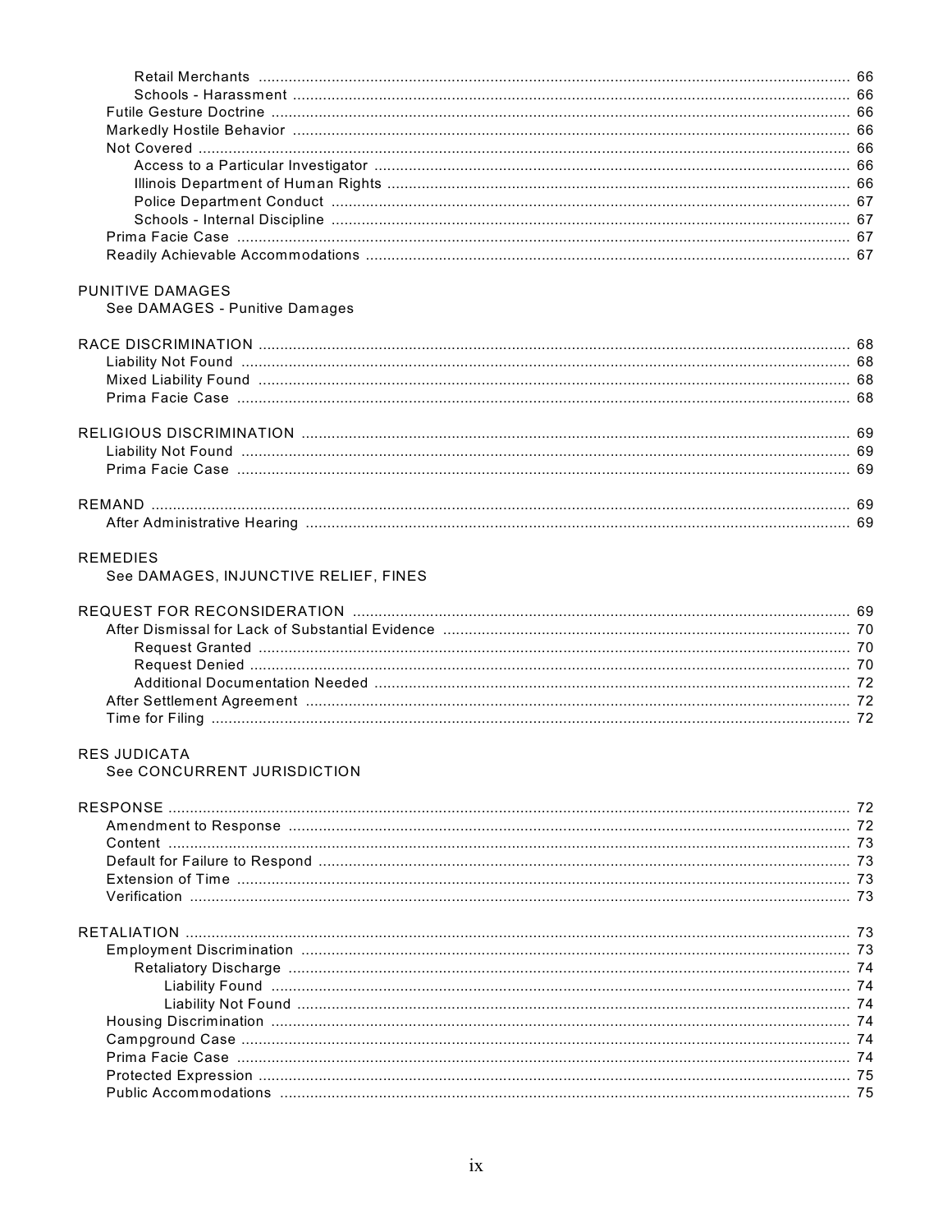Retail Merchants ..... 66
Schools - Harassment ..... 66
Futile Gesture Doctrine ..... 66
Markedly Hostile Behavior ..... 66
Not Covered ..... 66
Access to a Particular Investigator ..... 66
Illinois Department of Human Rights ..... 66
Police Department Conduct ..... 67
Schools - Internal Discipline ..... 67
Prima Facie Case ..... 67
Readily Achievable Accommodations ..... 67

PUNITIVE DAMAGES
See DAMAGES - Punitive Damages

RACE DISCRIMINATION ..... 68
Liability Not Found ..... 68
Mixed Liability Found ..... 68
Prima Facie Case ..... 68

RELIGIOUS DISCRIMINATION ..... 69
Liability Not Found ..... 69
Prima Facie Case ..... 69

REMAND ..... 69
After Administrative Hearing ..... 69

REMEDIES
See DAMAGES, INJUNCTIVE RELIEF, FINES

REQUEST FOR RECONSIDERATION ..... 69
After Dismissal for Lack of Substantial Evidence ..... 70
Request Granted ..... 70
Request Denied ..... 70
Additional Documentation Needed ..... 72
After Settlement Agreement ..... 72
Time for Filing ..... 72

RES JUDICATA
See CONCURRENT JURISDICTION

RESPONSE ..... 72
Amendment to Response ..... 72
Content ..... 73
Default for Failure to Respond ..... 73
Extension of Time ..... 73
Verification ..... 73

RETALIATION ..... 73
Employment Discrimination ..... 73
Retaliatory Discharge ..... 74
Liability Found ..... 74
Liability Not Found ..... 74
Housing Discrimination ..... 74
Campground Case ..... 74
Prima Facie Case ..... 74
Protected Expression ..... 75
Public Accommodations ..... 75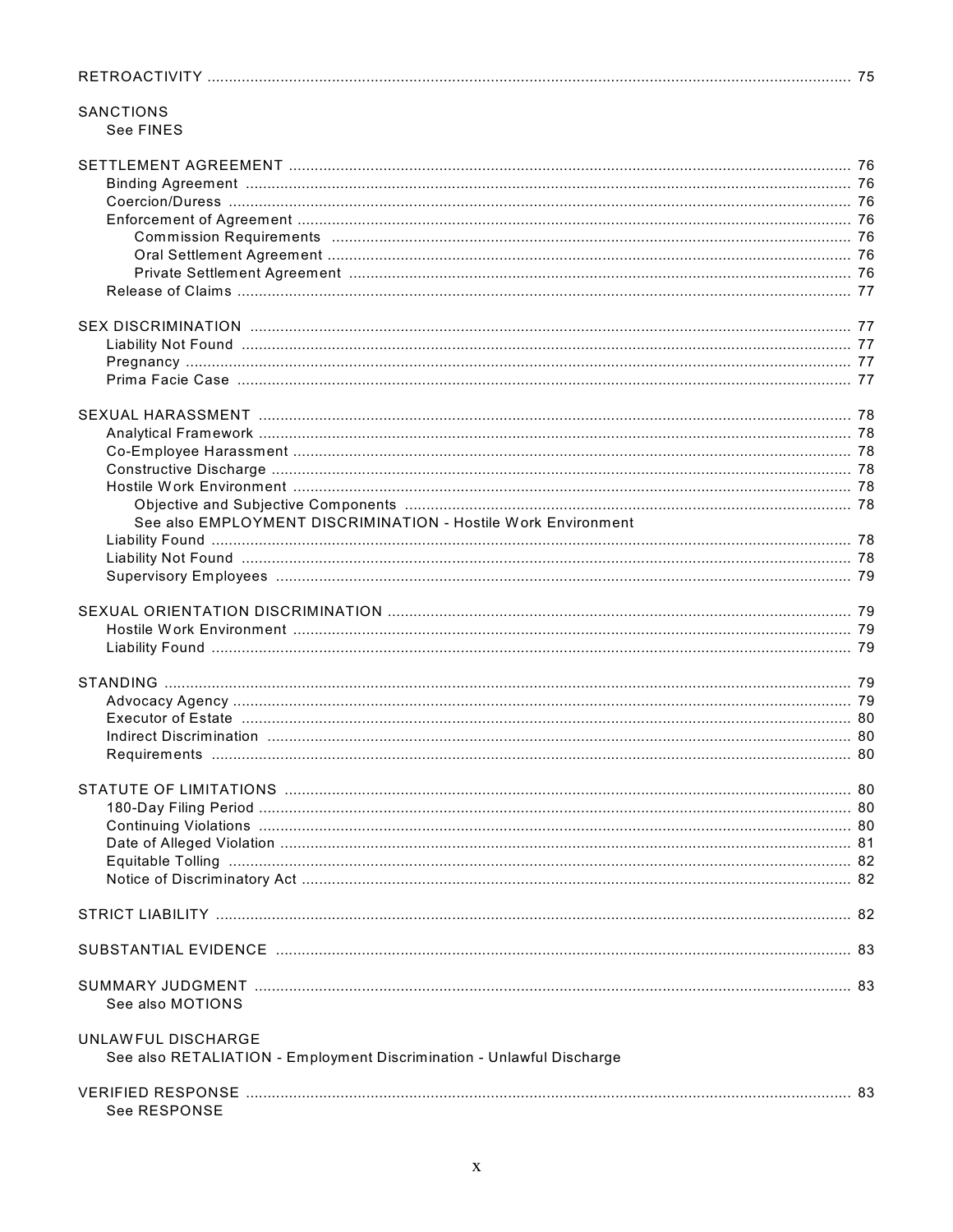RETROACTIVITY ........................................................................................................................................ 75

SANCTIONS
- See FINES

SETTLEMENT AGREEMENT ..................................................................................................................... 76
- Binding Agreement ................................................................................................................................ 76
- Coercion/Duress .................................................................................................................................... 76
- Enforcement of Agreement .................................................................................................................... 76
  - Commission Requirements .............................................................................................................. 76
  - Oral Settlement Agreement ............................................................................................................... 76
  - Private Settlement Agreement ........................................................................................................... 76
- Release of Claims .................................................................................................................................. 77

SEX DISCRIMINATION ............................................................................................................................ 77
- Liability Not Found ................................................................................................................................. 77
- Pregnancy .............................................................................................................................................. 77
- Prima Facie Case ................................................................................................................................... 77

SEXUAL HARASSMENT .......................................................................................................................... 78
- Analytical Framework ............................................................................................................................. 78
- Co-Employee Harassment ..................................................................................................................... 78
- Constructive Discharge .......................................................................................................................... 78
- Hostile Work Environment ..................................................................................................................... 78
  - Objective and Subjective Components .............................................................................................. 78
  - See also EMPLOYMENT DISCRIMINATION - Hostile Work Environment
- Liability Found ........................................................................................................................................ 78
- Liability Not Found ................................................................................................................................. 78
- Supervisory Employees ......................................................................................................................... 79

SEXUAL ORIENTATION DISCRIMINATION ............................................................................................ 79
- Hostile Work Environment ..................................................................................................................... 79
- Liability Found ........................................................................................................................................ 79

STANDING ................................................................................................................................................ 79
- Advocacy Agency ................................................................................................................................... 79
- Executor of Estate .................................................................................................................................. 80
- Indirect Discrimination ........................................................................................................................... 80
- Requirements ........................................................................................................................................ 80

STATUTE OF LIMITATIONS ..................................................................................................................... 80
- 180-Day Filing Period ............................................................................................................................. 80
- Continuing Violations ............................................................................................................................. 80
- Date of Alleged Violation ........................................................................................................................ 81
- Equitable Tolling .................................................................................................................................... 82
- Notice of Discriminatory Act ................................................................................................................... 82

STRICT LIABILITY .................................................................................................................................... 82

SUBSTANTIAL EVIDENCE ....................................................................................................................... 83

SUMMARY JUDGMENT ........................................................................................................................... 83
- See also MOTIONS

UNLAWFUL DISCHARGE
- See also RETALIATION - Employment Discrimination - Unlawful Discharge

VERIFIED RESPONSE ............................................................................................................................. 83
- See RESPONSE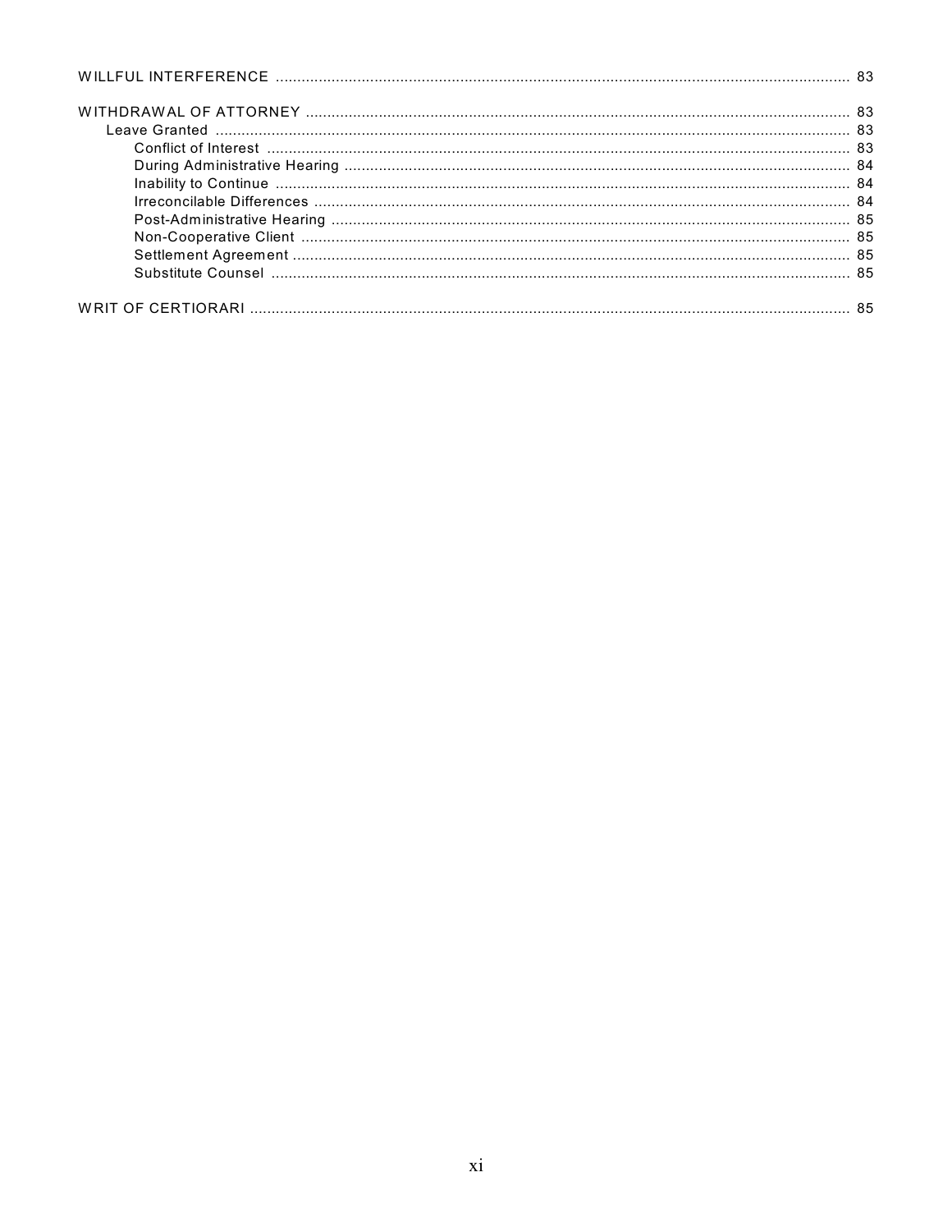WILLFUL INTERFERENCE ..................................................................................................................................... 83

WITHDRAWAL OF ATTORNEY .............................................................................................................................. 83
- Leave Granted ................................................................................................................................................ 83
  - Conflict of Interest ..................................................................................................................................... 83
  - During Administrative Hearing .................................................................................................................. 84
  - Inability to Continue .................................................................................................................................. 84
  - Irreconcilable Differences .......................................................................................................................... 84
  - Post-Administrative Hearing ...................................................................................................................... 85
  - Non-Cooperative Client ............................................................................................................................. 85
  - Settlement Agreement ............................................................................................................................... 85
  - Substitute Counsel .................................................................................................................................... 85

WRIT OF CERTIORARI .......................................................................................................................................... 85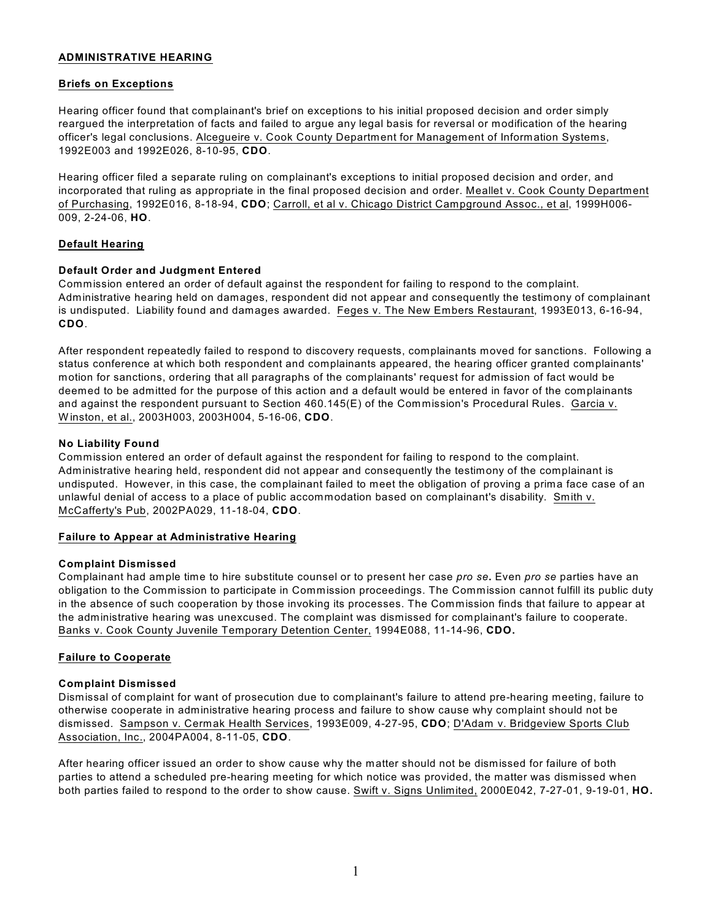## ADMINISTRATIVE HEARING

### Briefs on Exceptions

Hearing officer found that complainant's brief on exceptions to his initial proposed decision and order simply reargued the interpretation of facts and failed to argue any legal basis for reversal or modification of the hearing officer's legal conclusions. Alcegueire v. Cook County Department for Management of Information Systems, 1992E003 and 1992E026, 8-10-95, **CDO**.

Hearing officer filed a separate ruling on complainant's exceptions to initial proposed decision and order, and incorporated that ruling as appropriate in the final proposed decision and order. Meallet v. Cook County Department of Purchasing, 1992E016, 8-18-94, **CDO**; Carroll, et al v. Chicago District Campground Assoc., et al, 1999H006-009, 2-24-06, **HO**.

### Default Hearing

#### Default Order and Judgment Entered

Commission entered an order of default against the respondent for failing to respond to the complaint. Administrative hearing held on damages, respondent did not appear and consequently the testimony of complainant is undisputed. Liability found and damages awarded. Feges v. The New Embers Restaurant, 1993E013, 6-16-94, **CDO**.

After respondent repeatedly failed to respond to discovery requests, complainants moved for sanctions. Following a status conference at which both respondent and complainants appeared, the hearing officer granted complainants' motion for sanctions, ordering that all paragraphs of the complainants' request for admission of fact would be deemed to be admitted for the purpose of this action and a default would be entered in favor of the complainants and against the respondent pursuant to Section 460.145(E) of the Commission's Procedural Rules. Garcia v. Winston, et al., 2003H003, 2003H004, 5-16-06, **CDO**.

#### No Liability Found

Commission entered an order of default against the respondent for failing to respond to the complaint. Administrative hearing held, respondent did not appear and consequently the testimony of the complainant is undisputed. However, in this case, the complainant failed to meet the obligation of proving a prima face case of an unlawful denial of access to a place of public accommodation based on complainant's disability. Smith v. McCafferty's Pub, 2002PA029, 11-18-04, **CDO**.

### Failure to Appear at Administrative Hearing

#### Complaint Dismissed

Complainant had ample time to hire substitute counsel or to present her case *pro se***.** Even *pro se* parties have an obligation to the Commission to participate in Commission proceedings. The Commission cannot fulfill its public duty in the absence of such cooperation by those invoking its processes. The Commission finds that failure to appear at the administrative hearing was unexcused. The complaint was dismissed for complainant's failure to cooperate. Banks v. Cook County Juvenile Temporary Detention Center, 1994E088, 11-14-96, **CDO.**

### Failure to Cooperate

#### Complaint Dismissed

Dismissal of complaint for want of prosecution due to complainant's failure to attend pre-hearing meeting, failure to otherwise cooperate in administrative hearing process and failure to show cause why complaint should not be dismissed. Sampson v. Cermak Health Services, 1993E009, 4-27-95, **CDO**; D'Adam v. Bridgeview Sports Club Association, Inc., 2004PA004, 8-11-05, **CDO**.

After hearing officer issued an order to show cause why the matter should not be dismissed for failure of both parties to attend a scheduled pre-hearing meeting for which notice was provided, the matter was dismissed when both parties failed to respond to the order to show cause. Swift v. Signs Unlimited, 2000E042, 7-27-01, 9-19-01, **HO.**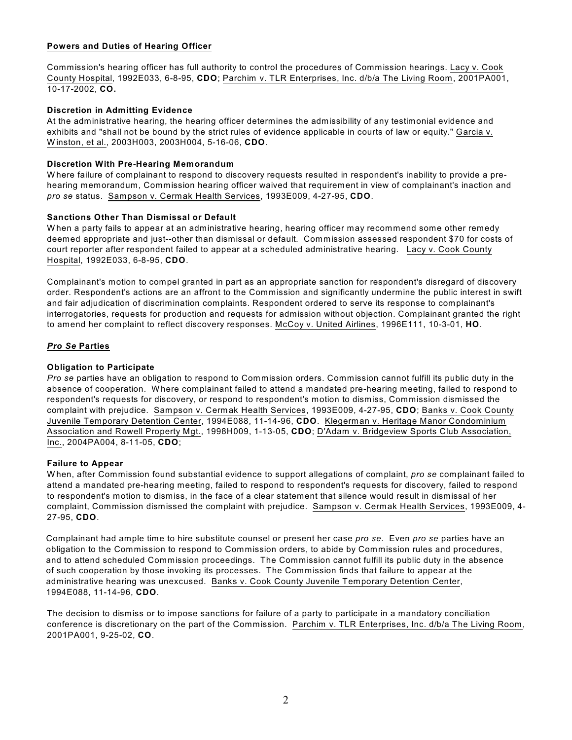## Powers and Duties of Hearing Officer

Commission's hearing officer has full authority to control the procedures of Commission hearings. Lacy v. Cook County Hospital, 1992E033, 6-8-95, **CDO**; Parchim v. TLR Enterprises, Inc. d/b/a The Living Room, 2001PA001, 10-17-2002, **CO.**

### Discretion in Admitting Evidence

At the administrative hearing, the hearing officer determines the admissibility of any testimonial evidence and exhibits and "shall not be bound by the strict rules of evidence applicable in courts of law or equity." Garcia v. Winston, et al., 2003H003, 2003H004, 5-16-06, **CDO**.

### Discretion With Pre-Hearing Memorandum

Where failure of complainant to respond to discovery requests resulted in respondent's inability to provide a pre-hearing memorandum, Commission hearing officer waived that requirement in view of complainant's inaction and *pro se* status. Sampson v. Cermak Health Services, 1993E009, 4-27-95, **CDO**.

### Sanctions Other Than Dismissal or Default

When a party fails to appear at an administrative hearing, hearing officer may recommend some other remedy deemed appropriate and just--other than dismissal or default. Commission assessed respondent $70 for costs of court reporter after respondent failed to appear at a scheduled administrative hearing. Lacy v. Cook County Hospital, 1992E033, 6-8-95, **CDO**.

Complainant's motion to compel granted in part as an appropriate sanction for respondent's disregard of discovery order. Respondent's actions are an affront to the Commission and significantly undermine the public interest in swift and fair adjudication of discrimination complaints. Respondent ordered to serve its response to complainant's interrogatories, requests for production and requests for admission without objection. Complainant granted the right to amend her complaint to reflect discovery responses. McCoy v. United Airlines, 1996E111, 10-3-01, **HO**.

## *Pro Se* Parties

### Obligation to Participate

*Pro se* parties have an obligation to respond to Commission orders. Commission cannot fulfill its public duty in the absence of cooperation. Where complainant failed to attend a mandated pre-hearing meeting, failed to respond to respondent's requests for discovery, or respond to respondent's motion to dismiss, Commission dismissed the complaint with prejudice. Sampson v. Cermak Health Services, 1993E009, 4-27-95, **CDO**; Banks v. Cook County Juvenile Temporary Detention Center, 1994E088, 11-14-96, **CDO**. Klegerman v. Heritage Manor Condominium Association and Rowell Property Mgt., 1998H009, 1-13-05, **CDO**; D'Adam v. Bridgeview Sports Club Association, Inc., 2004PA004, 8-11-05, **CDO**;

### Failure to Appear

When, after Commission found substantial evidence to support allegations of complaint, *pro se* complainant failed to attend a mandated pre-hearing meeting, failed to respond to respondent's requests for discovery, failed to respond to respondent's motion to dismiss, in the face of a clear statement that silence would result in dismissal of her complaint, Commission dismissed the complaint with prejudice. Sampson v. Cermak Health Services, 1993E009, 4-27-95, **CDO**.

Complainant had ample time to hire substitute counsel or present her case *pro se.* Even *pro se* parties have an obligation to the Commission to respond to Commission orders, to abide by Commission rules and procedures, and to attend scheduled Commission proceedings. The Commission cannot fulfill its public duty in the absence of such cooperation by those invoking its processes. The Commission finds that failure to appear at the administrative hearing was unexcused. Banks v. Cook County Juvenile Temporary Detention Center, 1994E088, 11-14-96, **CDO**.

The decision to dismiss or to impose sanctions for failure of a party to participate in a mandatory conciliation conference is discretionary on the part of the Commission. Parchim v. TLR Enterprises, Inc. d/b/a The Living Room, 2001PA001, 9-25-02, **CO**.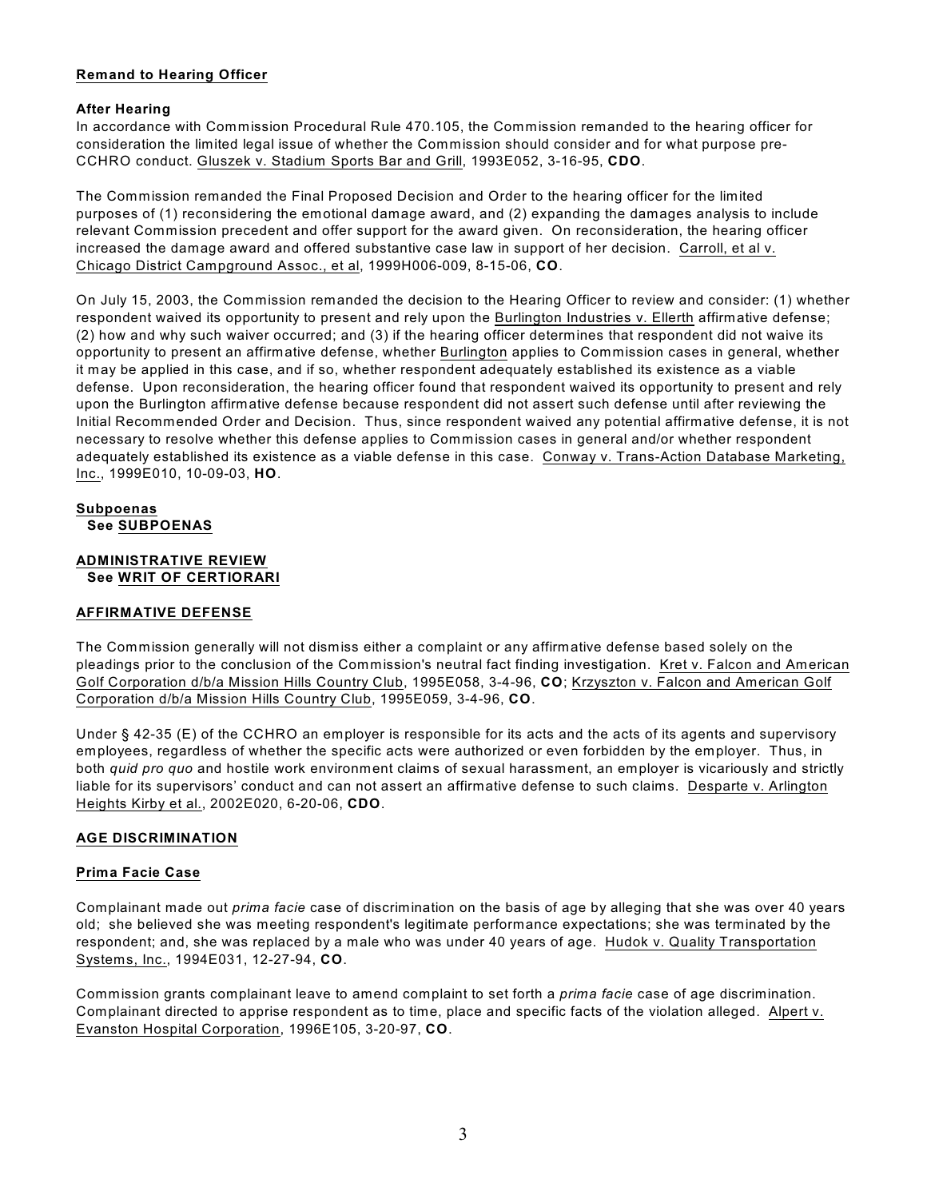**Remand to Hearing Officer**

**After Hearing**

In accordance with Commission Procedural Rule 470.105, the Commission remanded to the hearing officer for consideration the limited legal issue of whether the Commission should consider and for what purpose pre-CCHRO conduct. Gluszek v. Stadium Sports Bar and Grill, 1993E052, 3-16-95, **CDO**.

The Commission remanded the Final Proposed Decision and Order to the hearing officer for the limited purposes of (1) reconsidering the emotional damage award, and (2) expanding the damages analysis to include relevant Commission precedent and offer support for the award given. On reconsideration, the hearing officer increased the damage award and offered substantive case law in support of her decision. Carroll, et al v. Chicago District Campground Assoc., et al, 1999H006-009, 8-15-06, **CO**.

On July 15, 2003, the Commission remanded the decision to the Hearing Officer to review and consider: (1) whether respondent waived its opportunity to present and rely upon the Burlington Industries v. Ellerth affirmative defense; (2) how and why such waiver occurred; and (3) if the hearing officer determines that respondent did not waive its opportunity to present an affirmative defense, whether Burlington applies to Commission cases in general, whether it may be applied in this case, and if so, whether respondent adequately established its existence as a viable defense. Upon reconsideration, the hearing officer found that respondent waived its opportunity to present and rely upon the Burlington affirmative defense because respondent did not assert such defense until after reviewing the Initial Recommended Order and Decision. Thus, since respondent waived any potential affirmative defense, it is not necessary to resolve whether this defense applies to Commission cases in general and/or whether respondent adequately established its existence as a viable defense in this case. Conway v. Trans-Action Database Marketing, Inc., 1999E010, 10-09-03, **HO**.

**Subpoenas**
**See SUBPOENAS**

**ADMINISTRATIVE REVIEW**
**See WRIT OF CERTIORARI**

**AFFIRMATIVE DEFENSE**

The Commission generally will not dismiss either a complaint or any affirmative defense based solely on the pleadings prior to the conclusion of the Commission's neutral fact finding investigation. Kret v. Falcon and American Golf Corporation d/b/a Mission Hills Country Club, 1995E058, 3-4-96, **CO**; Krzyszton v. Falcon and American Golf Corporation d/b/a Mission Hills Country Club, 1995E059, 3-4-96, **CO**.

Under § 42-35 (E) of the CCHRO an employer is responsible for its acts and the acts of its agents and supervisory employees, regardless of whether the specific acts were authorized or even forbidden by the employer. Thus, in both *quid pro quo* and hostile work environment claims of sexual harassment, an employer is vicariously and strictly liable for its supervisors' conduct and can not assert an affirmative defense to such claims. Desparte v. Arlington Heights Kirby et al., 2002E020, 6-20-06, **CDO**.

**AGE DISCRIMINATION**

**Prima Facie Case**

Complainant made out *prima facie* case of discrimination on the basis of age by alleging that she was over 40 years old; she believed she was meeting respondent's legitimate performance expectations; she was terminated by the respondent; and, she was replaced by a male who was under 40 years of age. Hudok v. Quality Transportation Systems, Inc., 1994E031, 12-27-94, **CO**.

Commission grants complainant leave to amend complaint to set forth a *prima facie* case of age discrimination. Complainant directed to apprise respondent as to time, place and specific facts of the violation alleged. Alpert v. Evanston Hospital Corporation, 1996E105, 3-20-97, **CO**.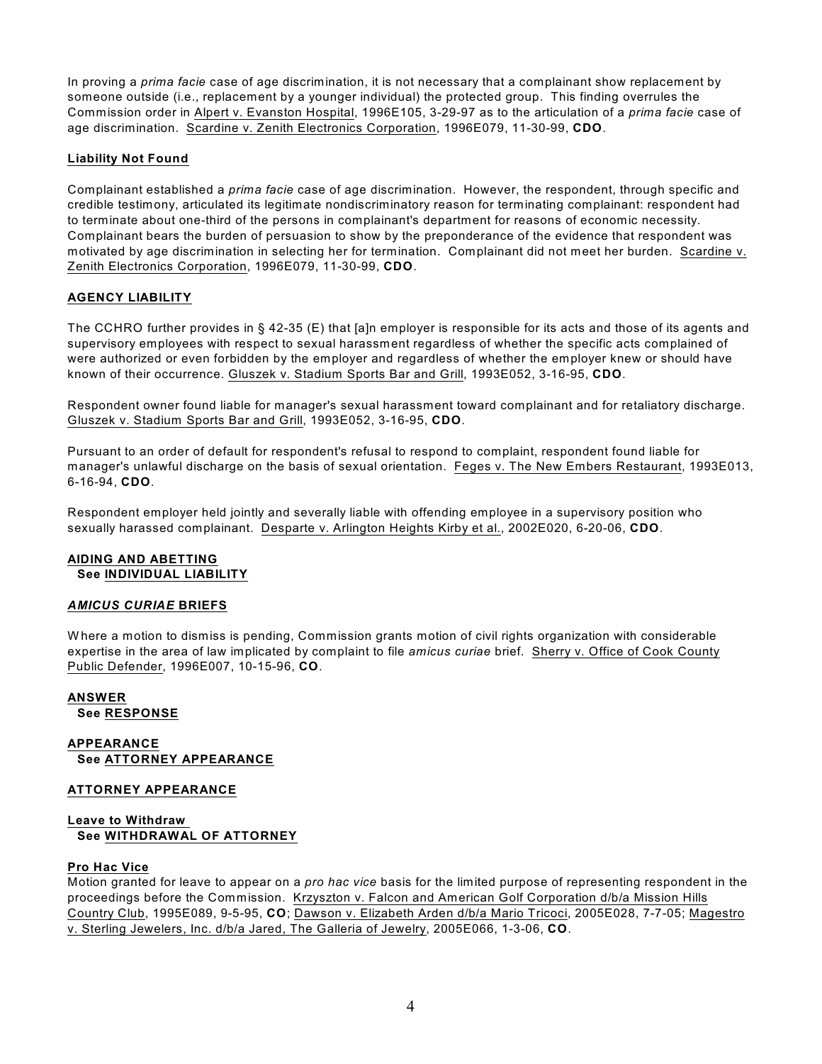In proving a *prima facie* case of age discrimination, it is not necessary that a complainant show replacement by someone outside (i.e., replacement by a younger individual) the protected group. This finding overrules the Commission order in Alpert v. Evanston Hospital, 1996E105, 3-29-97 as to the articulation of a *prima facie* case of age discrimination. Scardine v. Zenith Electronics Corporation, 1996E079, 11-30-99, **CDO**.

**Liability Not Found**

Complainant established a *prima facie* case of age discrimination. However, the respondent, through specific and credible testimony, articulated its legitimate nondiscriminatory reason for terminating complainant: respondent had to terminate about one-third of the persons in complainant's department for reasons of economic necessity. Complainant bears the burden of persuasion to show by the preponderance of the evidence that respondent was motivated by age discrimination in selecting her for termination. Complainant did not meet her burden. Scardine v. Zenith Electronics Corporation, 1996E079, 11-30-99, **CDO**.

**AGENCY LIABILITY**

The CCHRO further provides in § 42-35 (E) that [a]n employer is responsible for its acts and those of its agents and supervisory employees with respect to sexual harassment regardless of whether the specific acts complained of were authorized or even forbidden by the employer and regardless of whether the employer knew or should have known of their occurrence. Gluszek v. Stadium Sports Bar and Grill, 1993E052, 3-16-95, **CDO**.

Respondent owner found liable for manager's sexual harassment toward complainant and for retaliatory discharge. Gluszek v. Stadium Sports Bar and Grill, 1993E052, 3-16-95, **CDO**.

Pursuant to an order of default for respondent's refusal to respond to complaint, respondent found liable for manager's unlawful discharge on the basis of sexual orientation. Feges v. The New Embers Restaurant, 1993E013, 6-16-94, **CDO**.

Respondent employer held jointly and severally liable with offending employee in a supervisory position who sexually harassed complainant. Desparte v. Arlington Heights Kirby et al., 2002E020, 6-20-06, **CDO**.

**AIDING AND ABETTING**
**See INDIVIDUAL LIABILITY**

***AMICUS CURIAE* BRIEFS**

Where a motion to dismiss is pending, Commission grants motion of civil rights organization with considerable expertise in the area of law implicated by complaint to file *amicus curiae* brief. Sherry v. Office of Cook County Public Defender, 1996E007, 10-15-96, **CO**.

**ANSWER**
**See RESPONSE**

**APPEARANCE**
**See ATTORNEY APPEARANCE**

**ATTORNEY APPEARANCE**

**Leave to Withdraw**
**See WITHDRAWAL OF ATTORNEY**

**Pro Hac Vice**

Motion granted for leave to appear on a *pro hac vice* basis for the limited purpose of representing respondent in the proceedings before the Commission. Krzyszton v. Falcon and American Golf Corporation d/b/a Mission Hills Country Club, 1995E089, 9-5-95, **CO**; Dawson v. Elizabeth Arden d/b/a Mario Tricoci, 2005E028, 7-7-05; Magestro v. Sterling Jewelers, Inc. d/b/a Jared, The Galleria of Jewelry, 2005E066, 1-3-06, **CO**.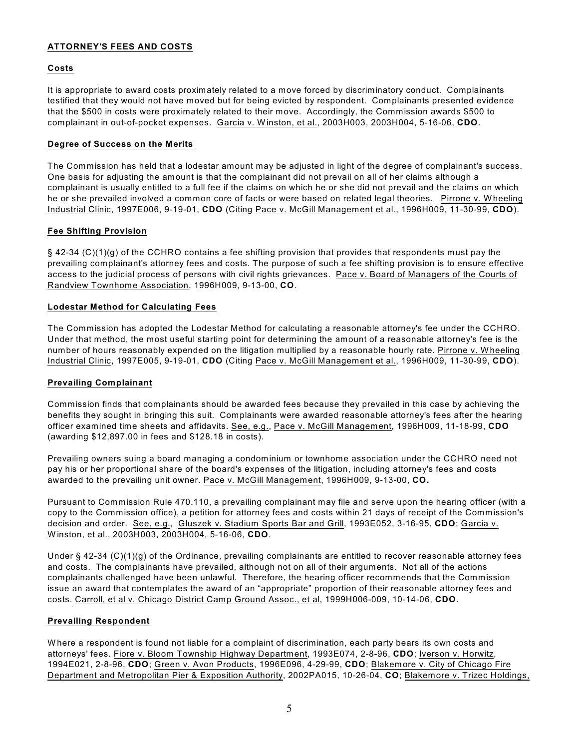## ATTORNEY'S FEES AND COSTS

### Costs

It is appropriate to award costs proximately related to a move forced by discriminatory conduct. Complainants testified that they would not have moved but for being evicted by respondent. Complainants presented evidence that the $500 in costs were proximately related to their move. Accordingly, the Commission awards $500 to complainant in out-of-pocket expenses. Garcia v. Winston, et al., 2003H003, 2003H004, 5-16-06, **CDO**.

### Degree of Success on the Merits

The Commission has held that a lodestar amount may be adjusted in light of the degree of complainant's success. One basis for adjusting the amount is that the complainant did not prevail on all of her claims although a complainant is usually entitled to a full fee if the claims on which he or she did not prevail and the claims on which he or she prevailed involved a common core of facts or were based on related legal theories. Pirrone v. Wheeling Industrial Clinic, 1997E006, 9-19-01, **CDO** (Citing Pace v. McGill Management et al., 1996H009, 11-30-99, **CDO**).

### Fee Shifting Provision

§ 42-34 (C)(1)(g) of the CCHRO contains a fee shifting provision that provides that respondents must pay the prevailing complainant's attorney fees and costs. The purpose of such a fee shifting provision is to ensure effective access to the judicial process of persons with civil rights grievances. Pace v. Board of Managers of the Courts of Randview Townhome Association, 1996H009, 9-13-00, **CO**.

### Lodestar Method for Calculating Fees

The Commission has adopted the Lodestar Method for calculating a reasonable attorney's fee under the CCHRO. Under that method, the most useful starting point for determining the amount of a reasonable attorney's fee is the number of hours reasonably expended on the litigation multiplied by a reasonable hourly rate. Pirrone v. Wheeling Industrial Clinic, 1997E005, 9-19-01, **CDO** (Citing Pace v. McGill Management et al., 1996H009, 11-30-99, **CDO**).

### Prevailing Complainant

Commission finds that complainants should be awarded fees because they prevailed in this case by achieving the benefits they sought in bringing this suit. Complainants were awarded reasonable attorney's fees after the hearing officer examined time sheets and affidavits. See, e.g., Pace v. McGill Management, 1996H009, 11-18-99, **CDO** (awarding $12,897.00 in fees and $128.18 in costs).

Prevailing owners suing a board managing a condominium or townhome association under the CCHRO need not pay his or her proportional share of the board's expenses of the litigation, including attorney's fees and costs awarded to the prevailing unit owner. Pace v. McGill Management, 1996H009, 9-13-00, **CO.**

Pursuant to Commission Rule 470.110, a prevailing complainant may file and serve upon the hearing officer (with a copy to the Commission office), a petition for attorney fees and costs within 21 days of receipt of the Commission's decision and order. See, e.g., Gluszek v. Stadium Sports Bar and Grill, 1993E052, 3-16-95, **CDO**; Garcia v. Winston, et al., 2003H003, 2003H004, 5-16-06, **CDO**.

Under § 42-34 (C)(1)(g) of the Ordinance, prevailing complainants are entitled to recover reasonable attorney fees and costs. The complainants have prevailed, although not on all of their arguments. Not all of the actions complainants challenged have been unlawful. Therefore, the hearing officer recommends that the Commission issue an award that contemplates the award of an "appropriate" proportion of their reasonable attorney fees and costs. Carroll, et al v. Chicago District Camp Ground Assoc., et al, 1999H006-009, 10-14-06, **CDO**.

### Prevailing Respondent

Where a respondent is found not liable for a complaint of discrimination, each party bears its own costs and attorneys' fees. Fiore v. Bloom Township Highway Department, 1993E074, 2-8-96, **CDO**; Iverson v. Horwitz, 1994E021, 2-8-96, **CDO**; Green v. Avon Products, 1996E096, 4-29-99, **CDO**; Blakemore v. City of Chicago Fire Department and Metropolitan Pier & Exposition Authority, 2002PA015, 10-26-04, **CO**; Blakemore v. Trizec Holdings,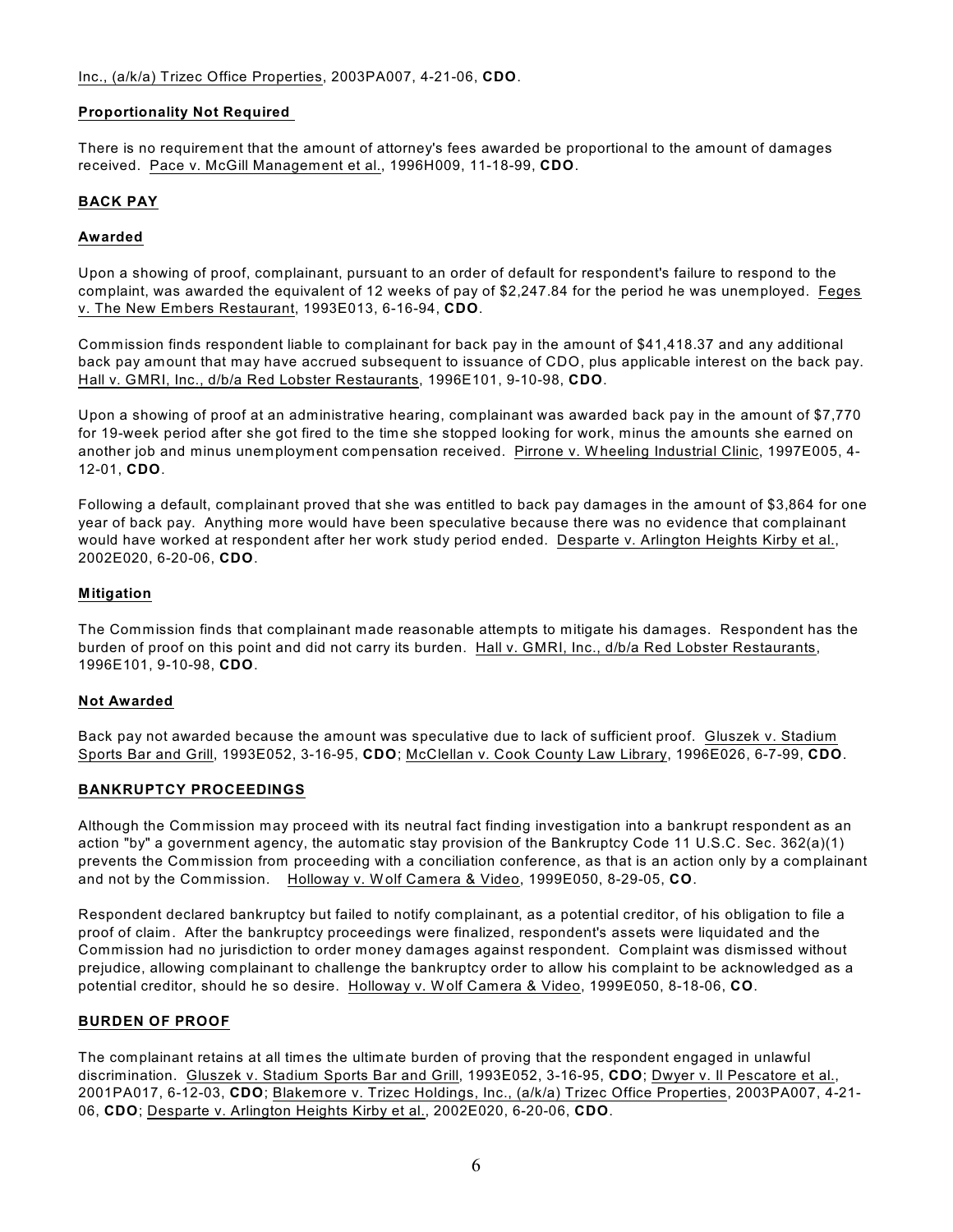Inc., (a/k/a) Trizec Office Properties, 2003PA007, 4-21-06, **CDO**.

**Proportionality Not Required**

There is no requirement that the amount of attorney's fees awarded be proportional to the amount of damages received. Pace v. McGill Management et al., 1996H009, 11-18-99, **CDO**.

## BACK PAY

**Awarded**

Upon a showing of proof, complainant, pursuant to an order of default for respondent's failure to respond to the complaint, was awarded the equivalent of 12 weeks of pay of $2,247.84 for the period he was unemployed. Feges v. The New Embers Restaurant, 1993E013, 6-16-94, **CDO**.

Commission finds respondent liable to complainant for back pay in the amount of $41,418.37 and any additional back pay amount that may have accrued subsequent to issuance of CDO, plus applicable interest on the back pay. Hall v. GMRI, Inc., d/b/a Red Lobster Restaurants, 1996E101, 9-10-98, **CDO**.

Upon a showing of proof at an administrative hearing, complainant was awarded back pay in the amount of $7,770 for 19-week period after she got fired to the time she stopped looking for work, minus the amounts she earned on another job and minus unemployment compensation received. Pirrone v. Wheeling Industrial Clinic, 1997E005, 4-12-01, **CDO**.

Following a default, complainant proved that she was entitled to back pay damages in the amount of $3,864 for one year of back pay. Anything more would have been speculative because there was no evidence that complainant would have worked at respondent after her work study period ended. Desparte v. Arlington Heights Kirby et al., 2002E020, 6-20-06, **CDO**.

**Mitigation**

The Commission finds that complainant made reasonable attempts to mitigate his damages. Respondent has the burden of proof on this point and did not carry its burden. Hall v. GMRI, Inc., d/b/a Red Lobster Restaurants, 1996E101, 9-10-98, **CDO**.

**Not Awarded**

Back pay not awarded because the amount was speculative due to lack of sufficient proof. Gluszek v. Stadium Sports Bar and Grill, 1993E052, 3-16-95, **CDO**; McClellan v. Cook County Law Library, 1996E026, 6-7-99, **CDO**.

## BANKRUPTCY PROCEEDINGS

Although the Commission may proceed with its neutral fact finding investigation into a bankrupt respondent as an action "by" a government agency, the automatic stay provision of the Bankruptcy Code 11 U.S.C. Sec. 362(a)(1) prevents the Commission from proceeding with a conciliation conference, as that is an action only by a complainant and not by the Commission. Holloway v. Wolf Camera & Video, 1999E050, 8-29-05, **CO**.

Respondent declared bankruptcy but failed to notify complainant, as a potential creditor, of his obligation to file a proof of claim. After the bankruptcy proceedings were finalized, respondent's assets were liquidated and the Commission had no jurisdiction to order money damages against respondent. Complaint was dismissed without prejudice, allowing complainant to challenge the bankruptcy order to allow his complaint to be acknowledged as a potential creditor, should he so desire. Holloway v. Wolf Camera & Video, 1999E050, 8-18-06, **CO**.

## BURDEN OF PROOF

The complainant retains at all times the ultimate burden of proving that the respondent engaged in unlawful discrimination. Gluszek v. Stadium Sports Bar and Grill, 1993E052, 3-16-95, **CDO**; Dwyer v. Il Pescatore et al., 2001PA017, 6-12-03, **CDO**; Blakemore v. Trizec Holdings, Inc., (a/k/a) Trizec Office Properties, 2003PA007, 4-21-06, **CDO**; Desparte v. Arlington Heights Kirby et al., 2002E020, 6-20-06, **CDO**.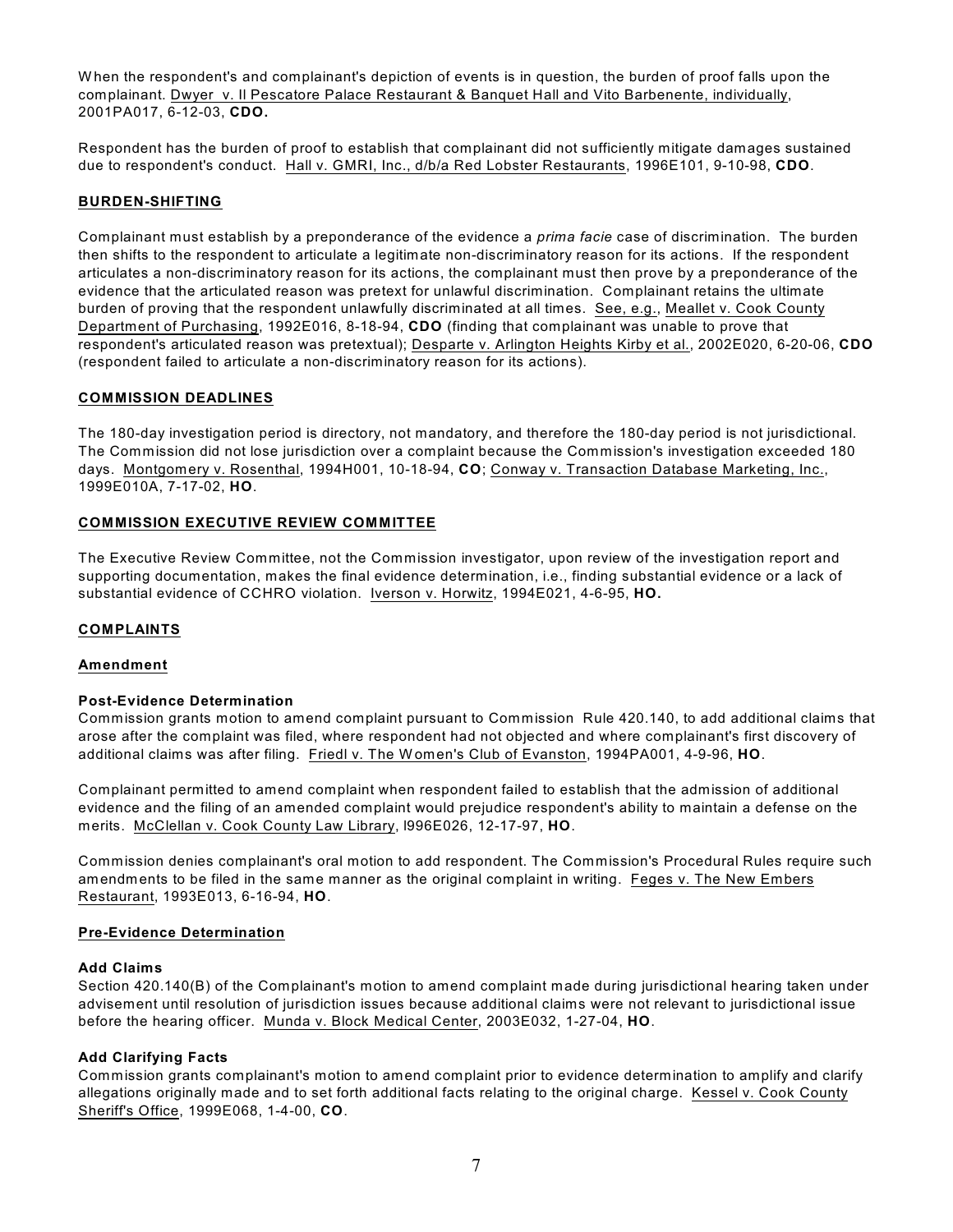When the respondent's and complainant's depiction of events is in question, the burden of proof falls upon the complainant. Dwyer v. Il Pescatore Palace Restaurant & Banquet Hall and Vito Barbenente, individually, 2001PA017, 6-12-03, **CDO.**

Respondent has the burden of proof to establish that complainant did not sufficiently mitigate damages sustained due to respondent's conduct. Hall v. GMRI, Inc., d/b/a Red Lobster Restaurants, 1996E101, 9-10-98, **CDO**.

## BURDEN-SHIFTING

Complainant must establish by a preponderance of the evidence a *prima facie* case of discrimination. The burden then shifts to the respondent to articulate a legitimate non-discriminatory reason for its actions. If the respondent articulates a non-discriminatory reason for its actions, the complainant must then prove by a preponderance of the evidence that the articulated reason was pretext for unlawful discrimination. Complainant retains the ultimate burden of proving that the respondent unlawfully discriminated at all times. See, e.g., Meallet v. Cook County Department of Purchasing, 1992E016, 8-18-94, **CDO** (finding that complainant was unable to prove that respondent's articulated reason was pretextual); Desparte v. Arlington Heights Kirby et al., 2002E020, 6-20-06, **CDO** (respondent failed to articulate a non-discriminatory reason for its actions).

## COMMISSION DEADLINES

The 180-day investigation period is directory, not mandatory, and therefore the 180-day period is not jurisdictional. The Commission did not lose jurisdiction over a complaint because the Commission's investigation exceeded 180 days. Montgomery v. Rosenthal, 1994H001, 10-18-94, **CO**; Conway v. Transaction Database Marketing, Inc., 1999E010A, 7-17-02, **HO**.

## COMMISSION EXECUTIVE REVIEW COMMITTEE

The Executive Review Committee, not the Commission investigator, upon review of the investigation report and supporting documentation, makes the final evidence determination, i.e., finding substantial evidence or a lack of substantial evidence of CCHRO violation. Iverson v. Horwitz, 1994E021, 4-6-95, **HO.**

## COMPLAINTS

### Amendment

#### Post-Evidence Determination

Commission grants motion to amend complaint pursuant to Commission Rule 420.140, to add additional claims that arose after the complaint was filed, where respondent had not objected and where complainant's first discovery of additional claims was after filing. Friedl v. The Women's Club of Evanston, 1994PA001, 4-9-96, **HO**.

Complainant permitted to amend complaint when respondent failed to establish that the admission of additional evidence and the filing of an amended complaint would prejudice respondent's ability to maintain a defense on the merits. McClellan v. Cook County Law Library, l996E026, 12-17-97, **HO**.

Commission denies complainant's oral motion to add respondent. The Commission's Procedural Rules require such amendments to be filed in the same manner as the original complaint in writing. Feges v. The New Embers Restaurant, 1993E013, 6-16-94, **HO**.

### Pre-Evidence Determination

#### Add Claims

Section 420.140(B) of the Complainant's motion to amend complaint made during jurisdictional hearing taken under advisement until resolution of jurisdiction issues because additional claims were not relevant to jurisdictional issue before the hearing officer. Munda v. Block Medical Center, 2003E032, 1-27-04, **HO**.

#### Add Clarifying Facts

Commission grants complainant's motion to amend complaint prior to evidence determination to amplify and clarify allegations originally made and to set forth additional facts relating to the original charge. Kessel v. Cook County Sheriff's Office, 1999E068, 1-4-00, **CO**.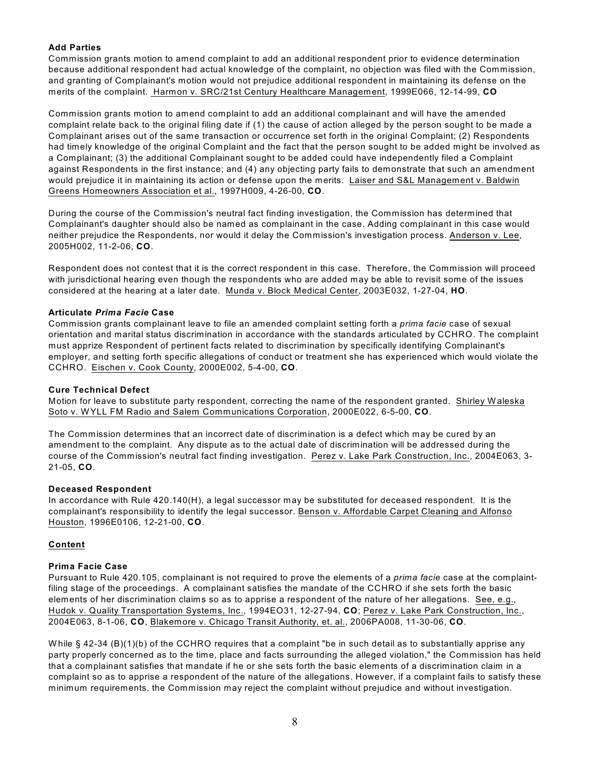**Add Parties**

Commission grants motion to amend complaint to add an additional respondent prior to evidence determination because additional respondent had actual knowledge of the complaint, no objection was filed with the Commission, and granting of Complainant's motion would not prejudice additional respondent in maintaining its defense on the merits of the complaint. Harmon v. SRC/21st Century Healthcare Management, 1999E066, 12-14-99, **CO**

Commission grants motion to amend complaint to add an additional complainant and will have the amended complaint relate back to the original filing date if (1) the cause of action alleged by the person sought to be made a Complainant arises out of the same transaction or occurrence set forth in the original Complaint; (2) Respondents had timely knowledge of the original Complaint and the fact that the person sought to be added might be involved as a Complainant; (3) the additional Complainant sought to be added could have independently filed a Complaint against Respondents in the first instance; and (4) any objecting party fails to demonstrate that such an amendment would prejudice it in maintaining its action or defense upon the merits. Laiser and S&L Management v. Baldwin Greens Homeowners Association et al., 1997H009, 4-26-00, **CO**.

During the course of the Commission's neutral fact finding investigation, the Commission has determined that Complainant's daughter should also be named as complainant in the case. Adding complainant in this case would neither prejudice the Respondents, nor would it delay the Commission's investigation process. Anderson v. Lee, 2005H002, 11-2-06, **CO**.

Respondent does not contest that it is the correct respondent in this case. Therefore, the Commission will proceed with jurisdictional hearing even though the respondents who are added may be able to revisit some of the issues considered at the hearing at a later date. Munda v. Block Medical Center, 2003E032, 1-27-04, **HO**.

**Articulate *Prima Facie* Case**

Commission grants complainant leave to file an amended complaint setting forth a *prima facie* case of sexual orientation and marital status discrimination in accordance with the standards articulated by CCHRO. The complaint must apprize Respondent of pertinent facts related to discrimination by specifically identifying Complainant's employer, and setting forth specific allegations of conduct or treatment she has experienced which would violate the CCHRO. Eischen v. Cook County, 2000E002, 5-4-00, **CO**.

**Cure Technical Defect**

Motion for leave to substitute party respondent, correcting the name of the respondent granted. Shirley Waleska Soto v. WYLL FM Radio and Salem Communications Corporation, 2000E022, 6-5-00, **CO**.

The Commission determines that an incorrect date of discrimination is a defect which may be cured by an amendment to the complaint. Any dispute as to the actual date of discrimination will be addressed during the course of the Commission's neutral fact finding investigation. Perez v. Lake Park Construction, Inc., 2004E063, 3-21-05, **CO**.

**Deceased Respondent**

In accordance with Rule 420.140(H), a legal successor may be substituted for deceased respondent. It is the complainant's responsibility to identify the legal successor. Benson v. Affordable Carpet Cleaning and Alfonso Houston, 1996E0106, 12-21-00, **CO**.

**Content**

**Prima Facie Case**

Pursuant to Rule 420.105, complainant is not required to prove the elements of a *prima facie* case at the complaint-filing stage of the proceedings. A complainant satisfies the mandate of the CCHRO if she sets forth the basic elements of her discrimination claims so as to apprise a respondent of the nature of her allegations. See, e.g., Hudok v. Quality Transportation Systems, Inc., 1994EO31, 12-27-94, **CO**; Perez v. Lake Park Construction, Inc., 2004E063, 8-1-06, **CO**, Blakemore v. Chicago Transit Authority, et. al., 2006PA008, 11-30-06, **CO**.

While § 42-34 (B)(1)(b) of the CCHRO requires that a complaint "be in such detail as to substantially apprise any party properly concerned as to the time, place and facts surrounding the alleged violation," the Commission has held that a complainant satisfies that mandate if he or she sets forth the basic elements of a discrimination claim in a complaint so as to apprise a respondent of the nature of the allegations. However, if a complaint fails to satisfy these minimum requirements, the Commission may reject the complaint without prejudice and without investigation.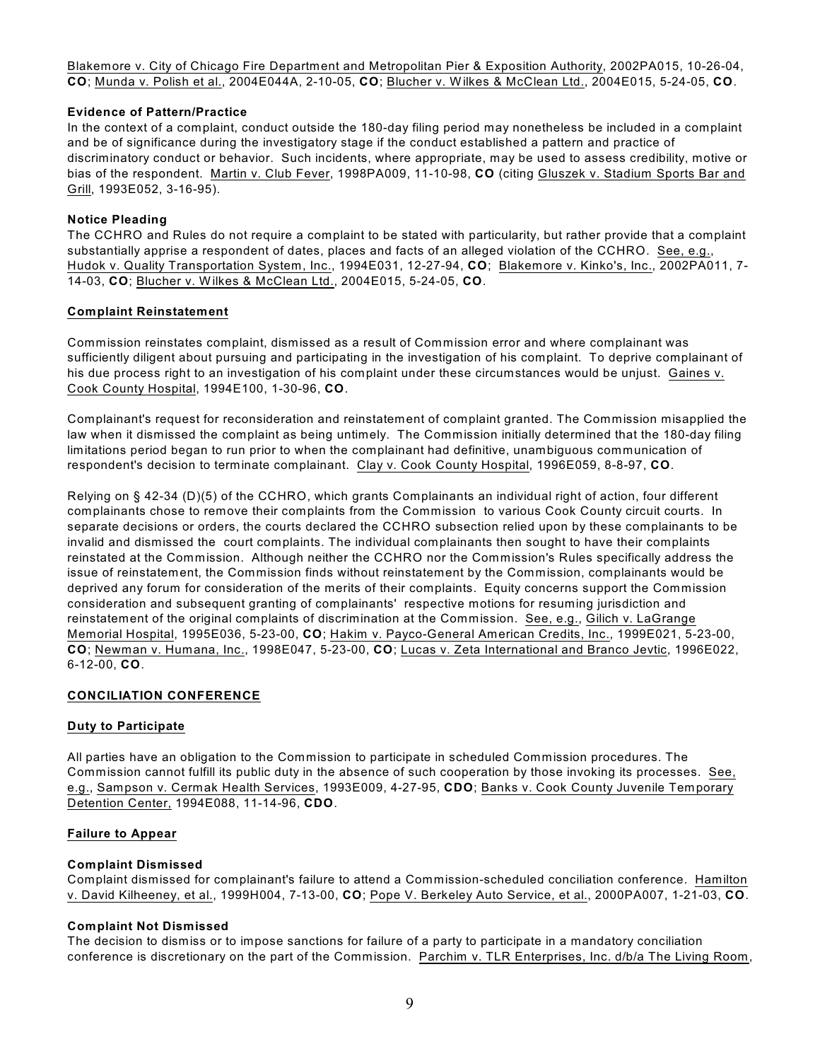Blakemore v. City of Chicago Fire Department and Metropolitan Pier & Exposition Authority, 2002PA015, 10-26-04, **CO**; Munda v. Polish et al., 2004E044A, 2-10-05, **CO**; Blucher v. Wilkes & McClean Ltd., 2004E015, 5-24-05, **CO**.

**Evidence of Pattern/Practice**

In the context of a complaint, conduct outside the 180-day filing period may nonetheless be included in a complaint and be of significance during the investigatory stage if the conduct established a pattern and practice of discriminatory conduct or behavior. Such incidents, where appropriate, may be used to assess credibility, motive or bias of the respondent. Martin v. Club Fever, 1998PA009, 11-10-98, **CO** (citing Gluszek v. Stadium Sports Bar and Grill, 1993E052, 3-16-95).

**Notice Pleading**

The CCHRO and Rules do not require a complaint to be stated with particularity, but rather provide that a complaint substantially apprise a respondent of dates, places and facts of an alleged violation of the CCHRO. See, e.g., Hudok v. Quality Transportation System, Inc., 1994E031, 12-27-94, **CO**; Blakemore v. Kinko's, Inc., 2002PA011, 7-14-03, **CO**; Blucher v. Wilkes & McClean Ltd., 2004E015, 5-24-05, **CO**.

**Complaint Reinstatement**

Commission reinstates complaint, dismissed as a result of Commission error and where complainant was sufficiently diligent about pursuing and participating in the investigation of his complaint. To deprive complainant of his due process right to an investigation of his complaint under these circumstances would be unjust. Gaines v. Cook County Hospital, 1994E100, 1-30-96, **CO**.

Complainant's request for reconsideration and reinstatement of complaint granted. The Commission misapplied the law when it dismissed the complaint as being untimely. The Commission initially determined that the 180-day filing limitations period began to run prior to when the complainant had definitive, unambiguous communication of respondent's decision to terminate complainant. Clay v. Cook County Hospital, 1996E059, 8-8-97, **CO**.

Relying on § 42-34 (D)(5) of the CCHRO, which grants Complainants an individual right of action, four different complainants chose to remove their complaints from the Commission to various Cook County circuit courts. In separate decisions or orders, the courts declared the CCHRO subsection relied upon by these complainants to be invalid and dismissed the court complaints. The individual complainants then sought to have their complaints reinstated at the Commission. Although neither the CCHRO nor the Commission's Rules specifically address the issue of reinstatement, the Commission finds without reinstatement by the Commission, complainants would be deprived any forum for consideration of the merits of their complaints. Equity concerns support the Commission consideration and subsequent granting of complainants' respective motions for resuming jurisdiction and reinstatement of the original complaints of discrimination at the Commission. See, e.g., Gilich v. LaGrange Memorial Hospital, 1995E036, 5-23-00, **CO**; Hakim v. Payco-General American Credits, Inc., 1999E021, 5-23-00, **CO**; Newman v. Humana, Inc., 1998E047, 5-23-00, **CO**; Lucas v. Zeta International and Branco Jevtic, 1996E022, 6-12-00, **CO**.

## CONCILIATION CONFERENCE

**Duty to Participate**

All parties have an obligation to the Commission to participate in scheduled Commission procedures. The Commission cannot fulfill its public duty in the absence of such cooperation by those invoking its processes. See, e.g., Sampson v. Cermak Health Services, 1993E009, 4-27-95, **CDO**; Banks v. Cook County Juvenile Temporary Detention Center, 1994E088, 11-14-96, **CDO**.

**Failure to Appear**

**Complaint Dismissed**

Complaint dismissed for complainant's failure to attend a Commission-scheduled conciliation conference. Hamilton v. David Kilheeney, et al., 1999H004, 7-13-00, **CO**; Pope V. Berkeley Auto Service, et al., 2000PA007, 1-21-03, **CO**.

**Complaint Not Dismissed**

The decision to dismiss or to impose sanctions for failure of a party to participate in a mandatory conciliation conference is discretionary on the part of the Commission. Parchim v. TLR Enterprises, Inc. d/b/a The Living Room,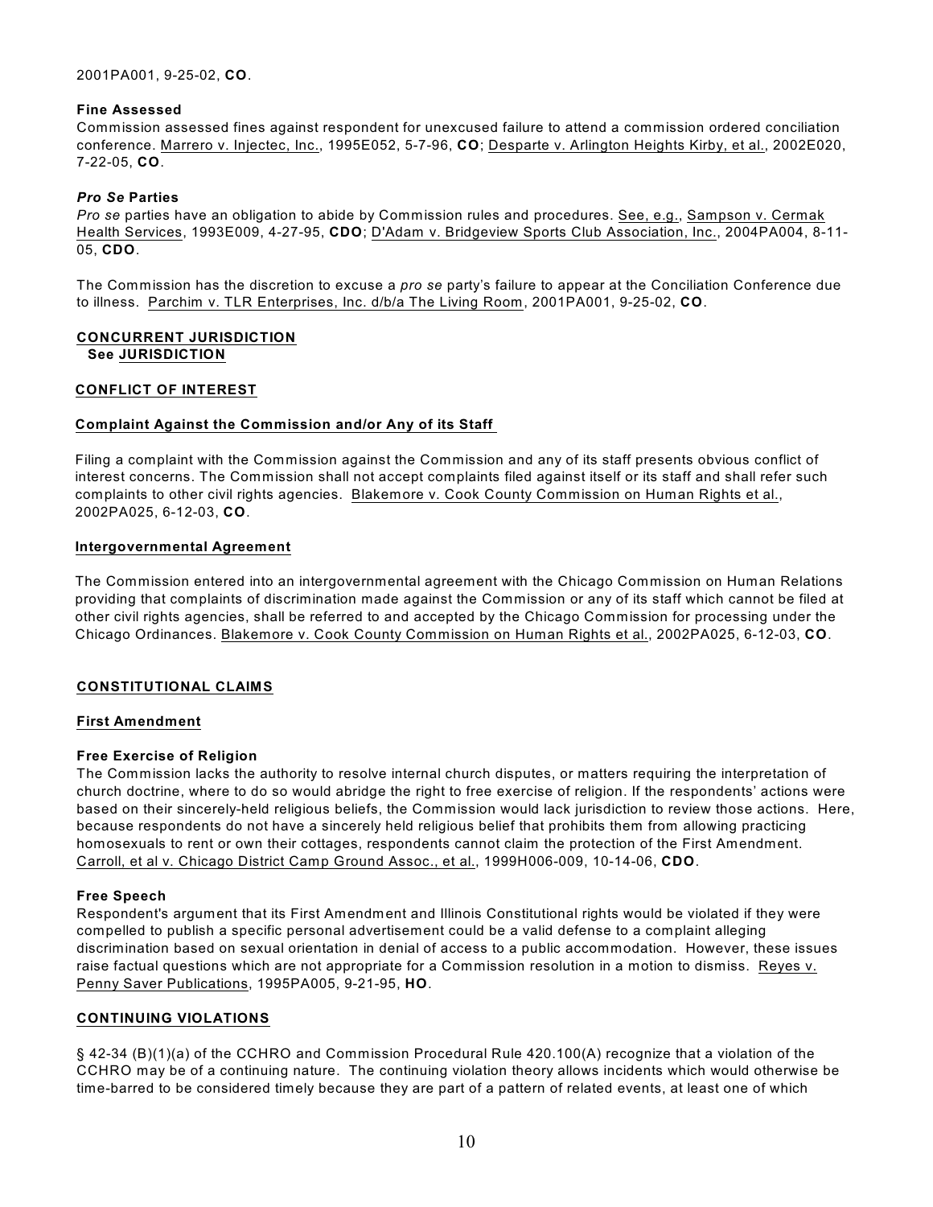2001PA001, 9-25-02, **CO**.

**Fine Assessed**

Commission assessed fines against respondent for unexcused failure to attend a commission ordered conciliation conference. Marrero v. Injectec, Inc., 1995E052, 5-7-96, **CO**; Desparte v. Arlington Heights Kirby, et al., 2002E020, 7-22-05, **CO**.

***Pro Se* Parties**

*Pro se* parties have an obligation to abide by Commission rules and procedures. See, e.g., Sampson v. Cermak Health Services, 1993E009, 4-27-95, **CDO**; D'Adam v. Bridgeview Sports Club Association, Inc., 2004PA004, 8-11-05, **CDO**.

The Commission has the discretion to excuse a *pro se* party's failure to appear at the Conciliation Conference due to illness. Parchim v. TLR Enterprises, Inc. d/b/a The Living Room, 2001PA001, 9-25-02, **CO**.

## CONCURRENT JURISDICTION

**See JURISDICTION**

## CONFLICT OF INTEREST

### Complaint Against the Commission and/or Any of its Staff

Filing a complaint with the Commission against the Commission and any of its staff presents obvious conflict of interest concerns. The Commission shall not accept complaints filed against itself or its staff and shall refer such complaints to other civil rights agencies. Blakemore v. Cook County Commission on Human Rights et al., 2002PA025, 6-12-03, **CO**.

### Intergovernmental Agreement

The Commission entered into an intergovernmental agreement with the Chicago Commission on Human Relations providing that complaints of discrimination made against the Commission or any of its staff which cannot be filed at other civil rights agencies, shall be referred to and accepted by the Chicago Commission for processing under the Chicago Ordinances. Blakemore v. Cook County Commission on Human Rights et al., 2002PA025, 6-12-03, **CO**.

## CONSTITUTIONAL CLAIMS

### First Amendment

**Free Exercise of Religion**

The Commission lacks the authority to resolve internal church disputes, or matters requiring the interpretation of church doctrine, where to do so would abridge the right to free exercise of religion. If the respondents' actions were based on their sincerely-held religious beliefs, the Commission would lack jurisdiction to review those actions. Here, because respondents do not have a sincerely held religious belief that prohibits them from allowing practicing homosexuals to rent or own their cottages, respondents cannot claim the protection of the First Amendment. Carroll, et al v. Chicago District Camp Ground Assoc., et al., 1999H006-009, 10-14-06, **CDO**.

**Free Speech**

Respondent's argument that its First Amendment and Illinois Constitutional rights would be violated if they were compelled to publish a specific personal advertisement could be a valid defense to a complaint alleging discrimination based on sexual orientation in denial of access to a public accommodation. However, these issues raise factual questions which are not appropriate for a Commission resolution in a motion to dismiss. Reyes v. Penny Saver Publications, 1995PA005, 9-21-95, **HO**.

## CONTINUING VIOLATIONS

§ 42-34 (B)(1)(a) of the CCHRO and Commission Procedural Rule 420.100(A) recognize that a violation of the CCHRO may be of a continuing nature. The continuing violation theory allows incidents which would otherwise be time-barred to be considered timely because they are part of a pattern of related events, at least one of which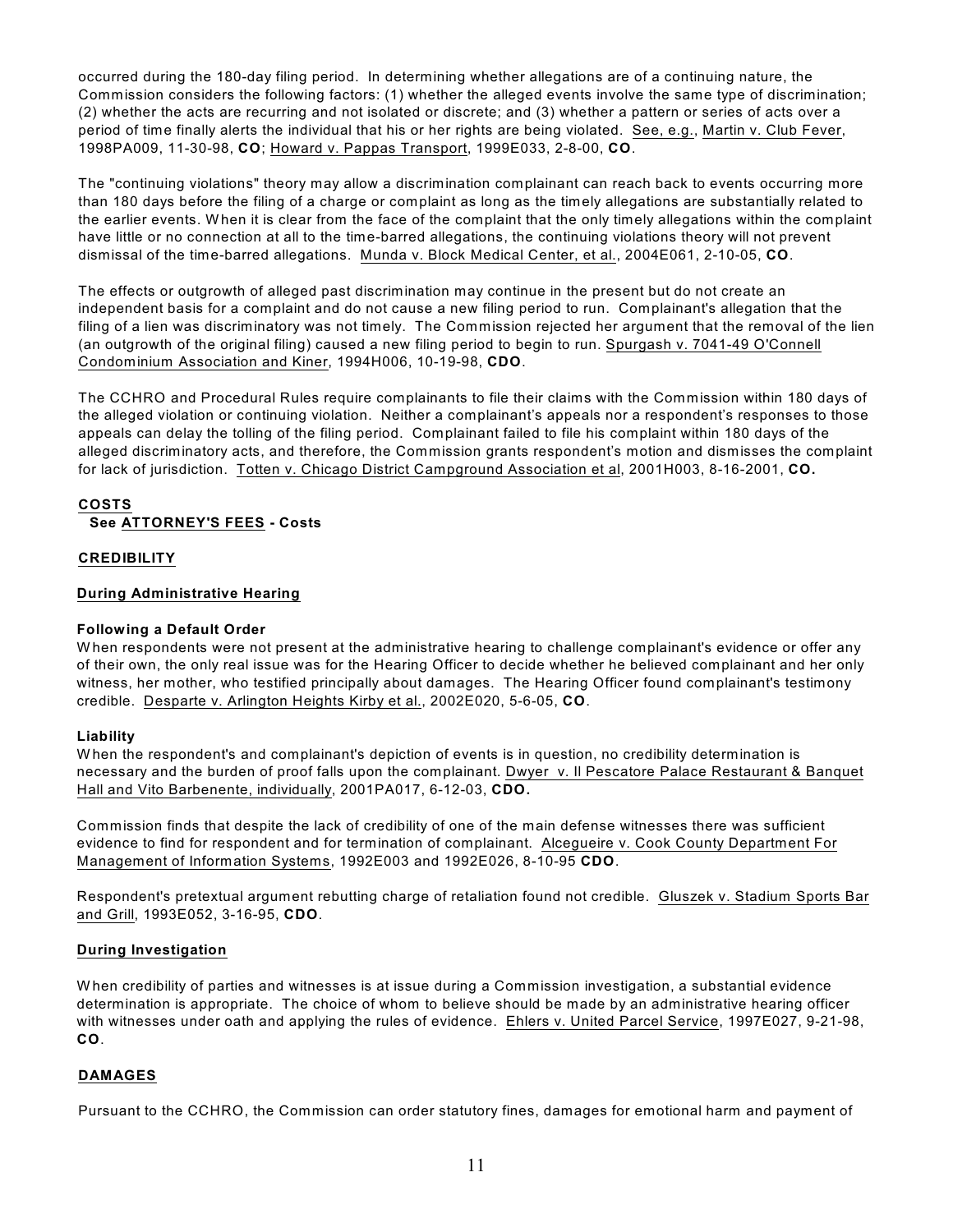occurred during the 180-day filing period. In determining whether allegations are of a continuing nature, the Commission considers the following factors: (1) whether the alleged events involve the same type of discrimination; (2) whether the acts are recurring and not isolated or discrete; and (3) whether a pattern or series of acts over a period of time finally alerts the individual that his or her rights are being violated. See, e.g., Martin v. Club Fever, 1998PA009, 11-30-98, **CO**; Howard v. Pappas Transport, 1999E033, 2-8-00, **CO**.

The "continuing violations" theory may allow a discrimination complainant can reach back to events occurring more than 180 days before the filing of a charge or complaint as long as the timely allegations are substantially related to the earlier events. When it is clear from the face of the complaint that the only timely allegations within the complaint have little or no connection at all to the time-barred allegations, the continuing violations theory will not prevent dismissal of the time-barred allegations. Munda v. Block Medical Center, et al., 2004E061, 2-10-05, **CO**.

The effects or outgrowth of alleged past discrimination may continue in the present but do not create an independent basis for a complaint and do not cause a new filing period to run. Complainant's allegation that the filing of a lien was discriminatory was not timely. The Commission rejected her argument that the removal of the lien (an outgrowth of the original filing) caused a new filing period to begin to run. Spurgash v. 7041-49 O'Connell Condominium Association and Kiner, 1994H006, 10-19-98, **CDO**.

The CCHRO and Procedural Rules require complainants to file their claims with the Commission within 180 days of the alleged violation or continuing violation. Neither a complainant's appeals nor a respondent's responses to those appeals can delay the tolling of the filing period. Complainant failed to file his complaint within 180 days of the alleged discriminatory acts, and therefore, the Commission grants respondent's motion and dismisses the complaint for lack of jurisdiction. Totten v. Chicago District Campground Association et al, 2001H003, 8-16-2001, **CO.**

## COSTS

**See ATTORNEY'S FEES - Costs**

## CREDIBILITY

### During Administrative Hearing

#### Following a Default Order

When respondents were not present at the administrative hearing to challenge complainant's evidence or offer any of their own, the only real issue was for the Hearing Officer to decide whether he believed complainant and her only witness, her mother, who testified principally about damages. The Hearing Officer found complainant's testimony credible. Desparte v. Arlington Heights Kirby et al., 2002E020, 5-6-05, **CO**.

#### Liability

When the respondent's and complainant's depiction of events is in question, no credibility determination is necessary and the burden of proof falls upon the complainant. Dwyer v. Il Pescatore Palace Restaurant & Banquet Hall and Vito Barbenente, individually, 2001PA017, 6-12-03, **CDO.**

Commission finds that despite the lack of credibility of one of the main defense witnesses there was sufficient evidence to find for respondent and for termination of complainant. Alcegueire v. Cook County Department For Management of Information Systems, 1992E003 and 1992E026, 8-10-95 **CDO**.

Respondent's pretextual argument rebutting charge of retaliation found not credible. Gluszek v. Stadium Sports Bar and Grill, 1993E052, 3-16-95, **CDO**.

### During Investigation

When credibility of parties and witnesses is at issue during a Commission investigation, a substantial evidence determination is appropriate. The choice of whom to believe should be made by an administrative hearing officer with witnesses under oath and applying the rules of evidence. Ehlers v. United Parcel Service, 1997E027, 9-21-98, **CO**.

## DAMAGES

Pursuant to the CCHRO, the Commission can order statutory fines, damages for emotional harm and payment of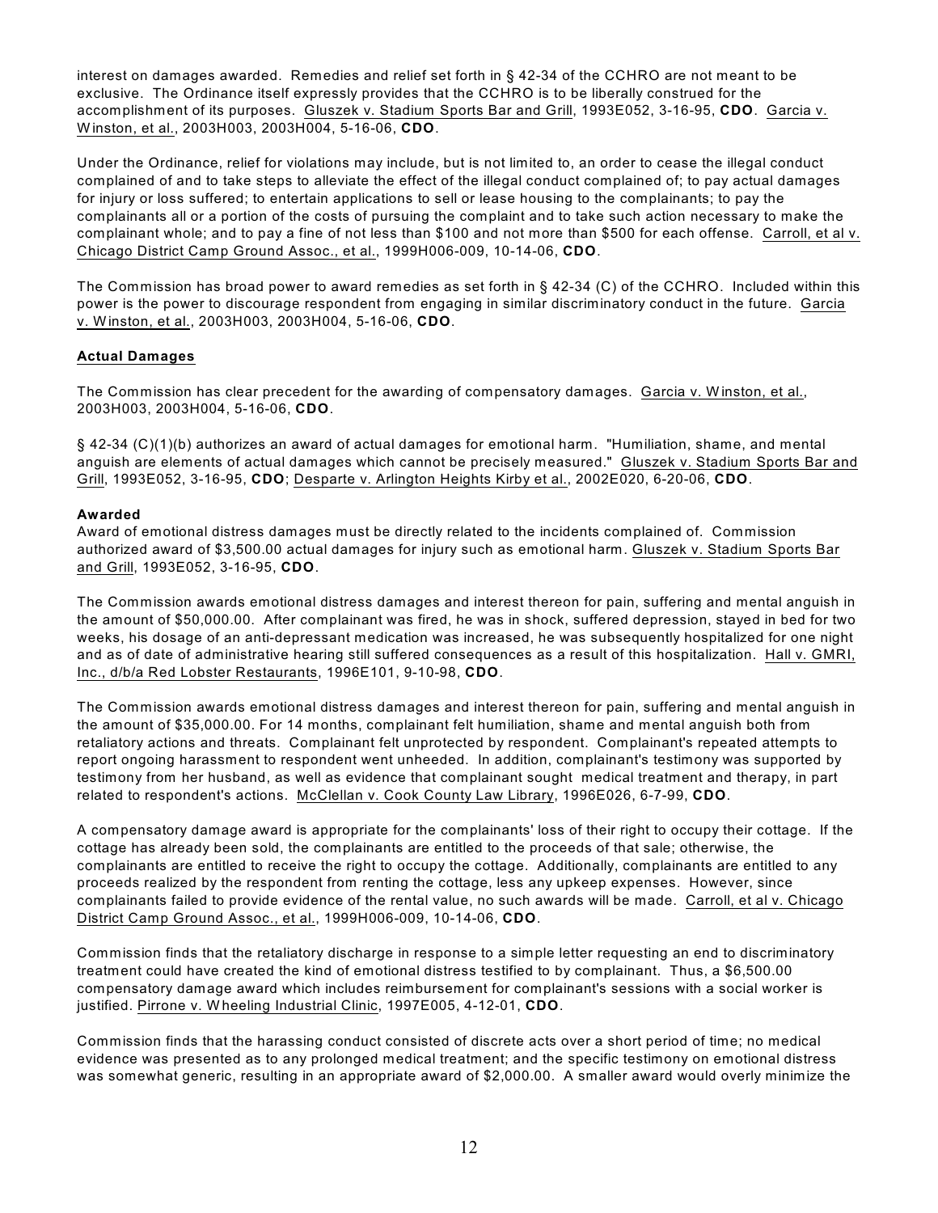interest on damages awarded. Remedies and relief set forth in § 42-34 of the CCHRO are not meant to be exclusive. The Ordinance itself expressly provides that the CCHRO is to be liberally construed for the accomplishment of its purposes. Gluszek v. Stadium Sports Bar and Grill, 1993E052, 3-16-95, **CDO**. Garcia v. Winston, et al., 2003H003, 2003H004, 5-16-06, **CDO**.

Under the Ordinance, relief for violations may include, but is not limited to, an order to cease the illegal conduct complained of and to take steps to alleviate the effect of the illegal conduct complained of; to pay actual damages for injury or loss suffered; to entertain applications to sell or lease housing to the complainants; to pay the complainants all or a portion of the costs of pursuing the complaint and to take such action necessary to make the complainant whole; and to pay a fine of not less than $100 and not more than $500 for each offense. Carroll, et al v. Chicago District Camp Ground Assoc., et al., 1999H006-009, 10-14-06, **CDO**.

The Commission has broad power to award remedies as set forth in § 42-34 (C) of the CCHRO. Included within this power is the power to discourage respondent from engaging in similar discriminatory conduct in the future. Garcia v. Winston, et al., 2003H003, 2003H004, 5-16-06, **CDO**.

**Actual Damages**

The Commission has clear precedent for the awarding of compensatory damages. Garcia v. Winston, et al., 2003H003, 2003H004, 5-16-06, **CDO**.

§ 42-34 (C)(1)(b) authorizes an award of actual damages for emotional harm. "Humiliation, shame, and mental anguish are elements of actual damages which cannot be precisely measured." Gluszek v. Stadium Sports Bar and Grill, 1993E052, 3-16-95, **CDO**; Desparte v. Arlington Heights Kirby et al., 2002E020, 6-20-06, **CDO**.

**Awarded**

Award of emotional distress damages must be directly related to the incidents complained of. Commission authorized award of $3,500.00 actual damages for injury such as emotional harm. Gluszek v. Stadium Sports Bar and Grill, 1993E052, 3-16-95, **CDO**.

The Commission awards emotional distress damages and interest thereon for pain, suffering and mental anguish in the amount of $50,000.00. After complainant was fired, he was in shock, suffered depression, stayed in bed for two weeks, his dosage of an anti-depressant medication was increased, he was subsequently hospitalized for one night and as of date of administrative hearing still suffered consequences as a result of this hospitalization. Hall v. GMRI, Inc., d/b/a Red Lobster Restaurants, 1996E101, 9-10-98, **CDO**.

The Commission awards emotional distress damages and interest thereon for pain, suffering and mental anguish in the amount of $35,000.00. For 14 months, complainant felt humiliation, shame and mental anguish both from retaliatory actions and threats. Complainant felt unprotected by respondent. Complainant's repeated attempts to report ongoing harassment to respondent went unheeded. In addition, complainant's testimony was supported by testimony from her husband, as well as evidence that complainant sought medical treatment and therapy, in part related to respondent's actions. McClellan v. Cook County Law Library, 1996E026, 6-7-99, **CDO**.

A compensatory damage award is appropriate for the complainants' loss of their right to occupy their cottage. If the cottage has already been sold, the complainants are entitled to the proceeds of that sale; otherwise, the complainants are entitled to receive the right to occupy the cottage. Additionally, complainants are entitled to any proceeds realized by the respondent from renting the cottage, less any upkeep expenses. However, since complainants failed to provide evidence of the rental value, no such awards will be made. Carroll, et al v. Chicago District Camp Ground Assoc., et al., 1999H006-009, 10-14-06, **CDO**.

Commission finds that the retaliatory discharge in response to a simple letter requesting an end to discriminatory treatment could have created the kind of emotional distress testified to by complainant. Thus, a $6,500.00 compensatory damage award which includes reimbursement for complainant's sessions with a social worker is justified. Pirrone v. Wheeling Industrial Clinic, 1997E005, 4-12-01, **CDO**.

Commission finds that the harassing conduct consisted of discrete acts over a short period of time; no medical evidence was presented as to any prolonged medical treatment; and the specific testimony on emotional distress was somewhat generic, resulting in an appropriate award of $2,000.00. A smaller award would overly minimize the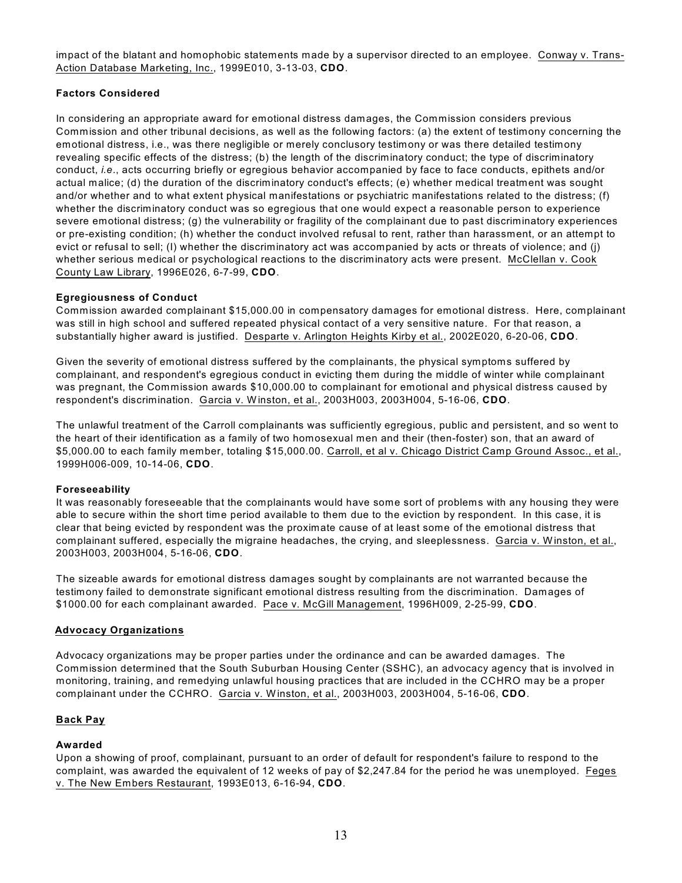impact of the blatant and homophobic statements made by a supervisor directed to an employee. Conway v. Trans-Action Database Marketing, Inc., 1999E010, 3-13-03, **CDO**.

**Factors Considered**

In considering an appropriate award for emotional distress damages, the Commission considers previous Commission and other tribunal decisions, as well as the following factors: (a) the extent of testimony concerning the emotional distress, i.e., was there negligible or merely conclusory testimony or was there detailed testimony revealing specific effects of the distress; (b) the length of the discriminatory conduct; the type of discriminatory conduct, *i.e.*, acts occurring briefly or egregious behavior accompanied by face to face conducts, epithets and/or actual malice; (d) the duration of the discriminatory conduct's effects; (e) whether medical treatment was sought and/or whether and to what extent physical manifestations or psychiatric manifestations related to the distress; (f) whether the discriminatory conduct was so egregious that one would expect a reasonable person to experience severe emotional distress; (g) the vulnerability or fragility of the complainant due to past discriminatory experiences or pre-existing condition; (h) whether the conduct involved refusal to rent, rather than harassment, or an attempt to evict or refusal to sell; (I) whether the discriminatory act was accompanied by acts or threats of violence; and (j) whether serious medical or psychological reactions to the discriminatory acts were present. McClellan v. Cook County Law Library, 1996E026, 6-7-99, **CDO**.

**Egregiousness of Conduct**

Commission awarded complainant $15,000.00 in compensatory damages for emotional distress. Here, complainant was still in high school and suffered repeated physical contact of a very sensitive nature. For that reason, a substantially higher award is justified. Desparte v. Arlington Heights Kirby et al., 2002E020, 6-20-06, **CDO**.

Given the severity of emotional distress suffered by the complainants, the physical symptoms suffered by complainant, and respondent's egregious conduct in evicting them during the middle of winter while complainant was pregnant, the Commission awards $10,000.00 to complainant for emotional and physical distress caused by respondent's discrimination. Garcia v. Winston, et al., 2003H003, 2003H004, 5-16-06, **CDO**.

The unlawful treatment of the Carroll complainants was sufficiently egregious, public and persistent, and so went to the heart of their identification as a family of two homosexual men and their (then-foster) son, that an award of $5,000.00 to each family member, totaling $15,000.00. Carroll, et al v. Chicago District Camp Ground Assoc., et al., 1999H006-009, 10-14-06, **CDO**.

**Foreseeability**

It was reasonably foreseeable that the complainants would have some sort of problems with any housing they were able to secure within the short time period available to them due to the eviction by respondent. In this case, it is clear that being evicted by respondent was the proximate cause of at least some of the emotional distress that complainant suffered, especially the migraine headaches, the crying, and sleeplessness. Garcia v. Winston, et al., 2003H003, 2003H004, 5-16-06, **CDO**.

The sizeable awards for emotional distress damages sought by complainants are not warranted because the testimony failed to demonstrate significant emotional distress resulting from the discrimination. Damages of $1000.00 for each complainant awarded. Pace v. McGill Management, 1996H009, 2-25-99, **CDO**.

## Advocacy Organizations

Advocacy organizations may be proper parties under the ordinance and can be awarded damages. The Commission determined that the South Suburban Housing Center (SSHC), an advocacy agency that is involved in monitoring, training, and remedying unlawful housing practices that are included in the CCHRO may be a proper complainant under the CCHRO. Garcia v. Winston, et al., 2003H003, 2003H004, 5-16-06, **CDO**.

## Back Pay

**Awarded**

Upon a showing of proof, complainant, pursuant to an order of default for respondent's failure to respond to the complaint, was awarded the equivalent of 12 weeks of pay of $2,247.84 for the period he was unemployed. Feges v. The New Embers Restaurant, 1993E013, 6-16-94, **CDO**.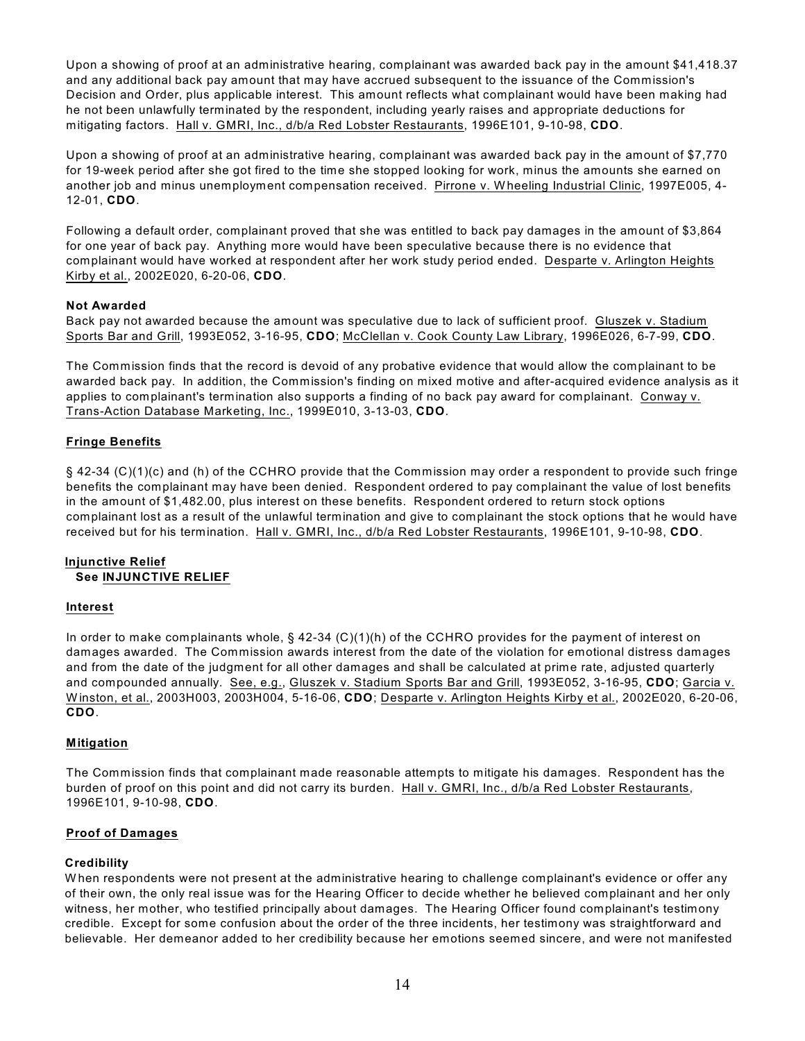Upon a showing of proof at an administrative hearing, complainant was awarded back pay in the amount $41,418.37 and any additional back pay amount that may have accrued subsequent to the issuance of the Commission's Decision and Order, plus applicable interest. This amount reflects what complainant would have been making had he not been unlawfully terminated by the respondent, including yearly raises and appropriate deductions for mitigating factors. Hall v. GMRI, Inc., d/b/a Red Lobster Restaurants, 1996E101, 9-10-98, **CDO**.

Upon a showing of proof at an administrative hearing, complainant was awarded back pay in the amount of $7,770 for 19-week period after she got fired to the time she stopped looking for work, minus the amounts she earned on another job and minus unemployment compensation received. Pirrone v. Wheeling Industrial Clinic, 1997E005, 4-12-01, **CDO**.

Following a default order, complainant proved that she was entitled to back pay damages in the amount of $3,864 for one year of back pay. Anything more would have been speculative because there is no evidence that complainant would have worked at respondent after her work study period ended. Desparte v. Arlington Heights Kirby et al., 2002E020, 6-20-06, **CDO**.

**Not Awarded**

Back pay not awarded because the amount was speculative due to lack of sufficient proof. Gluszek v. Stadium Sports Bar and Grill, 1993E052, 3-16-95, **CDO**; McClellan v. Cook County Law Library, 1996E026, 6-7-99, **CDO**.

The Commission finds that the record is devoid of any probative evidence that would allow the complainant to be awarded back pay. In addition, the Commission's finding on mixed motive and after-acquired evidence analysis as it applies to complainant's termination also supports a finding of no back pay award for complainant. Conway v. Trans-Action Database Marketing, Inc., 1999E010, 3-13-03, **CDO**.

**Fringe Benefits**

§ 42-34 (C)(1)(c) and (h) of the CCHRO provide that the Commission may order a respondent to provide such fringe benefits the complainant may have been denied. Respondent ordered to pay complainant the value of lost benefits in the amount of $1,482.00, plus interest on these benefits. Respondent ordered to return stock options complainant lost as a result of the unlawful termination and give to complainant the stock options that he would have received but for his termination. Hall v. GMRI, Inc., d/b/a Red Lobster Restaurants, 1996E101, 9-10-98, **CDO**.

**Injunctive Relief**

**See INJUNCTIVE RELIEF**

**Interest**

In order to make complainants whole, § 42-34 (C)(1)(h) of the CCHRO provides for the payment of interest on damages awarded. The Commission awards interest from the date of the violation for emotional distress damages and from the date of the judgment for all other damages and shall be calculated at prime rate, adjusted quarterly and compounded annually. See, e.g., Gluszek v. Stadium Sports Bar and Grill, 1993E052, 3-16-95, **CDO**; Garcia v. Winston, et al., 2003H003, 2003H004, 5-16-06, **CDO**; Desparte v. Arlington Heights Kirby et al., 2002E020, 6-20-06, **CDO**.

**Mitigation**

The Commission finds that complainant made reasonable attempts to mitigate his damages. Respondent has the burden of proof on this point and did not carry its burden. Hall v. GMRI, Inc., d/b/a Red Lobster Restaurants, 1996E101, 9-10-98, **CDO**.

**Proof of Damages**

**Credibility**

When respondents were not present at the administrative hearing to challenge complainant's evidence or offer any of their own, the only real issue was for the Hearing Officer to decide whether he believed complainant and her only witness, her mother, who testified principally about damages. The Hearing Officer found complainant's testimony credible. Except for some confusion about the order of the three incidents, her testimony was straightforward and believable. Her demeanor added to her credibility because her emotions seemed sincere, and were not manifested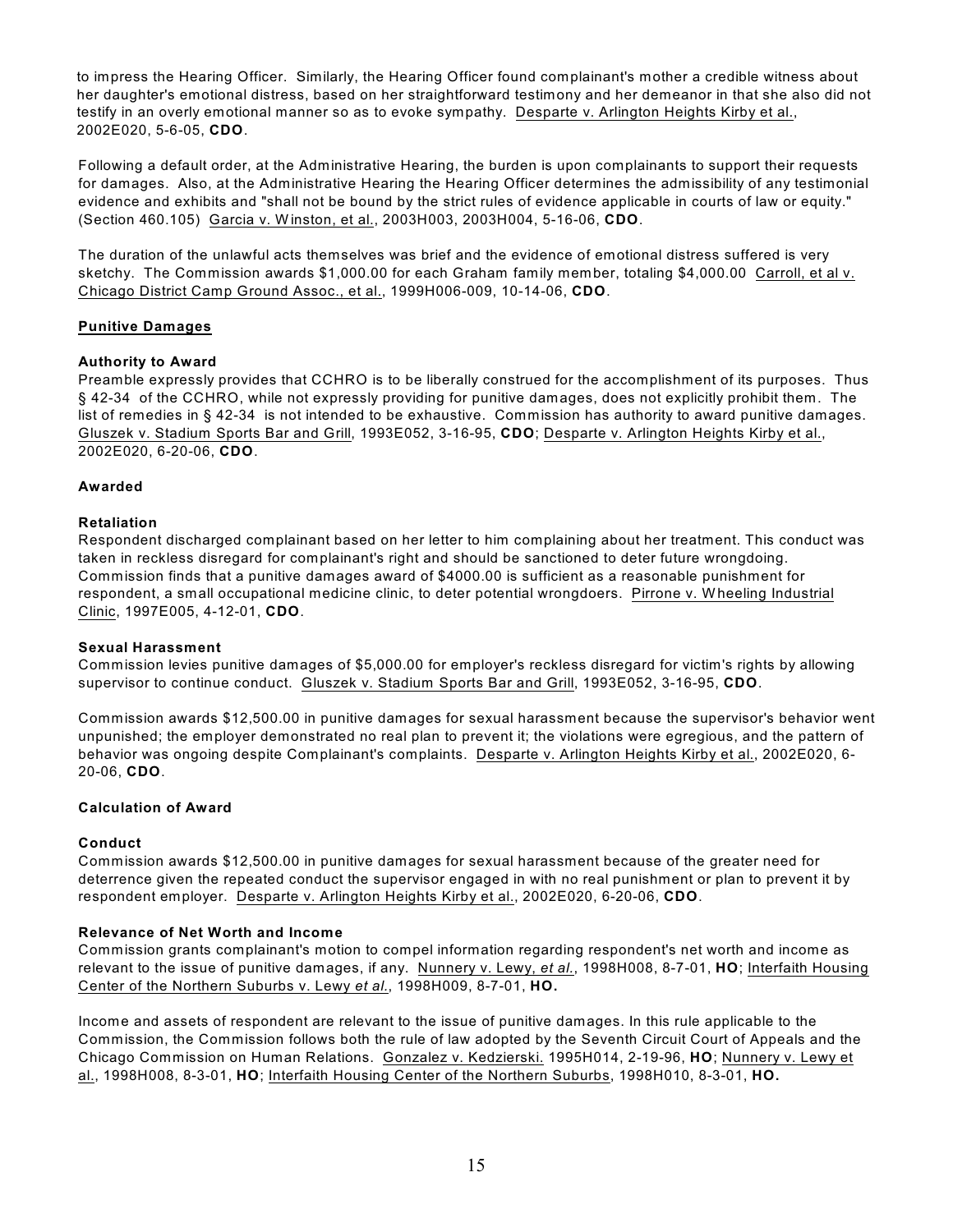to impress the Hearing Officer. Similarly, the Hearing Officer found complainant's mother a credible witness about her daughter's emotional distress, based on her straightforward testimony and her demeanor in that she also did not testify in an overly emotional manner so as to evoke sympathy. Desparte v. Arlington Heights Kirby et al., 2002E020, 5-6-05, **CDO**.

Following a default order, at the Administrative Hearing, the burden is upon complainants to support their requests for damages. Also, at the Administrative Hearing the Hearing Officer determines the admissibility of any testimonial evidence and exhibits and "shall not be bound by the strict rules of evidence applicable in courts of law or equity." (Section 460.105) Garcia v. Winston, et al., 2003H003, 2003H004, 5-16-06, **CDO**.

The duration of the unlawful acts themselves was brief and the evidence of emotional distress suffered is very sketchy. The Commission awards $1,000.00 for each Graham family member, totaling $4,000.00 Carroll, et al v. Chicago District Camp Ground Assoc., et al., 1999H006-009, 10-14-06, **CDO**.

**Punitive Damages**

**Authority to Award**

Preamble expressly provides that CCHRO is to be liberally construed for the accomplishment of its purposes. Thus § 42-34 of the CCHRO, while not expressly providing for punitive damages, does not explicitly prohibit them. The list of remedies in § 42-34 is not intended to be exhaustive. Commission has authority to award punitive damages. Gluszek v. Stadium Sports Bar and Grill, 1993E052, 3-16-95, **CDO**; Desparte v. Arlington Heights Kirby et al., 2002E020, 6-20-06, **CDO**.

**Awarded**

**Retaliation**

Respondent discharged complainant based on her letter to him complaining about her treatment. This conduct was taken in reckless disregard for complainant's right and should be sanctioned to deter future wrongdoing. Commission finds that a punitive damages award of $4000.00 is sufficient as a reasonable punishment for respondent, a small occupational medicine clinic, to deter potential wrongdoers. Pirrone v. Wheeling Industrial Clinic, 1997E005, 4-12-01, **CDO**.

**Sexual Harassment**

Commission levies punitive damages of $5,000.00 for employer's reckless disregard for victim's rights by allowing supervisor to continue conduct. Gluszek v. Stadium Sports Bar and Grill, 1993E052, 3-16-95, **CDO**.

Commission awards $12,500.00 in punitive damages for sexual harassment because the supervisor's behavior went unpunished; the employer demonstrated no real plan to prevent it; the violations were egregious, and the pattern of behavior was ongoing despite Complainant's complaints. Desparte v. Arlington Heights Kirby et al., 2002E020, 6-20-06, **CDO**.

**Calculation of Award**

**Conduct**

Commission awards $12,500.00 in punitive damages for sexual harassment because of the greater need for deterrence given the repeated conduct the supervisor engaged in with no real punishment or plan to prevent it by respondent employer. Desparte v. Arlington Heights Kirby et al., 2002E020, 6-20-06, **CDO**.

**Relevance of Net Worth and Income**

Commission grants complainant's motion to compel information regarding respondent's net worth and income as relevant to the issue of punitive damages, if any. Nunnery v. Lewy, *et al.*, 1998H008, 8-7-01, **HO**; Interfaith Housing Center of the Northern Suburbs v. Lewy *et al.*, 1998H009, 8-7-01, **HO.**

Income and assets of respondent are relevant to the issue of punitive damages. In this rule applicable to the Commission, the Commission follows both the rule of law adopted by the Seventh Circuit Court of Appeals and the Chicago Commission on Human Relations. Gonzalez v. Kedzierski. 1995H014, 2-19-96, **HO**; Nunnery v. Lewy et al., 1998H008, 8-3-01, **HO**; Interfaith Housing Center of the Northern Suburbs, 1998H010, 8-3-01, **HO.**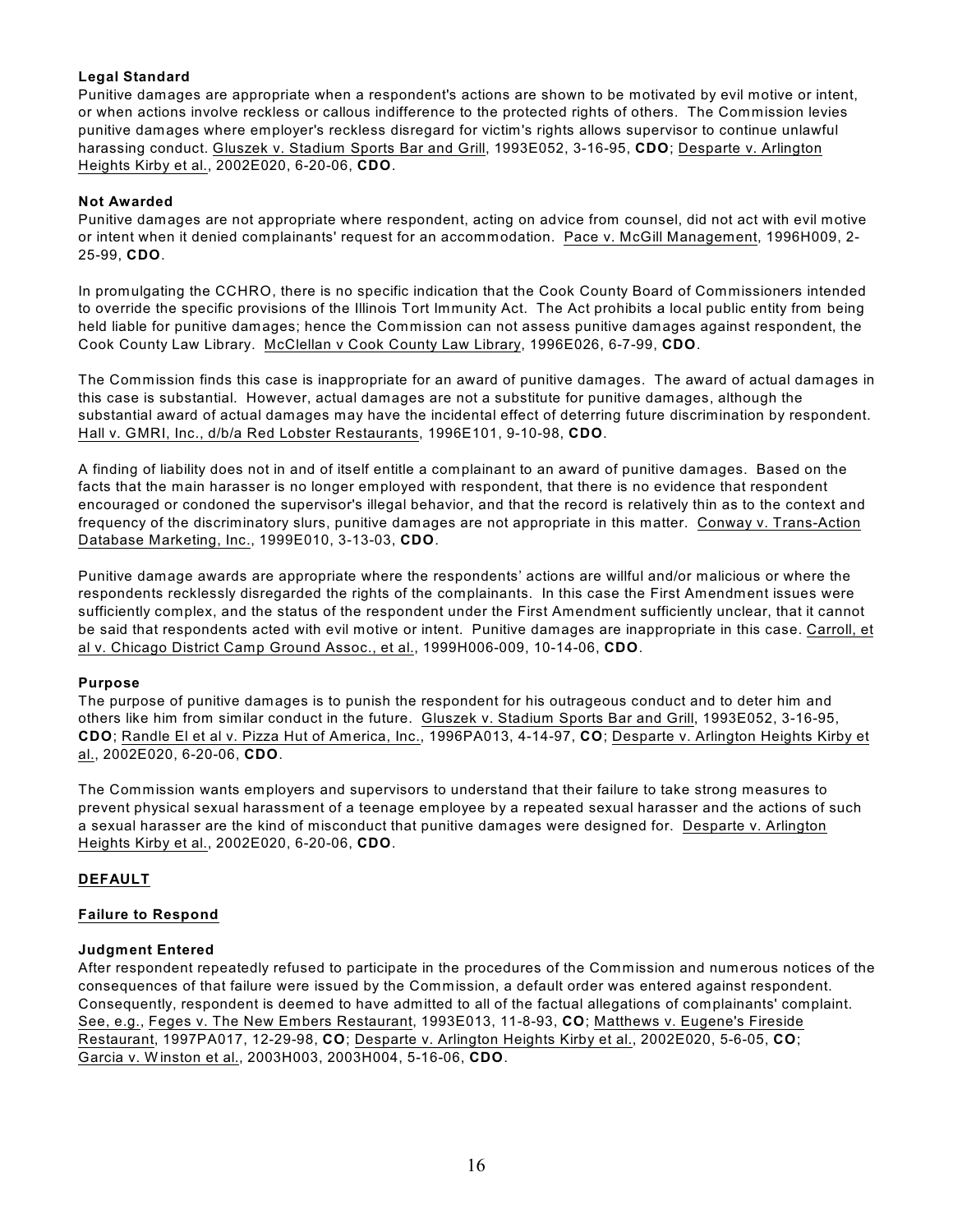**Legal Standard**

Punitive damages are appropriate when a respondent's actions are shown to be motivated by evil motive or intent, or when actions involve reckless or callous indifference to the protected rights of others. The Commission levies punitive damages where employer's reckless disregard for victim's rights allows supervisor to continue unlawful harassing conduct. Gluszek v. Stadium Sports Bar and Grill, 1993E052, 3-16-95, **CDO**; Desparte v. Arlington Heights Kirby et al., 2002E020, 6-20-06, **CDO**.

**Not Awarded**

Punitive damages are not appropriate where respondent, acting on advice from counsel, did not act with evil motive or intent when it denied complainants' request for an accommodation. Pace v. McGill Management, 1996H009, 2-25-99, **CDO**.

In promulgating the CCHRO, there is no specific indication that the Cook County Board of Commissioners intended to override the specific provisions of the Illinois Tort Immunity Act. The Act prohibits a local public entity from being held liable for punitive damages; hence the Commission can not assess punitive damages against respondent, the Cook County Law Library. McClellan v Cook County Law Library, 1996E026, 6-7-99, **CDO**.

The Commission finds this case is inappropriate for an award of punitive damages. The award of actual damages in this case is substantial. However, actual damages are not a substitute for punitive damages, although the substantial award of actual damages may have the incidental effect of deterring future discrimination by respondent. Hall v. GMRI, Inc., d/b/a Red Lobster Restaurants, 1996E101, 9-10-98, **CDO**.

A finding of liability does not in and of itself entitle a complainant to an award of punitive damages. Based on the facts that the main harasser is no longer employed with respondent, that there is no evidence that respondent encouraged or condoned the supervisor's illegal behavior, and that the record is relatively thin as to the context and frequency of the discriminatory slurs, punitive damages are not appropriate in this matter. Conway v. Trans-Action Database Marketing, Inc., 1999E010, 3-13-03, **CDO**.

Punitive damage awards are appropriate where the respondents' actions are willful and/or malicious or where the respondents recklessly disregarded the rights of the complainants. In this case the First Amendment issues were sufficiently complex, and the status of the respondent under the First Amendment sufficiently unclear, that it cannot be said that respondents acted with evil motive or intent. Punitive damages are inappropriate in this case. Carroll, et al v. Chicago District Camp Ground Assoc., et al., 1999H006-009, 10-14-06, **CDO**.

**Purpose**

The purpose of punitive damages is to punish the respondent for his outrageous conduct and to deter him and others like him from similar conduct in the future. Gluszek v. Stadium Sports Bar and Grill, 1993E052, 3-16-95, **CDO**; Randle El et al v. Pizza Hut of America, Inc., 1996PA013, 4-14-97, **CO**; Desparte v. Arlington Heights Kirby et al., 2002E020, 6-20-06, **CDO**.

The Commission wants employers and supervisors to understand that their failure to take strong measures to prevent physical sexual harassment of a teenage employee by a repeated sexual harasser and the actions of such a sexual harasser are the kind of misconduct that punitive damages were designed for. Desparte v. Arlington Heights Kirby et al., 2002E020, 6-20-06, **CDO**.

## DEFAULT

### Failure to Respond

**Judgment Entered**

After respondent repeatedly refused to participate in the procedures of the Commission and numerous notices of the consequences of that failure were issued by the Commission, a default order was entered against respondent. Consequently, respondent is deemed to have admitted to all of the factual allegations of complainants' complaint. See, e.g., Feges v. The New Embers Restaurant, 1993E013, 11-8-93, **CO**; Matthews v. Eugene's Fireside Restaurant, 1997PA017, 12-29-98, **CO**; Desparte v. Arlington Heights Kirby et al., 2002E020, 5-6-05, **CO**; Garcia v. Winston et al., 2003H003, 2003H004, 5-16-06, **CDO**.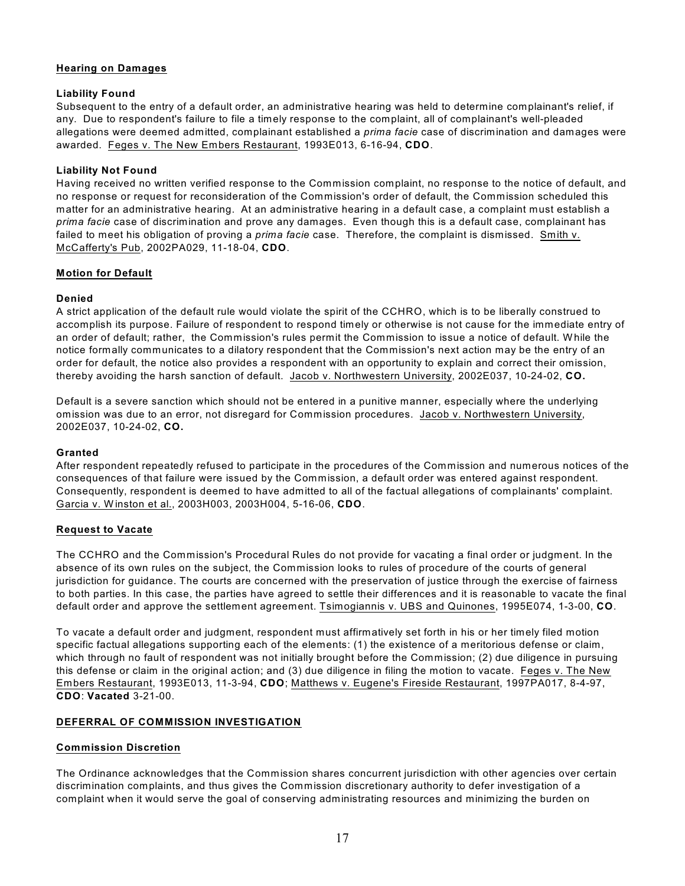**<u>Hearing on Damages</u>**

**Liability Found**

Subsequent to the entry of a default order, an administrative hearing was held to determine complainant's relief, if any. Due to respondent's failure to file a timely response to the complaint, all of complainant's well-pleaded allegations were deemed admitted, complainant established a *prima facie* case of discrimination and damages were awarded. <u>Feges v. The New Embers Restaurant</u>, 1993E013, 6-16-94, **CDO**.

**Liability Not Found**

Having received no written verified response to the Commission complaint, no response to the notice of default, and no response or request for reconsideration of the Commission's order of default, the Commission scheduled this matter for an administrative hearing. At an administrative hearing in a default case, a complaint must establish a *prima facie* case of discrimination and prove any damages. Even though this is a default case, complainant has failed to meet his obligation of proving a *prima facie* case. Therefore, the complaint is dismissed. <u>Smith v. McCafferty's Pub</u>, 2002PA029, 11-18-04, **CDO**.

**<u>Motion for Default</u>**

**Denied**

A strict application of the default rule would violate the spirit of the CCHRO, which is to be liberally construed to accomplish its purpose. Failure of respondent to respond timely or otherwise is not cause for the immediate entry of an order of default; rather, the Commission's rules permit the Commission to issue a notice of default. While the notice formally communicates to a dilatory respondent that the Commission's next action may be the entry of an order for default, the notice also provides a respondent with an opportunity to explain and correct their omission, thereby avoiding the harsh sanction of default. <u>Jacob v. Northwestern University</u>, 2002E037, 10-24-02, **CO.**

Default is a severe sanction which should not be entered in a punitive manner, especially where the underlying omission was due to an error, not disregard for Commission procedures. <u>Jacob v. Northwestern University</u>, 2002E037, 10-24-02, **CO.**

**Granted**

After respondent repeatedly refused to participate in the procedures of the Commission and numerous notices of the consequences of that failure were issued by the Commission, a default order was entered against respondent. Consequently, respondent is deemed to have admitted to all of the factual allegations of complainants' complaint. <u>Garcia v. Winston et al.</u>, 2003H003, 2003H004, 5-16-06, **CDO**.

**<u>Request to Vacate</u>**

The CCHRO and the Commission's Procedural Rules do not provide for vacating a final order or judgment. In the absence of its own rules on the subject, the Commission looks to rules of procedure of the courts of general jurisdiction for guidance. The courts are concerned with the preservation of justice through the exercise of fairness to both parties. In this case, the parties have agreed to settle their differences and it is reasonable to vacate the final default order and approve the settlement agreement. <u>Tsimogiannis v. UBS and Quinones</u>, 1995E074, 1-3-00, **CO**.

To vacate a default order and judgment, respondent must affirmatively set forth in his or her timely filed motion specific factual allegations supporting each of the elements: (1) the existence of a meritorious defense or claim, which through no fault of respondent was not initially brought before the Commission; (2) due diligence in pursuing this defense or claim in the original action; and (3) due diligence in filing the motion to vacate. <u>Feges v. The New Embers Restaurant</u>, 1993E013, 11-3-94, **CDO**; <u>Matthews v. Eugene's Fireside Restaurant</u>, 1997PA017, 8-4-97, **CDO**: **Vacated** 3-21-00.

**<u>DEFERRAL OF COMMISSION INVESTIGATION</u>**

**<u>Commission Discretion</u>**

The Ordinance acknowledges that the Commission shares concurrent jurisdiction with other agencies over certain discrimination complaints, and thus gives the Commission discretionary authority to defer investigation of a complaint when it would serve the goal of conserving administrating resources and minimizing the burden on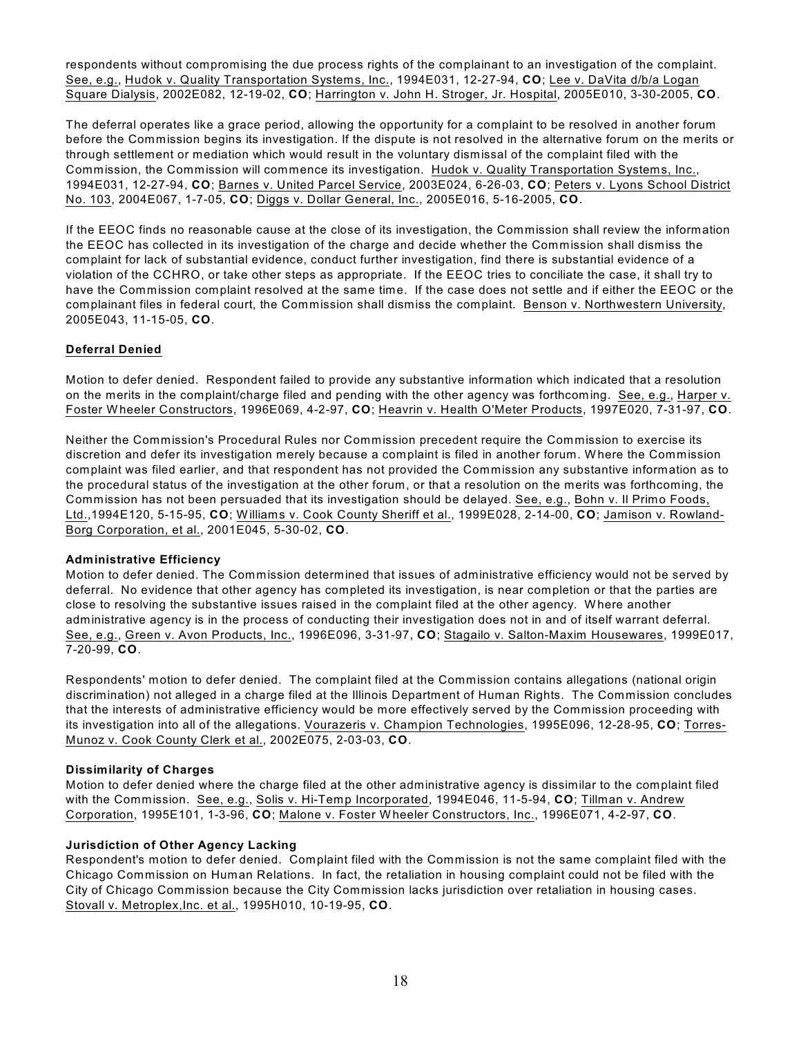respondents without compromising the due process rights of the complainant to an investigation of the complaint. See, e.g., Hudok v. Quality Transportation Systems, Inc., 1994E031, 12-27-94, **CO**; Lee v. DaVita d/b/a Logan Square Dialysis, 2002E082, 12-19-02, **CO**; Harrington v. John H. Stroger, Jr. Hospital, 2005E010, 3-30-2005, **CO**.

The deferral operates like a grace period, allowing the opportunity for a complaint to be resolved in another forum before the Commission begins its investigation. If the dispute is not resolved in the alternative forum on the merits or through settlement or mediation which would result in the voluntary dismissal of the complaint filed with the Commission, the Commission will commence its investigation. Hudok v. Quality Transportation Systems, Inc., 1994E031, 12-27-94, **CO**; Barnes v. United Parcel Service, 2003E024, 6-26-03, **CO**; Peters v. Lyons School District No. 103, 2004E067, 1-7-05, **CO**; Diggs v. Dollar General, Inc., 2005E016, 5-16-2005, **CO**.

If the EEOC finds no reasonable cause at the close of its investigation, the Commission shall review the information the EEOC has collected in its investigation of the charge and decide whether the Commission shall dismiss the complaint for lack of substantial evidence, conduct further investigation, find there is substantial evidence of a violation of the CCHRO, or take other steps as appropriate. If the EEOC tries to conciliate the case, it shall try to have the Commission complaint resolved at the same time. If the case does not settle and if either the EEOC or the complainant files in federal court, the Commission shall dismiss the complaint. Benson v. Northwestern University, 2005E043, 11-15-05, **CO**.

**Deferral Denied**

Motion to defer denied. Respondent failed to provide any substantive information which indicated that a resolution on the merits in the complaint/charge filed and pending with the other agency was forthcoming. See, e.g., Harper v. Foster Wheeler Constructors, 1996E069, 4-2-97, **CO**; Heavrin v. Health O'Meter Products, 1997E020, 7-31-97, **CO**.

Neither the Commission's Procedural Rules nor Commission precedent require the Commission to exercise its discretion and defer its investigation merely because a complaint is filed in another forum. Where the Commission complaint was filed earlier, and that respondent has not provided the Commission any substantive information as to the procedural status of the investigation at the other forum, or that a resolution on the merits was forthcoming, the Commission has not been persuaded that its investigation should be delayed. See, e.g., Bohn v. Il Primo Foods, Ltd.,1994E120, 5-15-95, **CO**; Williams v. Cook County Sheriff et al., 1999E028, 2-14-00, **CO**; Jamison v. Rowland-Borg Corporation, et al., 2001E045, 5-30-02, **CO**.

**Administrative Efficiency**

Motion to defer denied. The Commission determined that issues of administrative efficiency would not be served by deferral. No evidence that other agency has completed its investigation, is near completion or that the parties are close to resolving the substantive issues raised in the complaint filed at the other agency. Where another administrative agency is in the process of conducting their investigation does not in and of itself warrant deferral. See, e.g., Green v. Avon Products, Inc., 1996E096, 3-31-97, **CO**; Stagailo v. Salton-Maxim Housewares, 1999E017, 7-20-99, **CO**.

Respondents' motion to defer denied. The complaint filed at the Commission contains allegations (national origin discrimination) not alleged in a charge filed at the Illinois Department of Human Rights. The Commission concludes that the interests of administrative efficiency would be more effectively served by the Commission proceeding with its investigation into all of the allegations. Vourazeris v. Champion Technologies, 1995E096, 12-28-95, **CO**; Torres-Munoz v. Cook County Clerk et al., 2002E075, 2-03-03, **CO**.

**Dissimilarity of Charges**

Motion to defer denied where the charge filed at the other administrative agency is dissimilar to the complaint filed with the Commission. See, e.g., Solis v. Hi-Temp Incorporated, 1994E046, 11-5-94, **CO**; Tillman v. Andrew Corporation, 1995E101, 1-3-96, **CO**; Malone v. Foster Wheeler Constructors, Inc., 1996E071, 4-2-97, **CO**.

**Jurisdiction of Other Agency Lacking**

Respondent's motion to defer denied. Complaint filed with the Commission is not the same complaint filed with the Chicago Commission on Human Relations. In fact, the retaliation in housing complaint could not be filed with the City of Chicago Commission because the City Commission lacks jurisdiction over retaliation in housing cases. Stovall v. Metroplex,Inc. et al., 1995H010, 10-19-95, **CO**.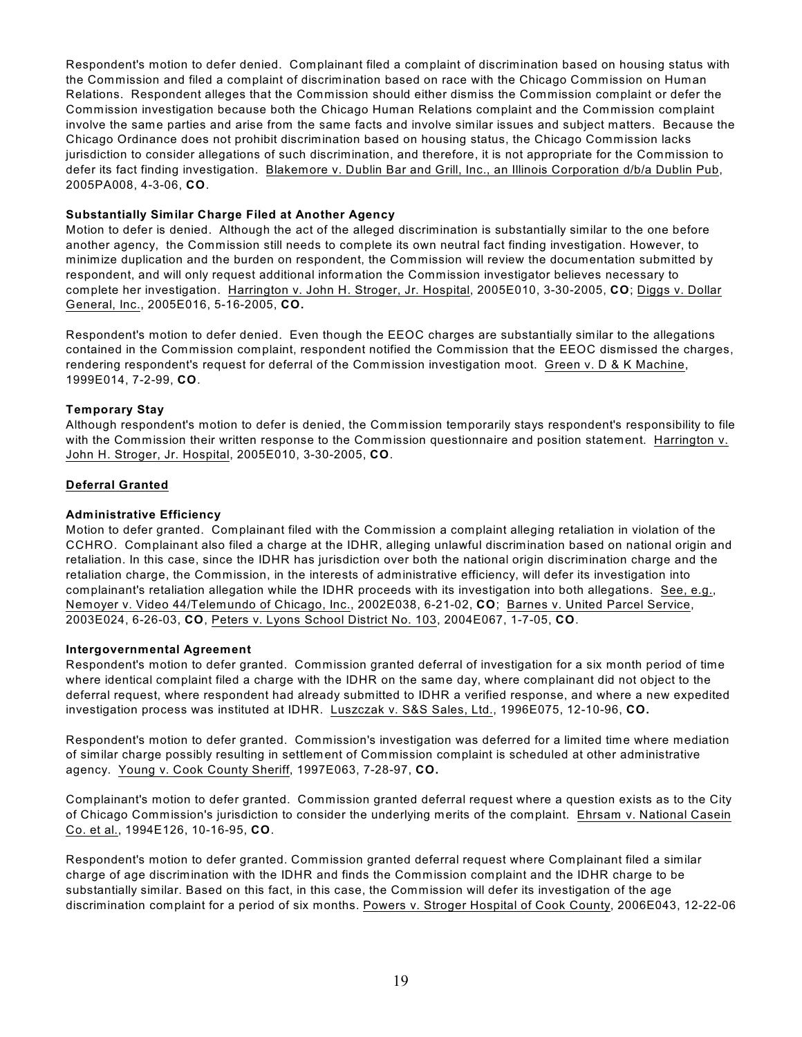Respondent's motion to defer denied. Complainant filed a complaint of discrimination based on housing status with the Commission and filed a complaint of discrimination based on race with the Chicago Commission on Human Relations. Respondent alleges that the Commission should either dismiss the Commission complaint or defer the Commission investigation because both the Chicago Human Relations complaint and the Commission complaint involve the same parties and arise from the same facts and involve similar issues and subject matters. Because the Chicago Ordinance does not prohibit discrimination based on housing status, the Chicago Commission lacks jurisdiction to consider allegations of such discrimination, and therefore, it is not appropriate for the Commission to defer its fact finding investigation. Blakemore v. Dublin Bar and Grill, Inc., an Illinois Corporation d/b/a Dublin Pub, 2005PA008, 4-3-06, **CO**.

**Substantially Similar Charge Filed at Another Agency**

Motion to defer is denied. Although the act of the alleged discrimination is substantially similar to the one before another agency, the Commission still needs to complete its own neutral fact finding investigation. However, to minimize duplication and the burden on respondent, the Commission will review the documentation submitted by respondent, and will only request additional information the Commission investigator believes necessary to complete her investigation. Harrington v. John H. Stroger, Jr. Hospital, 2005E010, 3-30-2005, **CO**; Diggs v. Dollar General, Inc., 2005E016, 5-16-2005, **CO.**

Respondent's motion to defer denied. Even though the EEOC charges are substantially similar to the allegations contained in the Commission complaint, respondent notified the Commission that the EEOC dismissed the charges, rendering respondent's request for deferral of the Commission investigation moot. Green v. D & K Machine, 1999E014, 7-2-99, **CO**.

**Temporary Stay**

Although respondent's motion to defer is denied, the Commission temporarily stays respondent's responsibility to file with the Commission their written response to the Commission questionnaire and position statement. Harrington v. John H. Stroger, Jr. Hospital, 2005E010, 3-30-2005, **CO**.

**Deferral Granted**

**Administrative Efficiency**

Motion to defer granted. Complainant filed with the Commission a complaint alleging retaliation in violation of the CCHRO. Complainant also filed a charge at the IDHR, alleging unlawful discrimination based on national origin and retaliation. In this case, since the IDHR has jurisdiction over both the national origin discrimination charge and the retaliation charge, the Commission, in the interests of administrative efficiency, will defer its investigation into complainant's retaliation allegation while the IDHR proceeds with its investigation into both allegations. See, e.g., Nemoyer v. Video 44/Telemundo of Chicago, Inc., 2002E038, 6-21-02, **CO**; Barnes v. United Parcel Service, 2003E024, 6-26-03, **CO**, Peters v. Lyons School District No. 103, 2004E067, 1-7-05, **CO**.

**Intergovernmental Agreement**

Respondent's motion to defer granted. Commission granted deferral of investigation for a six month period of time where identical complaint filed a charge with the IDHR on the same day, where complainant did not object to the deferral request, where respondent had already submitted to IDHR a verified response, and where a new expedited investigation process was instituted at IDHR. Luszczak v. S&S Sales, Ltd., 1996E075, 12-10-96, **CO.**

Respondent's motion to defer granted. Commission's investigation was deferred for a limited time where mediation of similar charge possibly resulting in settlement of Commission complaint is scheduled at other administrative agency. Young v. Cook County Sheriff, 1997E063, 7-28-97, **CO.**

Complainant's motion to defer granted. Commission granted deferral request where a question exists as to the City of Chicago Commission's jurisdiction to consider the underlying merits of the complaint. Ehrsam v. National Casein Co. et al., 1994E126, 10-16-95, **CO**.

Respondent's motion to defer granted. Commission granted deferral request where Complainant filed a similar charge of age discrimination with the IDHR and finds the Commission complaint and the IDHR charge to be substantially similar. Based on this fact, in this case, the Commission will defer its investigation of the age discrimination complaint for a period of six months. Powers v. Stroger Hospital of Cook County, 2006E043, 12-22-06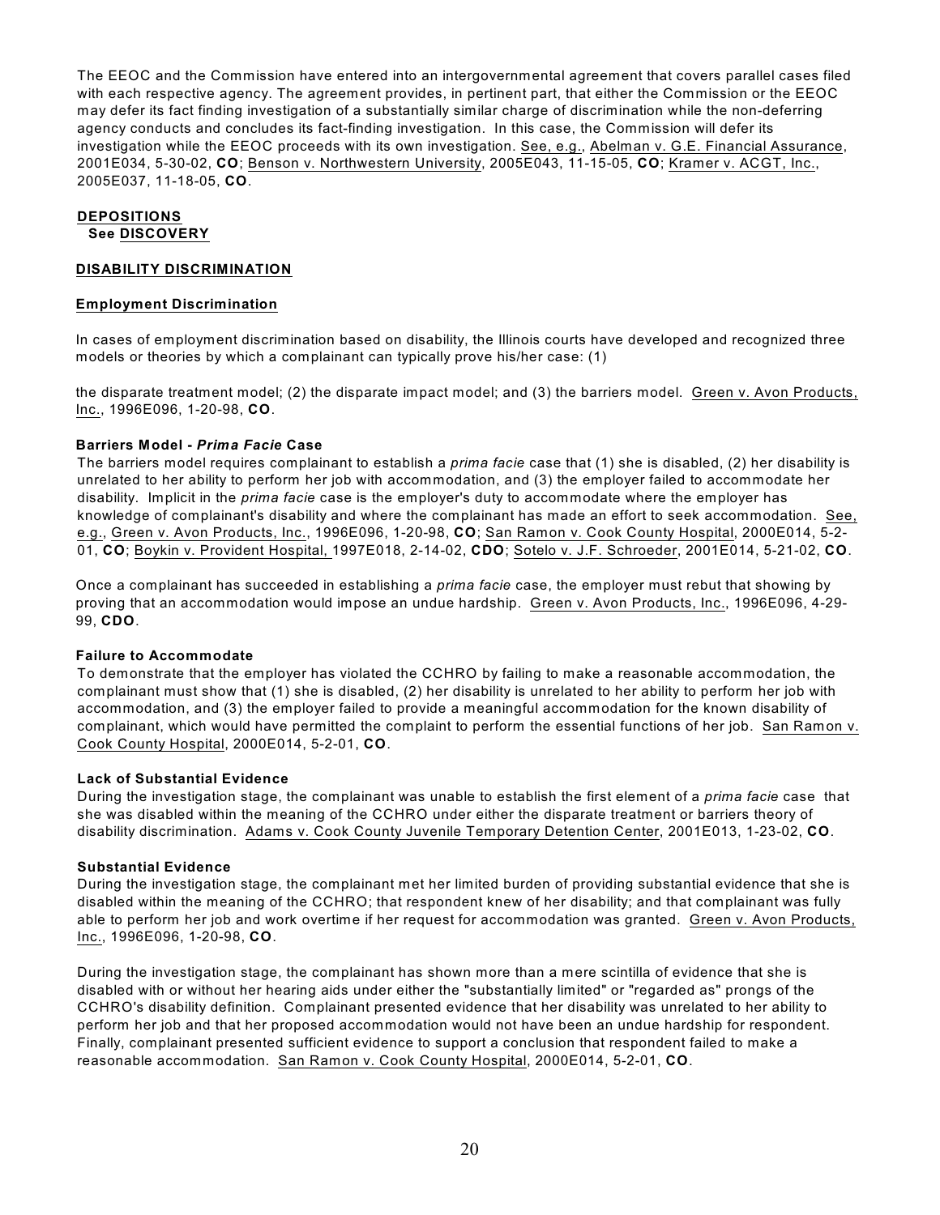The EEOC and the Commission have entered into an intergovernmental agreement that covers parallel cases filed with each respective agency. The agreement provides, in pertinent part, that either the Commission or the EEOC may defer its fact finding investigation of a substantially similar charge of discrimination while the non-deferring agency conducts and concludes its fact-finding investigation. In this case, the Commission will defer its investigation while the EEOC proceeds with its own investigation. See, e.g., Abelman v. G.E. Financial Assurance, 2001E034, 5-30-02, **CO**; Benson v. Northwestern University, 2005E043, 11-15-05, **CO**; Kramer v. ACGT, Inc., 2005E037, 11-18-05, **CO**.

**DEPOSITIONS**
**See DISCOVERY**

## DISABILITY DISCRIMINATION

### Employment Discrimination

In cases of employment discrimination based on disability, the Illinois courts have developed and recognized three models or theories by which a complainant can typically prove his/her case: (1)

the disparate treatment model; (2) the disparate impact model; and (3) the barriers model. Green v. Avon Products, Inc., 1996E096, 1-20-98, **CO**.

#### Barriers Model - *Prima Facie* Case

The barriers model requires complainant to establish a *prima facie* case that (1) she is disabled, (2) her disability is unrelated to her ability to perform her job with accommodation, and (3) the employer failed to accommodate her disability. Implicit in the *prima facie* case is the employer's duty to accommodate where the employer has knowledge of complainant's disability and where the complainant has made an effort to seek accommodation. See, e.g., Green v. Avon Products, Inc., 1996E096, 1-20-98, **CO**; San Ramon v. Cook County Hospital, 2000E014, 5-2-01, **CO**; Boykin v. Provident Hospital, 1997E018, 2-14-02, **CDO**; Sotelo v. J.F. Schroeder, 2001E014, 5-21-02, **CO**.

Once a complainant has succeeded in establishing a *prima facie* case, the employer must rebut that showing by proving that an accommodation would impose an undue hardship. Green v. Avon Products, Inc., 1996E096, 4-29-99, **CDO**.

#### Failure to Accommodate

To demonstrate that the employer has violated the CCHRO by failing to make a reasonable accommodation, the complainant must show that (1) she is disabled, (2) her disability is unrelated to her ability to perform her job with accommodation, and (3) the employer failed to provide a meaningful accommodation for the known disability of complainant, which would have permitted the complaint to perform the essential functions of her job. San Ramon v. Cook County Hospital, 2000E014, 5-2-01, **CO**.

#### Lack of Substantial Evidence

During the investigation stage, the complainant was unable to establish the first element of a *prima facie* case that she was disabled within the meaning of the CCHRO under either the disparate treatment or barriers theory of disability discrimination. Adams v. Cook County Juvenile Temporary Detention Center, 2001E013, 1-23-02, **CO**.

#### Substantial Evidence

During the investigation stage, the complainant met her limited burden of providing substantial evidence that she is disabled within the meaning of the CCHRO; that respondent knew of her disability; and that complainant was fully able to perform her job and work overtime if her request for accommodation was granted. Green v. Avon Products, Inc., 1996E096, 1-20-98, **CO**.

During the investigation stage, the complainant has shown more than a mere scintilla of evidence that she is disabled with or without her hearing aids under either the "substantially limited" or "regarded as" prongs of the CCHRO's disability definition. Complainant presented evidence that her disability was unrelated to her ability to perform her job and that her proposed accommodation would not have been an undue hardship for respondent. Finally, complainant presented sufficient evidence to support a conclusion that respondent failed to make a reasonable accommodation. San Ramon v. Cook County Hospital, 2000E014, 5-2-01, **CO**.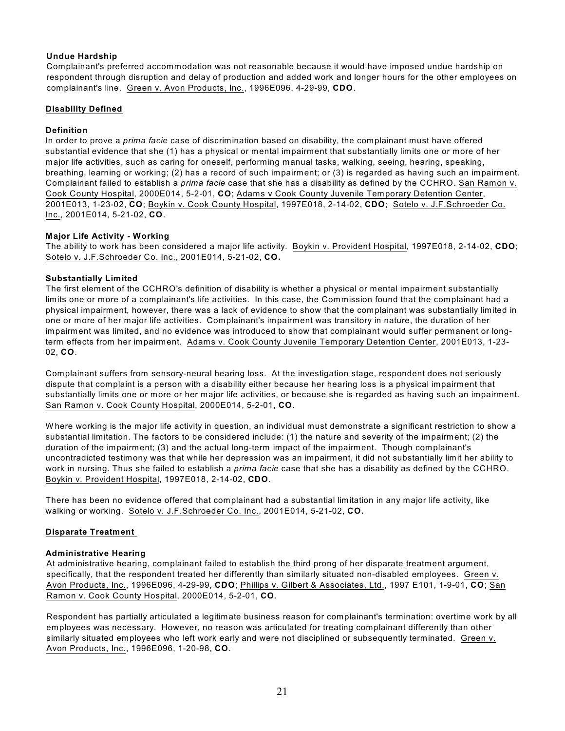**Undue Hardship**

Complainant's preferred accommodation was not reasonable because it would have imposed undue hardship on respondent through disruption and delay of production and added work and longer hours for the other employees on complainant's line. Green v. Avon Products, Inc., 1996E096, 4-29-99, **CDO**.

## Disability Defined

**Definition**

In order to prove a *prima facie* case of discrimination based on disability, the complainant must have offered substantial evidence that she (1) has a physical or mental impairment that substantially limits one or more of her major life activities, such as caring for oneself, performing manual tasks, walking, seeing, hearing, speaking, breathing, learning or working; (2) has a record of such impairment; or (3) is regarded as having such an impairment. Complainant failed to establish a *prima facie* case that she has a disability as defined by the CCHRO. San Ramon v. Cook County Hospital, 2000E014, 5-2-01, **CO**; Adams v Cook County Juvenile Temporary Detention Center, 2001E013, 1-23-02, **CO**; Boykin v. Cook County Hospital, 1997E018, 2-14-02, **CDO**; Sotelo v. J.F.Schroeder Co. Inc., 2001E014, 5-21-02, **CO**.

**Major Life Activity - Working**

The ability to work has been considered a major life activity. Boykin v. Provident Hospital, 1997E018, 2-14-02, **CDO**; Sotelo v. J.F.Schroeder Co. Inc., 2001E014, 5-21-02, **CO.**

**Substantially Limited**

The first element of the CCHRO's definition of disability is whether a physical or mental impairment substantially limits one or more of a complainant's life activities. In this case, the Commission found that the complainant had a physical impairment, however, there was a lack of evidence to show that the complainant was substantially limited in one or more of her major life activities. Complainant's impairment was transitory in nature, the duration of her impairment was limited, and no evidence was introduced to show that complainant would suffer permanent or long-term effects from her impairment. Adams v. Cook County Juvenile Temporary Detention Center, 2001E013, 1-23-02, **CO**.

Complainant suffers from sensory-neural hearing loss. At the investigation stage, respondent does not seriously dispute that complaint is a person with a disability either because her hearing loss is a physical impairment that substantially limits one or more or her major life activities, or because she is regarded as having such an impairment. San Ramon v. Cook County Hospital, 2000E014, 5-2-01, **CO**.

Where working is the major life activity in question, an individual must demonstrate a significant restriction to show a substantial limitation. The factors to be considered include: (1) the nature and severity of the impairment; (2) the duration of the impairment; (3) and the actual long-term impact of the impairment. Though complainant's uncontradicted testimony was that while her depression was an impairment, it did not substantially limit her ability to work in nursing. Thus she failed to establish a *prima facie* case that she has a disability as defined by the CCHRO. Boykin v. Provident Hospital, 1997E018, 2-14-02, **CDO**.

There has been no evidence offered that complainant had a substantial limitation in any major life activity, like walking or working. Sotelo v. J.F.Schroeder Co. Inc., 2001E014, 5-21-02, **CO.**

## Disparate Treatment

**Administrative Hearing**

At administrative hearing, complainant failed to establish the third prong of her disparate treatment argument, specifically, that the respondent treated her differently than similarly situated non-disabled employees. Green v. Avon Products, Inc., 1996E096, 4-29-99, **CDO**; Phillips v. Gilbert & Associates, Ltd., 1997 E101, 1-9-01, **CO**; San Ramon v. Cook County Hospital, 2000E014, 5-2-01, **CO**.

Respondent has partially articulated a legitimate business reason for complainant's termination: overtime work by all employees was necessary. However, no reason was articulated for treating complainant differently than other similarly situated employees who left work early and were not disciplined or subsequently terminated. Green v. Avon Products, Inc., 1996E096, 1-20-98, **CO**.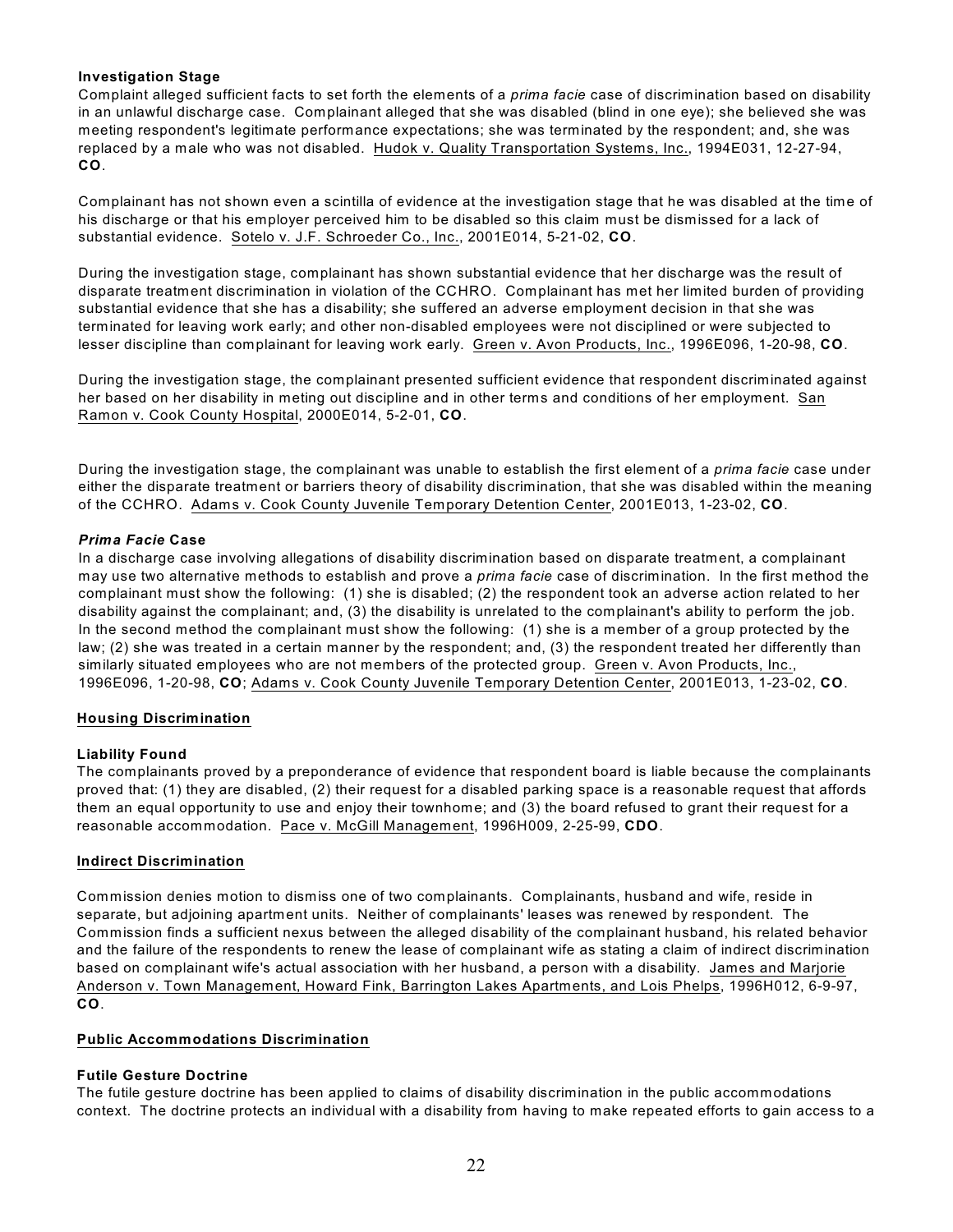**Investigation Stage**

Complaint alleged sufficient facts to set forth the elements of a *prima facie* case of discrimination based on disability in an unlawful discharge case. Complainant alleged that she was disabled (blind in one eye); she believed she was meeting respondent's legitimate performance expectations; she was terminated by the respondent; and, she was replaced by a male who was not disabled. Hudok v. Quality Transportation Systems, Inc., 1994E031, 12-27-94, **CO**.

Complainant has not shown even a scintilla of evidence at the investigation stage that he was disabled at the time of his discharge or that his employer perceived him to be disabled so this claim must be dismissed for a lack of substantial evidence. Sotelo v. J.F. Schroeder Co., Inc., 2001E014, 5-21-02, **CO**.

During the investigation stage, complainant has shown substantial evidence that her discharge was the result of disparate treatment discrimination in violation of the CCHRO. Complainant has met her limited burden of providing substantial evidence that she has a disability; she suffered an adverse employment decision in that she was terminated for leaving work early; and other non-disabled employees were not disciplined or were subjected to lesser discipline than complainant for leaving work early. Green v. Avon Products, Inc., 1996E096, 1-20-98, **CO**.

During the investigation stage, the complainant presented sufficient evidence that respondent discriminated against her based on her disability in meting out discipline and in other terms and conditions of her employment. San Ramon v. Cook County Hospital, 2000E014, 5-2-01, **CO**.

During the investigation stage, the complainant was unable to establish the first element of a *prima facie* case under either the disparate treatment or barriers theory of disability discrimination, that she was disabled within the meaning of the CCHRO. Adams v. Cook County Juvenile Temporary Detention Center, 2001E013, 1-23-02, **CO**.

***Prima Facie* Case**

In a discharge case involving allegations of disability discrimination based on disparate treatment, a complainant may use two alternative methods to establish and prove a *prima facie* case of discrimination. In the first method the complainant must show the following: (1) she is disabled; (2) the respondent took an adverse action related to her disability against the complainant; and, (3) the disability is unrelated to the complainant's ability to perform the job. In the second method the complainant must show the following: (1) she is a member of a group protected by the law; (2) she was treated in a certain manner by the respondent; and, (3) the respondent treated her differently than similarly situated employees who are not members of the protected group. Green v. Avon Products, Inc., 1996E096, 1-20-98, **CO**; Adams v. Cook County Juvenile Temporary Detention Center, 2001E013, 1-23-02, **CO**.

**Housing Discrimination**

**Liability Found**

The complainants proved by a preponderance of evidence that respondent board is liable because the complainants proved that: (1) they are disabled, (2) their request for a disabled parking space is a reasonable request that affords them an equal opportunity to use and enjoy their townhome; and (3) the board refused to grant their request for a reasonable accommodation. Pace v. McGill Management, 1996H009, 2-25-99, **CDO**.

**Indirect Discrimination**

Commission denies motion to dismiss one of two complainants. Complainants, husband and wife, reside in separate, but adjoining apartment units. Neither of complainants' leases was renewed by respondent. The Commission finds a sufficient nexus between the alleged disability of the complainant husband, his related behavior and the failure of the respondents to renew the lease of complainant wife as stating a claim of indirect discrimination based on complainant wife's actual association with her husband, a person with a disability. James and Marjorie Anderson v. Town Management, Howard Fink, Barrington Lakes Apartments, and Lois Phelps, 1996H012, 6-9-97, **CO**.

**Public Accommodations Discrimination**

**Futile Gesture Doctrine**

The futile gesture doctrine has been applied to claims of disability discrimination in the public accommodations context. The doctrine protects an individual with a disability from having to make repeated efforts to gain access to a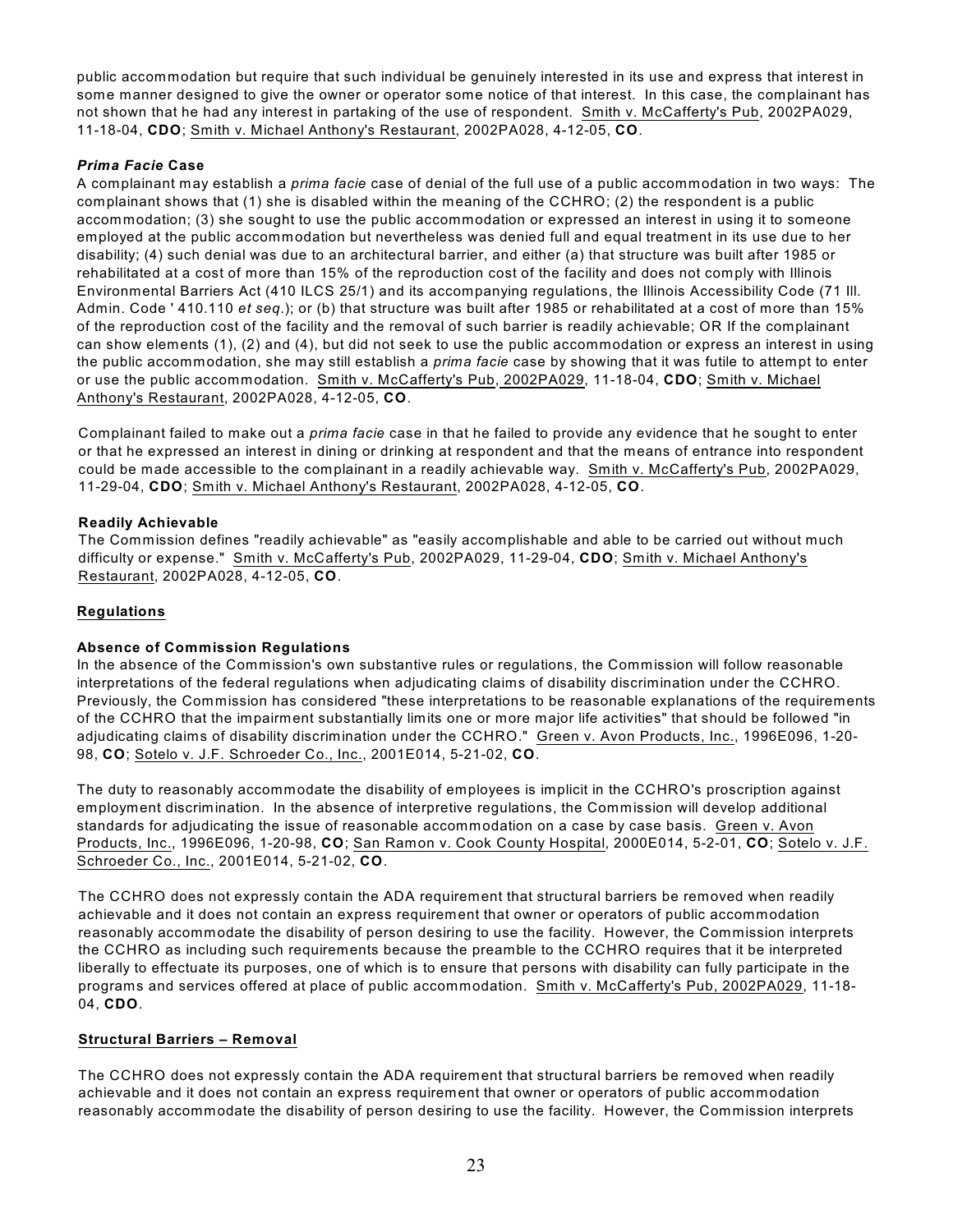public accommodation but require that such individual be genuinely interested in its use and express that interest in some manner designed to give the owner or operator some notice of that interest. In this case, the complainant has not shown that he had any interest in partaking of the use of respondent. Smith v. McCafferty's Pub, 2002PA029, 11-18-04, **CDO**; Smith v. Michael Anthony's Restaurant, 2002PA028, 4-12-05, **CO**.

### *Prima Facie* Case

A complainant may establish a *prima facie* case of denial of the full use of a public accommodation in two ways: The complainant shows that (1) she is disabled within the meaning of the CCHRO; (2) the respondent is a public accommodation; (3) she sought to use the public accommodation or expressed an interest in using it to someone employed at the public accommodation but nevertheless was denied full and equal treatment in its use due to her disability; (4) such denial was due to an architectural barrier, and either (a) that structure was built after 1985 or rehabilitated at a cost of more than 15% of the reproduction cost of the facility and does not comply with Illinois Environmental Barriers Act (410 ILCS 25/1) and its accompanying regulations, the Illinois Accessibility Code (71 Ill. Admin. Code ' 410.110 *et seq*.); or (b) that structure was built after 1985 or rehabilitated at a cost of more than 15% of the reproduction cost of the facility and the removal of such barrier is readily achievable; OR If the complainant can show elements (1), (2) and (4), but did not seek to use the public accommodation or express an interest in using the public accommodation, she may still establish a *prima facie* case by showing that it was futile to attempt to enter or use the public accommodation. Smith v. McCafferty's Pub, 2002PA029, 11-18-04, **CDO**; Smith v. Michael Anthony's Restaurant, 2002PA028, 4-12-05, **CO**.

Complainant failed to make out a *prima facie* case in that he failed to provide any evidence that he sought to enter or that he expressed an interest in dining or drinking at respondent and that the means of entrance into respondent could be made accessible to the complainant in a readily achievable way. Smith v. McCafferty's Pub, 2002PA029, 11-29-04, **CDO**; Smith v. Michael Anthony's Restaurant, 2002PA028, 4-12-05, **CO**.

### Readily Achievable

The Commission defines "readily achievable" as "easily accomplishable and able to be carried out without much difficulty or expense." Smith v. McCafferty's Pub, 2002PA029, 11-29-04, **CDO**; Smith v. Michael Anthony's Restaurant, 2002PA028, 4-12-05, **CO**.

## Regulations

### Absence of Commission Regulations

In the absence of the Commission's own substantive rules or regulations, the Commission will follow reasonable interpretations of the federal regulations when adjudicating claims of disability discrimination under the CCHRO. Previously, the Commission has considered "these interpretations to be reasonable explanations of the requirements of the CCHRO that the impairment substantially limits one or more major life activities" that should be followed "in adjudicating claims of disability discrimination under the CCHRO." Green v. Avon Products, Inc., 1996E096, 1-20-98, **CO**; Sotelo v. J.F. Schroeder Co., Inc., 2001E014, 5-21-02, **CO**.

The duty to reasonably accommodate the disability of employees is implicit in the CCHRO's proscription against employment discrimination. In the absence of interpretive regulations, the Commission will develop additional standards for adjudicating the issue of reasonable accommodation on a case by case basis. Green v. Avon Products, Inc., 1996E096, 1-20-98, **CO**; San Ramon v. Cook County Hospital, 2000E014, 5-2-01, **CO**; Sotelo v. J.F. Schroeder Co., Inc., 2001E014, 5-21-02, **CO**.

The CCHRO does not expressly contain the ADA requirement that structural barriers be removed when readily achievable and it does not contain an express requirement that owner or operators of public accommodation reasonably accommodate the disability of person desiring to use the facility. However, the Commission interprets the CCHRO as including such requirements because the preamble to the CCHRO requires that it be interpreted liberally to effectuate its purposes, one of which is to ensure that persons with disability can fully participate in the programs and services offered at place of public accommodation. Smith v. McCafferty's Pub, 2002PA029, 11-18-04, **CDO**.

## Structural Barriers – Removal

The CCHRO does not expressly contain the ADA requirement that structural barriers be removed when readily achievable and it does not contain an express requirement that owner or operators of public accommodation reasonably accommodate the disability of person desiring to use the facility. However, the Commission interprets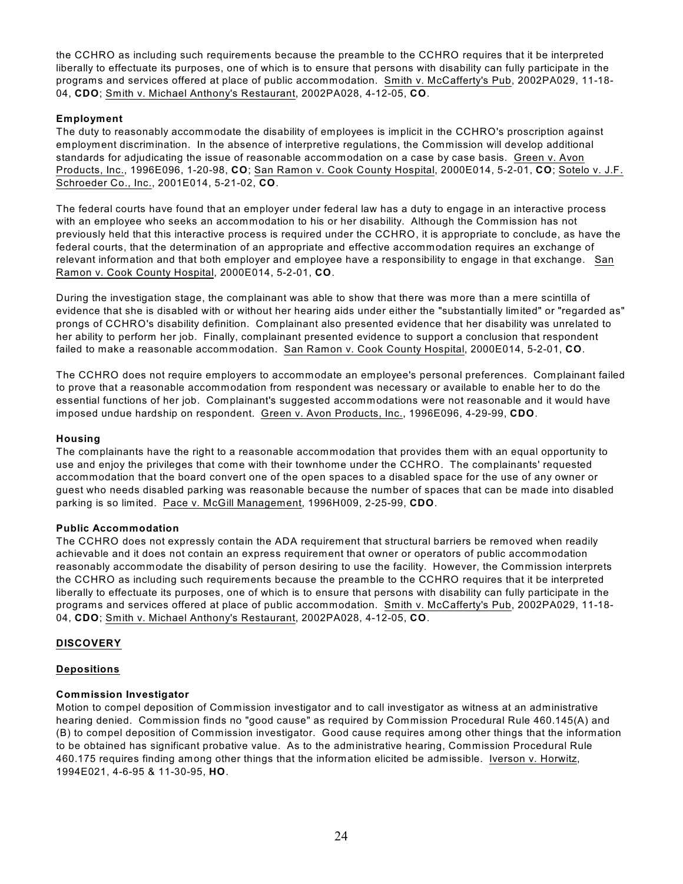the CCHRO as including such requirements because the preamble to the CCHRO requires that it be interpreted liberally to effectuate its purposes, one of which is to ensure that persons with disability can fully participate in the programs and services offered at place of public accommodation. Smith v. McCafferty's Pub, 2002PA029, 11-18-04, **CDO**; Smith v. Michael Anthony's Restaurant, 2002PA028, 4-12-05, **CO**.

**Employment**

The duty to reasonably accommodate the disability of employees is implicit in the CCHRO's proscription against employment discrimination. In the absence of interpretive regulations, the Commission will develop additional standards for adjudicating the issue of reasonable accommodation on a case by case basis. Green v. Avon Products, Inc., 1996E096, 1-20-98, **CO**; San Ramon v. Cook County Hospital, 2000E014, 5-2-01, **CO**; Sotelo v. J.F. Schroeder Co., Inc., 2001E014, 5-21-02, **CO**.

The federal courts have found that an employer under federal law has a duty to engage in an interactive process with an employee who seeks an accommodation to his or her disability. Although the Commission has not previously held that this interactive process is required under the CCHRO, it is appropriate to conclude, as have the federal courts, that the determination of an appropriate and effective accommodation requires an exchange of relevant information and that both employer and employee have a responsibility to engage in that exchange. San Ramon v. Cook County Hospital, 2000E014, 5-2-01, **CO**.

During the investigation stage, the complainant was able to show that there was more than a mere scintilla of evidence that she is disabled with or without her hearing aids under either the "substantially limited" or "regarded as" prongs of CCHRO's disability definition. Complainant also presented evidence that her disability was unrelated to her ability to perform her job. Finally, complainant presented evidence to support a conclusion that respondent failed to make a reasonable accommodation. San Ramon v. Cook County Hospital, 2000E014, 5-2-01, **CO**.

The CCHRO does not require employers to accommodate an employee's personal preferences. Complainant failed to prove that a reasonable accommodation from respondent was necessary or available to enable her to do the essential functions of her job. Complainant's suggested accommodations were not reasonable and it would have imposed undue hardship on respondent. Green v. Avon Products, Inc., 1996E096, 4-29-99, **CDO**.

**Housing**

The complainants have the right to a reasonable accommodation that provides them with an equal opportunity to use and enjoy the privileges that come with their townhome under the CCHRO. The complainants' requested accommodation that the board convert one of the open spaces to a disabled space for the use of any owner or guest who needs disabled parking was reasonable because the number of spaces that can be made into disabled parking is so limited. Pace v. McGill Management, 1996H009, 2-25-99, **CDO**.

**Public Accommodation**

The CCHRO does not expressly contain the ADA requirement that structural barriers be removed when readily achievable and it does not contain an express requirement that owner or operators of public accommodation reasonably accommodate the disability of person desiring to use the facility. However, the Commission interprets the CCHRO as including such requirements because the preamble to the CCHRO requires that it be interpreted liberally to effectuate its purposes, one of which is to ensure that persons with disability can fully participate in the programs and services offered at place of public accommodation. Smith v. McCafferty's Pub, 2002PA029, 11-18-04, **CDO**; Smith v. Michael Anthony's Restaurant, 2002PA028, 4-12-05, **CO**.

## DISCOVERY

### Depositions

**Commission Investigator**

Motion to compel deposition of Commission investigator and to call investigator as witness at an administrative hearing denied. Commission finds no "good cause" as required by Commission Procedural Rule 460.145(A) and (B) to compel deposition of Commission investigator. Good cause requires among other things that the information to be obtained has significant probative value. As to the administrative hearing, Commission Procedural Rule 460.175 requires finding among other things that the information elicited be admissible. Iverson v. Horwitz, 1994E021, 4-6-95 & 11-30-95, **HO**.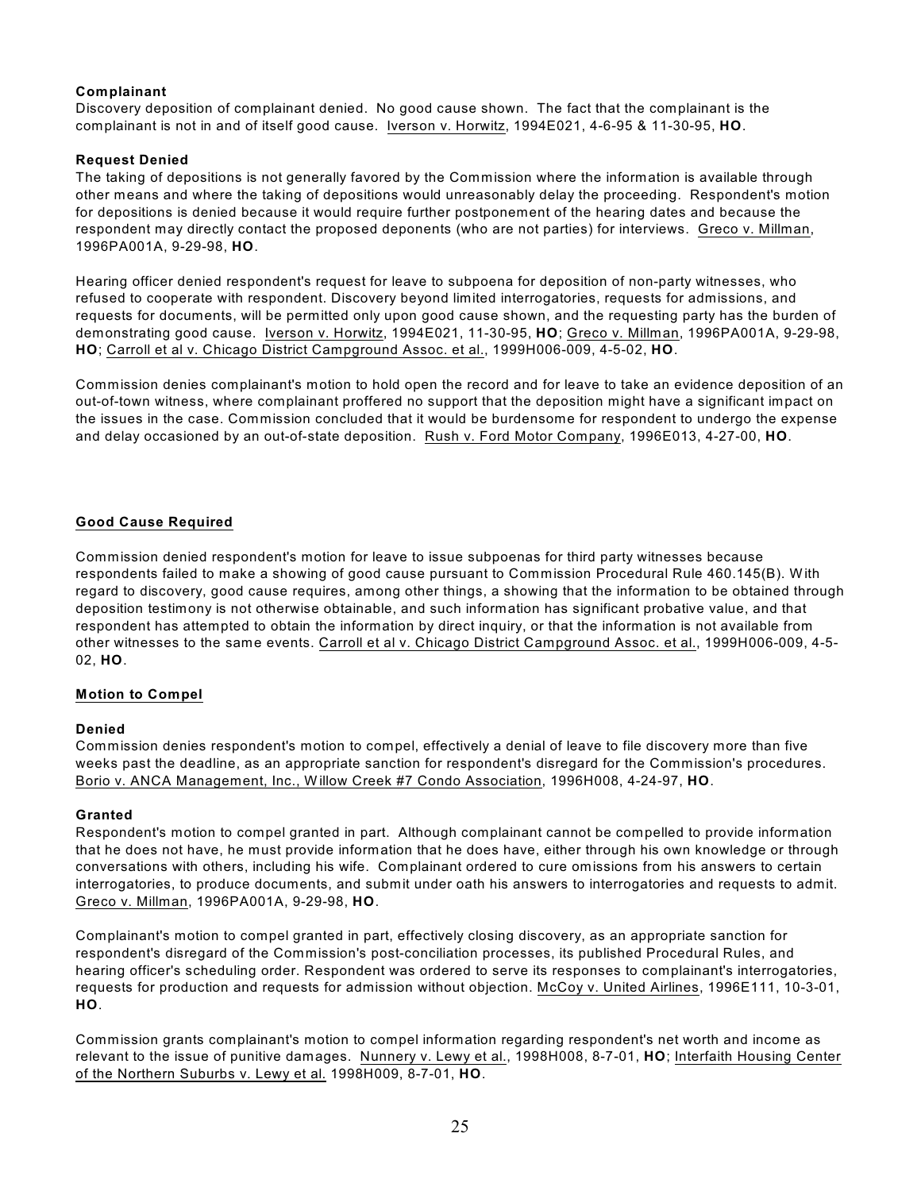**Complainant**

Discovery deposition of complainant denied. No good cause shown. The fact that the complainant is the complainant is not in and of itself good cause. Iverson v. Horwitz, 1994E021, 4-6-95 & 11-30-95, **HO**.

**Request Denied**

The taking of depositions is not generally favored by the Commission where the information is available through other means and where the taking of depositions would unreasonably delay the proceeding. Respondent's motion for depositions is denied because it would require further postponement of the hearing dates and because the respondent may directly contact the proposed deponents (who are not parties) for interviews. Greco v. Millman, 1996PA001A, 9-29-98, **HO**.

Hearing officer denied respondent's request for leave to subpoena for deposition of non-party witnesses, who refused to cooperate with respondent. Discovery beyond limited interrogatories, requests for admissions, and requests for documents, will be permitted only upon good cause shown, and the requesting party has the burden of demonstrating good cause. Iverson v. Horwitz, 1994E021, 11-30-95, **HO**; Greco v. Millman, 1996PA001A, 9-29-98, **HO**; Carroll et al v. Chicago District Campground Assoc. et al., 1999H006-009, 4-5-02, **HO**.

Commission denies complainant's motion to hold open the record and for leave to take an evidence deposition of an out-of-town witness, where complainant proffered no support that the deposition might have a significant impact on the issues in the case. Commission concluded that it would be burdensome for respondent to undergo the expense and delay occasioned by an out-of-state deposition. Rush v. Ford Motor Company, 1996E013, 4-27-00, **HO**.

### Good Cause Required

Commission denied respondent's motion for leave to issue subpoenas for third party witnesses because respondents failed to make a showing of good cause pursuant to Commission Procedural Rule 460.145(B). With regard to discovery, good cause requires, among other things, a showing that the information to be obtained through deposition testimony is not otherwise obtainable, and such information has significant probative value, and that respondent has attempted to obtain the information by direct inquiry, or that the information is not available from other witnesses to the same events. Carroll et al v. Chicago District Campground Assoc. et al., 1999H006-009, 4-5-02, **HO**.

### Motion to Compel

**Denied**

Commission denies respondent's motion to compel, effectively a denial of leave to file discovery more than five weeks past the deadline, as an appropriate sanction for respondent's disregard for the Commission's procedures. Borio v. ANCA Management, Inc., Willow Creek #7 Condo Association, 1996H008, 4-24-97, **HO**.

**Granted**

Respondent's motion to compel granted in part. Although complainant cannot be compelled to provide information that he does not have, he must provide information that he does have, either through his own knowledge or through conversations with others, including his wife. Complainant ordered to cure omissions from his answers to certain interrogatories, to produce documents, and submit under oath his answers to interrogatories and requests to admit. Greco v. Millman, 1996PA001A, 9-29-98, **HO**.

Complainant's motion to compel granted in part, effectively closing discovery, as an appropriate sanction for respondent's disregard of the Commission's post-conciliation processes, its published Procedural Rules, and hearing officer's scheduling order. Respondent was ordered to serve its responses to complainant's interrogatories, requests for production and requests for admission without objection. McCoy v. United Airlines, 1996E111, 10-3-01, **HO**.

Commission grants complainant's motion to compel information regarding respondent's net worth and income as relevant to the issue of punitive damages. Nunnery v. Lewy et al., 1998H008, 8-7-01, **HO**; Interfaith Housing Center of the Northern Suburbs v. Lewy et al. 1998H009, 8-7-01, **HO**.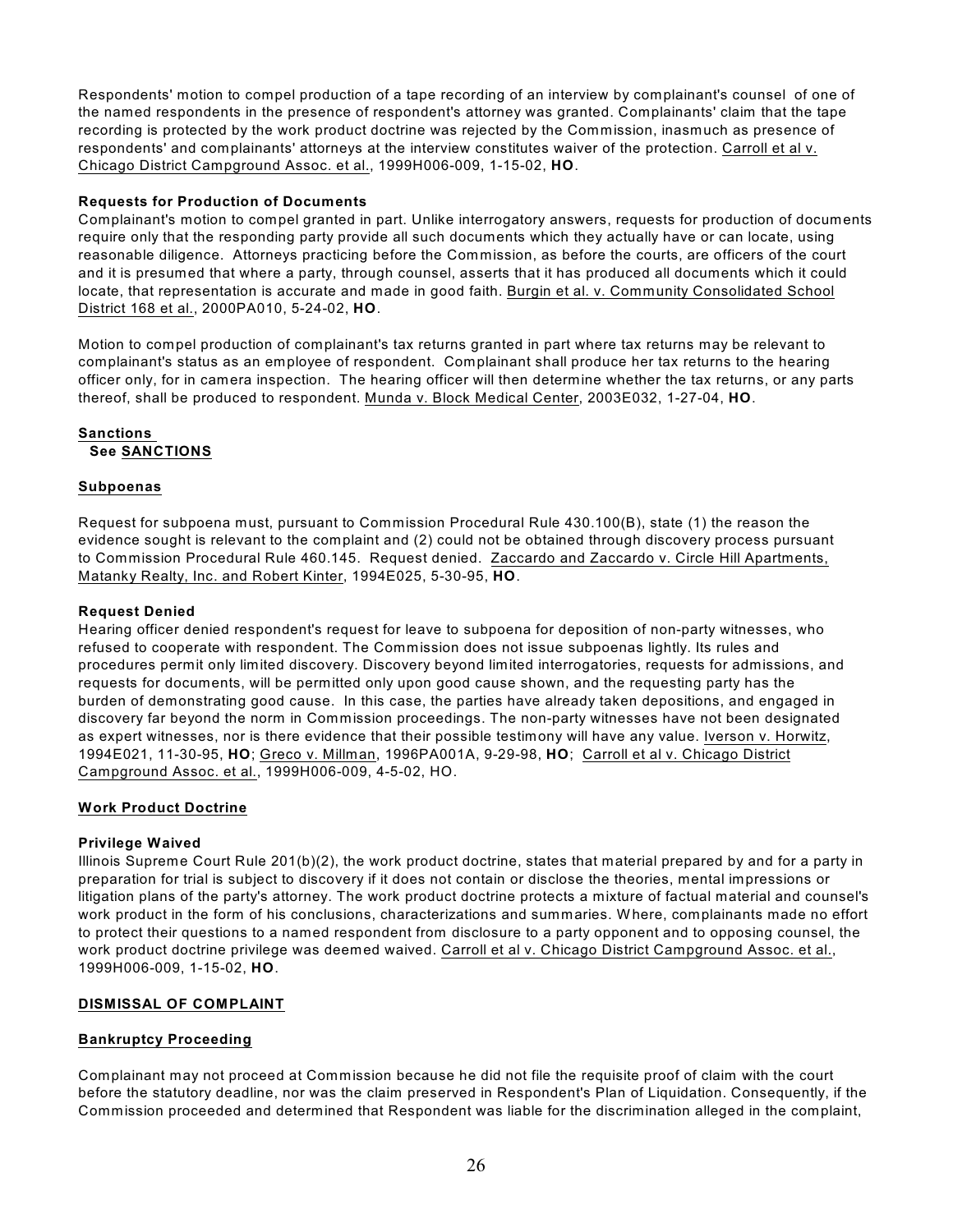Respondents' motion to compel production of a tape recording of an interview by complainant's counsel of one of the named respondents in the presence of respondent's attorney was granted. Complainants' claim that the tape recording is protected by the work product doctrine was rejected by the Commission, inasmuch as presence of respondents' and complainants' attorneys at the interview constitutes waiver of the protection. Carroll et al v. Chicago District Campground Assoc. et al., 1999H006-009, 1-15-02, **HO**.

**Requests for Production of Documents**

Complainant's motion to compel granted in part. Unlike interrogatory answers, requests for production of documents require only that the responding party provide all such documents which they actually have or can locate, using reasonable diligence. Attorneys practicing before the Commission, as before the courts, are officers of the court and it is presumed that where a party, through counsel, asserts that it has produced all documents which it could locate, that representation is accurate and made in good faith. Burgin et al. v. Community Consolidated School District 168 et al., 2000PA010, 5-24-02, **HO**.

Motion to compel production of complainant's tax returns granted in part where tax returns may be relevant to complainant's status as an employee of respondent. Complainant shall produce her tax returns to the hearing officer only, for in camera inspection. The hearing officer will then determine whether the tax returns, or any parts thereof, shall be produced to respondent. Munda v. Block Medical Center, 2003E032, 1-27-04, **HO**.

**Sanctions**

**See SANCTIONS**

**Subpoenas**

Request for subpoena must, pursuant to Commission Procedural Rule 430.100(B), state (1) the reason the evidence sought is relevant to the complaint and (2) could not be obtained through discovery process pursuant to Commission Procedural Rule 460.145. Request denied. Zaccardo and Zaccardo v. Circle Hill Apartments, Matanky Realty, Inc. and Robert Kinter, 1994E025, 5-30-95, **HO**.

**Request Denied**

Hearing officer denied respondent's request for leave to subpoena for deposition of non-party witnesses, who refused to cooperate with respondent. The Commission does not issue subpoenas lightly. Its rules and procedures permit only limited discovery. Discovery beyond limited interrogatories, requests for admissions, and requests for documents, will be permitted only upon good cause shown, and the requesting party has the burden of demonstrating good cause. In this case, the parties have already taken depositions, and engaged in discovery far beyond the norm in Commission proceedings. The non-party witnesses have not been designated as expert witnesses, nor is there evidence that their possible testimony will have any value. Iverson v. Horwitz, 1994E021, 11-30-95, **HO**; Greco v. Millman, 1996PA001A, 9-29-98, **HO**; Carroll et al v. Chicago District Campground Assoc. et al., 1999H006-009, 4-5-02, HO.

**Work Product Doctrine**

**Privilege Waived**

Illinois Supreme Court Rule 201(b)(2), the work product doctrine, states that material prepared by and for a party in preparation for trial is subject to discovery if it does not contain or disclose the theories, mental impressions or litigation plans of the party's attorney. The work product doctrine protects a mixture of factual material and counsel's work product in the form of his conclusions, characterizations and summaries. Where, complainants made no effort to protect their questions to a named respondent from disclosure to a party opponent and to opposing counsel, the work product doctrine privilege was deemed waived. Carroll et al v. Chicago District Campground Assoc. et al., 1999H006-009, 1-15-02, **HO**.

**DISMISSAL OF COMPLAINT**

**Bankruptcy Proceeding**

Complainant may not proceed at Commission because he did not file the requisite proof of claim with the court before the statutory deadline, nor was the claim preserved in Respondent's Plan of Liquidation. Consequently, if the Commission proceeded and determined that Respondent was liable for the discrimination alleged in the complaint,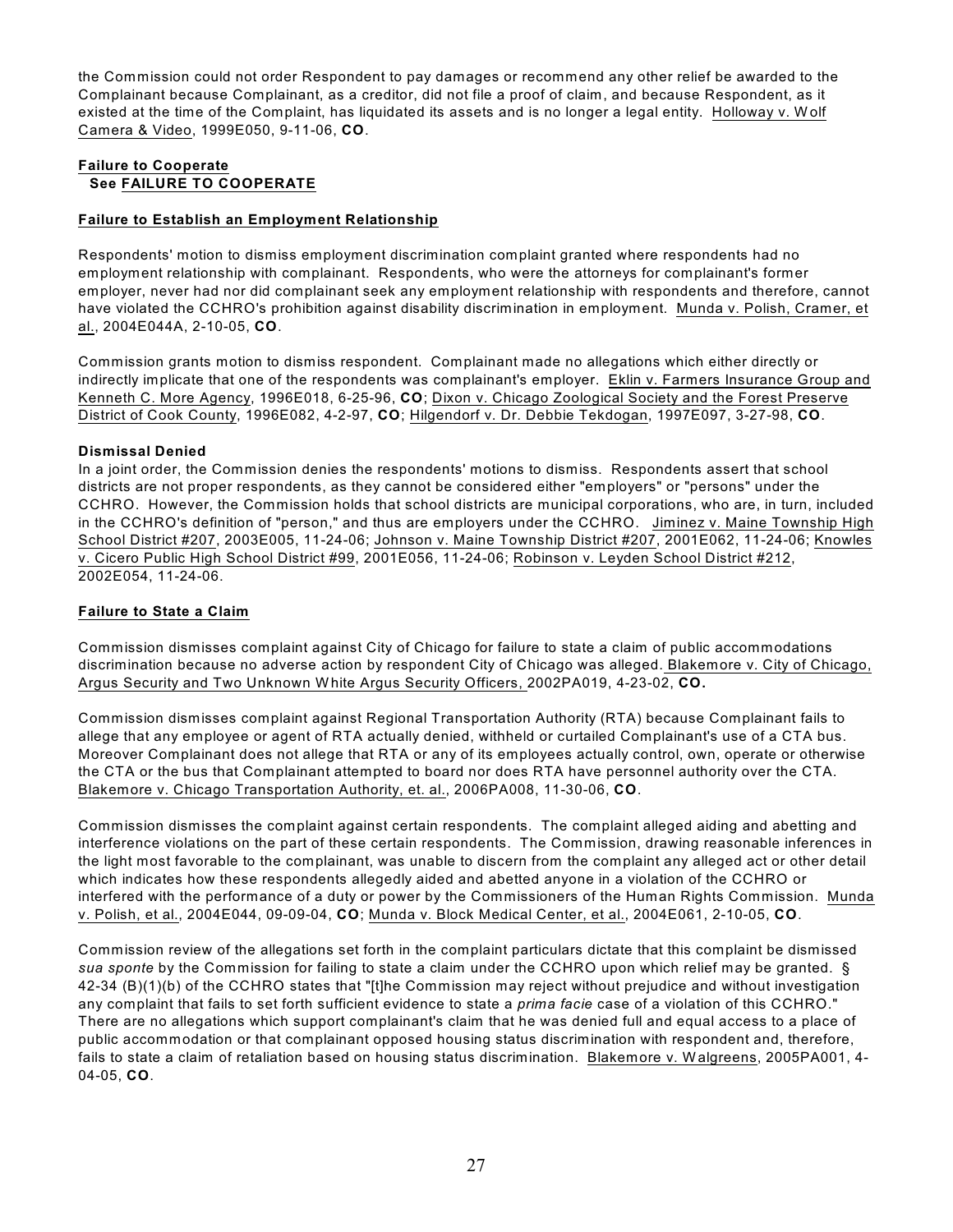the Commission could not order Respondent to pay damages or recommend any other relief be awarded to the Complainant because Complainant, as a creditor, did not file a proof of claim, and because Respondent, as it existed at the time of the Complaint, has liquidated its assets and is no longer a legal entity. Holloway v. Wolf Camera & Video, 1999E050, 9-11-06, **CO**.

**Failure to Cooperate**
**See FAILURE TO COOPERATE**

**Failure to Establish an Employment Relationship**

Respondents' motion to dismiss employment discrimination complaint granted where respondents had no employment relationship with complainant. Respondents, who were the attorneys for complainant's former employer, never had nor did complainant seek any employment relationship with respondents and therefore, cannot have violated the CCHRO's prohibition against disability discrimination in employment. Munda v. Polish, Cramer, et al., 2004E044A, 2-10-05, **CO**.

Commission grants motion to dismiss respondent. Complainant made no allegations which either directly or indirectly implicate that one of the respondents was complainant's employer. Eklin v. Farmers Insurance Group and Kenneth C. More Agency, 1996E018, 6-25-96, **CO**; Dixon v. Chicago Zoological Society and the Forest Preserve District of Cook County, 1996E082, 4-2-97, **CO**; Hilgendorf v. Dr. Debbie Tekdogan, 1997E097, 3-27-98, **CO**.

**Dismissal Denied**
In a joint order, the Commission denies the respondents' motions to dismiss. Respondents assert that school districts are not proper respondents, as they cannot be considered either "employers" or "persons" under the CCHRO. However, the Commission holds that school districts are municipal corporations, who are, in turn, included in the CCHRO's definition of "person," and thus are employers under the CCHRO. Jiminez v. Maine Township High School District #207, 2003E005, 11-24-06; Johnson v. Maine Township District #207, 2001E062, 11-24-06; Knowles v. Cicero Public High School District #99, 2001E056, 11-24-06; Robinson v. Leyden School District #212, 2002E054, 11-24-06.

**Failure to State a Claim**

Commission dismisses complaint against City of Chicago for failure to state a claim of public accommodations discrimination because no adverse action by respondent City of Chicago was alleged. Blakemore v. City of Chicago, Argus Security and Two Unknown White Argus Security Officers, 2002PA019, 4-23-02, **CO.**

Commission dismisses complaint against Regional Transportation Authority (RTA) because Complainant fails to allege that any employee or agent of RTA actually denied, withheld or curtailed Complainant's use of a CTA bus. Moreover Complainant does not allege that RTA or any of its employees actually control, own, operate or otherwise the CTA or the bus that Complainant attempted to board nor does RTA have personnel authority over the CTA. Blakemore v. Chicago Transportation Authority, et. al., 2006PA008, 11-30-06, **CO**.

Commission dismisses the complaint against certain respondents. The complaint alleged aiding and abetting and interference violations on the part of these certain respondents. The Commission, drawing reasonable inferences in the light most favorable to the complainant, was unable to discern from the complaint any alleged act or other detail which indicates how these respondents allegedly aided and abetted anyone in a violation of the CCHRO or interfered with the performance of a duty or power by the Commissioners of the Human Rights Commission. Munda v. Polish, et al., 2004E044, 09-09-04, **CO**; Munda v. Block Medical Center, et al., 2004E061, 2-10-05, **CO**.

Commission review of the allegations set forth in the complaint particulars dictate that this complaint be dismissed *sua sponte* by the Commission for failing to state a claim under the CCHRO upon which relief may be granted. § 42-34 (B)(1)(b) of the CCHRO states that "[t]he Commission may reject without prejudice and without investigation any complaint that fails to set forth sufficient evidence to state a *prima facie* case of a violation of this CCHRO." There are no allegations which support complainant's claim that he was denied full and equal access to a place of public accommodation or that complainant opposed housing status discrimination with respondent and, therefore, fails to state a claim of retaliation based on housing status discrimination. Blakemore v. Walgreens, 2005PA001, 4-04-05, **CO**.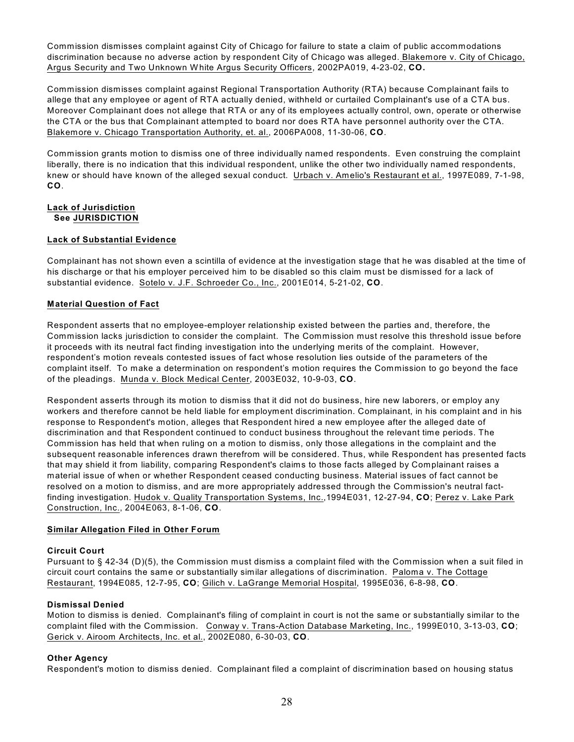Commission dismisses complaint against City of Chicago for failure to state a claim of public accommodations discrimination because no adverse action by respondent City of Chicago was alleged. Blakemore v. City of Chicago, Argus Security and Two Unknown White Argus Security Officers, 2002PA019, 4-23-02, **CO.**

Commission dismisses complaint against Regional Transportation Authority (RTA) because Complainant fails to allege that any employee or agent of RTA actually denied, withheld or curtailed Complainant's use of a CTA bus. Moreover Complainant does not allege that RTA or any of its employees actually control, own, operate or otherwise the CTA or the bus that Complainant attempted to board nor does RTA have personnel authority over the CTA. Blakemore v. Chicago Transportation Authority, et. al., 2006PA008, 11-30-06, **CO**.

Commission grants motion to dismiss one of three individually named respondents. Even construing the complaint liberally, there is no indication that this individual respondent, unlike the other two individually named respondents, knew or should have known of the alleged sexual conduct. Urbach v. Amelio's Restaurant et al., 1997E089, 7-1-98, **CO**.

**Lack of Jurisdiction**
**See JURISDICTION**

**Lack of Substantial Evidence**

Complainant has not shown even a scintilla of evidence at the investigation stage that he was disabled at the time of his discharge or that his employer perceived him to be disabled so this claim must be dismissed for a lack of substantial evidence. Sotelo v. J.F. Schroeder Co., Inc., 2001E014, 5-21-02, **CO**.

**Material Question of Fact**

Respondent asserts that no employee-employer relationship existed between the parties and, therefore, the Commission lacks jurisdiction to consider the complaint. The Commission must resolve this threshold issue before it proceeds with its neutral fact finding investigation into the underlying merits of the complaint. However, respondent's motion reveals contested issues of fact whose resolution lies outside of the parameters of the complaint itself. To make a determination on respondent's motion requires the Commission to go beyond the face of the pleadings. Munda v. Block Medical Center, 2003E032, 10-9-03, **CO**.

Respondent asserts through its motion to dismiss that it did not do business, hire new laborers, or employ any workers and therefore cannot be held liable for employment discrimination. Complainant, in his complaint and in his response to Respondent's motion, alleges that Respondent hired a new employee after the alleged date of discrimination and that Respondent continued to conduct business throughout the relevant time periods. The Commission has held that when ruling on a motion to dismiss, only those allegations in the complaint and the subsequent reasonable inferences drawn therefrom will be considered. Thus, while Respondent has presented facts that may shield it from liability, comparing Respondent's claims to those facts alleged by Complainant raises a material issue of when or whether Respondent ceased conducting business. Material issues of fact cannot be resolved on a motion to dismiss, and are more appropriately addressed through the Commission's neutral fact-finding investigation. Hudok v. Quality Transportation Systems, Inc.,1994E031, 12-27-94, **CO**; Perez v. Lake Park Construction, Inc., 2004E063, 8-1-06, **CO**.

**Similar Allegation Filed in Other Forum**

**Circuit Court**
Pursuant to § 42-34 (D)(5), the Commission must dismiss a complaint filed with the Commission when a suit filed in circuit court contains the same or substantially similar allegations of discrimination. Paloma v. The Cottage Restaurant, 1994E085, 12-7-95, **CO**; Gilich v. LaGrange Memorial Hospital, 1995E036, 6-8-98, **CO**.

**Dismissal Denied**
Motion to dismiss is denied. Complainant's filing of complaint in court is not the same or substantially similar to the complaint filed with the Commission. Conway v. Trans-Action Database Marketing, Inc., 1999E010, 3-13-03, **CO**; Gerick v. Airoom Architects, Inc. et al., 2002E080, 6-30-03, **CO**.

**Other Agency**
Respondent's motion to dismiss denied. Complainant filed a complaint of discrimination based on housing status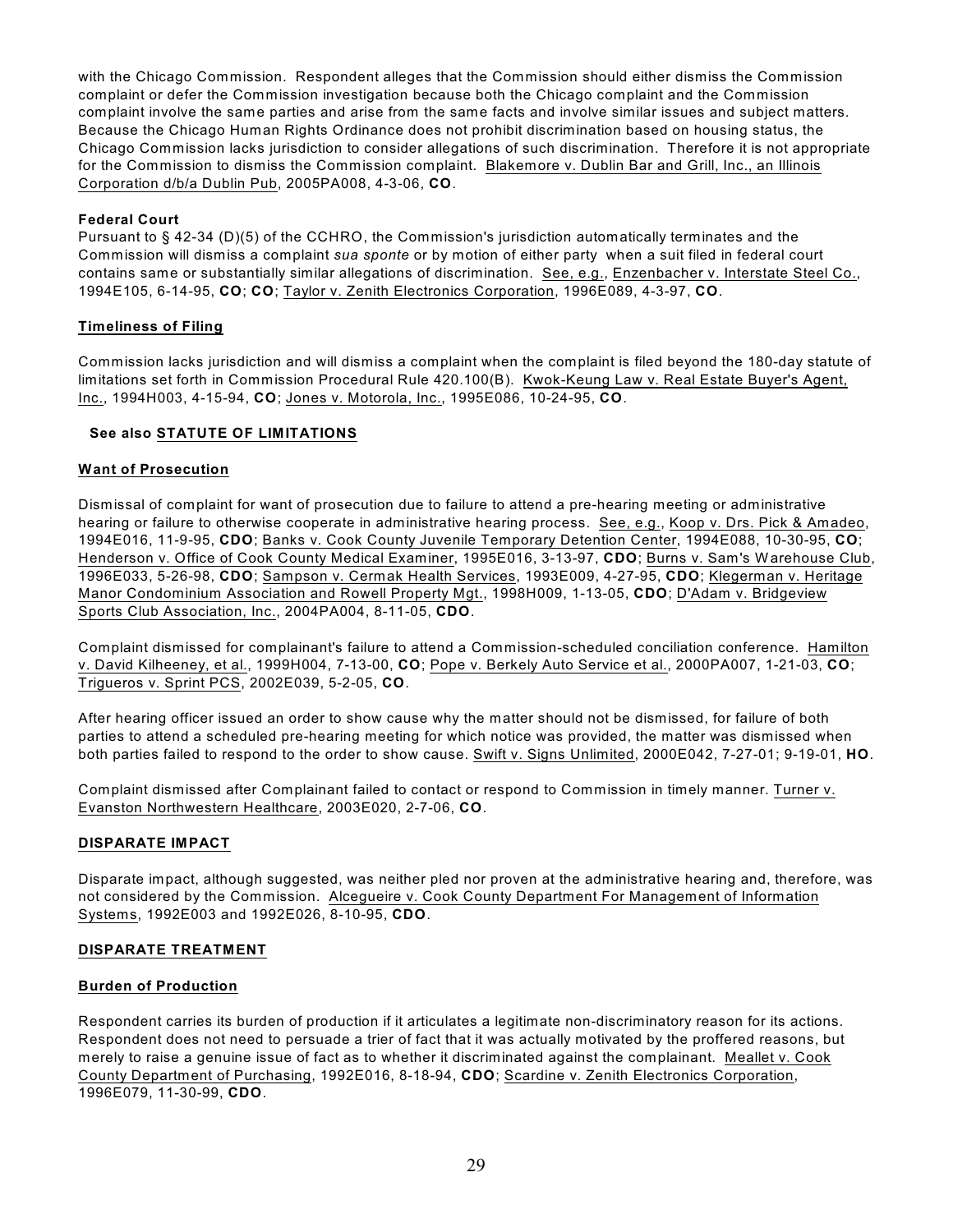with the Chicago Commission. Respondent alleges that the Commission should either dismiss the Commission complaint or defer the Commission investigation because both the Chicago complaint and the Commission complaint involve the same parties and arise from the same facts and involve similar issues and subject matters. Because the Chicago Human Rights Ordinance does not prohibit discrimination based on housing status, the Chicago Commission lacks jurisdiction to consider allegations of such discrimination. Therefore it is not appropriate for the Commission to dismiss the Commission complaint. Blakemore v. Dublin Bar and Grill, Inc., an Illinois Corporation d/b/a Dublin Pub, 2005PA008, 4-3-06, **CO**.

**Federal Court**

Pursuant to § 42-34 (D)(5) of the CCHRO, the Commission's jurisdiction automatically terminates and the Commission will dismiss a complaint *sua sponte* or by motion of either party when a suit filed in federal court contains same or substantially similar allegations of discrimination. See, e.g., Enzenbacher v. Interstate Steel Co., 1994E105, 6-14-95, **CO**; **CO**; Taylor v. Zenith Electronics Corporation, 1996E089, 4-3-97, **CO**.

**Timeliness of Filing**

Commission lacks jurisdiction and will dismiss a complaint when the complaint is filed beyond the 180-day statute of limitations set forth in Commission Procedural Rule 420.100(B). Kwok-Keung Law v. Real Estate Buyer's Agent, Inc., 1994H003, 4-15-94, **CO**; Jones v. Motorola, Inc., 1995E086, 10-24-95, **CO**.

**See also STATUTE OF LIMITATIONS**

**Want of Prosecution**

Dismissal of complaint for want of prosecution due to failure to attend a pre-hearing meeting or administrative hearing or failure to otherwise cooperate in administrative hearing process. See, e.g., Koop v. Drs. Pick & Amadeo, 1994E016, 11-9-95, **CDO**; Banks v. Cook County Juvenile Temporary Detention Center, 1994E088, 10-30-95, **CO**; Henderson v. Office of Cook County Medical Examiner, 1995E016, 3-13-97, **CDO**; Burns v. Sam's Warehouse Club, 1996E033, 5-26-98, **CDO**; Sampson v. Cermak Health Services, 1993E009, 4-27-95, **CDO**; Klegerman v. Heritage Manor Condominium Association and Rowell Property Mgt., 1998H009, 1-13-05, **CDO**; D'Adam v. Bridgeview Sports Club Association, Inc., 2004PA004, 8-11-05, **CDO**.

Complaint dismissed for complainant's failure to attend a Commission-scheduled conciliation conference. Hamilton v. David Kilheeney, et al., 1999H004, 7-13-00, **CO**; Pope v. Berkely Auto Service et al., 2000PA007, 1-21-03, **CO**; Trigueros v. Sprint PCS, 2002E039, 5-2-05, **CO**.

After hearing officer issued an order to show cause why the matter should not be dismissed, for failure of both parties to attend a scheduled pre-hearing meeting for which notice was provided, the matter was dismissed when both parties failed to respond to the order to show cause. Swift v. Signs Unlimited, 2000E042, 7-27-01; 9-19-01, **HO**.

Complaint dismissed after Complainant failed to contact or respond to Commission in timely manner. Turner v. Evanston Northwestern Healthcare, 2003E020, 2-7-06, **CO**.

## DISPARATE IMPACT

Disparate impact, although suggested, was neither pled nor proven at the administrative hearing and, therefore, was not considered by the Commission. Alcegueire v. Cook County Department For Management of Information Systems, 1992E003 and 1992E026, 8-10-95, **CDO**.

## DISPARATE TREATMENT

**Burden of Production**

Respondent carries its burden of production if it articulates a legitimate non-discriminatory reason for its actions. Respondent does not need to persuade a trier of fact that it was actually motivated by the proffered reasons, but merely to raise a genuine issue of fact as to whether it discriminated against the complainant. Meallet v. Cook County Department of Purchasing, 1992E016, 8-18-94, **CDO**; Scardine v. Zenith Electronics Corporation, 1996E079, 11-30-99, **CDO**.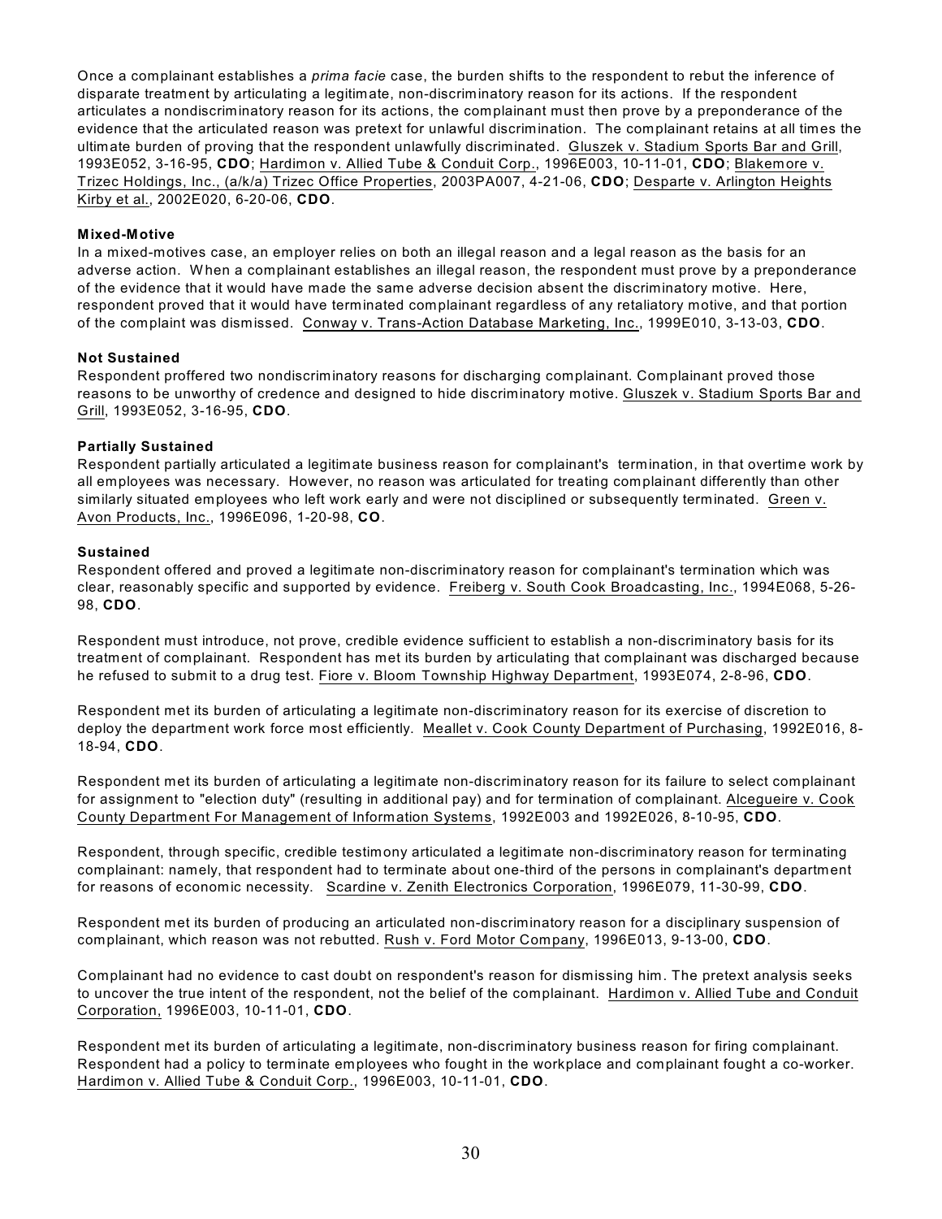Once a complainant establishes a *prima facie* case, the burden shifts to the respondent to rebut the inference of disparate treatment by articulating a legitimate, non-discriminatory reason for its actions. If the respondent articulates a nondiscriminatory reason for its actions, the complainant must then prove by a preponderance of the evidence that the articulated reason was pretext for unlawful discrimination. The complainant retains at all times the ultimate burden of proving that the respondent unlawfully discriminated. Gluszek v. Stadium Sports Bar and Grill, 1993E052, 3-16-95, **CDO**; Hardimon v. Allied Tube & Conduit Corp., 1996E003, 10-11-01, **CDO**; Blakemore v. Trizec Holdings, Inc., (a/k/a) Trizec Office Properties, 2003PA007, 4-21-06, **CDO**; Desparte v. Arlington Heights Kirby et al., 2002E020, 6-20-06, **CDO**.

**Mixed-Motive**

In a mixed-motives case, an employer relies on both an illegal reason and a legal reason as the basis for an adverse action. When a complainant establishes an illegal reason, the respondent must prove by a preponderance of the evidence that it would have made the same adverse decision absent the discriminatory motive. Here, respondent proved that it would have terminated complainant regardless of any retaliatory motive, and that portion of the complaint was dismissed. Conway v. Trans-Action Database Marketing, Inc., 1999E010, 3-13-03, **CDO**.

**Not Sustained**

Respondent proffered two nondiscriminatory reasons for discharging complainant. Complainant proved those reasons to be unworthy of credence and designed to hide discriminatory motive. Gluszek v. Stadium Sports Bar and Grill, 1993E052, 3-16-95, **CDO**.

**Partially Sustained**

Respondent partially articulated a legitimate business reason for complainant's termination, in that overtime work by all employees was necessary. However, no reason was articulated for treating complainant differently than other similarly situated employees who left work early and were not disciplined or subsequently terminated. Green v. Avon Products, Inc., 1996E096, 1-20-98, **CO**.

**Sustained**

Respondent offered and proved a legitimate non-discriminatory reason for complainant's termination which was clear, reasonably specific and supported by evidence. Freiberg v. South Cook Broadcasting, Inc., 1994E068, 5-26-98, **CDO**.

Respondent must introduce, not prove, credible evidence sufficient to establish a non-discriminatory basis for its treatment of complainant. Respondent has met its burden by articulating that complainant was discharged because he refused to submit to a drug test. Fiore v. Bloom Township Highway Department, 1993E074, 2-8-96, **CDO**.

Respondent met its burden of articulating a legitimate non-discriminatory reason for its exercise of discretion to deploy the department work force most efficiently. Meallet v. Cook County Department of Purchasing, 1992E016, 8-18-94, **CDO**.

Respondent met its burden of articulating a legitimate non-discriminatory reason for its failure to select complainant for assignment to "election duty" (resulting in additional pay) and for termination of complainant. Alcegueire v. Cook County Department For Management of Information Systems, 1992E003 and 1992E026, 8-10-95, **CDO**.

Respondent, through specific, credible testimony articulated a legitimate non-discriminatory reason for terminating complainant: namely, that respondent had to terminate about one-third of the persons in complainant's department for reasons of economic necessity. Scardine v. Zenith Electronics Corporation, 1996E079, 11-30-99, **CDO**.

Respondent met its burden of producing an articulated non-discriminatory reason for a disciplinary suspension of complainant, which reason was not rebutted. Rush v. Ford Motor Company, 1996E013, 9-13-00, **CDO**.

Complainant had no evidence to cast doubt on respondent's reason for dismissing him. The pretext analysis seeks to uncover the true intent of the respondent, not the belief of the complainant. Hardimon v. Allied Tube and Conduit Corporation, 1996E003, 10-11-01, **CDO**.

Respondent met its burden of articulating a legitimate, non-discriminatory business reason for firing complainant. Respondent had a policy to terminate employees who fought in the workplace and complainant fought a co-worker. Hardimon v. Allied Tube & Conduit Corp., 1996E003, 10-11-01, **CDO**.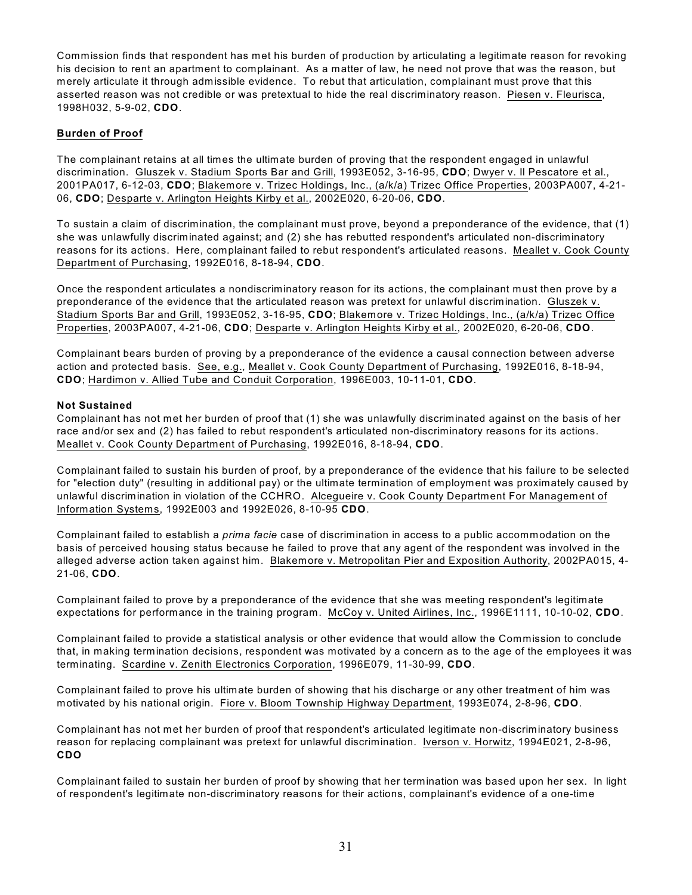Commission finds that respondent has met his burden of production by articulating a legitimate reason for revoking his decision to rent an apartment to complainant. As a matter of law, he need not prove that was the reason, but merely articulate it through admissible evidence. To rebut that articulation, complainant must prove that this asserted reason was not credible or was pretextual to hide the real discriminatory reason. Piesen v. Fleurisca, 1998H032, 5-9-02, **CDO**.

**Burden of Proof**

The complainant retains at all times the ultimate burden of proving that the respondent engaged in unlawful discrimination. Gluszek v. Stadium Sports Bar and Grill, 1993E052, 3-16-95, **CDO**; Dwyer v. Il Pescatore et al., 2001PA017, 6-12-03, **CDO**; Blakemore v. Trizec Holdings, Inc., (a/k/a) Trizec Office Properties, 2003PA007, 4-21-06, **CDO**; Desparte v. Arlington Heights Kirby et al., 2002E020, 6-20-06, **CDO**.

To sustain a claim of discrimination, the complainant must prove, beyond a preponderance of the evidence, that (1) she was unlawfully discriminated against; and (2) she has rebutted respondent's articulated non-discriminatory reasons for its actions. Here, complainant failed to rebut respondent's articulated reasons. Meallet v. Cook County Department of Purchasing, 1992E016, 8-18-94, **CDO**.

Once the respondent articulates a nondiscriminatory reason for its actions, the complainant must then prove by a preponderance of the evidence that the articulated reason was pretext for unlawful discrimination. Gluszek v. Stadium Sports Bar and Grill, 1993E052, 3-16-95, **CDO**; Blakemore v. Trizec Holdings, Inc., (a/k/a) Trizec Office Properties, 2003PA007, 4-21-06, **CDO**; Desparte v. Arlington Heights Kirby et al., 2002E020, 6-20-06, **CDO**.

Complainant bears burden of proving by a preponderance of the evidence a causal connection between adverse action and protected basis. See, e.g., Meallet v. Cook County Department of Purchasing, 1992E016, 8-18-94, **CDO**; Hardimon v. Allied Tube and Conduit Corporation, 1996E003, 10-11-01, **CDO**.

**Not Sustained**

Complainant has not met her burden of proof that (1) she was unlawfully discriminated against on the basis of her race and/or sex and (2) has failed to rebut respondent's articulated non-discriminatory reasons for its actions. Meallet v. Cook County Department of Purchasing, 1992E016, 8-18-94, **CDO**.

Complainant failed to sustain his burden of proof, by a preponderance of the evidence that his failure to be selected for "election duty" (resulting in additional pay) or the ultimate termination of employment was proximately caused by unlawful discrimination in violation of the CCHRO. Alcegueire v. Cook County Department For Management of Information Systems, 1992E003 and 1992E026, 8-10-95 **CDO**.

Complainant failed to establish a *prima facie* case of discrimination in access to a public accommodation on the basis of perceived housing status because he failed to prove that any agent of the respondent was involved in the alleged adverse action taken against him. Blakemore v. Metropolitan Pier and Exposition Authority, 2002PA015, 4-21-06, **CDO**.

Complainant failed to prove by a preponderance of the evidence that she was meeting respondent's legitimate expectations for performance in the training program. McCoy v. United Airlines, Inc., 1996E1111, 10-10-02, **CDO**.

Complainant failed to provide a statistical analysis or other evidence that would allow the Commission to conclude that, in making termination decisions, respondent was motivated by a concern as to the age of the employees it was terminating. Scardine v. Zenith Electronics Corporation, 1996E079, 11-30-99, **CDO**.

Complainant failed to prove his ultimate burden of showing that his discharge or any other treatment of him was motivated by his national origin. Fiore v. Bloom Township Highway Department, 1993E074, 2-8-96, **CDO**.

Complainant has not met her burden of proof that respondent's articulated legitimate non-discriminatory business reason for replacing complainant was pretext for unlawful discrimination. Iverson v. Horwitz, 1994E021, 2-8-96, **CDO**

Complainant failed to sustain her burden of proof by showing that her termination was based upon her sex. In light of respondent's legitimate non-discriminatory reasons for their actions, complainant's evidence of a one-time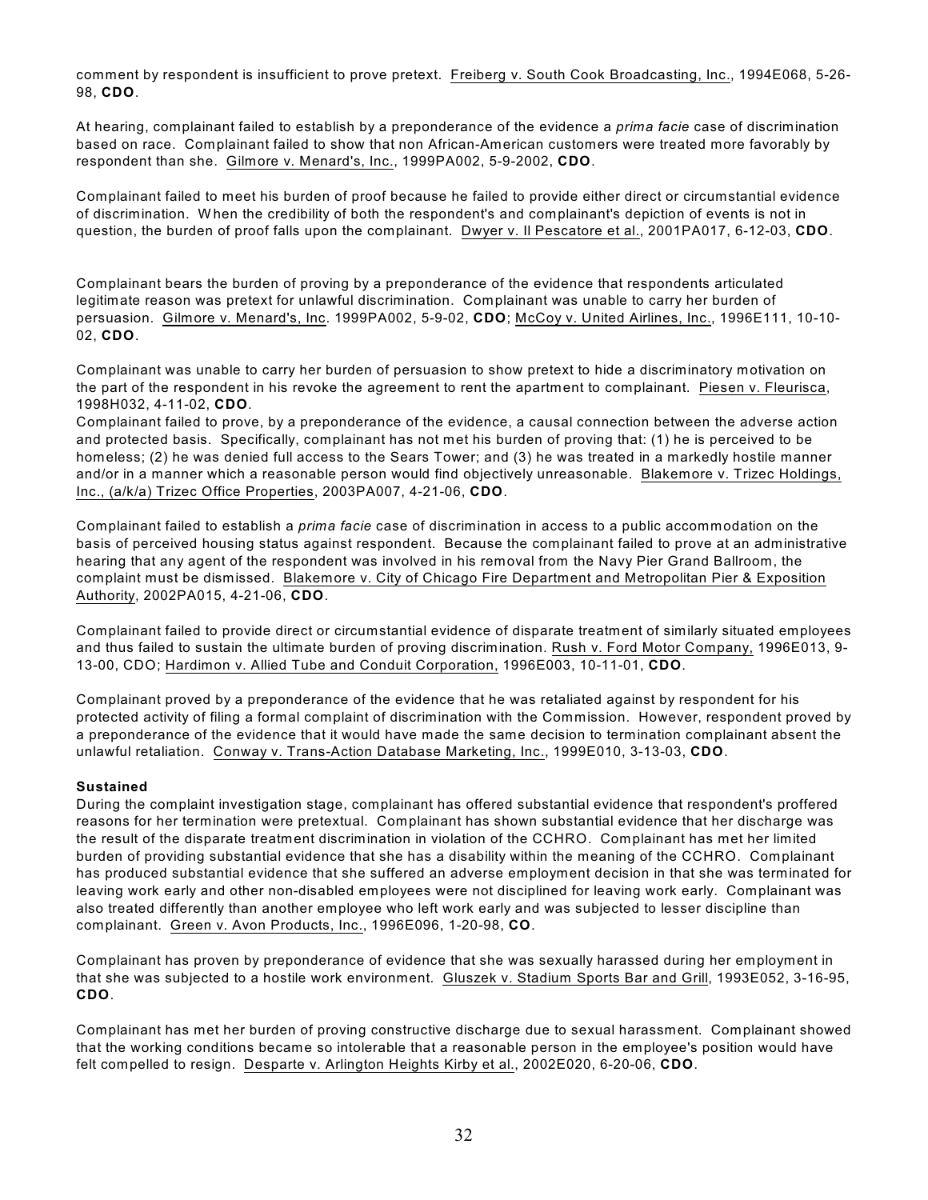comment by respondent is insufficient to prove pretext. Freiberg v. South Cook Broadcasting, Inc., 1994E068, 5-26-98, **CDO**.

At hearing, complainant failed to establish by a preponderance of the evidence a *prima facie* case of discrimination based on race. Complainant failed to show that non African-American customers were treated more favorably by respondent than she. Gilmore v. Menard's, Inc., 1999PA002, 5-9-2002, **CDO**.

Complainant failed to meet his burden of proof because he failed to provide either direct or circumstantial evidence of discrimination. When the credibility of both the respondent's and complainant's depiction of events is not in question, the burden of proof falls upon the complainant. Dwyer v. Il Pescatore et al., 2001PA017, 6-12-03, **CDO**.

Complainant bears the burden of proving by a preponderance of the evidence that respondents articulated legitimate reason was pretext for unlawful discrimination. Complainant was unable to carry her burden of persuasion. Gilmore v. Menard's, Inc. 1999PA002, 5-9-02, **CDO**; McCoy v. United Airlines, Inc., 1996E111, 10-10-02, **CDO**.

Complainant was unable to carry her burden of persuasion to show pretext to hide a discriminatory motivation on the part of the respondent in his revoke the agreement to rent the apartment to complainant. Piesen v. Fleurisca, 1998H032, 4-11-02, **CDO**.

Complainant failed to prove, by a preponderance of the evidence, a causal connection between the adverse action and protected basis. Specifically, complainant has not met his burden of proving that: (1) he is perceived to be homeless; (2) he was denied full access to the Sears Tower; and (3) he was treated in a markedly hostile manner and/or in a manner which a reasonable person would find objectively unreasonable. Blakemore v. Trizec Holdings, Inc., (a/k/a) Trizec Office Properties, 2003PA007, 4-21-06, **CDO**.

Complainant failed to establish a *prima facie* case of discrimination in access to a public accommodation on the basis of perceived housing status against respondent. Because the complainant failed to prove at an administrative hearing that any agent of the respondent was involved in his removal from the Navy Pier Grand Ballroom, the complaint must be dismissed. Blakemore v. City of Chicago Fire Department and Metropolitan Pier & Exposition Authority, 2002PA015, 4-21-06, **CDO**.

Complainant failed to provide direct or circumstantial evidence of disparate treatment of similarly situated employees and thus failed to sustain the ultimate burden of proving discrimination. Rush v. Ford Motor Company, 1996E013, 9-13-00, CDO; Hardimon v. Allied Tube and Conduit Corporation, 1996E003, 10-11-01, **CDO**.

Complainant proved by a preponderance of the evidence that he was retaliated against by respondent for his protected activity of filing a formal complaint of discrimination with the Commission. However, respondent proved by a preponderance of the evidence that it would have made the same decision to termination complainant absent the unlawful retaliation. Conway v. Trans-Action Database Marketing, Inc., 1999E010, 3-13-03, **CDO**.

**Sustained**

During the complaint investigation stage, complainant has offered substantial evidence that respondent's proffered reasons for her termination were pretextual. Complainant has shown substantial evidence that her discharge was the result of the disparate treatment discrimination in violation of the CCHRO. Complainant has met her limited burden of providing substantial evidence that she has a disability within the meaning of the CCHRO. Complainant has produced substantial evidence that she suffered an adverse employment decision in that she was terminated for leaving work early and other non-disabled employees were not disciplined for leaving work early. Complainant was also treated differently than another employee who left work early and was subjected to lesser discipline than complainant. Green v. Avon Products, Inc., 1996E096, 1-20-98, **CO**.

Complainant has proven by preponderance of evidence that she was sexually harassed during her employment in that she was subjected to a hostile work environment. Gluszek v. Stadium Sports Bar and Grill, 1993E052, 3-16-95, **CDO**.

Complainant has met her burden of proving constructive discharge due to sexual harassment. Complainant showed that the working conditions became so intolerable that a reasonable person in the employee's position would have felt compelled to resign. Desparte v. Arlington Heights Kirby et al., 2002E020, 6-20-06, **CDO**.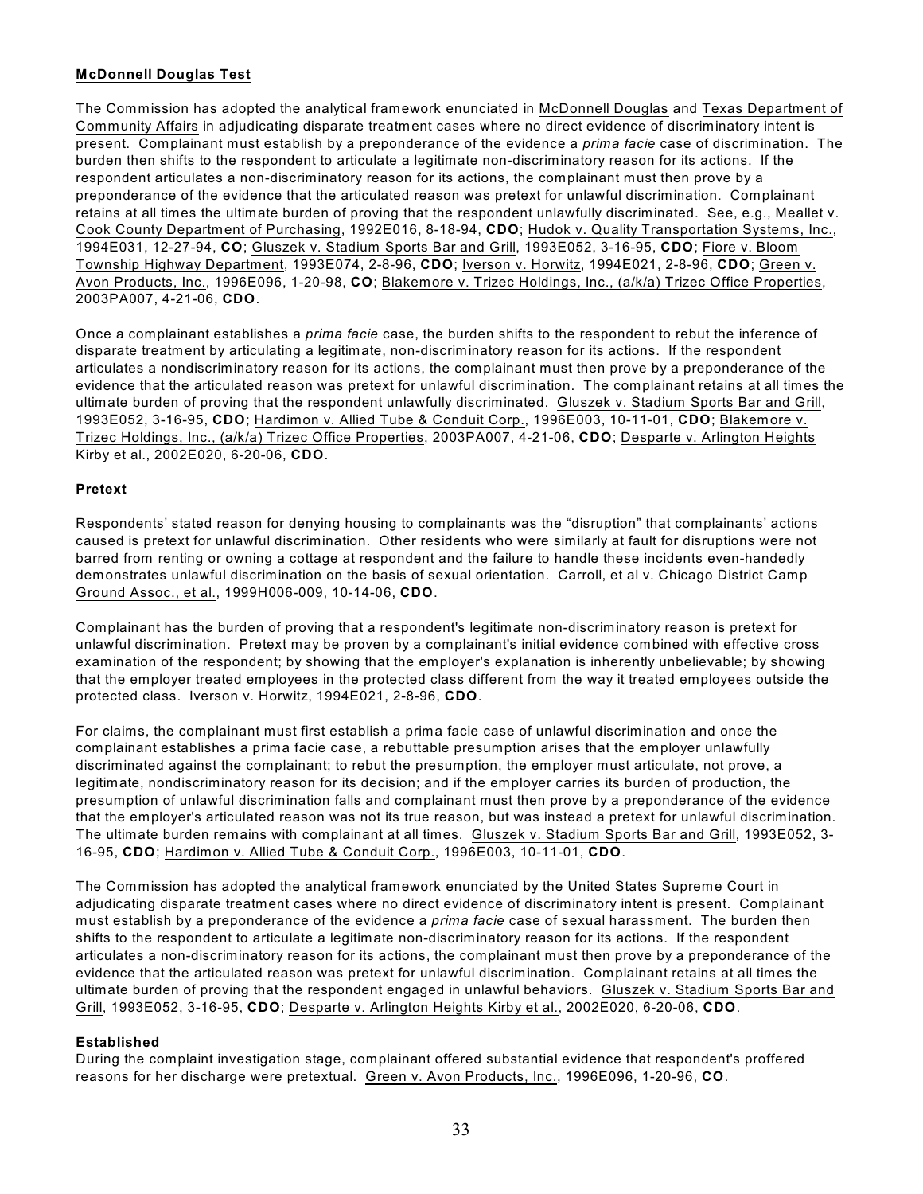**McDonnell Douglas Test**

The Commission has adopted the analytical framework enunciated in McDonnell Douglas and Texas Department of Community Affairs in adjudicating disparate treatment cases where no direct evidence of discriminatory intent is present. Complainant must establish by a preponderance of the evidence a *prima facie* case of discrimination. The burden then shifts to the respondent to articulate a legitimate non-discriminatory reason for its actions. If the respondent articulates a non-discriminatory reason for its actions, the complainant must then prove by a preponderance of the evidence that the articulated reason was pretext for unlawful discrimination. Complainant retains at all times the ultimate burden of proving that the respondent unlawfully discriminated. See, e.g., Meallet v. Cook County Department of Purchasing, 1992E016, 8-18-94, **CDO**; Hudok v. Quality Transportation Systems, Inc., 1994E031, 12-27-94, **CO**; Gluszek v. Stadium Sports Bar and Grill, 1993E052, 3-16-95, **CDO**; Fiore v. Bloom Township Highway Department, 1993E074, 2-8-96, **CDO**; Iverson v. Horwitz, 1994E021, 2-8-96, **CDO**; Green v. Avon Products, Inc., 1996E096, 1-20-98, **CO**; Blakemore v. Trizec Holdings, Inc., (a/k/a) Trizec Office Properties, 2003PA007, 4-21-06, **CDO**.

Once a complainant establishes a *prima facie* case, the burden shifts to the respondent to rebut the inference of disparate treatment by articulating a legitimate, non-discriminatory reason for its actions. If the respondent articulates a nondiscriminatory reason for its actions, the complainant must then prove by a preponderance of the evidence that the articulated reason was pretext for unlawful discrimination. The complainant retains at all times the ultimate burden of proving that the respondent unlawfully discriminated. Gluszek v. Stadium Sports Bar and Grill, 1993E052, 3-16-95, **CDO**; Hardimon v. Allied Tube & Conduit Corp., 1996E003, 10-11-01, **CDO**; Blakemore v. Trizec Holdings, Inc., (a/k/a) Trizec Office Properties, 2003PA007, 4-21-06, **CDO**; Desparte v. Arlington Heights Kirby et al., 2002E020, 6-20-06, **CDO**.

**Pretext**

Respondents' stated reason for denying housing to complainants was the "disruption" that complainants' actions caused is pretext for unlawful discrimination. Other residents who were similarly at fault for disruptions were not barred from renting or owning a cottage at respondent and the failure to handle these incidents even-handedly demonstrates unlawful discrimination on the basis of sexual orientation. Carroll, et al v. Chicago District Camp Ground Assoc., et al., 1999H006-009, 10-14-06, **CDO**.

Complainant has the burden of proving that a respondent's legitimate non-discriminatory reason is pretext for unlawful discrimination. Pretext may be proven by a complainant's initial evidence combined with effective cross examination of the respondent; by showing that the employer's explanation is inherently unbelievable; by showing that the employer treated employees in the protected class different from the way it treated employees outside the protected class. Iverson v. Horwitz, 1994E021, 2-8-96, **CDO**.

For claims, the complainant must first establish a prima facie case of unlawful discrimination and once the complainant establishes a prima facie case, a rebuttable presumption arises that the employer unlawfully discriminated against the complainant; to rebut the presumption, the employer must articulate, not prove, a legitimate, nondiscriminatory reason for its decision; and if the employer carries its burden of production, the presumption of unlawful discrimination falls and complainant must then prove by a preponderance of the evidence that the employer's articulated reason was not its true reason, but was instead a pretext for unlawful discrimination. The ultimate burden remains with complainant at all times. Gluszek v. Stadium Sports Bar and Grill, 1993E052, 3-16-95, **CDO**; Hardimon v. Allied Tube & Conduit Corp., 1996E003, 10-11-01, **CDO**.

The Commission has adopted the analytical framework enunciated by the United States Supreme Court in adjudicating disparate treatment cases where no direct evidence of discriminatory intent is present. Complainant must establish by a preponderance of the evidence a *prima facie* case of sexual harassment. The burden then shifts to the respondent to articulate a legitimate non-discriminatory reason for its actions. If the respondent articulates a non-discriminatory reason for its actions, the complainant must then prove by a preponderance of the evidence that the articulated reason was pretext for unlawful discrimination. Complainant retains at all times the ultimate burden of proving that the respondent engaged in unlawful behaviors. Gluszek v. Stadium Sports Bar and Grill, 1993E052, 3-16-95, **CDO**; Desparte v. Arlington Heights Kirby et al., 2002E020, 6-20-06, **CDO**.

**Established**

During the complaint investigation stage, complainant offered substantial evidence that respondent's proffered reasons for her discharge were pretextual. Green v. Avon Products, Inc., 1996E096, 1-20-96, **CO**.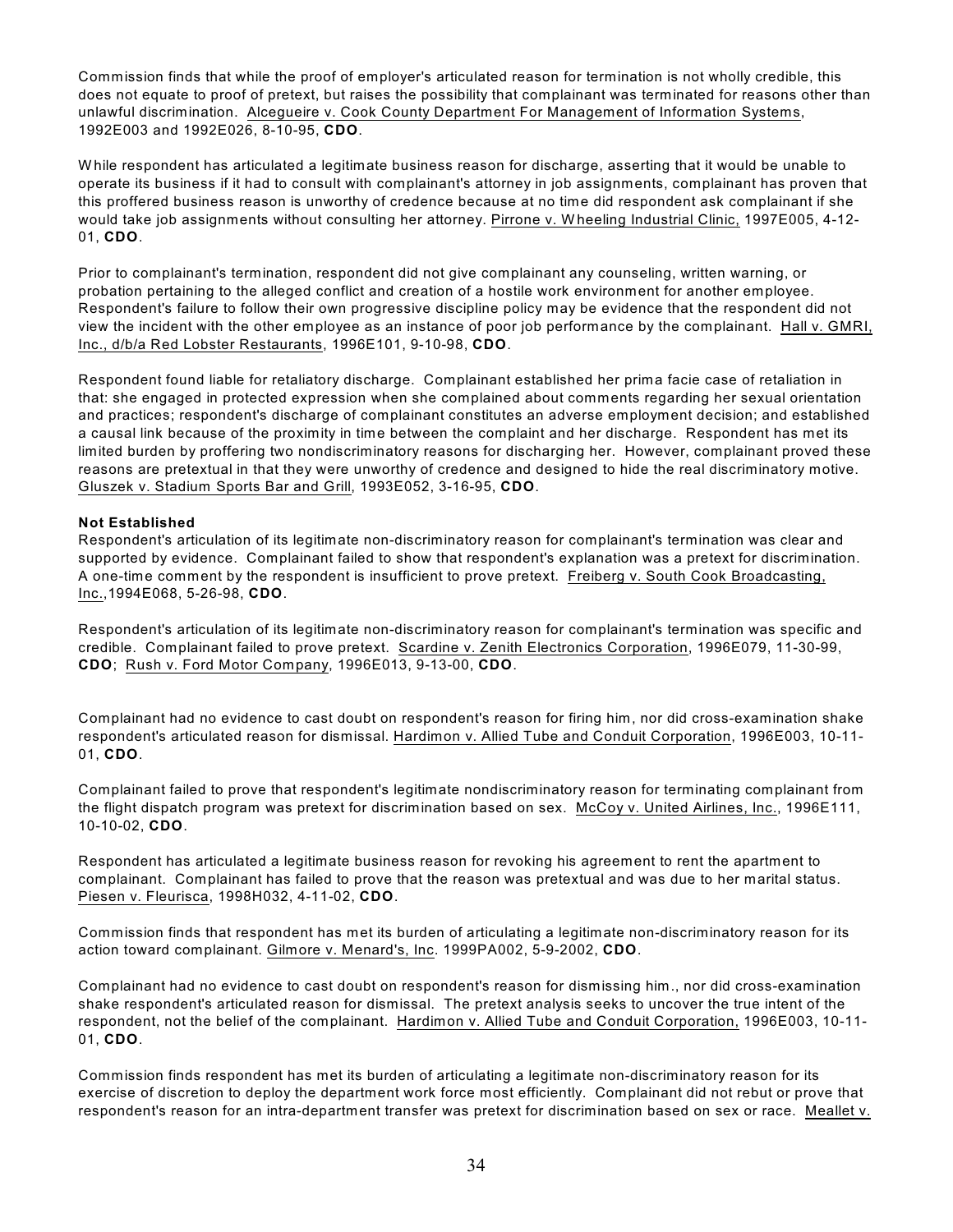Commission finds that while the proof of employer's articulated reason for termination is not wholly credible, this does not equate to proof of pretext, but raises the possibility that complainant was terminated for reasons other than unlawful discrimination. Alcegueire v. Cook County Department For Management of Information Systems, 1992E003 and 1992E026, 8-10-95, **CDO**.

While respondent has articulated a legitimate business reason for discharge, asserting that it would be unable to operate its business if it had to consult with complainant's attorney in job assignments, complainant has proven that this proffered business reason is unworthy of credence because at no time did respondent ask complainant if she would take job assignments without consulting her attorney. Pirrone v. Wheeling Industrial Clinic, 1997E005, 4-12-01, **CDO**.

Prior to complainant's termination, respondent did not give complainant any counseling, written warning, or probation pertaining to the alleged conflict and creation of a hostile work environment for another employee. Respondent's failure to follow their own progressive discipline policy may be evidence that the respondent did not view the incident with the other employee as an instance of poor job performance by the complainant. Hall v. GMRI, Inc., d/b/a Red Lobster Restaurants, 1996E101, 9-10-98, **CDO**.

Respondent found liable for retaliatory discharge. Complainant established her prima facie case of retaliation in that: she engaged in protected expression when she complained about comments regarding her sexual orientation and practices; respondent's discharge of complainant constitutes an adverse employment decision; and established a causal link because of the proximity in time between the complaint and her discharge. Respondent has met its limited burden by proffering two nondiscriminatory reasons for discharging her. However, complainant proved these reasons are pretextual in that they were unworthy of credence and designed to hide the real discriminatory motive. Gluszek v. Stadium Sports Bar and Grill, 1993E052, 3-16-95, **CDO**.

**Not Established**

Respondent's articulation of its legitimate non-discriminatory reason for complainant's termination was clear and supported by evidence. Complainant failed to show that respondent's explanation was a pretext for discrimination. A one-time comment by the respondent is insufficient to prove pretext. Freiberg v. South Cook Broadcasting, Inc.,1994E068, 5-26-98, **CDO**.

Respondent's articulation of its legitimate non-discriminatory reason for complainant's termination was specific and credible. Complainant failed to prove pretext. Scardine v. Zenith Electronics Corporation, 1996E079, 11-30-99, **CDO**; Rush v. Ford Motor Company, 1996E013, 9-13-00, **CDO**.

Complainant had no evidence to cast doubt on respondent's reason for firing him, nor did cross-examination shake respondent's articulated reason for dismissal. Hardimon v. Allied Tube and Conduit Corporation, 1996E003, 10-11-01, **CDO**.

Complainant failed to prove that respondent's legitimate nondiscriminatory reason for terminating complainant from the flight dispatch program was pretext for discrimination based on sex. McCoy v. United Airlines, Inc., 1996E111, 10-10-02, **CDO**.

Respondent has articulated a legitimate business reason for revoking his agreement to rent the apartment to complainant. Complainant has failed to prove that the reason was pretextual and was due to her marital status. Piesen v. Fleurisca, 1998H032, 4-11-02, **CDO**.

Commission finds that respondent has met its burden of articulating a legitimate non-discriminatory reason for its action toward complainant. Gilmore v. Menard's, Inc. 1999PA002, 5-9-2002, **CDO**.

Complainant had no evidence to cast doubt on respondent's reason for dismissing him., nor did cross-examination shake respondent's articulated reason for dismissal. The pretext analysis seeks to uncover the true intent of the respondent, not the belief of the complainant. Hardimon v. Allied Tube and Conduit Corporation, 1996E003, 10-11-01, **CDO**.

Commission finds respondent has met its burden of articulating a legitimate non-discriminatory reason for its exercise of discretion to deploy the department work force most efficiently. Complainant did not rebut or prove that respondent's reason for an intra-department transfer was pretext for discrimination based on sex or race. Meallet v.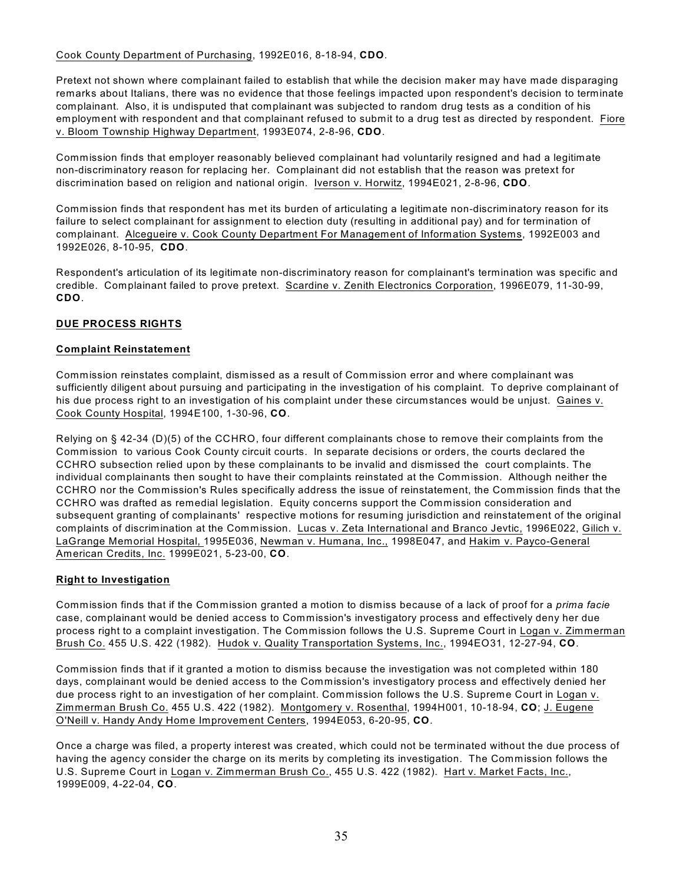Cook County Department of Purchasing, 1992E016, 8-18-94, **CDO**.

Pretext not shown where complainant failed to establish that while the decision maker may have made disparaging remarks about Italians, there was no evidence that those feelings impacted upon respondent's decision to terminate complainant. Also, it is undisputed that complainant was subjected to random drug tests as a condition of his employment with respondent and that complainant refused to submit to a drug test as directed by respondent. Fiore v. Bloom Township Highway Department, 1993E074, 2-8-96, **CDO**.

Commission finds that employer reasonably believed complainant had voluntarily resigned and had a legitimate non-discriminatory reason for replacing her. Complainant did not establish that the reason was pretext for discrimination based on religion and national origin. Iverson v. Horwitz, 1994E021, 2-8-96, **CDO**.

Commission finds that respondent has met its burden of articulating a legitimate non-discriminatory reason for its failure to select complainant for assignment to election duty (resulting in additional pay) and for termination of complainant. Alcegueire v. Cook County Department For Management of Information Systems, 1992E003 and 1992E026, 8-10-95, **CDO**.

Respondent's articulation of its legitimate non-discriminatory reason for complainant's termination was specific and credible. Complainant failed to prove pretext. Scardine v. Zenith Electronics Corporation, 1996E079, 11-30-99, **CDO**.

## DUE PROCESS RIGHTS

### Complaint Reinstatement

Commission reinstates complaint, dismissed as a result of Commission error and where complainant was sufficiently diligent about pursuing and participating in the investigation of his complaint. To deprive complainant of his due process right to an investigation of his complaint under these circumstances would be unjust. Gaines v. Cook County Hospital, 1994E100, 1-30-96, **CO**.

Relying on § 42-34 (D)(5) of the CCHRO, four different complainants chose to remove their complaints from the Commission to various Cook County circuit courts. In separate decisions or orders, the courts declared the CCHRO subsection relied upon by these complainants to be invalid and dismissed the court complaints. The individual complainants then sought to have their complaints reinstated at the Commission. Although neither the CCHRO nor the Commission's Rules specifically address the issue of reinstatement, the Commission finds that the CCHRO was drafted as remedial legislation. Equity concerns support the Commission consideration and subsequent granting of complainants' respective motions for resuming jurisdiction and reinstatement of the original complaints of discrimination at the Commission. Lucas v. Zeta International and Branco Jevtic, 1996E022, Gilich v. LaGrange Memorial Hospital, 1995E036, Newman v. Humana, Inc., 1998E047, and Hakim v. Payco-General American Credits, Inc. 1999E021, 5-23-00, **CO**.

### Right to Investigation

Commission finds that if the Commission granted a motion to dismiss because of a lack of proof for a *prima facie* case, complainant would be denied access to Commission's investigatory process and effectively deny her due process right to a complaint investigation. The Commission follows the U.S. Supreme Court in Logan v. Zimmerman Brush Co. 455 U.S. 422 (1982). Hudok v. Quality Transportation Systems, Inc., 1994EO31, 12-27-94, **CO**.

Commission finds that if it granted a motion to dismiss because the investigation was not completed within 180 days, complainant would be denied access to the Commission's investigatory process and effectively denied her due process right to an investigation of her complaint. Commission follows the U.S. Supreme Court in Logan v. Zimmerman Brush Co. 455 U.S. 422 (1982). Montgomery v. Rosenthal, 1994H001, 10-18-94, **CO**; J. Eugene O'Neill v. Handy Andy Home Improvement Centers, 1994E053, 6-20-95, **CO**.

Once a charge was filed, a property interest was created, which could not be terminated without the due process of having the agency consider the charge on its merits by completing its investigation. The Commission follows the U.S. Supreme Court in Logan v. Zimmerman Brush Co., 455 U.S. 422 (1982). Hart v. Market Facts, Inc., 1999E009, 4-22-04, **CO**.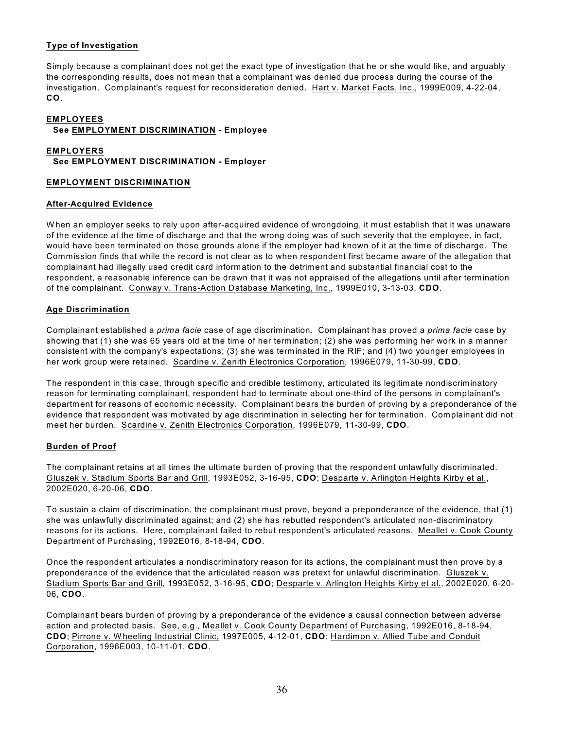**Type of Investigation**

Simply because a complainant does not get the exact type of investigation that he or she would like, and arguably the corresponding results, does not mean that a complainant was denied due process during the course of the investigation. Complainant's request for reconsideration denied. Hart v. Market Facts, Inc., 1999E009, 4-22-04, **CO**.

**EMPLOYEES**
**See EMPLOYMENT DISCRIMINATION - Employee**

**EMPLOYERS**
**See EMPLOYMENT DISCRIMINATION - Employer**

**EMPLOYMENT DISCRIMINATION**

**After-Acquired Evidence**

When an employer seeks to rely upon after-acquired evidence of wrongdoing, it must establish that it was unaware of the evidence at the time of discharge and that the wrong doing was of such severity that the employee, in fact, would have been terminated on those grounds alone if the employer had known of it at the time of discharge. The Commission finds that while the record is not clear as to when respondent first became aware of the allegation that complainant had illegally used credit card information to the detriment and substantial financial cost to the respondent, a reasonable inference can be drawn that it was not appraised of the allegations until after termination of the complainant. Conway v. Trans-Action Database Marketing, Inc., 1999E010, 3-13-03, **CDO**.

**Age Discrimination**

Complainant established a *prima facie* case of age discrimination. Complainant has proved a *prima facie* case by showing that (1) she was 65 years old at the time of her termination; (2) she was performing her work in a manner consistent with the company's expectations; (3) she was terminated in the RIF; and (4) two younger employees in her work group were retained. Scardine v. Zenith Electronics Corporation, 1996E079, 11-30-99, **CDO**.

The respondent in this case, through specific and credible testimony, articulated its legitimate nondiscriminatory reason for terminating complainant, respondent had to terminate about one-third of the persons in complainant's department for reasons of economic necessity. Complainant bears the burden of proving by a preponderance of the evidence that respondent was motivated by age discrimination in selecting her for termination. Complainant did not meet her burden. Scardine v. Zenith Electronics Corporation, 1996E079, 11-30-99, **CDO**.

**Burden of Proof**

The complainant retains at all times the ultimate burden of proving that the respondent unlawfully discriminated. Gluszek v. Stadium Sports Bar and Grill, 1993E052, 3-16-95, **CDO**; Desparte v. Arlington Heights Kirby et al., 2002E020, 6-20-06, **CDO**.

To sustain a claim of discrimination, the complainant must prove, beyond a preponderance of the evidence, that (1) she was unlawfully discriminated against; and (2) she has rebutted respondent's articulated non-discriminatory reasons for its actions. Here, complainant failed to rebut respondent's articulated reasons. Meallet v. Cook County Department of Purchasing, 1992E016, 8-18-94, **CDO**.

Once the respondent articulates a nondiscriminatory reason for its actions, the complainant must then prove by a preponderance of the evidence that the articulated reason was pretext for unlawful discrimination. Gluszek v. Stadium Sports Bar and Grill, 1993E052, 3-16-95, **CDO**; Desparte v. Arlington Heights Kirby et al., 2002E020, 6-20-06, **CDO**.

Complainant bears burden of proving by a preponderance of the evidence a causal connection between adverse action and protected basis. See, e.g., Meallet v. Cook County Department of Purchasing, 1992E016, 8-18-94, **CDO**; Pirrone v. Wheeling Industrial Clinic, 1997E005, 4-12-01, **CDO**; Hardimon v. Allied Tube and Conduit Corporation, 1996E003, 10-11-01, **CDO**.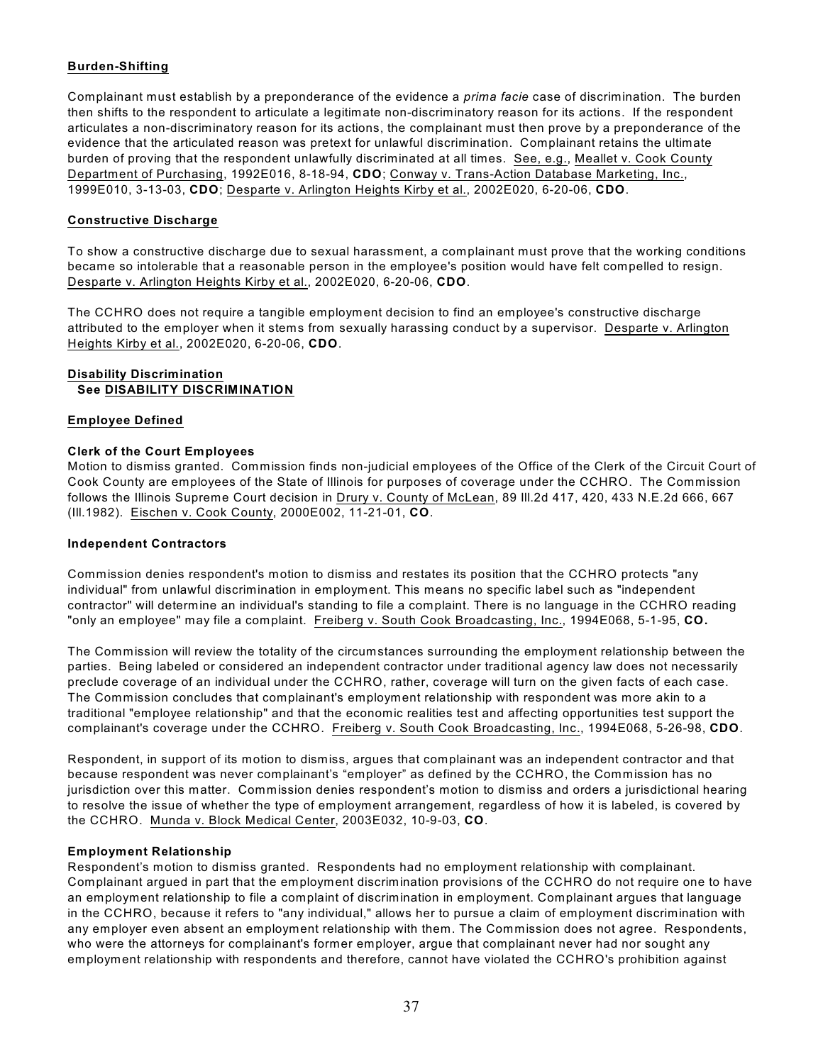**Burden-Shifting**

Complainant must establish by a preponderance of the evidence a *prima facie* case of discrimination. The burden then shifts to the respondent to articulate a legitimate non-discriminatory reason for its actions. If the respondent articulates a non-discriminatory reason for its actions, the complainant must then prove by a preponderance of the evidence that the articulated reason was pretext for unlawful discrimination. Complainant retains the ultimate burden of proving that the respondent unlawfully discriminated at all times. See, e.g., Meallet v. Cook County Department of Purchasing, 1992E016, 8-18-94, **CDO**; Conway v. Trans-Action Database Marketing, Inc., 1999E010, 3-13-03, **CDO**; Desparte v. Arlington Heights Kirby et al., 2002E020, 6-20-06, **CDO**.

**Constructive Discharge**

To show a constructive discharge due to sexual harassment, a complainant must prove that the working conditions became so intolerable that a reasonable person in the employee's position would have felt compelled to resign. Desparte v. Arlington Heights Kirby et al., 2002E020, 6-20-06, **CDO**.

The CCHRO does not require a tangible employment decision to find an employee's constructive discharge attributed to the employer when it stems from sexually harassing conduct by a supervisor. Desparte v. Arlington Heights Kirby et al., 2002E020, 6-20-06, **CDO**.

**Disability Discrimination**
**See DISABILITY DISCRIMINATION**

**Employee Defined**

**Clerk of the Court Employees**

Motion to dismiss granted. Commission finds non-judicial employees of the Office of the Clerk of the Circuit Court of Cook County are employees of the State of Illinois for purposes of coverage under the CCHRO. The Commission follows the Illinois Supreme Court decision in Drury v. County of McLean, 89 Ill.2d 417, 420, 433 N.E.2d 666, 667 (Ill.1982). Eischen v. Cook County, 2000E002, 11-21-01, **CO**.

**Independent Contractors**

Commission denies respondent's motion to dismiss and restates its position that the CCHRO protects "any individual" from unlawful discrimination in employment. This means no specific label such as "independent contractor" will determine an individual's standing to file a complaint. There is no language in the CCHRO reading "only an employee" may file a complaint. Freiberg v. South Cook Broadcasting, Inc., 1994E068, 5-1-95, **CO.**

The Commission will review the totality of the circumstances surrounding the employment relationship between the parties. Being labeled or considered an independent contractor under traditional agency law does not necessarily preclude coverage of an individual under the CCHRO, rather, coverage will turn on the given facts of each case. The Commission concludes that complainant's employment relationship with respondent was more akin to a traditional "employee relationship" and that the economic realities test and affecting opportunities test support the complainant's coverage under the CCHRO. Freiberg v. South Cook Broadcasting, Inc., 1994E068, 5-26-98, **CDO**.

Respondent, in support of its motion to dismiss, argues that complainant was an independent contractor and that because respondent was never complainant's "employer" as defined by the CCHRO, the Commission has no jurisdiction over this matter. Commission denies respondent's motion to dismiss and orders a jurisdictional hearing to resolve the issue of whether the type of employment arrangement, regardless of how it is labeled, is covered by the CCHRO. Munda v. Block Medical Center, 2003E032, 10-9-03, **CO**.

**Employment Relationship**

Respondent's motion to dismiss granted. Respondents had no employment relationship with complainant. Complainant argued in part that the employment discrimination provisions of the CCHRO do not require one to have an employment relationship to file a complaint of discrimination in employment. Complainant argues that language in the CCHRO, because it refers to "any individual," allows her to pursue a claim of employment discrimination with any employer even absent an employment relationship with them. The Commission does not agree. Respondents, who were the attorneys for complainant's former employer, argue that complainant never had nor sought any employment relationship with respondents and therefore, cannot have violated the CCHRO's prohibition against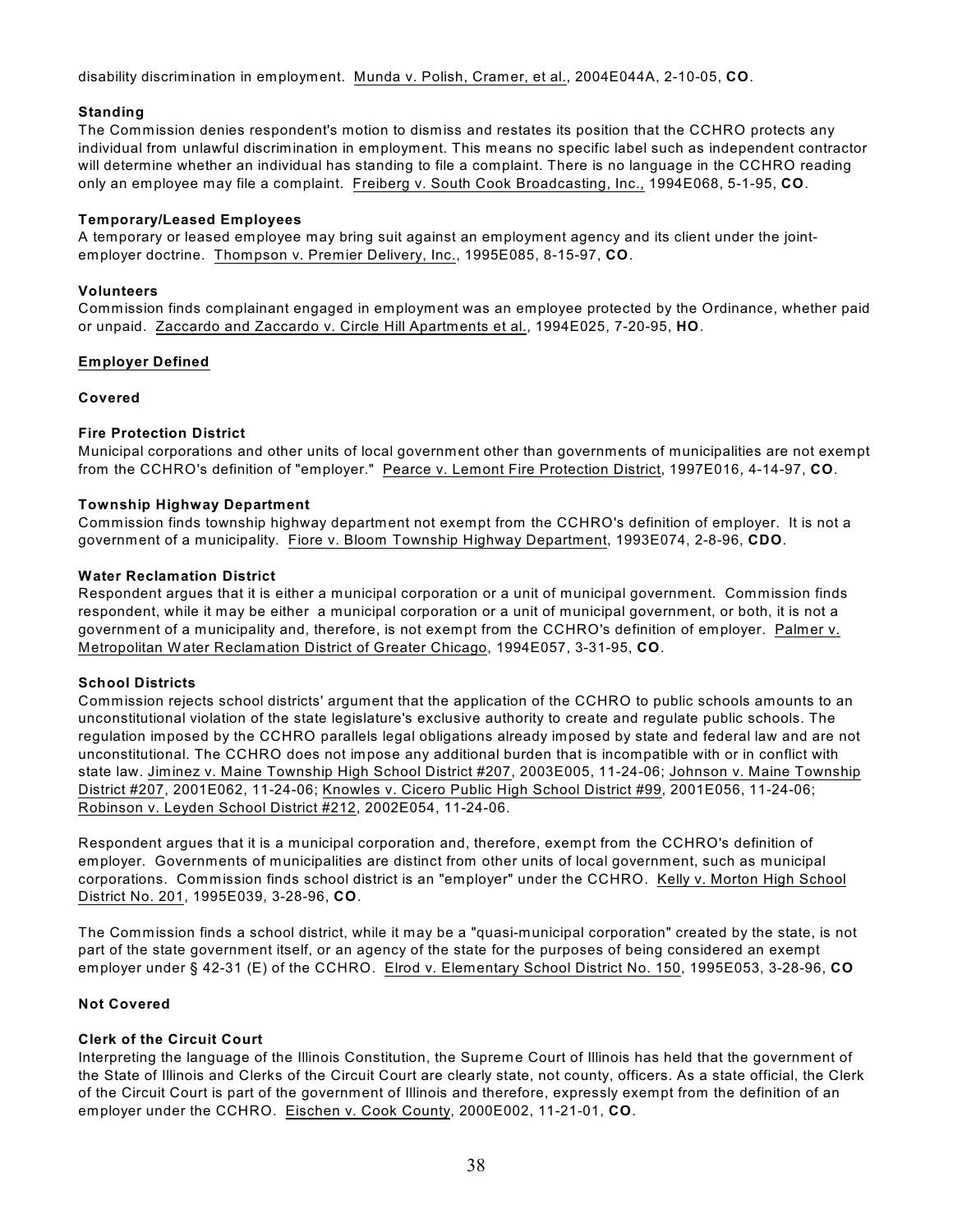disability discrimination in employment. Munda v. Polish, Cramer, et al., 2004E044A, 2-10-05, **CO**.

**Standing**

The Commission denies respondent's motion to dismiss and restates its position that the CCHRO protects any individual from unlawful discrimination in employment. This means no specific label such as independent contractor will determine whether an individual has standing to file a complaint. There is no language in the CCHRO reading only an employee may file a complaint. Freiberg v. South Cook Broadcasting, Inc., 1994E068, 5-1-95, **CO**.

**Temporary/Leased Employees**

A temporary or leased employee may bring suit against an employment agency and its client under the joint-employer doctrine. Thompson v. Premier Delivery, Inc., 1995E085, 8-15-97, **CO**.

**Volunteers**

Commission finds complainant engaged in employment was an employee protected by the Ordinance, whether paid or unpaid. Zaccardo and Zaccardo v. Circle Hill Apartments et al., 1994E025, 7-20-95, **HO**.

**Employer Defined**

**Covered**

**Fire Protection District**

Municipal corporations and other units of local government other than governments of municipalities are not exempt from the CCHRO's definition of "employer." Pearce v. Lemont Fire Protection District, 1997E016, 4-14-97, **CO**.

**Township Highway Department**

Commission finds township highway department not exempt from the CCHRO's definition of employer. It is not a government of a municipality. Fiore v. Bloom Township Highway Department, 1993E074, 2-8-96, **CDO**.

**Water Reclamation District**

Respondent argues that it is either a municipal corporation or a unit of municipal government. Commission finds respondent, while it may be either a municipal corporation or a unit of municipal government, or both, it is not a government of a municipality and, therefore, is not exempt from the CCHRO's definition of employer. Palmer v. Metropolitan Water Reclamation District of Greater Chicago, 1994E057, 3-31-95, **CO**.

**School Districts**

Commission rejects school districts' argument that the application of the CCHRO to public schools amounts to an unconstitutional violation of the state legislature's exclusive authority to create and regulate public schools. The regulation imposed by the CCHRO parallels legal obligations already imposed by state and federal law and are not unconstitutional. The CCHRO does not impose any additional burden that is incompatible with or in conflict with state law. Jiminez v. Maine Township High School District #207, 2003E005, 11-24-06; Johnson v. Maine Township District #207, 2001E062, 11-24-06; Knowles v. Cicero Public High School District #99, 2001E056, 11-24-06; Robinson v. Leyden School District #212, 2002E054, 11-24-06.

Respondent argues that it is a municipal corporation and, therefore, exempt from the CCHRO's definition of employer. Governments of municipalities are distinct from other units of local government, such as municipal corporations. Commission finds school district is an "employer" under the CCHRO. Kelly v. Morton High School District No. 201, 1995E039, 3-28-96, **CO**.

The Commission finds a school district, while it may be a "quasi-municipal corporation" created by the state, is not part of the state government itself, or an agency of the state for the purposes of being considered an exempt employer under § 42-31 (E) of the CCHRO. Elrod v. Elementary School District No. 150, 1995E053, 3-28-96, **CO**

**Not Covered**

**Clerk of the Circuit Court**

Interpreting the language of the Illinois Constitution, the Supreme Court of Illinois has held that the government of the State of Illinois and Clerks of the Circuit Court are clearly state, not county, officers. As a state official, the Clerk of the Circuit Court is part of the government of Illinois and therefore, expressly exempt from the definition of an employer under the CCHRO. Eischen v. Cook County, 2000E002, 11-21-01, **CO**.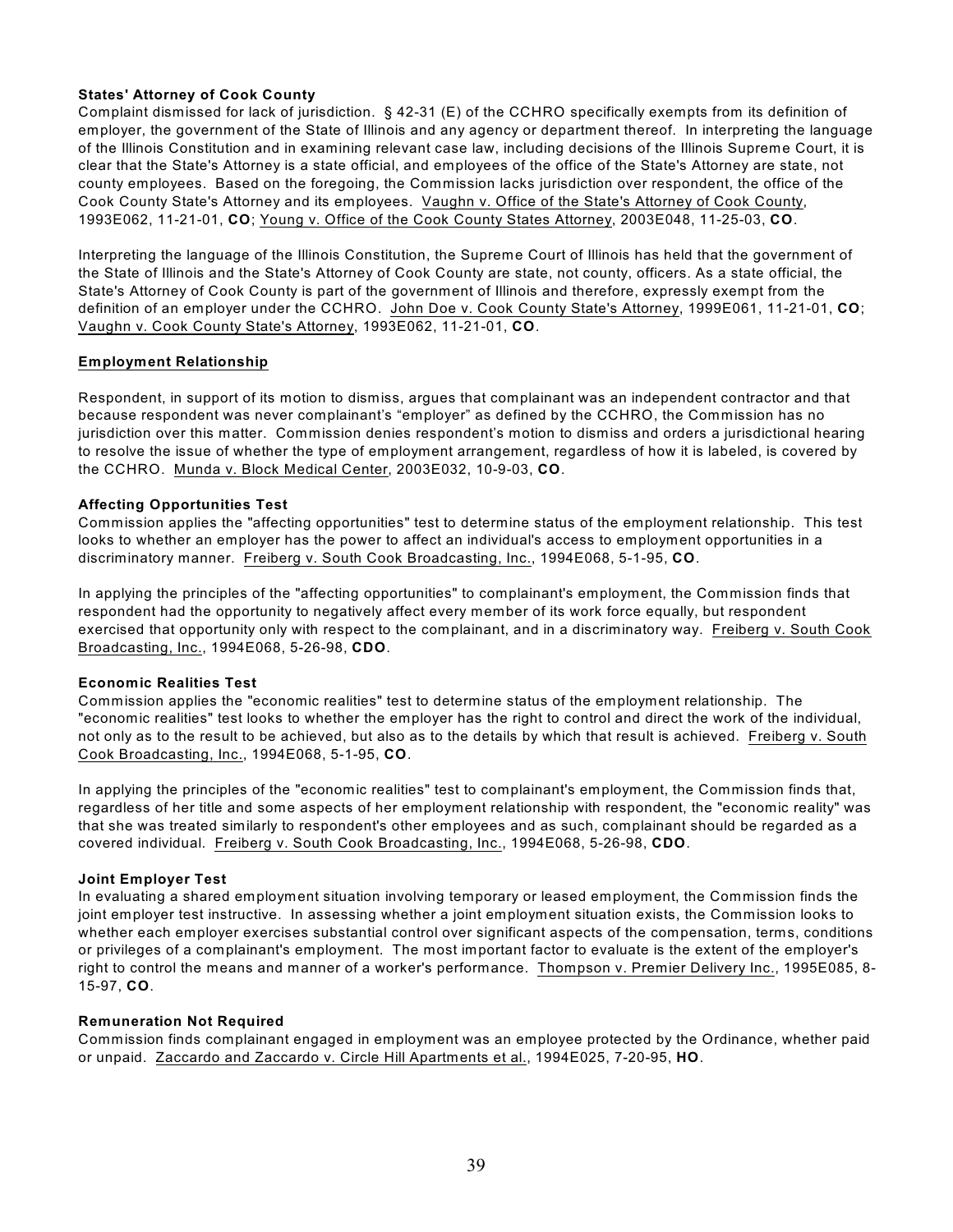**States' Attorney of Cook County**

Complaint dismissed for lack of jurisdiction. § 42-31 (E) of the CCHRO specifically exempts from its definition of employer, the government of the State of Illinois and any agency or department thereof. In interpreting the language of the Illinois Constitution and in examining relevant case law, including decisions of the Illinois Supreme Court, it is clear that the State's Attorney is a state official, and employees of the office of the State's Attorney are state, not county employees. Based on the foregoing, the Commission lacks jurisdiction over respondent, the office of the Cook County State's Attorney and its employees. Vaughn v. Office of the State's Attorney of Cook County, 1993E062, 11-21-01, **CO**; Young v. Office of the Cook County States Attorney, 2003E048, 11-25-03, **CO**.

Interpreting the language of the Illinois Constitution, the Supreme Court of Illinois has held that the government of the State of Illinois and the State's Attorney of Cook County are state, not county, officers. As a state official, the State's Attorney of Cook County is part of the government of Illinois and therefore, expressly exempt from the definition of an employer under the CCHRO. John Doe v. Cook County State's Attorney, 1999E061, 11-21-01, **CO**; Vaughn v. Cook County State's Attorney, 1993E062, 11-21-01, **CO**.

**Employment Relationship**

Respondent, in support of its motion to dismiss, argues that complainant was an independent contractor and that because respondent was never complainant's "employer" as defined by the CCHRO, the Commission has no jurisdiction over this matter. Commission denies respondent's motion to dismiss and orders a jurisdictional hearing to resolve the issue of whether the type of employment arrangement, regardless of how it is labeled, is covered by the CCHRO. Munda v. Block Medical Center, 2003E032, 10-9-03, **CO**.

**Affecting Opportunities Test**

Commission applies the "affecting opportunities" test to determine status of the employment relationship. This test looks to whether an employer has the power to affect an individual's access to employment opportunities in a discriminatory manner. Freiberg v. South Cook Broadcasting, Inc., 1994E068, 5-1-95, **CO**.

In applying the principles of the "affecting opportunities" to complainant's employment, the Commission finds that respondent had the opportunity to negatively affect every member of its work force equally, but respondent exercised that opportunity only with respect to the complainant, and in a discriminatory way. Freiberg v. South Cook Broadcasting, Inc., 1994E068, 5-26-98, **CDO**.

**Economic Realities Test**

Commission applies the "economic realities" test to determine status of the employment relationship. The "economic realities" test looks to whether the employer has the right to control and direct the work of the individual, not only as to the result to be achieved, but also as to the details by which that result is achieved. Freiberg v. South Cook Broadcasting, Inc., 1994E068, 5-1-95, **CO**.

In applying the principles of the "economic realities" test to complainant's employment, the Commission finds that, regardless of her title and some aspects of her employment relationship with respondent, the "economic reality" was that she was treated similarly to respondent's other employees and as such, complainant should be regarded as a covered individual. Freiberg v. South Cook Broadcasting, Inc., 1994E068, 5-26-98, **CDO**.

**Joint Employer Test**

In evaluating a shared employment situation involving temporary or leased employment, the Commission finds the joint employer test instructive. In assessing whether a joint employment situation exists, the Commission looks to whether each employer exercises substantial control over significant aspects of the compensation, terms, conditions or privileges of a complainant's employment. The most important factor to evaluate is the extent of the employer's right to control the means and manner of a worker's performance. Thompson v. Premier Delivery Inc., 1995E085, 8-15-97, **CO**.

**Remuneration Not Required**

Commission finds complainant engaged in employment was an employee protected by the Ordinance, whether paid or unpaid. Zaccardo and Zaccardo v. Circle Hill Apartments et al., 1994E025, 7-20-95, **HO**.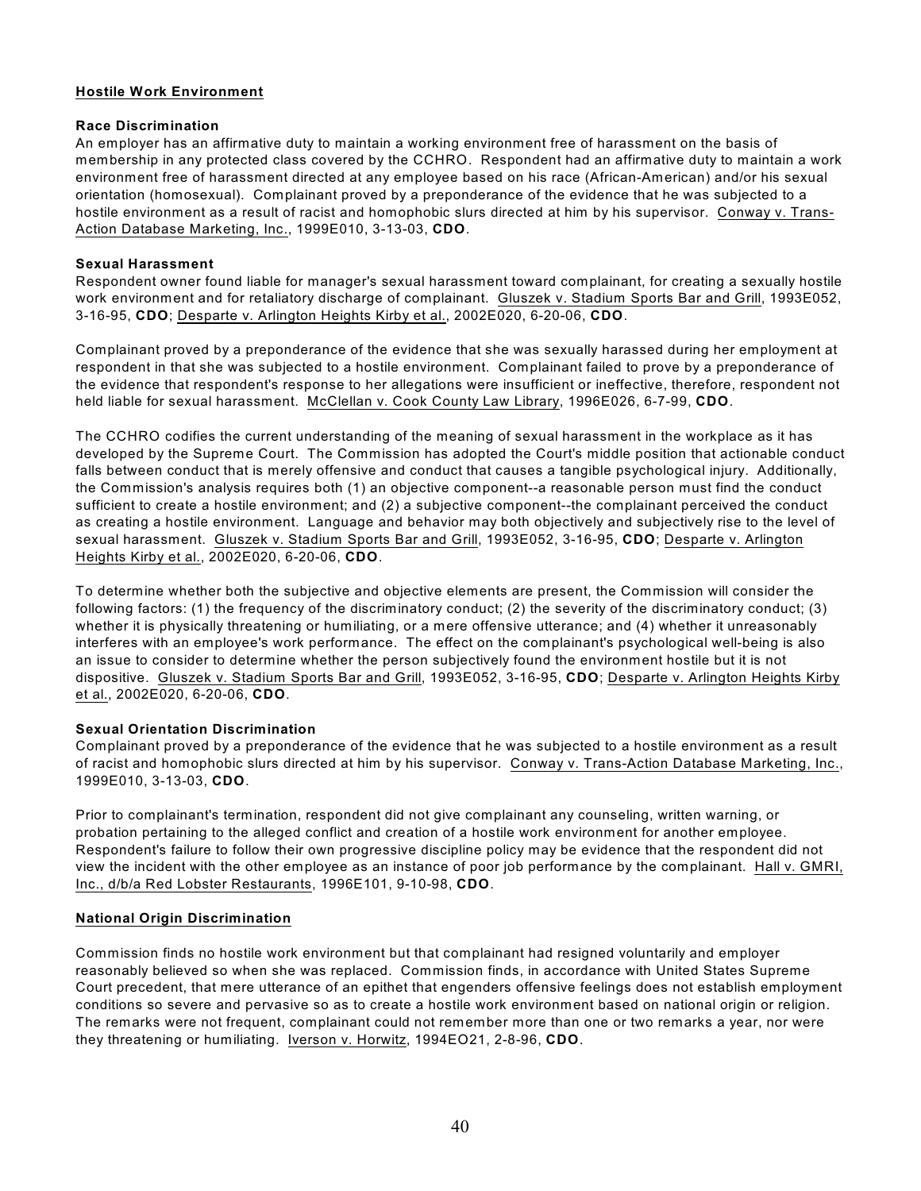## Hostile Work Environment

### Race Discrimination

An employer has an affirmative duty to maintain a working environment free of harassment on the basis of membership in any protected class covered by the CCHRO. Respondent had an affirmative duty to maintain a work environment free of harassment directed at any employee based on his race (African-American) and/or his sexual orientation (homosexual). Complainant proved by a preponderance of the evidence that he was subjected to a hostile environment as a result of racist and homophobic slurs directed at him by his supervisor. Conway v. Trans-Action Database Marketing, Inc., 1999E010, 3-13-03, **CDO**.

### Sexual Harassment

Respondent owner found liable for manager's sexual harassment toward complainant, for creating a sexually hostile work environment and for retaliatory discharge of complainant. Gluszek v. Stadium Sports Bar and Grill, 1993E052, 3-16-95, **CDO**; Desparte v. Arlington Heights Kirby et al., 2002E020, 6-20-06, **CDO**.

Complainant proved by a preponderance of the evidence that she was sexually harassed during her employment at respondent in that she was subjected to a hostile environment. Complainant failed to prove by a preponderance of the evidence that respondent's response to her allegations were insufficient or ineffective, therefore, respondent not held liable for sexual harassment. McClellan v. Cook County Law Library, 1996E026, 6-7-99, **CDO**.

The CCHRO codifies the current understanding of the meaning of sexual harassment in the workplace as it has developed by the Supreme Court. The Commission has adopted the Court's middle position that actionable conduct falls between conduct that is merely offensive and conduct that causes a tangible psychological injury. Additionally, the Commission's analysis requires both (1) an objective component--a reasonable person must find the conduct sufficient to create a hostile environment; and (2) a subjective component--the complainant perceived the conduct as creating a hostile environment. Language and behavior may both objectively and subjectively rise to the level of sexual harassment. Gluszek v. Stadium Sports Bar and Grill, 1993E052, 3-16-95, **CDO**; Desparte v. Arlington Heights Kirby et al., 2002E020, 6-20-06, **CDO**.

To determine whether both the subjective and objective elements are present, the Commission will consider the following factors: (1) the frequency of the discriminatory conduct; (2) the severity of the discriminatory conduct; (3) whether it is physically threatening or humiliating, or a mere offensive utterance; and (4) whether it unreasonably interferes with an employee's work performance. The effect on the complainant's psychological well-being is also an issue to consider to determine whether the person subjectively found the environment hostile but it is not dispositive. Gluszek v. Stadium Sports Bar and Grill, 1993E052, 3-16-95, **CDO**; Desparte v. Arlington Heights Kirby et al., 2002E020, 6-20-06, **CDO**.

### Sexual Orientation Discrimination

Complainant proved by a preponderance of the evidence that he was subjected to a hostile environment as a result of racist and homophobic slurs directed at him by his supervisor. Conway v. Trans-Action Database Marketing, Inc., 1999E010, 3-13-03, **CDO**.

Prior to complainant's termination, respondent did not give complainant any counseling, written warning, or probation pertaining to the alleged conflict and creation of a hostile work environment for another employee. Respondent's failure to follow their own progressive discipline policy may be evidence that the respondent did not view the incident with the other employee as an instance of poor job performance by the complainant. Hall v. GMRI, Inc., d/b/a Red Lobster Restaurants, 1996E101, 9-10-98, **CDO**.

## National Origin Discrimination

Commission finds no hostile work environment but that complainant had resigned voluntarily and employer reasonably believed so when she was replaced. Commission finds, in accordance with United States Supreme Court precedent, that mere utterance of an epithet that engenders offensive feelings does not establish employment conditions so severe and pervasive so as to create a hostile work environment based on national origin or religion. The remarks were not frequent, complainant could not remember more than one or two remarks a year, nor were they threatening or humiliating. Iverson v. Horwitz, 1994EO21, 2-8-96, **CDO**.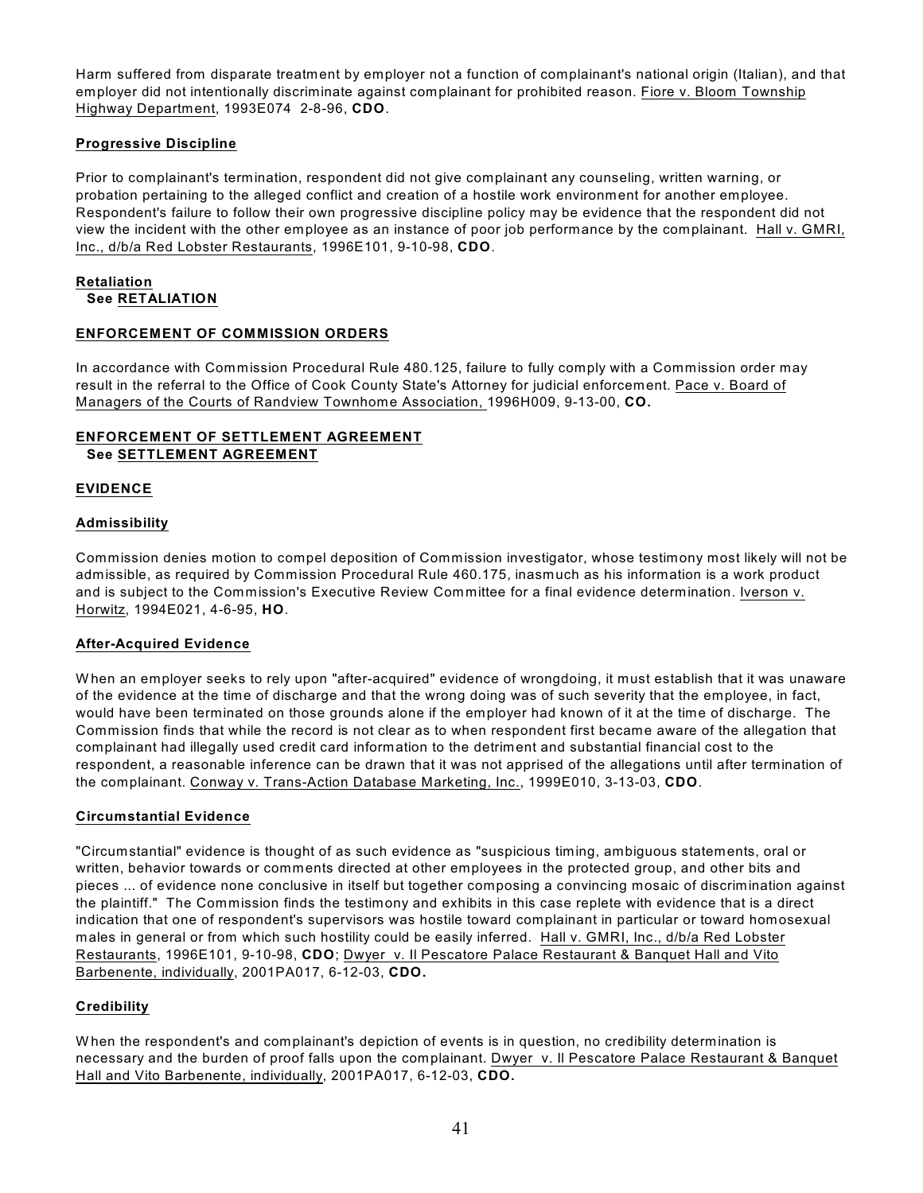Harm suffered from disparate treatment by employer not a function of complainant's national origin (Italian), and that employer did not intentionally discriminate against complainant for prohibited reason. Fiore v. Bloom Township Highway Department, 1993E074 2-8-96, **CDO**.

**Progressive Discipline**

Prior to complainant's termination, respondent did not give complainant any counseling, written warning, or probation pertaining to the alleged conflict and creation of a hostile work environment for another employee. Respondent's failure to follow their own progressive discipline policy may be evidence that the respondent did not view the incident with the other employee as an instance of poor job performance by the complainant. Hall v. GMRI, Inc., d/b/a Red Lobster Restaurants, 1996E101, 9-10-98, **CDO**.

**Retaliation**
**See RETALIATION**

**ENFORCEMENT OF COMMISSION ORDERS**

In accordance with Commission Procedural Rule 480.125, failure to fully comply with a Commission order may result in the referral to the Office of Cook County State's Attorney for judicial enforcement. Pace v. Board of Managers of the Courts of Randview Townhome Association, 1996H009, 9-13-00, **CO.**

**ENFORCEMENT OF SETTLEMENT AGREEMENT**
**See SETTLEMENT AGREEMENT**

**EVIDENCE**

**Admissibility**

Commission denies motion to compel deposition of Commission investigator, whose testimony most likely will not be admissible, as required by Commission Procedural Rule 460.175, inasmuch as his information is a work product and is subject to the Commission's Executive Review Committee for a final evidence determination. Iverson v. Horwitz, 1994E021, 4-6-95, **HO**.

**After-Acquired Evidence**

When an employer seeks to rely upon "after-acquired" evidence of wrongdoing, it must establish that it was unaware of the evidence at the time of discharge and that the wrong doing was of such severity that the employee, in fact, would have been terminated on those grounds alone if the employer had known of it at the time of discharge. The Commission finds that while the record is not clear as to when respondent first became aware of the allegation that complainant had illegally used credit card information to the detriment and substantial financial cost to the respondent, a reasonable inference can be drawn that it was not apprised of the allegations until after termination of the complainant. Conway v. Trans-Action Database Marketing, Inc., 1999E010, 3-13-03, **CDO**.

**Circumstantial Evidence**

"Circumstantial" evidence is thought of as such evidence as "suspicious timing, ambiguous statements, oral or written, behavior towards or comments directed at other employees in the protected group, and other bits and pieces ... of evidence none conclusive in itself but together composing a convincing mosaic of discrimination against the plaintiff." The Commission finds the testimony and exhibits in this case replete with evidence that is a direct indication that one of respondent's supervisors was hostile toward complainant in particular or toward homosexual males in general or from which such hostility could be easily inferred. Hall v. GMRI, Inc., d/b/a Red Lobster Restaurants, 1996E101, 9-10-98, **CDO**; Dwyer v. Il Pescatore Palace Restaurant & Banquet Hall and Vito Barbenente, individually, 2001PA017, 6-12-03, **CDO.**

**Credibility**

When the respondent's and complainant's depiction of events is in question, no credibility determination is necessary and the burden of proof falls upon the complainant. Dwyer v. Il Pescatore Palace Restaurant & Banquet Hall and Vito Barbenente, individually, 2001PA017, 6-12-03, **CDO.**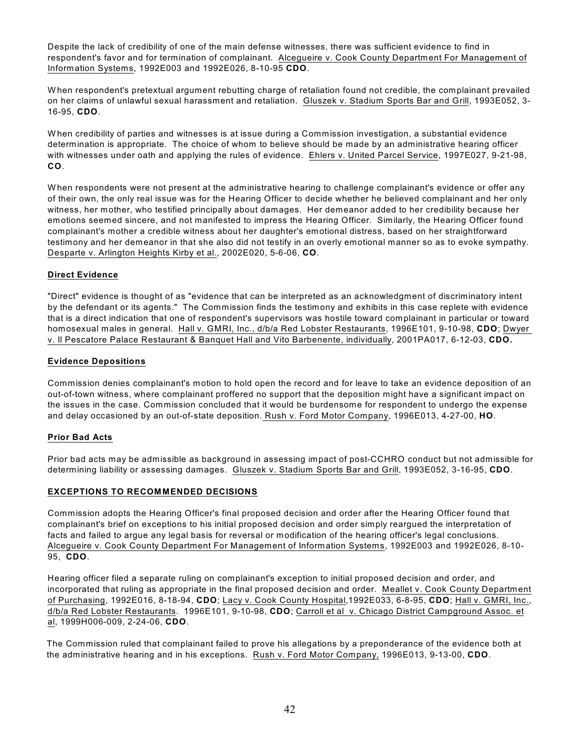Despite the lack of credibility of one of the main defense witnesses, there was sufficient evidence to find in respondent's favor and for termination of complainant. Alcegueire v. Cook County Department For Management of Information Systems, 1992E003 and 1992E026, 8-10-95 **CDO**.

When respondent's pretextual argument rebutting charge of retaliation found not credible, the complainant prevailed on her claims of unlawful sexual harassment and retaliation. Gluszek v. Stadium Sports Bar and Grill, 1993E052, 3-16-95, **CDO**.

When credibility of parties and witnesses is at issue during a Commission investigation, a substantial evidence determination is appropriate. The choice of whom to believe should be made by an administrative hearing officer with witnesses under oath and applying the rules of evidence. Ehlers v. United Parcel Service, 1997E027, 9-21-98, **CO**.

When respondents were not present at the administrative hearing to challenge complainant's evidence or offer any of their own, the only real issue was for the Hearing Officer to decide whether he believed complainant and her only witness, her mother, who testified principally about damages. Her demeanor added to her credibility because her emotions seemed sincere, and not manifested to impress the Hearing Officer. Similarly, the Hearing Officer found complainant's mother a credible witness about her daughter's emotional distress, based on her straightforward testimony and her demeanor in that she also did not testify in an overly emotional manner so as to evoke sympathy. Desparte v. Arlington Heights Kirby et al., 2002E020, 5-6-06, **CO**.

**Direct Evidence**

"Direct" evidence is thought of as "evidence that can be interpreted as an acknowledgment of discriminatory intent by the defendant or its agents." The Commission finds the testimony and exhibits in this case replete with evidence that is a direct indication that one of respondent's supervisors was hostile toward complainant in particular or toward homosexual males in general. Hall v. GMRI, Inc., d/b/a Red Lobster Restaurants, 1996E101, 9-10-98, **CDO**; Dwyer v. Il Pescatore Palace Restaurant & Banquet Hall and Vito Barbenente, individually, 2001PA017, 6-12-03, **CDO.**

**Evidence Depositions**

Commission denies complainant's motion to hold open the record and for leave to take an evidence deposition of an out-of-town witness, where complainant proffered no support that the deposition might have a significant impact on the issues in the case. Commission concluded that it would be burdensome for respondent to undergo the expense and delay occasioned by an out-of-state deposition. Rush v. Ford Motor Company, 1996E013, 4-27-00, **HO**.

**Prior Bad Acts**

Prior bad acts may be admissible as background in assessing impact of post-CCHRO conduct but not admissible for determining liability or assessing damages. Gluszek v. Stadium Sports Bar and Grill, 1993E052, 3-16-95, **CDO**.

**EXCEPTIONS TO RECOMMENDED DECISIONS**

Commission adopts the Hearing Officer's final proposed decision and order after the Hearing Officer found that complainant's brief on exceptions to his initial proposed decision and order simply reargued the interpretation of facts and failed to argue any legal basis for reversal or modification of the hearing officer's legal conclusions. Alcegueire v. Cook County Department For Management of Information Systems, 1992E003 and 1992E026, 8-10-95, **CDO**.

Hearing officer filed a separate ruling on complainant's exception to initial proposed decision and order, and incorporated that ruling as appropriate in the final proposed decision and order. Meallet v. Cook County Department of Purchasing, 1992E016, 8-18-94, **CDO**; Lacy v. Cook County Hospital,1992E033, 6-8-95, **CDO**; Hall v. GMRI, Inc., d/b/a Red Lobster Restaurants. 1996E101, 9-10-98, **CDO**; Carroll et al v. Chicago District Campground Assoc. et al, 1999H006-009, 2-24-06, **CDO**.

The Commission ruled that complainant failed to prove his allegations by a preponderance of the evidence both at the administrative hearing and in his exceptions. Rush v. Ford Motor Company, 1996E013, 9-13-00, **CDO**.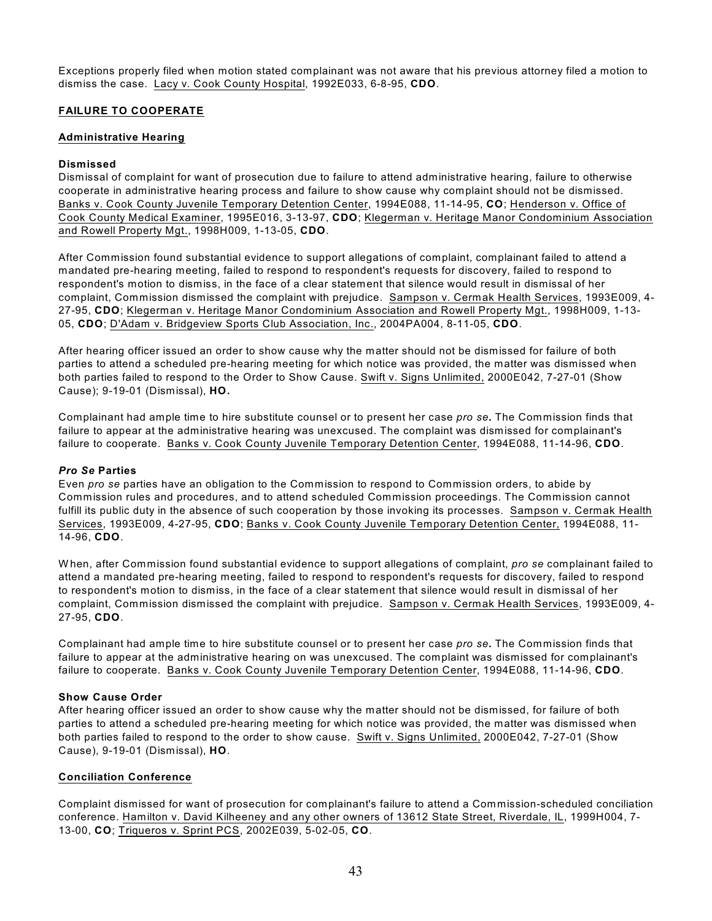Exceptions properly filed when motion stated complainant was not aware that his previous attorney filed a motion to dismiss the case. Lacy v. Cook County Hospital, 1992E033, 6-8-95, **CDO**.

## FAILURE TO COOPERATE

### Administrative Hearing

**Dismissed**

Dismissal of complaint for want of prosecution due to failure to attend administrative hearing, failure to otherwise cooperate in administrative hearing process and failure to show cause why complaint should not be dismissed. Banks v. Cook County Juvenile Temporary Detention Center, 1994E088, 11-14-95, **CO**; Henderson v. Office of Cook County Medical Examiner, 1995E016, 3-13-97, **CDO**; Klegerman v. Heritage Manor Condominium Association and Rowell Property Mgt., 1998H009, 1-13-05, **CDO**.

After Commission found substantial evidence to support allegations of complaint, complainant failed to attend a mandated pre-hearing meeting, failed to respond to respondent's requests for discovery, failed to respond to respondent's motion to dismiss, in the face of a clear statement that silence would result in dismissal of her complaint, Commission dismissed the complaint with prejudice. Sampson v. Cermak Health Services, 1993E009, 4-27-95, **CDO**; Klegerman v. Heritage Manor Condominium Association and Rowell Property Mgt., 1998H009, 1-13-05, **CDO**; D'Adam v. Bridgeview Sports Club Association, Inc., 2004PA004, 8-11-05, **CDO**.

After hearing officer issued an order to show cause why the matter should not be dismissed for failure of both parties to attend a scheduled pre-hearing meeting for which notice was provided, the matter was dismissed when both parties failed to respond to the Order to Show Cause. Swift v. Signs Unlimited, 2000E042, 7-27-01 (Show Cause); 9-19-01 (Dismissal), **HO.**

Complainant had ample time to hire substitute counsel or to present her case *pro se***.** The Commission finds that failure to appear at the administrative hearing was unexcused. The complaint was dismissed for complainant's failure to cooperate. Banks v. Cook County Juvenile Temporary Detention Center, 1994E088, 11-14-96, **CDO**.

***Pro Se* Parties**

Even *pro se* parties have an obligation to the Commission to respond to Commission orders, to abide by Commission rules and procedures, and to attend scheduled Commission proceedings. The Commission cannot fulfill its public duty in the absence of such cooperation by those invoking its processes. Sampson v. Cermak Health Services, 1993E009, 4-27-95, **CDO**; Banks v. Cook County Juvenile Temporary Detention Center, 1994E088, 11-14-96, **CDO**.

When, after Commission found substantial evidence to support allegations of complaint, *pro se* complainant failed to attend a mandated pre-hearing meeting, failed to respond to respondent's requests for discovery, failed to respond to respondent's motion to dismiss, in the face of a clear statement that silence would result in dismissal of her complaint, Commission dismissed the complaint with prejudice. Sampson v. Cermak Health Services, 1993E009, 4-27-95, **CDO**.

Complainant had ample time to hire substitute counsel or to present her case *pro se***.** The Commission finds that failure to appear at the administrative hearing on was unexcused. The complaint was dismissed for complainant's failure to cooperate. Banks v. Cook County Juvenile Temporary Detention Center, 1994E088, 11-14-96, **CDO**.

**Show Cause Order**

After hearing officer issued an order to show cause why the matter should not be dismissed, for failure of both parties to attend a scheduled pre-hearing meeting for which notice was provided, the matter was dismissed when both parties failed to respond to the order to show cause. Swift v. Signs Unlimited, 2000E042, 7-27-01 (Show Cause), 9-19-01 (Dismissal), **HO**.

### Conciliation Conference

Complaint dismissed for want of prosecution for complainant's failure to attend a Commission-scheduled conciliation conference. Hamilton v. David Kilheeney and any other owners of 13612 State Street, Riverdale, IL, 1999H004, 7-13-00, **CO**; Triqueros v. Sprint PCS, 2002E039, 5-02-05, **CO**.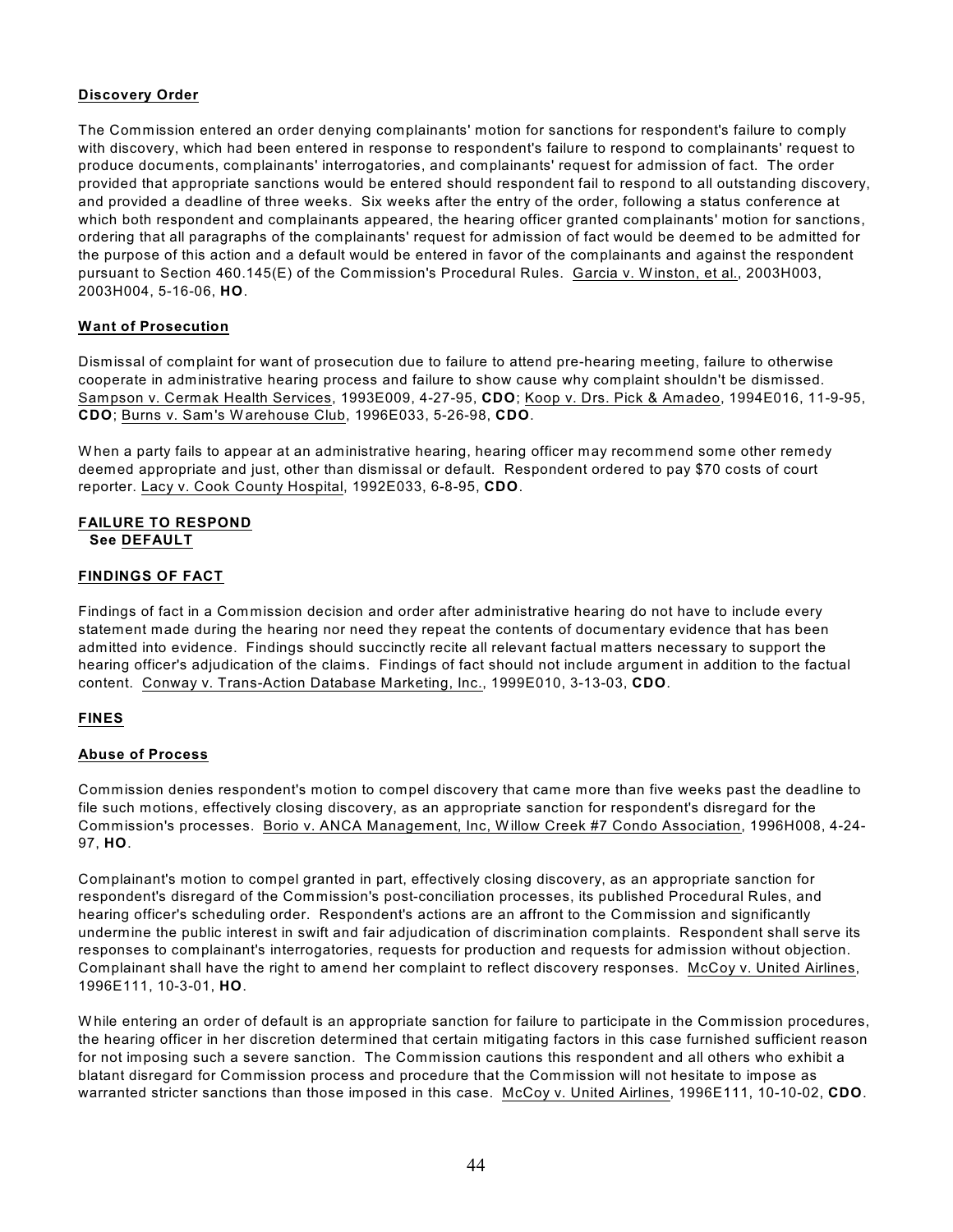**Discovery Order**

The Commission entered an order denying complainants' motion for sanctions for respondent's failure to comply with discovery, which had been entered in response to respondent's failure to respond to complainants' request to produce documents, complainants' interrogatories, and complainants' request for admission of fact. The order provided that appropriate sanctions would be entered should respondent fail to respond to all outstanding discovery, and provided a deadline of three weeks. Six weeks after the entry of the order, following a status conference at which both respondent and complainants appeared, the hearing officer granted complainants' motion for sanctions, ordering that all paragraphs of the complainants' request for admission of fact would be deemed to be admitted for the purpose of this action and a default would be entered in favor of the complainants and against the respondent pursuant to Section 460.145(E) of the Commission's Procedural Rules. Garcia v. Winston, et al., 2003H003, 2003H004, 5-16-06, **HO**.

**Want of Prosecution**

Dismissal of complaint for want of prosecution due to failure to attend pre-hearing meeting, failure to otherwise cooperate in administrative hearing process and failure to show cause why complaint shouldn't be dismissed. Sampson v. Cermak Health Services, 1993E009, 4-27-95, **CDO**; Koop v. Drs. Pick & Amadeo, 1994E016, 11-9-95, **CDO**; Burns v. Sam's Warehouse Club, 1996E033, 5-26-98, **CDO**.

When a party fails to appear at an administrative hearing, hearing officer may recommend some other remedy deemed appropriate and just, other than dismissal or default. Respondent ordered to pay $70 costs of court reporter. Lacy v. Cook County Hospital, 1992E033, 6-8-95, **CDO**.

**FAILURE TO RESPOND**
**See DEFAULT**

**FINDINGS OF FACT**

Findings of fact in a Commission decision and order after administrative hearing do not have to include every statement made during the hearing nor need they repeat the contents of documentary evidence that has been admitted into evidence. Findings should succinctly recite all relevant factual matters necessary to support the hearing officer's adjudication of the claims. Findings of fact should not include argument in addition to the factual content. Conway v. Trans-Action Database Marketing, Inc., 1999E010, 3-13-03, **CDO**.

**FINES**

**Abuse of Process**

Commission denies respondent's motion to compel discovery that came more than five weeks past the deadline to file such motions, effectively closing discovery, as an appropriate sanction for respondent's disregard for the Commission's processes. Borio v. ANCA Management, Inc, Willow Creek #7 Condo Association, 1996H008, 4-24-97, **HO**.

Complainant's motion to compel granted in part, effectively closing discovery, as an appropriate sanction for respondent's disregard of the Commission's post-conciliation processes, its published Procedural Rules, and hearing officer's scheduling order. Respondent's actions are an affront to the Commission and significantly undermine the public interest in swift and fair adjudication of discrimination complaints. Respondent shall serve its responses to complainant's interrogatories, requests for production and requests for admission without objection. Complainant shall have the right to amend her complaint to reflect discovery responses. McCoy v. United Airlines, 1996E111, 10-3-01, **HO**.

While entering an order of default is an appropriate sanction for failure to participate in the Commission procedures, the hearing officer in her discretion determined that certain mitigating factors in this case furnished sufficient reason for not imposing such a severe sanction. The Commission cautions this respondent and all others who exhibit a blatant disregard for Commission process and procedure that the Commission will not hesitate to impose as warranted stricter sanctions than those imposed in this case. McCoy v. United Airlines, 1996E111, 10-10-02, **CDO**.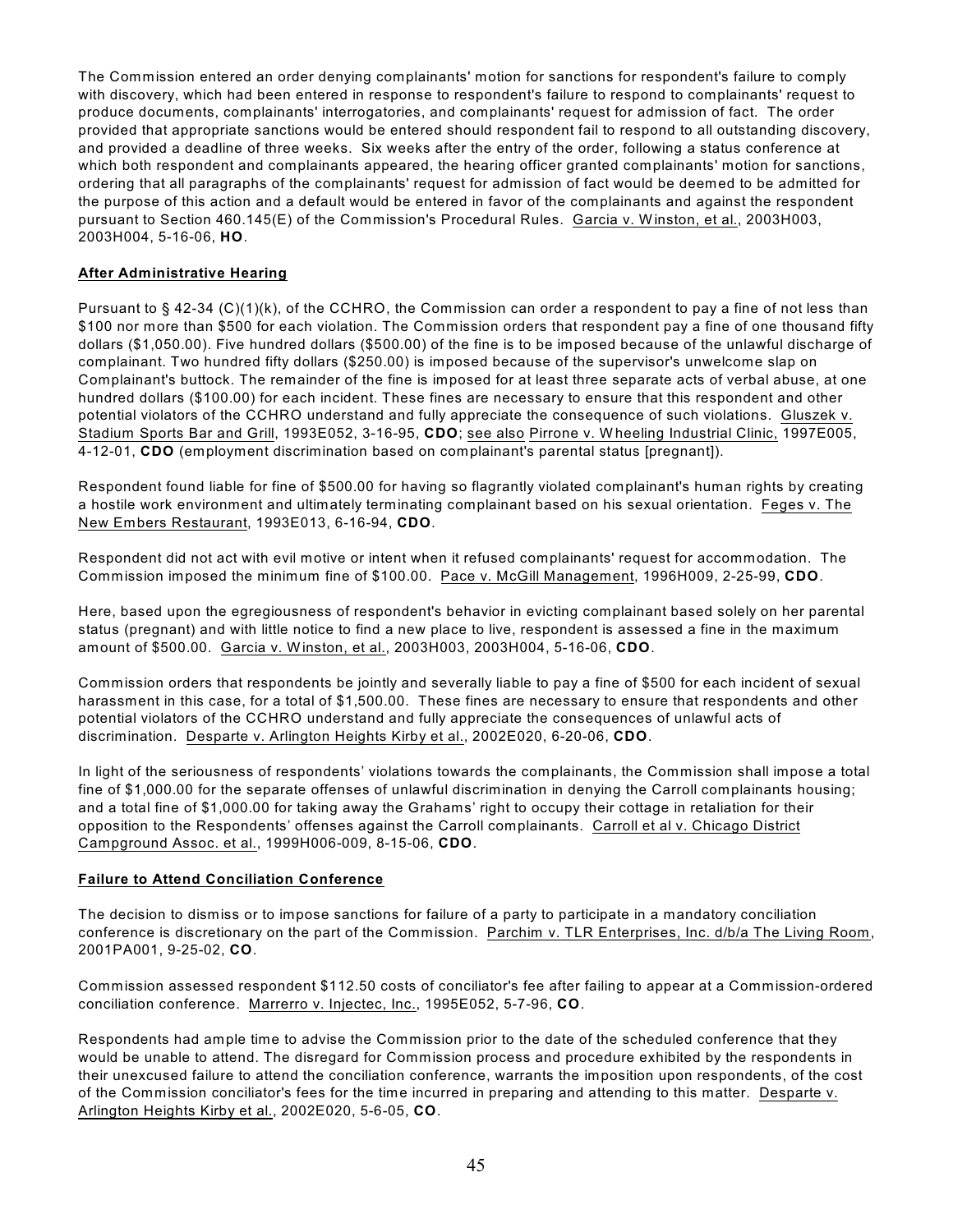The Commission entered an order denying complainants' motion for sanctions for respondent's failure to comply with discovery, which had been entered in response to respondent's failure to respond to complainants' request to produce documents, complainants' interrogatories, and complainants' request for admission of fact. The order provided that appropriate sanctions would be entered should respondent fail to respond to all outstanding discovery, and provided a deadline of three weeks. Six weeks after the entry of the order, following a status conference at which both respondent and complainants appeared, the hearing officer granted complainants' motion for sanctions, ordering that all paragraphs of the complainants' request for admission of fact would be deemed to be admitted for the purpose of this action and a default would be entered in favor of the complainants and against the respondent pursuant to Section 460.145(E) of the Commission's Procedural Rules. Garcia v. Winston, et al., 2003H003, 2003H004, 5-16-06, **HO**.

**After Administrative Hearing**

Pursuant to § 42-34 (C)(1)(k), of the CCHRO, the Commission can order a respondent to pay a fine of not less than $100 nor more than $500 for each violation. The Commission orders that respondent pay a fine of one thousand fifty dollars ($1,050.00). Five hundred dollars ($500.00) of the fine is to be imposed because of the unlawful discharge of complainant. Two hundred fifty dollars ($250.00) is imposed because of the supervisor's unwelcome slap on Complainant's buttock. The remainder of the fine is imposed for at least three separate acts of verbal abuse, at one hundred dollars ($100.00) for each incident. These fines are necessary to ensure that this respondent and other potential violators of the CCHRO understand and fully appreciate the consequence of such violations. Gluszek v. Stadium Sports Bar and Grill, 1993E052, 3-16-95, **CDO**; see also Pirrone v. Wheeling Industrial Clinic, 1997E005, 4-12-01, **CDO** (employment discrimination based on complainant's parental status [pregnant]).

Respondent found liable for fine of $500.00 for having so flagrantly violated complainant's human rights by creating a hostile work environment and ultimately terminating complainant based on his sexual orientation. Feges v. The New Embers Restaurant, 1993E013, 6-16-94, **CDO**.

Respondent did not act with evil motive or intent when it refused complainants' request for accommodation. The Commission imposed the minimum fine of $100.00. Pace v. McGill Management, 1996H009, 2-25-99, **CDO**.

Here, based upon the egregiousness of respondent's behavior in evicting complainant based solely on her parental status (pregnant) and with little notice to find a new place to live, respondent is assessed a fine in the maximum amount of $500.00. Garcia v. Winston, et al., 2003H003, 2003H004, 5-16-06, **CDO**.

Commission orders that respondents be jointly and severally liable to pay a fine of $500 for each incident of sexual harassment in this case, for a total of $1,500.00. These fines are necessary to ensure that respondents and other potential violators of the CCHRO understand and fully appreciate the consequences of unlawful acts of discrimination. Desparte v. Arlington Heights Kirby et al., 2002E020, 6-20-06, **CDO**.

In light of the seriousness of respondents' violations towards the complainants, the Commission shall impose a total fine of $1,000.00 for the separate offenses of unlawful discrimination in denying the Carroll complainants housing; and a total fine of $1,000.00 for taking away the Grahams' right to occupy their cottage in retaliation for their opposition to the Respondents' offenses against the Carroll complainants. Carroll et al v. Chicago District Campground Assoc. et al., 1999H006-009, 8-15-06, **CDO**.

**Failure to Attend Conciliation Conference**

The decision to dismiss or to impose sanctions for failure of a party to participate in a mandatory conciliation conference is discretionary on the part of the Commission. Parchim v. TLR Enterprises, Inc. d/b/a The Living Room, 2001PA001, 9-25-02, **CO**.

Commission assessed respondent $112.50 costs of conciliator's fee after failing to appear at a Commission-ordered conciliation conference. Marrerro v. Injectec, Inc., 1995E052, 5-7-96, **CO**.

Respondents had ample time to advise the Commission prior to the date of the scheduled conference that they would be unable to attend. The disregard for Commission process and procedure exhibited by the respondents in their unexcused failure to attend the conciliation conference, warrants the imposition upon respondents, of the cost of the Commission conciliator's fees for the time incurred in preparing and attending to this matter. Desparte v. Arlington Heights Kirby et al., 2002E020, 5-6-05, **CO**.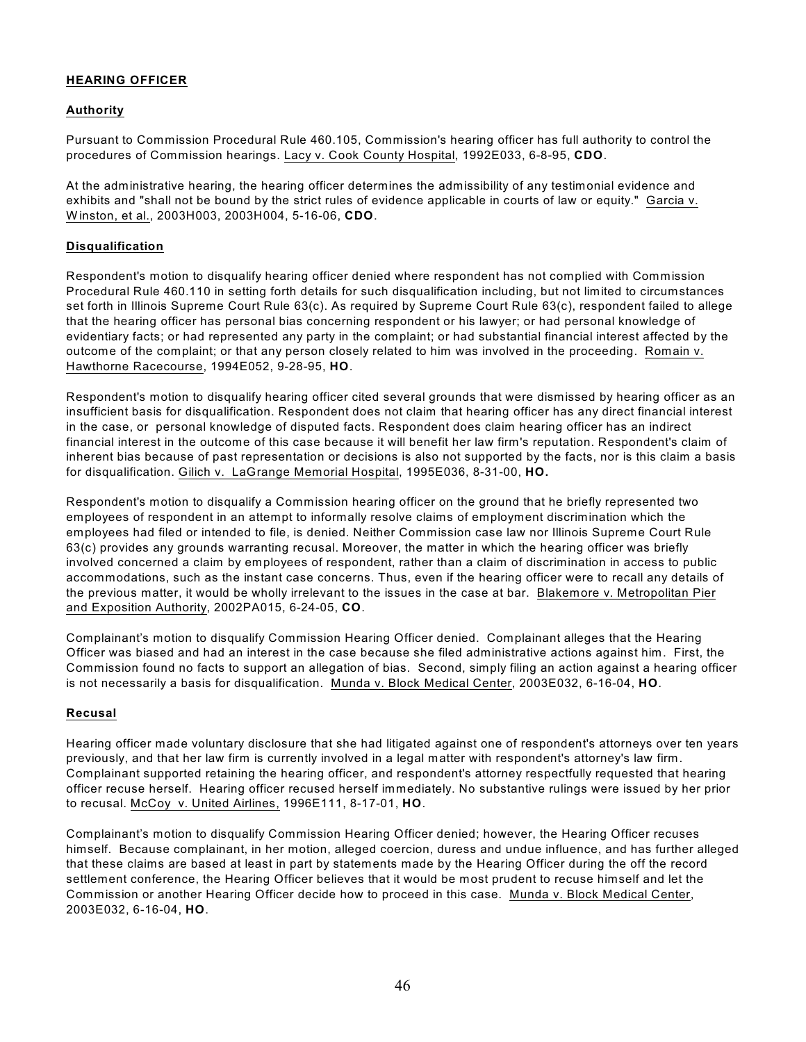**HEARING OFFICER**

**Authority**

Pursuant to Commission Procedural Rule 460.105, Commission's hearing officer has full authority to control the procedures of Commission hearings. Lacy v. Cook County Hospital, 1992E033, 6-8-95, **CDO**.

At the administrative hearing, the hearing officer determines the admissibility of any testimonial evidence and exhibits and "shall not be bound by the strict rules of evidence applicable in courts of law or equity." Garcia v. Winston, et al., 2003H003, 2003H004, 5-16-06, **CDO**.

**Disqualification**

Respondent's motion to disqualify hearing officer denied where respondent has not complied with Commission Procedural Rule 460.110 in setting forth details for such disqualification including, but not limited to circumstances set forth in Illinois Supreme Court Rule 63(c). As required by Supreme Court Rule 63(c), respondent failed to allege that the hearing officer has personal bias concerning respondent or his lawyer; or had personal knowledge of evidentiary facts; or had represented any party in the complaint; or had substantial financial interest affected by the outcome of the complaint; or that any person closely related to him was involved in the proceeding. Romain v. Hawthorne Racecourse, 1994E052, 9-28-95, **HO**.

Respondent's motion to disqualify hearing officer cited several grounds that were dismissed by hearing officer as an insufficient basis for disqualification. Respondent does not claim that hearing officer has any direct financial interest in the case, or personal knowledge of disputed facts. Respondent does claim hearing officer has an indirect financial interest in the outcome of this case because it will benefit her law firm's reputation. Respondent's claim of inherent bias because of past representation or decisions is also not supported by the facts, nor is this claim a basis for disqualification. Gilich v. LaGrange Memorial Hospital, 1995E036, 8-31-00, **HO.**

Respondent's motion to disqualify a Commission hearing officer on the ground that he briefly represented two employees of respondent in an attempt to informally resolve claims of employment discrimination which the employees had filed or intended to file, is denied. Neither Commission case law nor Illinois Supreme Court Rule 63(c) provides any grounds warranting recusal. Moreover, the matter in which the hearing officer was briefly involved concerned a claim by employees of respondent, rather than a claim of discrimination in access to public accommodations, such as the instant case concerns. Thus, even if the hearing officer were to recall any details of the previous matter, it would be wholly irrelevant to the issues in the case at bar. Blakemore v. Metropolitan Pier and Exposition Authority, 2002PA015, 6-24-05, **CO**.

Complainant's motion to disqualify Commission Hearing Officer denied. Complainant alleges that the Hearing Officer was biased and had an interest in the case because she filed administrative actions against him. First, the Commission found no facts to support an allegation of bias. Second, simply filing an action against a hearing officer is not necessarily a basis for disqualification. Munda v. Block Medical Center, 2003E032, 6-16-04, **HO**.

**Recusal**

Hearing officer made voluntary disclosure that she had litigated against one of respondent's attorneys over ten years previously, and that her law firm is currently involved in a legal matter with respondent's attorney's law firm. Complainant supported retaining the hearing officer, and respondent's attorney respectfully requested that hearing officer recuse herself. Hearing officer recused herself immediately. No substantive rulings were issued by her prior to recusal. McCoy v. United Airlines, 1996E111, 8-17-01, **HO**.

Complainant's motion to disqualify Commission Hearing Officer denied; however, the Hearing Officer recuses himself. Because complainant, in her motion, alleged coercion, duress and undue influence, and has further alleged that these claims are based at least in part by statements made by the Hearing Officer during the off the record settlement conference, the Hearing Officer believes that it would be most prudent to recuse himself and let the Commission or another Hearing Officer decide how to proceed in this case. Munda v. Block Medical Center, 2003E032, 6-16-04, **HO**.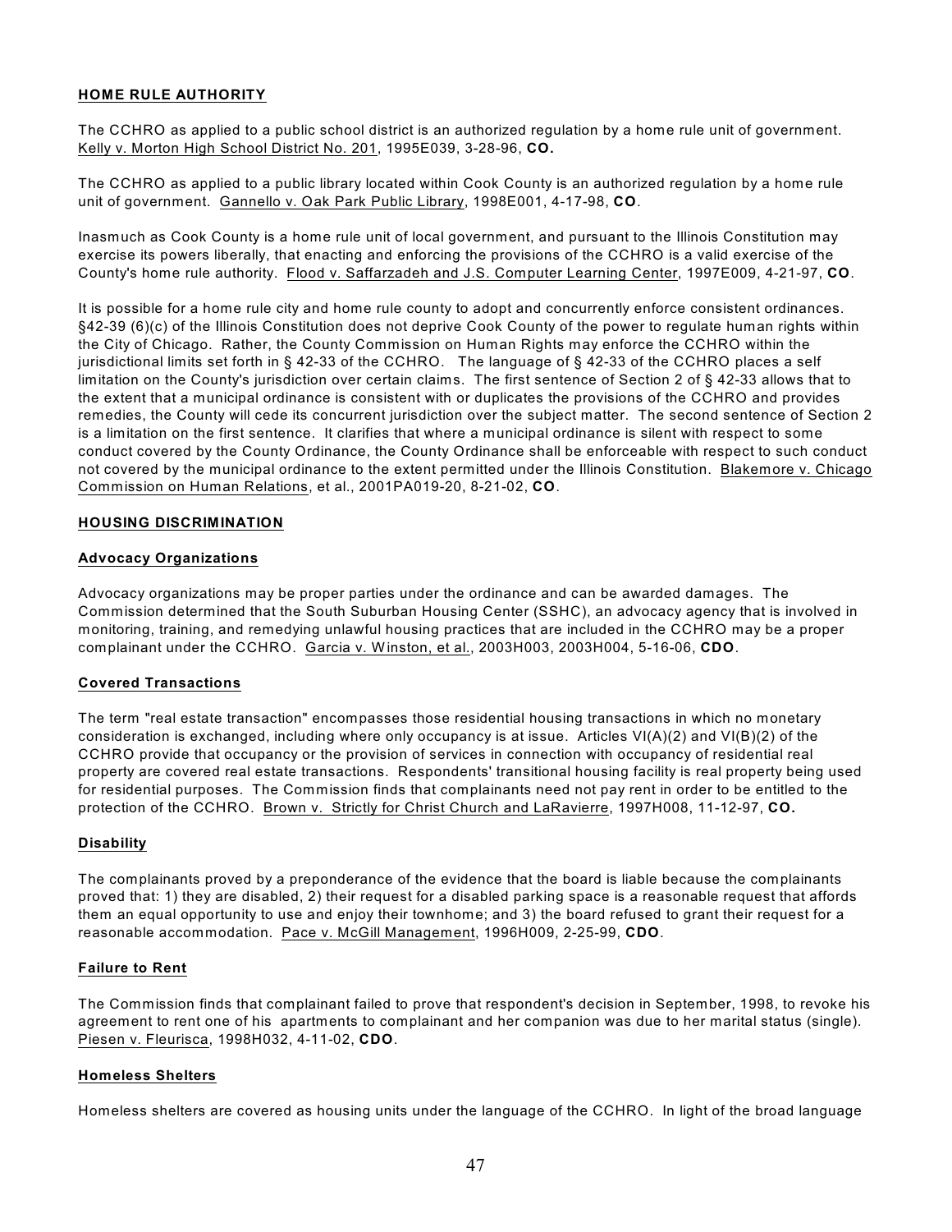## HOME RULE AUTHORITY

The CCHRO as applied to a public school district is an authorized regulation by a home rule unit of government. Kelly v. Morton High School District No. 201, 1995E039, 3-28-96, **CO.**

The CCHRO as applied to a public library located within Cook County is an authorized regulation by a home rule unit of government. Gannello v. Oak Park Public Library, 1998E001, 4-17-98, **CO**.

Inasmuch as Cook County is a home rule unit of local government, and pursuant to the Illinois Constitution may exercise its powers liberally, that enacting and enforcing the provisions of the CCHRO is a valid exercise of the County's home rule authority. Flood v. Saffarzadeh and J.S. Computer Learning Center, 1997E009, 4-21-97, **CO**.

It is possible for a home rule city and home rule county to adopt and concurrently enforce consistent ordinances. §42-39 (6)(c) of the Illinois Constitution does not deprive Cook County of the power to regulate human rights within the City of Chicago. Rather, the County Commission on Human Rights may enforce the CCHRO within the jurisdictional limits set forth in § 42-33 of the CCHRO. The language of § 42-33 of the CCHRO places a self limitation on the County's jurisdiction over certain claims. The first sentence of Section 2 of § 42-33 allows that to the extent that a municipal ordinance is consistent with or duplicates the provisions of the CCHRO and provides remedies, the County will cede its concurrent jurisdiction over the subject matter. The second sentence of Section 2 is a limitation on the first sentence. It clarifies that where a municipal ordinance is silent with respect to some conduct covered by the County Ordinance, the County Ordinance shall be enforceable with respect to such conduct not covered by the municipal ordinance to the extent permitted under the Illinois Constitution. Blakemore v. Chicago Commission on Human Relations, et al., 2001PA019-20, 8-21-02, **CO**.

## HOUSING DISCRIMINATION

### Advocacy Organizations

Advocacy organizations may be proper parties under the ordinance and can be awarded damages. The Commission determined that the South Suburban Housing Center (SSHC), an advocacy agency that is involved in monitoring, training, and remedying unlawful housing practices that are included in the CCHRO may be a proper complainant under the CCHRO. Garcia v. Winston, et al., 2003H003, 2003H004, 5-16-06, **CDO**.

### Covered Transactions

The term "real estate transaction" encompasses those residential housing transactions in which no monetary consideration is exchanged, including where only occupancy is at issue. Articles VI(A)(2) and VI(B)(2) of the CCHRO provide that occupancy or the provision of services in connection with occupancy of residential real property are covered real estate transactions. Respondents' transitional housing facility is real property being used for residential purposes. The Commission finds that complainants need not pay rent in order to be entitled to the protection of the CCHRO. Brown v. Strictly for Christ Church and LaRavierre, 1997H008, 11-12-97, **CO.**

### Disability

The complainants proved by a preponderance of the evidence that the board is liable because the complainants proved that: 1) they are disabled, 2) their request for a disabled parking space is a reasonable request that affords them an equal opportunity to use and enjoy their townhome; and 3) the board refused to grant their request for a reasonable accommodation. Pace v. McGill Management, 1996H009, 2-25-99, **CDO**.

### Failure to Rent

The Commission finds that complainant failed to prove that respondent's decision in September, 1998, to revoke his agreement to rent one of his apartments to complainant and her companion was due to her marital status (single). Piesen v. Fleurisca, 1998H032, 4-11-02, **CDO**.

### Homeless Shelters

Homeless shelters are covered as housing units under the language of the CCHRO. In light of the broad language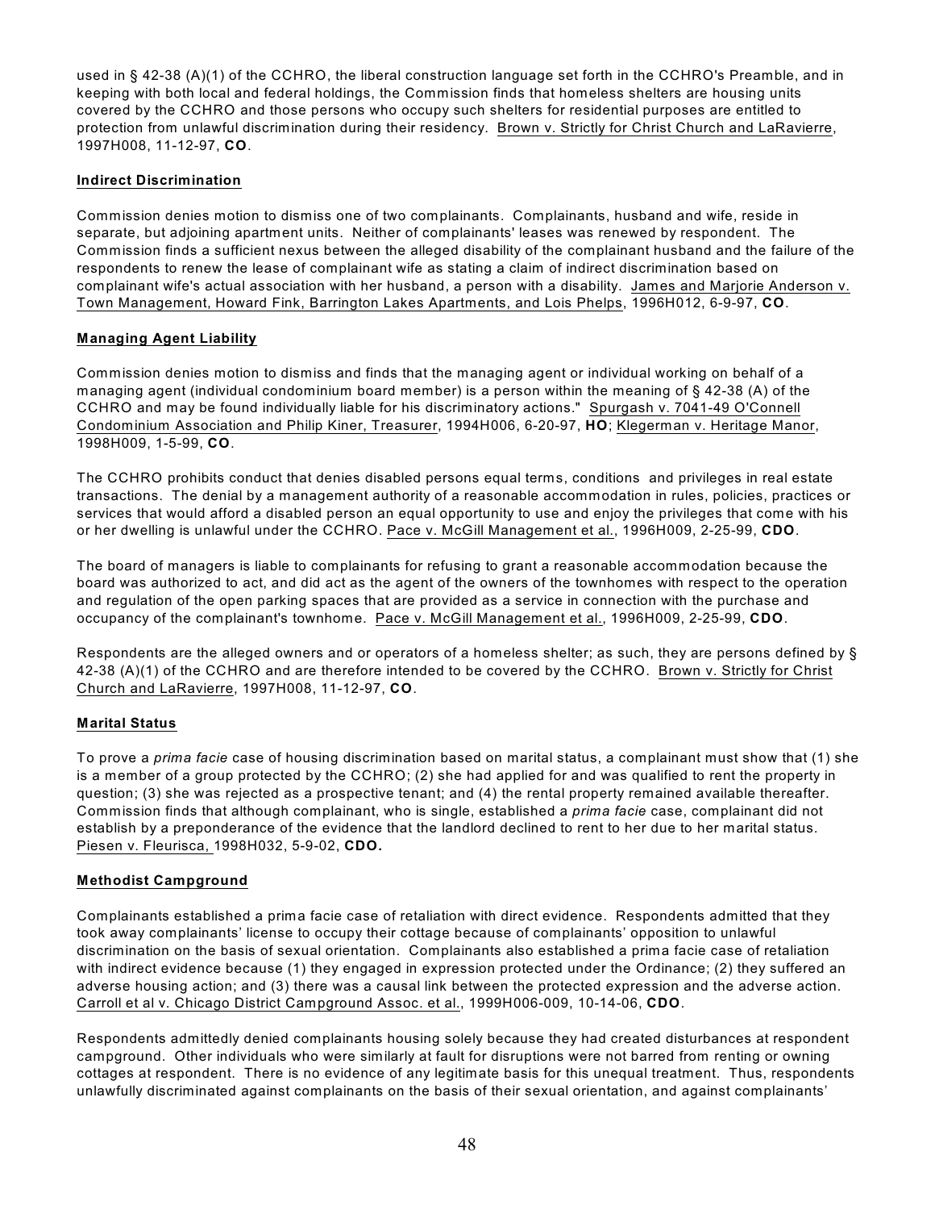used in § 42-38 (A)(1) of the CCHRO, the liberal construction language set forth in the CCHRO's Preamble, and in keeping with both local and federal holdings, the Commission finds that homeless shelters are housing units covered by the CCHRO and those persons who occupy such shelters for residential purposes are entitled to protection from unlawful discrimination during their residency. Brown v. Strictly for Christ Church and LaRavierre, 1997H008, 11-12-97, **CO**.

**Indirect Discrimination**

Commission denies motion to dismiss one of two complainants. Complainants, husband and wife, reside in separate, but adjoining apartment units. Neither of complainants' leases was renewed by respondent. The Commission finds a sufficient nexus between the alleged disability of the complainant husband and the failure of the respondents to renew the lease of complainant wife as stating a claim of indirect discrimination based on complainant wife's actual association with her husband, a person with a disability. James and Marjorie Anderson v. Town Management, Howard Fink, Barrington Lakes Apartments, and Lois Phelps, 1996H012, 6-9-97, **CO**.

**Managing Agent Liability**

Commission denies motion to dismiss and finds that the managing agent or individual working on behalf of a managing agent (individual condominium board member) is a person within the meaning of § 42-38 (A) of the CCHRO and may be found individually liable for his discriminatory actions." Spurgash v. 7041-49 O'Connell Condominium Association and Philip Kiner, Treasurer, 1994H006, 6-20-97, **HO**; Klegerman v. Heritage Manor, 1998H009, 1-5-99, **CO**.

The CCHRO prohibits conduct that denies disabled persons equal terms, conditions and privileges in real estate transactions. The denial by a management authority of a reasonable accommodation in rules, policies, practices or services that would afford a disabled person an equal opportunity to use and enjoy the privileges that come with his or her dwelling is unlawful under the CCHRO. Pace v. McGill Management et al., 1996H009, 2-25-99, **CDO**.

The board of managers is liable to complainants for refusing to grant a reasonable accommodation because the board was authorized to act, and did act as the agent of the owners of the townhomes with respect to the operation and regulation of the open parking spaces that are provided as a service in connection with the purchase and occupancy of the complainant's townhome. Pace v. McGill Management et al., 1996H009, 2-25-99, **CDO**.

Respondents are the alleged owners and or operators of a homeless shelter; as such, they are persons defined by § 42-38 (A)(1) of the CCHRO and are therefore intended to be covered by the CCHRO. Brown v. Strictly for Christ Church and LaRavierre, 1997H008, 11-12-97, **CO**.

**Marital Status**

To prove a *prima facie* case of housing discrimination based on marital status, a complainant must show that (1) she is a member of a group protected by the CCHRO; (2) she had applied for and was qualified to rent the property in question; (3) she was rejected as a prospective tenant; and (4) the rental property remained available thereafter. Commission finds that although complainant, who is single, established a *prima facie* case, complainant did not establish by a preponderance of the evidence that the landlord declined to rent to her due to her marital status. Piesen v. Fleurisca, 1998H032, 5-9-02, **CDO.**

**Methodist Campground**

Complainants established a prima facie case of retaliation with direct evidence. Respondents admitted that they took away complainants' license to occupy their cottage because of complainants' opposition to unlawful discrimination on the basis of sexual orientation. Complainants also established a prima facie case of retaliation with indirect evidence because (1) they engaged in expression protected under the Ordinance; (2) they suffered an adverse housing action; and (3) there was a causal link between the protected expression and the adverse action. Carroll et al v. Chicago District Campground Assoc. et al., 1999H006-009, 10-14-06, **CDO**.

Respondents admittedly denied complainants housing solely because they had created disturbances at respondent campground. Other individuals who were similarly at fault for disruptions were not barred from renting or owning cottages at respondent. There is no evidence of any legitimate basis for this unequal treatment. Thus, respondents unlawfully discriminated against complainants on the basis of their sexual orientation, and against complainants'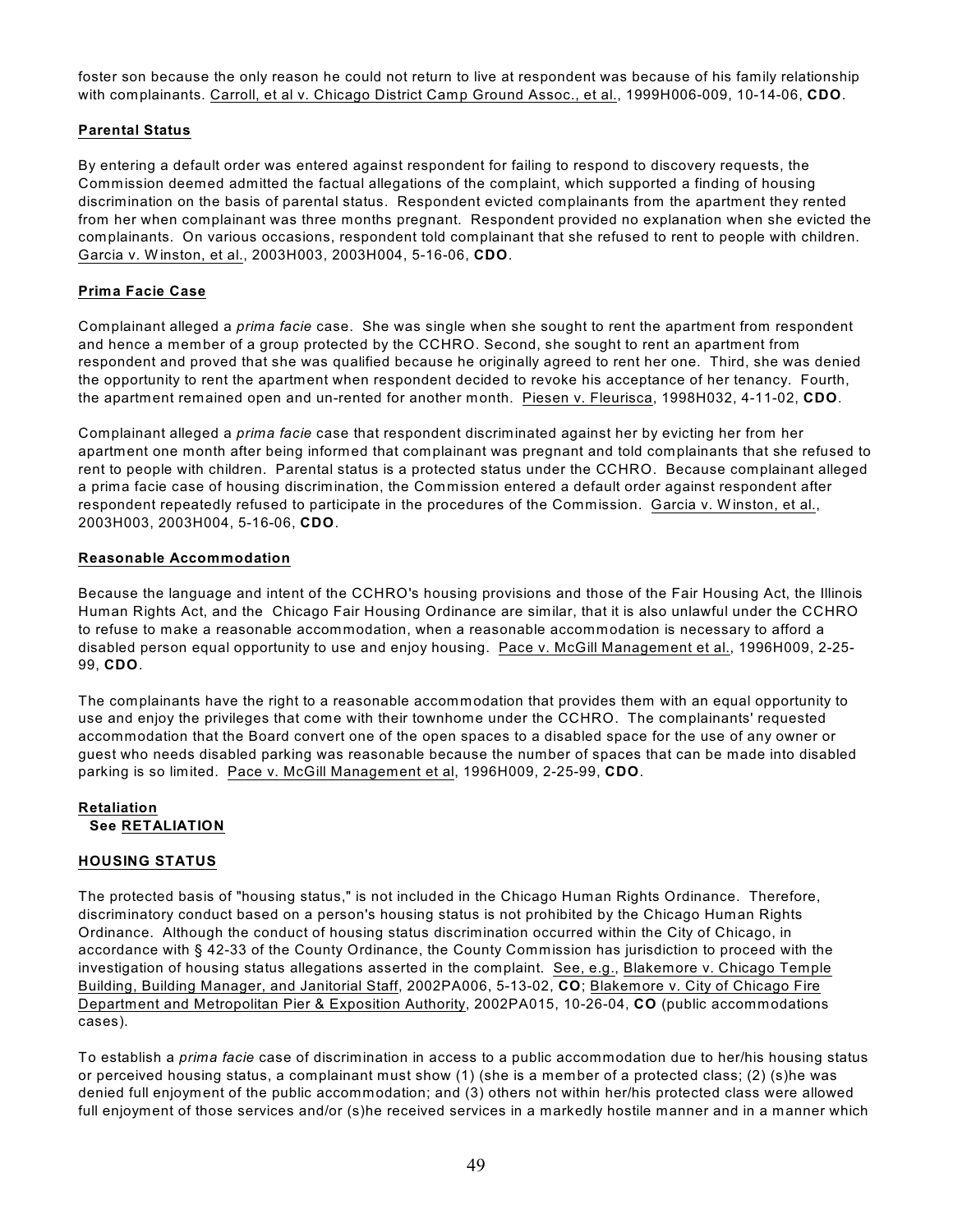foster son because the only reason he could not return to live at respondent was because of his family relationship with complainants. Carroll, et al v. Chicago District Camp Ground Assoc., et al., 1999H006-009, 10-14-06, **CDO**.

**Parental Status**

By entering a default order was entered against respondent for failing to respond to discovery requests, the Commission deemed admitted the factual allegations of the complaint, which supported a finding of housing discrimination on the basis of parental status. Respondent evicted complainants from the apartment they rented from her when complainant was three months pregnant. Respondent provided no explanation when she evicted the complainants. On various occasions, respondent told complainant that she refused to rent to people with children. Garcia v. Winston, et al., 2003H003, 2003H004, 5-16-06, **CDO**.

**Prima Facie Case**

Complainant alleged a *prima facie* case. She was single when she sought to rent the apartment from respondent and hence a member of a group protected by the CCHRO. Second, she sought to rent an apartment from respondent and proved that she was qualified because he originally agreed to rent her one. Third, she was denied the opportunity to rent the apartment when respondent decided to revoke his acceptance of her tenancy. Fourth, the apartment remained open and un-rented for another month. Piesen v. Fleurisca, 1998H032, 4-11-02, **CDO**.

Complainant alleged a *prima facie* case that respondent discriminated against her by evicting her from her apartment one month after being informed that complainant was pregnant and told complainants that she refused to rent to people with children. Parental status is a protected status under the CCHRO. Because complainant alleged a prima facie case of housing discrimination, the Commission entered a default order against respondent after respondent repeatedly refused to participate in the procedures of the Commission. Garcia v. Winston, et al., 2003H003, 2003H004, 5-16-06, **CDO**.

**Reasonable Accommodation**

Because the language and intent of the CCHRO's housing provisions and those of the Fair Housing Act, the Illinois Human Rights Act, and the Chicago Fair Housing Ordinance are similar, that it is also unlawful under the CCHRO to refuse to make a reasonable accommodation, when a reasonable accommodation is necessary to afford a disabled person equal opportunity to use and enjoy housing. Pace v. McGill Management et al., 1996H009, 2-25-99, **CDO**.

The complainants have the right to a reasonable accommodation that provides them with an equal opportunity to use and enjoy the privileges that come with their townhome under the CCHRO. The complainants' requested accommodation that the Board convert one of the open spaces to a disabled space for the use of any owner or guest who needs disabled parking was reasonable because the number of spaces that can be made into disabled parking is so limited. Pace v. McGill Management et al, 1996H009, 2-25-99, **CDO**.

**Retaliation**
**See RETALIATION**

**HOUSING STATUS**

The protected basis of "housing status," is not included in the Chicago Human Rights Ordinance. Therefore, discriminatory conduct based on a person's housing status is not prohibited by the Chicago Human Rights Ordinance. Although the conduct of housing status discrimination occurred within the City of Chicago, in accordance with § 42-33 of the County Ordinance, the County Commission has jurisdiction to proceed with the investigation of housing status allegations asserted in the complaint. See, e.g., Blakemore v. Chicago Temple Building, Building Manager, and Janitorial Staff, 2002PA006, 5-13-02, **CO**; Blakemore v. City of Chicago Fire Department and Metropolitan Pier & Exposition Authority, 2002PA015, 10-26-04, **CO** (public accommodations cases).

To establish a *prima facie* case of discrimination in access to a public accommodation due to her/his housing status or perceived housing status, a complainant must show (1) (she is a member of a protected class; (2) (s)he was denied full enjoyment of the public accommodation; and (3) others not within her/his protected class were allowed full enjoyment of those services and/or (s)he received services in a markedly hostile manner and in a manner which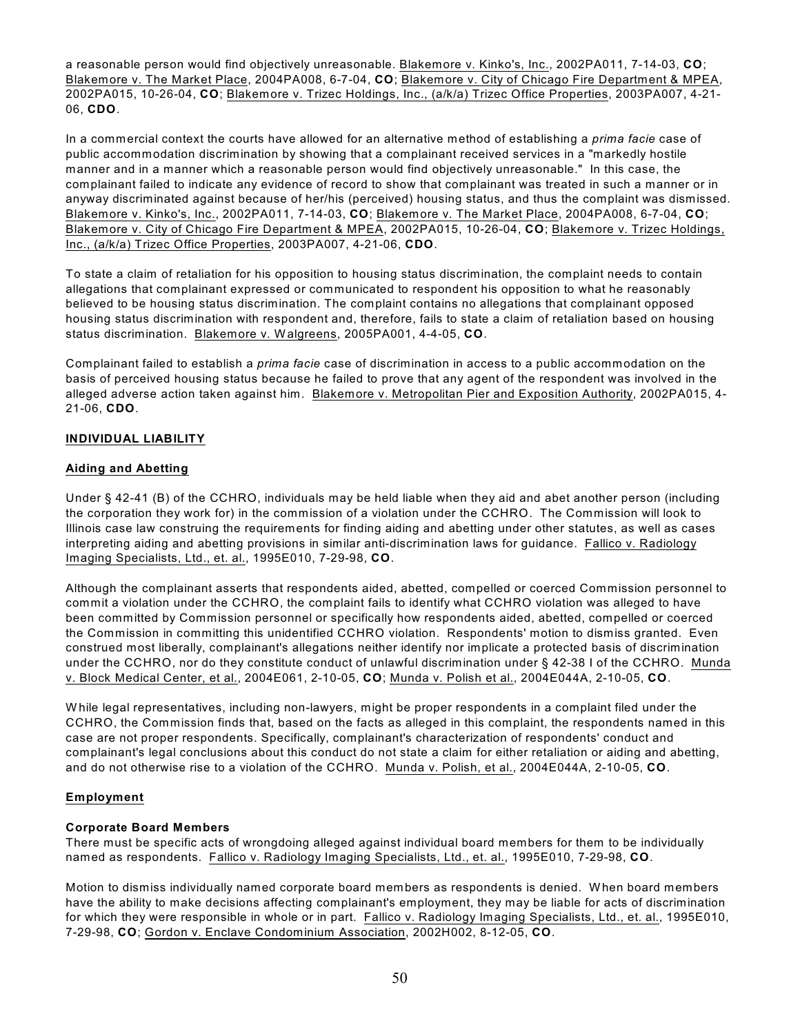a reasonable person would find objectively unreasonable. Blakemore v. Kinko's, Inc., 2002PA011, 7-14-03, **CO**; Blakemore v. The Market Place, 2004PA008, 6-7-04, **CO**; Blakemore v. City of Chicago Fire Department & MPEA, 2002PA015, 10-26-04, **CO**; Blakemore v. Trizec Holdings, Inc., (a/k/a) Trizec Office Properties, 2003PA007, 4-21-06, **CDO**.

In a commercial context the courts have allowed for an alternative method of establishing a *prima facie* case of public accommodation discrimination by showing that a complainant received services in a "markedly hostile manner and in a manner which a reasonable person would find objectively unreasonable." In this case, the complainant failed to indicate any evidence of record to show that complainant was treated in such a manner or in anyway discriminated against because of her/his (perceived) housing status, and thus the complaint was dismissed. Blakemore v. Kinko's, Inc., 2002PA011, 7-14-03, **CO**; Blakemore v. The Market Place, 2004PA008, 6-7-04, **CO**; Blakemore v. City of Chicago Fire Department & MPEA, 2002PA015, 10-26-04, **CO**; Blakemore v. Trizec Holdings, Inc., (a/k/a) Trizec Office Properties, 2003PA007, 4-21-06, **CDO**.

To state a claim of retaliation for his opposition to housing status discrimination, the complaint needs to contain allegations that complainant expressed or communicated to respondent his opposition to what he reasonably believed to be housing status discrimination. The complaint contains no allegations that complainant opposed housing status discrimination with respondent and, therefore, fails to state a claim of retaliation based on housing status discrimination. Blakemore v. Walgreens, 2005PA001, 4-4-05, **CO**.

Complainant failed to establish a *prima facie* case of discrimination in access to a public accommodation on the basis of perceived housing status because he failed to prove that any agent of the respondent was involved in the alleged adverse action taken against him. Blakemore v. Metropolitan Pier and Exposition Authority, 2002PA015, 4-21-06, **CDO**.

**INDIVIDUAL LIABILITY**

**Aiding and Abetting**

Under § 42-41 (B) of the CCHRO, individuals may be held liable when they aid and abet another person (including the corporation they work for) in the commission of a violation under the CCHRO. The Commission will look to Illinois case law construing the requirements for finding aiding and abetting under other statutes, as well as cases interpreting aiding and abetting provisions in similar anti-discrimination laws for guidance. Fallico v. Radiology Imaging Specialists, Ltd., et. al., 1995E010, 7-29-98, **CO**.

Although the complainant asserts that respondents aided, abetted, compelled or coerced Commission personnel to commit a violation under the CCHRO, the complaint fails to identify what CCHRO violation was alleged to have been committed by Commission personnel or specifically how respondents aided, abetted, compelled or coerced the Commission in committing this unidentified CCHRO violation. Respondents' motion to dismiss granted. Even construed most liberally, complainant's allegations neither identify nor implicate a protected basis of discrimination under the CCHRO, nor do they constitute conduct of unlawful discrimination under § 42-38 I of the CCHRO. Munda v. Block Medical Center, et al., 2004E061, 2-10-05, **CO**; Munda v. Polish et al., 2004E044A, 2-10-05, **CO**.

While legal representatives, including non-lawyers, might be proper respondents in a complaint filed under the CCHRO, the Commission finds that, based on the facts as alleged in this complaint, the respondents named in this case are not proper respondents. Specifically, complainant's characterization of respondents' conduct and complainant's legal conclusions about this conduct do not state a claim for either retaliation or aiding and abetting, and do not otherwise rise to a violation of the CCHRO. Munda v. Polish, et al., 2004E044A, 2-10-05, **CO**.

**Employment**

**Corporate Board Members**

There must be specific acts of wrongdoing alleged against individual board members for them to be individually named as respondents. Fallico v. Radiology Imaging Specialists, Ltd., et. al., 1995E010, 7-29-98, **CO**.

Motion to dismiss individually named corporate board members as respondents is denied. When board members have the ability to make decisions affecting complainant's employment, they may be liable for acts of discrimination for which they were responsible in whole or in part. Fallico v. Radiology Imaging Specialists, Ltd., et. al., 1995E010, 7-29-98, **CO**; Gordon v. Enclave Condominium Association, 2002H002, 8-12-05, **CO**.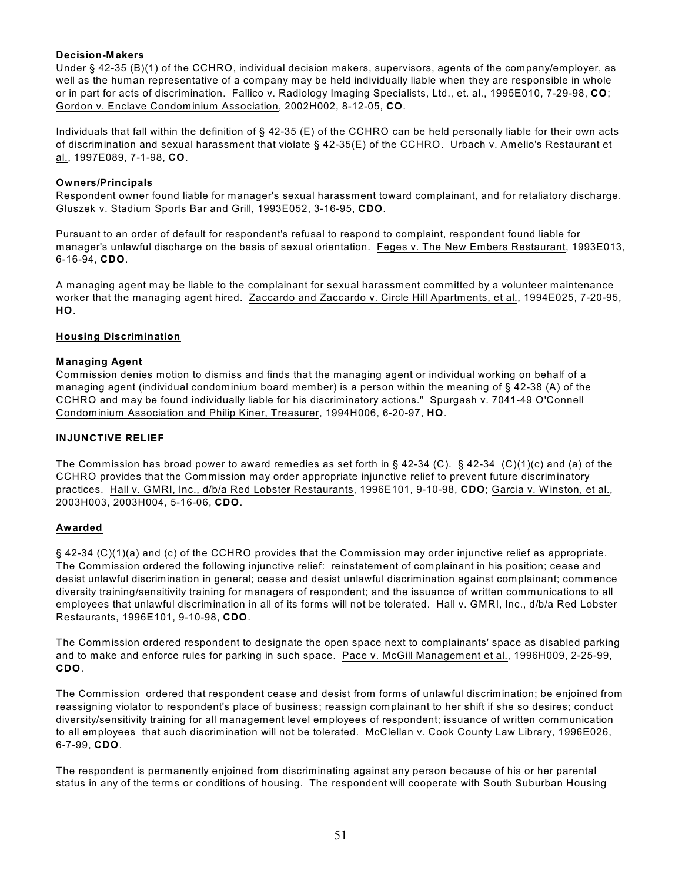**Decision-Makers**

Under § 42-35 (B)(1) of the CCHRO, individual decision makers, supervisors, agents of the company/employer, as well as the human representative of a company may be held individually liable when they are responsible in whole or in part for acts of discrimination. Fallico v. Radiology Imaging Specialists, Ltd., et. al., 1995E010, 7-29-98, **CO**; Gordon v. Enclave Condominium Association, 2002H002, 8-12-05, **CO**.

Individuals that fall within the definition of § 42-35 (E) of the CCHRO can be held personally liable for their own acts of discrimination and sexual harassment that violate § 42-35(E) of the CCHRO. Urbach v. Amelio's Restaurant et al., 1997E089, 7-1-98, **CO**.

**Owners/Principals**

Respondent owner found liable for manager's sexual harassment toward complainant, and for retaliatory discharge. Gluszek v. Stadium Sports Bar and Grill, 1993E052, 3-16-95, **CDO**.

Pursuant to an order of default for respondent's refusal to respond to complaint, respondent found liable for manager's unlawful discharge on the basis of sexual orientation. Feges v. The New Embers Restaurant, 1993E013, 6-16-94, **CDO**.

A managing agent may be liable to the complainant for sexual harassment committed by a volunteer maintenance worker that the managing agent hired. Zaccardo and Zaccardo v. Circle Hill Apartments, et al., 1994E025, 7-20-95, **HO**.

**Housing Discrimination**

**Managing Agent**

Commission denies motion to dismiss and finds that the managing agent or individual working on behalf of a managing agent (individual condominium board member) is a person within the meaning of § 42-38 (A) of the CCHRO and may be found individually liable for his discriminatory actions." Spurgash v. 7041-49 O'Connell Condominium Association and Philip Kiner, Treasurer, 1994H006, 6-20-97, **HO**.

## INJUNCTIVE RELIEF

The Commission has broad power to award remedies as set forth in § 42-34 (C). § 42-34 (C)(1)(c) and (a) of the CCHRO provides that the Commission may order appropriate injunctive relief to prevent future discriminatory practices. Hall v. GMRI, Inc., d/b/a Red Lobster Restaurants, 1996E101, 9-10-98, **CDO**; Garcia v. Winston, et al., 2003H003, 2003H004, 5-16-06, **CDO**.

**Awarded**

§ 42-34 (C)(1)(a) and (c) of the CCHRO provides that the Commission may order injunctive relief as appropriate. The Commission ordered the following injunctive relief: reinstatement of complainant in his position; cease and desist unlawful discrimination in general; cease and desist unlawful discrimination against complainant; commence diversity training/sensitivity training for managers of respondent; and the issuance of written communications to all employees that unlawful discrimination in all of its forms will not be tolerated. Hall v. GMRI, Inc., d/b/a Red Lobster Restaurants, 1996E101, 9-10-98, **CDO**.

The Commission ordered respondent to designate the open space next to complainants' space as disabled parking and to make and enforce rules for parking in such space. Pace v. McGill Management et al., 1996H009, 2-25-99, **CDO**.

The Commission ordered that respondent cease and desist from forms of unlawful discrimination; be enjoined from reassigning violator to respondent's place of business; reassign complainant to her shift if she so desires; conduct diversity/sensitivity training for all management level employees of respondent; issuance of written communication to all employees that such discrimination will not be tolerated. McClellan v. Cook County Law Library, 1996E026, 6-7-99, **CDO**.

The respondent is permanently enjoined from discriminating against any person because of his or her parental status in any of the terms or conditions of housing. The respondent will cooperate with South Suburban Housing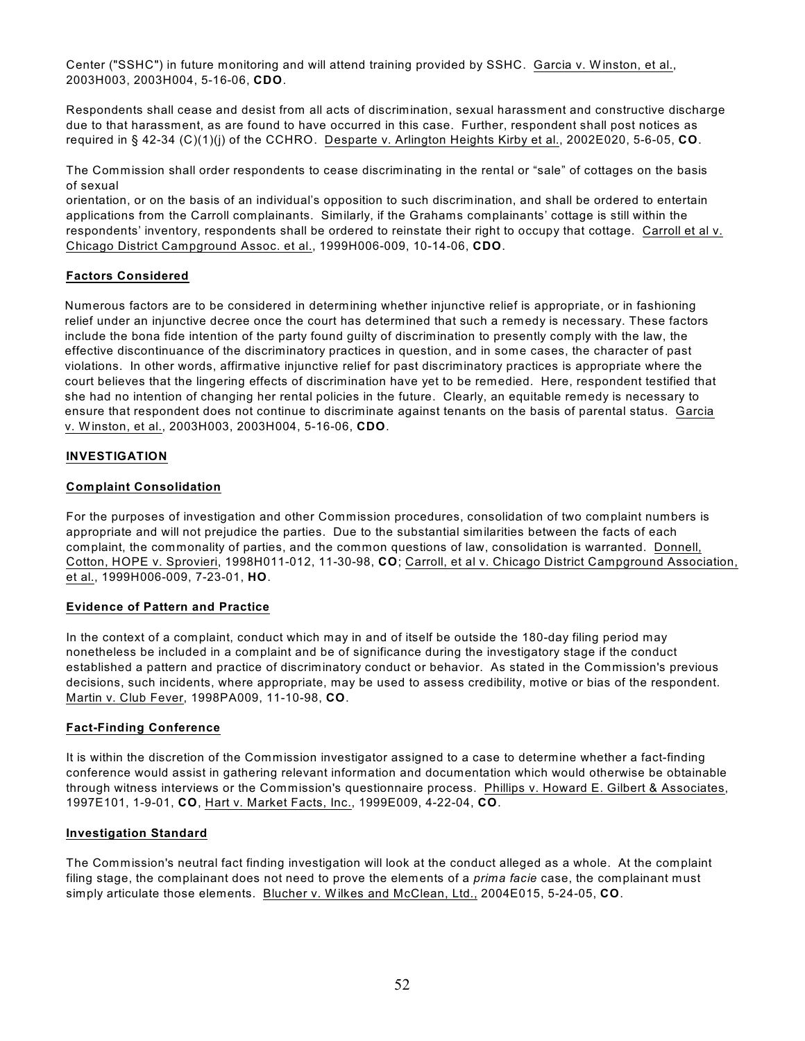Center ("SSHC") in future monitoring and will attend training provided by SSHC. Garcia v. Winston, et al., 2003H003, 2003H004, 5-16-06, **CDO**.

Respondents shall cease and desist from all acts of discrimination, sexual harassment and constructive discharge due to that harassment, as are found to have occurred in this case. Further, respondent shall post notices as required in § 42-34 (C)(1)(j) of the CCHRO. Desparte v. Arlington Heights Kirby et al., 2002E020, 5-6-05, **CO**.

The Commission shall order respondents to cease discriminating in the rental or "sale" of cottages on the basis of sexual orientation, or on the basis of an individual's opposition to such discrimination, and shall be ordered to entertain applications from the Carroll complainants. Similarly, if the Grahams complainants' cottage is still within the respondents' inventory, respondents shall be ordered to reinstate their right to occupy that cottage. Carroll et al v. Chicago District Campground Assoc. et al., 1999H006-009, 10-14-06, **CDO**.

**Factors Considered**

Numerous factors are to be considered in determining whether injunctive relief is appropriate, or in fashioning relief under an injunctive decree once the court has determined that such a remedy is necessary. These factors include the bona fide intention of the party found guilty of discrimination to presently comply with the law, the effective discontinuance of the discriminatory practices in question, and in some cases, the character of past violations. In other words, affirmative injunctive relief for past discriminatory practices is appropriate where the court believes that the lingering effects of discrimination have yet to be remedied. Here, respondent testified that she had no intention of changing her rental policies in the future. Clearly, an equitable remedy is necessary to ensure that respondent does not continue to discriminate against tenants on the basis of parental status. Garcia v. Winston, et al., 2003H003, 2003H004, 5-16-06, **CDO**.

**INVESTIGATION**

**Complaint Consolidation**

For the purposes of investigation and other Commission procedures, consolidation of two complaint numbers is appropriate and will not prejudice the parties. Due to the substantial similarities between the facts of each complaint, the commonality of parties, and the common questions of law, consolidation is warranted. Donnell, Cotton, HOPE v. Sprovieri, 1998H011-012, 11-30-98, **CO**; Carroll, et al v. Chicago District Campground Association, et al., 1999H006-009, 7-23-01, **HO**.

**Evidence of Pattern and Practice**

In the context of a complaint, conduct which may in and of itself be outside the 180-day filing period may nonetheless be included in a complaint and be of significance during the investigatory stage if the conduct established a pattern and practice of discriminatory conduct or behavior. As stated in the Commission's previous decisions, such incidents, where appropriate, may be used to assess credibility, motive or bias of the respondent. Martin v. Club Fever, 1998PA009, 11-10-98, **CO**.

**Fact-Finding Conference**

It is within the discretion of the Commission investigator assigned to a case to determine whether a fact-finding conference would assist in gathering relevant information and documentation which would otherwise be obtainable through witness interviews or the Commission's questionnaire process. Phillips v. Howard E. Gilbert & Associates, 1997E101, 1-9-01, **CO**, Hart v. Market Facts, Inc., 1999E009, 4-22-04, **CO**.

**Investigation Standard**

The Commission's neutral fact finding investigation will look at the conduct alleged as a whole. At the complaint filing stage, the complainant does not need to prove the elements of a *prima facie* case, the complainant must simply articulate those elements. Blucher v. Wilkes and McClean, Ltd., 2004E015, 5-24-05, **CO**.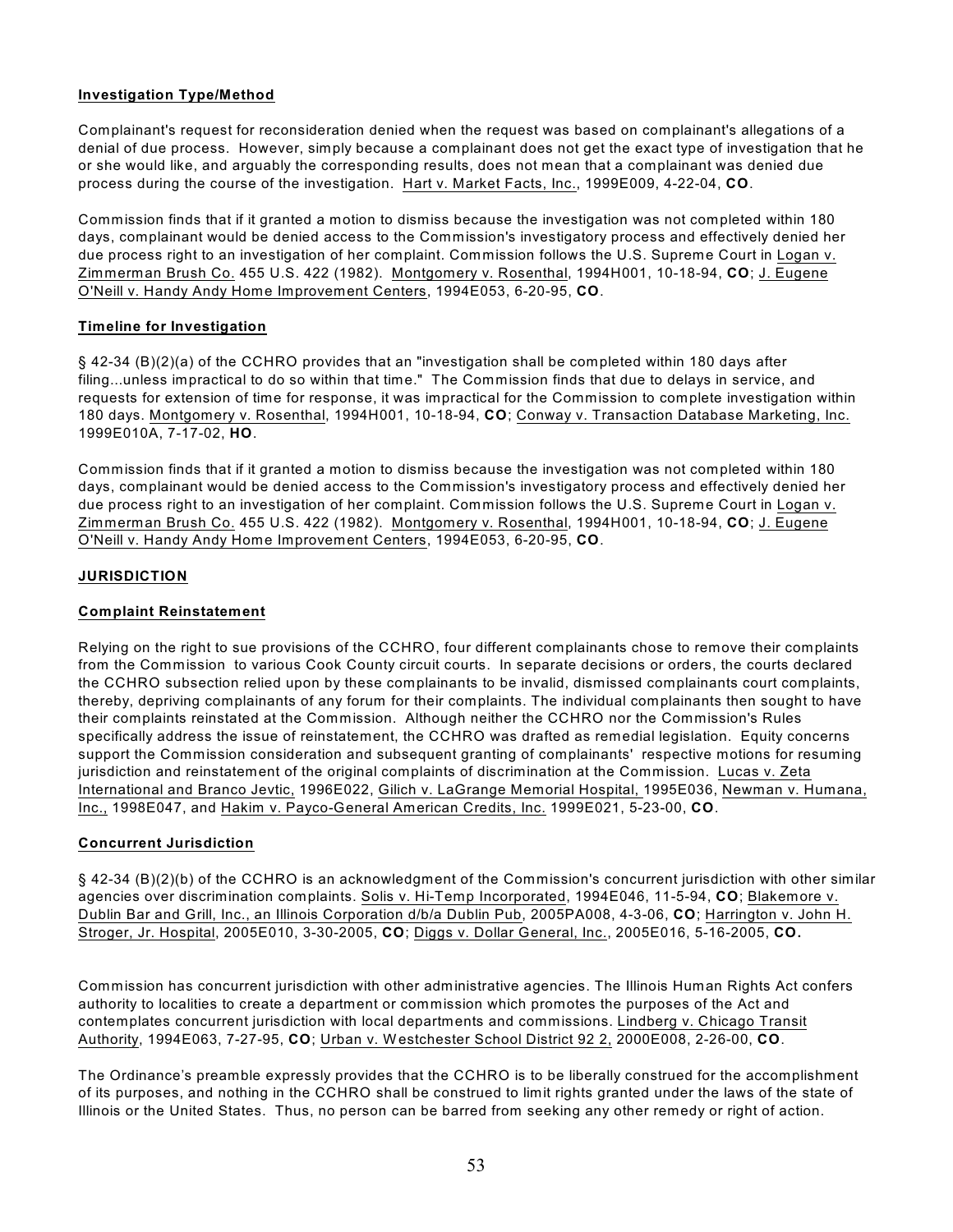**Investigation Type/Method**

Complainant's request for reconsideration denied when the request was based on complainant's allegations of a denial of due process. However, simply because a complainant does not get the exact type of investigation that he or she would like, and arguably the corresponding results, does not mean that a complainant was denied due process during the course of the investigation. Hart v. Market Facts, Inc., 1999E009, 4-22-04, **CO**.

Commission finds that if it granted a motion to dismiss because the investigation was not completed within 180 days, complainant would be denied access to the Commission's investigatory process and effectively denied her due process right to an investigation of her complaint. Commission follows the U.S. Supreme Court in Logan v. Zimmerman Brush Co. 455 U.S. 422 (1982). Montgomery v. Rosenthal, 1994H001, 10-18-94, **CO**; J. Eugene O'Neill v. Handy Andy Home Improvement Centers, 1994E053, 6-20-95, **CO**.

**Timeline for Investigation**

§ 42-34 (B)(2)(a) of the CCHRO provides that an "investigation shall be completed within 180 days after filing...unless impractical to do so within that time." The Commission finds that due to delays in service, and requests for extension of time for response, it was impractical for the Commission to complete investigation within 180 days. Montgomery v. Rosenthal, 1994H001, 10-18-94, **CO**; Conway v. Transaction Database Marketing, Inc. 1999E010A, 7-17-02, **HO**.

Commission finds that if it granted a motion to dismiss because the investigation was not completed within 180 days, complainant would be denied access to the Commission's investigatory process and effectively denied her due process right to an investigation of her complaint. Commission follows the U.S. Supreme Court in Logan v. Zimmerman Brush Co. 455 U.S. 422 (1982). Montgomery v. Rosenthal, 1994H001, 10-18-94, **CO**; J. Eugene O'Neill v. Handy Andy Home Improvement Centers, 1994E053, 6-20-95, **CO**.

**JURISDICTION**

**Complaint Reinstatement**

Relying on the right to sue provisions of the CCHRO, four different complainants chose to remove their complaints from the Commission to various Cook County circuit courts. In separate decisions or orders, the courts declared the CCHRO subsection relied upon by these complainants to be invalid, dismissed complainants court complaints, thereby, depriving complainants of any forum for their complaints. The individual complainants then sought to have their complaints reinstated at the Commission. Although neither the CCHRO nor the Commission's Rules specifically address the issue of reinstatement, the CCHRO was drafted as remedial legislation. Equity concerns support the Commission consideration and subsequent granting of complainants' respective motions for resuming jurisdiction and reinstatement of the original complaints of discrimination at the Commission. Lucas v. Zeta International and Branco Jevtic, 1996E022, Gilich v. LaGrange Memorial Hospital, 1995E036, Newman v. Humana, Inc., 1998E047, and Hakim v. Payco-General American Credits, Inc. 1999E021, 5-23-00, **CO**.

**Concurrent Jurisdiction**

§ 42-34 (B)(2)(b) of the CCHRO is an acknowledgment of the Commission's concurrent jurisdiction with other similar agencies over discrimination complaints. Solis v. Hi-Temp Incorporated, 1994E046, 11-5-94, **CO**; Blakemore v. Dublin Bar and Grill, Inc., an Illinois Corporation d/b/a Dublin Pub, 2005PA008, 4-3-06, **CO**; Harrington v. John H. Stroger, Jr. Hospital, 2005E010, 3-30-2005, **CO**; Diggs v. Dollar General, Inc., 2005E016, 5-16-2005, **CO.**

Commission has concurrent jurisdiction with other administrative agencies. The Illinois Human Rights Act confers authority to localities to create a department or commission which promotes the purposes of the Act and contemplates concurrent jurisdiction with local departments and commissions. Lindberg v. Chicago Transit Authority, 1994E063, 7-27-95, **CO**; Urban v. Westchester School District 92 2, 2000E008, 2-26-00, **CO**.

The Ordinance's preamble expressly provides that the CCHRO is to be liberally construed for the accomplishment of its purposes, and nothing in the CCHRO shall be construed to limit rights granted under the laws of the state of Illinois or the United States. Thus, no person can be barred from seeking any other remedy or right of action.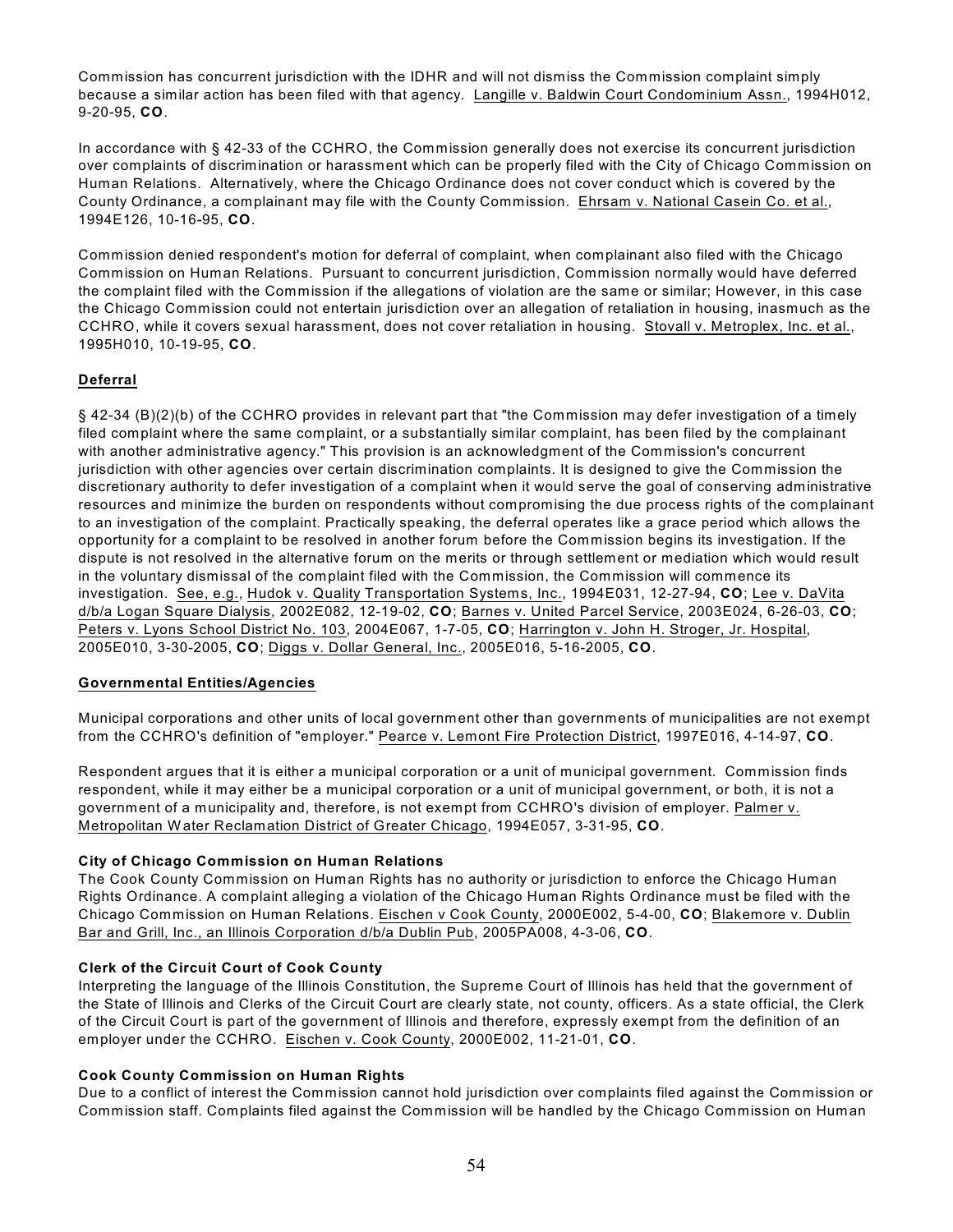Commission has concurrent jurisdiction with the IDHR and will not dismiss the Commission complaint simply because a similar action has been filed with that agency. Langille v. Baldwin Court Condominium Assn., 1994H012, 9-20-95, **CO**.

In accordance with § 42-33 of the CCHRO, the Commission generally does not exercise its concurrent jurisdiction over complaints of discrimination or harassment which can be properly filed with the City of Chicago Commission on Human Relations. Alternatively, where the Chicago Ordinance does not cover conduct which is covered by the County Ordinance, a complainant may file with the County Commission. Ehrsam v. National Casein Co. et al., 1994E126, 10-16-95, **CO**.

Commission denied respondent's motion for deferral of complaint, when complainant also filed with the Chicago Commission on Human Relations. Pursuant to concurrent jurisdiction, Commission normally would have deferred the complaint filed with the Commission if the allegations of violation are the same or similar; However, in this case the Chicago Commission could not entertain jurisdiction over an allegation of retaliation in housing, inasmuch as the CCHRO, while it covers sexual harassment, does not cover retaliation in housing. Stovall v. Metroplex, Inc. et al., 1995H010, 10-19-95, **CO**.

## Deferral

§ 42-34 (B)(2)(b) of the CCHRO provides in relevant part that "the Commission may defer investigation of a timely filed complaint where the same complaint, or a substantially similar complaint, has been filed by the complainant with another administrative agency." This provision is an acknowledgment of the Commission's concurrent jurisdiction with other agencies over certain discrimination complaints. It is designed to give the Commission the discretionary authority to defer investigation of a complaint when it would serve the goal of conserving administrative resources and minimize the burden on respondents without compromising the due process rights of the complainant to an investigation of the complaint. Practically speaking, the deferral operates like a grace period which allows the opportunity for a complaint to be resolved in another forum before the Commission begins its investigation. If the dispute is not resolved in the alternative forum on the merits or through settlement or mediation which would result in the voluntary dismissal of the complaint filed with the Commission, the Commission will commence its investigation. See, e.g., Hudok v. Quality Transportation Systems, Inc., 1994E031, 12-27-94, **CO**; Lee v. DaVita d/b/a Logan Square Dialysis, 2002E082, 12-19-02, **CO**; Barnes v. United Parcel Service, 2003E024, 6-26-03, **CO**; Peters v. Lyons School District No. 103, 2004E067, 1-7-05, **CO**; Harrington v. John H. Stroger, Jr. Hospital, 2005E010, 3-30-2005, **CO**; Diggs v. Dollar General, Inc., 2005E016, 5-16-2005, **CO**.

## Governmental Entities/Agencies

Municipal corporations and other units of local government other than governments of municipalities are not exempt from the CCHRO's definition of "employer." Pearce v. Lemont Fire Protection District, 1997E016, 4-14-97, **CO**.

Respondent argues that it is either a municipal corporation or a unit of municipal government. Commission finds respondent, while it may either be a municipal corporation or a unit of municipal government, or both, it is not a government of a municipality and, therefore, is not exempt from CCHRO's division of employer. Palmer v. Metropolitan Water Reclamation District of Greater Chicago, 1994E057, 3-31-95, **CO**.

### City of Chicago Commission on Human Relations

The Cook County Commission on Human Rights has no authority or jurisdiction to enforce the Chicago Human Rights Ordinance. A complaint alleging a violation of the Chicago Human Rights Ordinance must be filed with the Chicago Commission on Human Relations. Eischen v Cook County, 2000E002, 5-4-00, **CO**; Blakemore v. Dublin Bar and Grill, Inc., an Illinois Corporation d/b/a Dublin Pub, 2005PA008, 4-3-06, **CO**.

### Clerk of the Circuit Court of Cook County

Interpreting the language of the Illinois Constitution, the Supreme Court of Illinois has held that the government of the State of Illinois and Clerks of the Circuit Court are clearly state, not county, officers. As a state official, the Clerk of the Circuit Court is part of the government of Illinois and therefore, expressly exempt from the definition of an employer under the CCHRO. Eischen v. Cook County, 2000E002, 11-21-01, **CO**.

### Cook County Commission on Human Rights

Due to a conflict of interest the Commission cannot hold jurisdiction over complaints filed against the Commission or Commission staff. Complaints filed against the Commission will be handled by the Chicago Commission on Human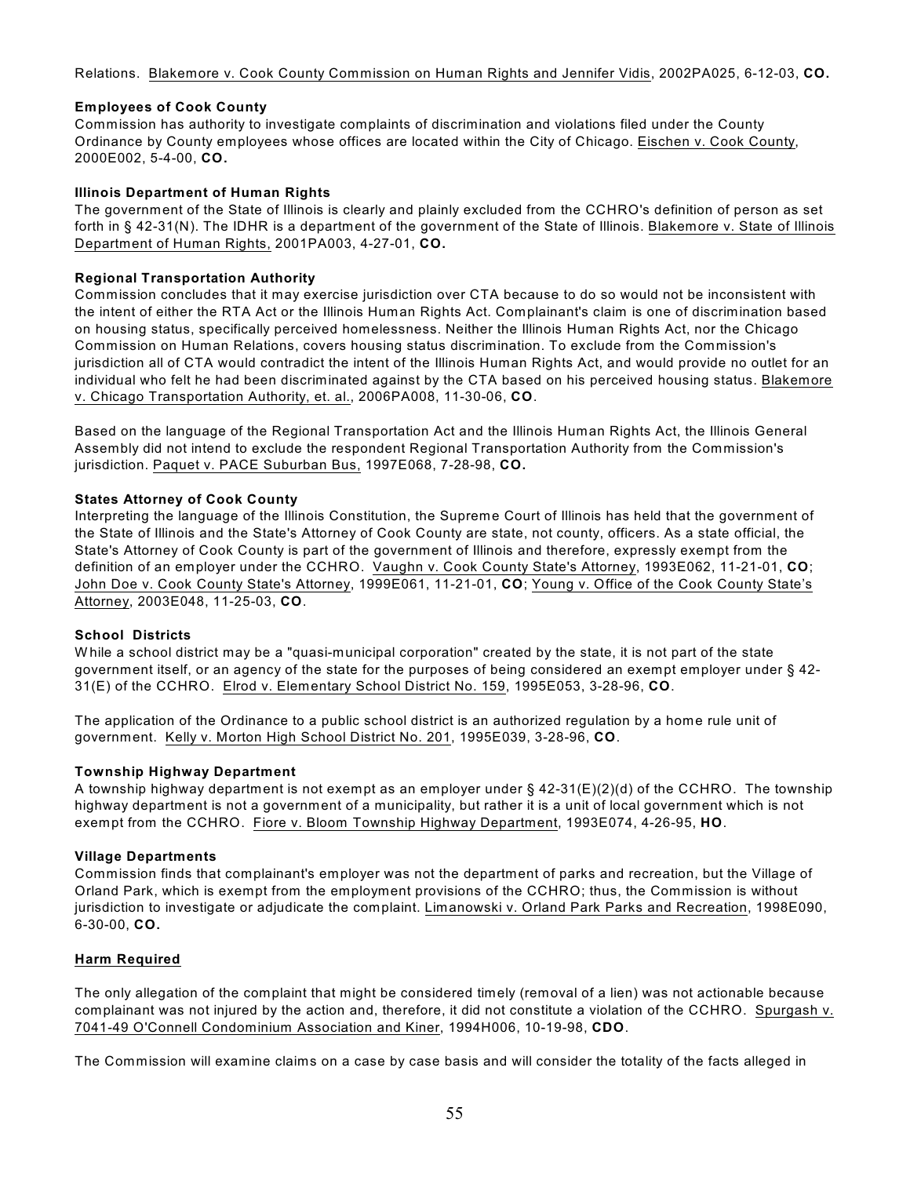Relations. Blakemore v. Cook County Commission on Human Rights and Jennifer Vidis, 2002PA025, 6-12-03, **CO.**

**Employees of Cook County**

Commission has authority to investigate complaints of discrimination and violations filed under the County Ordinance by County employees whose offices are located within the City of Chicago. Eischen v. Cook County, 2000E002, 5-4-00, **CO.**

**Illinois Department of Human Rights**

The government of the State of Illinois is clearly and plainly excluded from the CCHRO's definition of person as set forth in § 42-31(N). The IDHR is a department of the government of the State of Illinois. Blakemore v. State of Illinois Department of Human Rights, 2001PA003, 4-27-01, **CO.**

**Regional Transportation Authority**

Commission concludes that it may exercise jurisdiction over CTA because to do so would not be inconsistent with the intent of either the RTA Act or the Illinois Human Rights Act. Complainant's claim is one of discrimination based on housing status, specifically perceived homelessness. Neither the Illinois Human Rights Act, nor the Chicago Commission on Human Relations, covers housing status discrimination. To exclude from the Commission's jurisdiction all of CTA would contradict the intent of the Illinois Human Rights Act, and would provide no outlet for an individual who felt he had been discriminated against by the CTA based on his perceived housing status. Blakemore v. Chicago Transportation Authority, et. al., 2006PA008, 11-30-06, **CO**.

Based on the language of the Regional Transportation Act and the Illinois Human Rights Act, the Illinois General Assembly did not intend to exclude the respondent Regional Transportation Authority from the Commission's jurisdiction. Paquet v. PACE Suburban Bus, 1997E068, 7-28-98, **CO.**

**States Attorney of Cook County**

Interpreting the language of the Illinois Constitution, the Supreme Court of Illinois has held that the government of the State of Illinois and the State's Attorney of Cook County are state, not county, officers. As a state official, the State's Attorney of Cook County is part of the government of Illinois and therefore, expressly exempt from the definition of an employer under the CCHRO. Vaughn v. Cook County State's Attorney, 1993E062, 11-21-01, **CO**; John Doe v. Cook County State's Attorney, 1999E061, 11-21-01, **CO**; Young v. Office of the Cook County State's Attorney, 2003E048, 11-25-03, **CO**.

**School Districts**

While a school district may be a "quasi-municipal corporation" created by the state, it is not part of the state government itself, or an agency of the state for the purposes of being considered an exempt employer under § 42-31(E) of the CCHRO. Elrod v. Elementary School District No. 159, 1995E053, 3-28-96, **CO**.

The application of the Ordinance to a public school district is an authorized regulation by a home rule unit of government. Kelly v. Morton High School District No. 201, 1995E039, 3-28-96, **CO**.

**Township Highway Department**

A township highway department is not exempt as an employer under § 42-31(E)(2)(d) of the CCHRO. The township highway department is not a government of a municipality, but rather it is a unit of local government which is not exempt from the CCHRO. Fiore v. Bloom Township Highway Department, 1993E074, 4-26-95, **HO**.

**Village Departments**

Commission finds that complainant's employer was not the department of parks and recreation, but the Village of Orland Park, which is exempt from the employment provisions of the CCHRO; thus, the Commission is without jurisdiction to investigate or adjudicate the complaint. Limanowski v. Orland Park Parks and Recreation, 1998E090, 6-30-00, **CO.**

**Harm Required**

The only allegation of the complaint that might be considered timely (removal of a lien) was not actionable because complainant was not injured by the action and, therefore, it did not constitute a violation of the CCHRO. Spurgash v. 7041-49 O'Connell Condominium Association and Kiner, 1994H006, 10-19-98, **CDO**.

The Commission will examine claims on a case by case basis and will consider the totality of the facts alleged in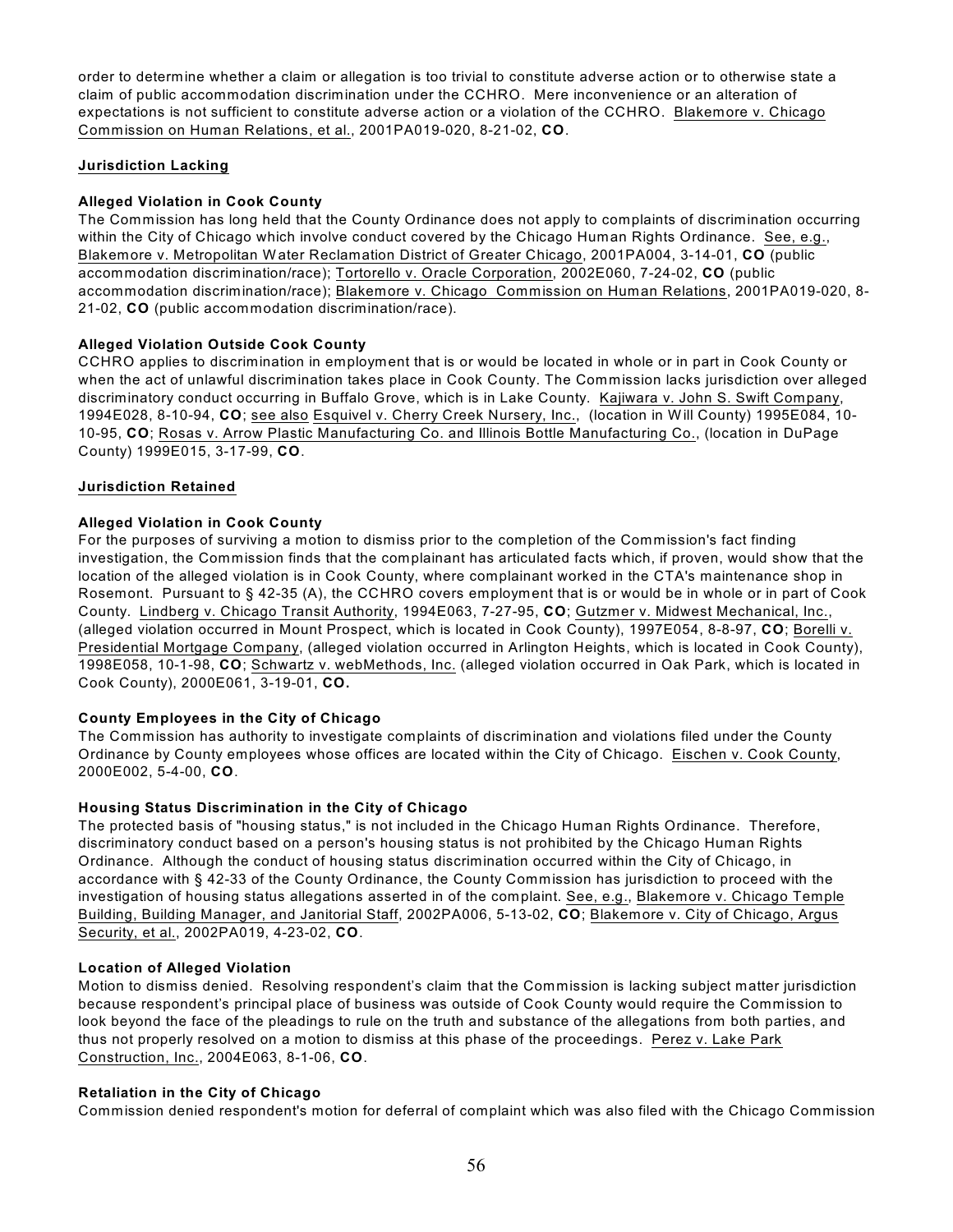order to determine whether a claim or allegation is too trivial to constitute adverse action or to otherwise state a claim of public accommodation discrimination under the CCHRO. Mere inconvenience or an alteration of expectations is not sufficient to constitute adverse action or a violation of the CCHRO. Blakemore v. Chicago Commission on Human Relations, et al., 2001PA019-020, 8-21-02, **CO**.

## Jurisdiction Lacking

### Alleged Violation in Cook County

The Commission has long held that the County Ordinance does not apply to complaints of discrimination occurring within the City of Chicago which involve conduct covered by the Chicago Human Rights Ordinance. See, e.g., Blakemore v. Metropolitan Water Reclamation District of Greater Chicago, 2001PA004, 3-14-01, **CO** (public accommodation discrimination/race); Tortorello v. Oracle Corporation, 2002E060, 7-24-02, **CO** (public accommodation discrimination/race); Blakemore v. Chicago Commission on Human Relations, 2001PA019-020, 8-21-02, **CO** (public accommodation discrimination/race).

### Alleged Violation Outside Cook County

CCHRO applies to discrimination in employment that is or would be located in whole or in part in Cook County or when the act of unlawful discrimination takes place in Cook County. The Commission lacks jurisdiction over alleged discriminatory conduct occurring in Buffalo Grove, which is in Lake County. Kajiwara v. John S. Swift Company, 1994E028, 8-10-94, **CO**; see also Esquivel v. Cherry Creek Nursery, Inc., (location in Will County) 1995E084, 10-10-95, **CO**; Rosas v. Arrow Plastic Manufacturing Co. and Illinois Bottle Manufacturing Co., (location in DuPage County) 1999E015, 3-17-99, **CO**.

## Jurisdiction Retained

### Alleged Violation in Cook County

For the purposes of surviving a motion to dismiss prior to the completion of the Commission's fact finding investigation, the Commission finds that the complainant has articulated facts which, if proven, would show that the location of the alleged violation is in Cook County, where complainant worked in the CTA's maintenance shop in Rosemont. Pursuant to § 42-35 (A), the CCHRO covers employment that is or would be in whole or in part of Cook County. Lindberg v. Chicago Transit Authority, 1994E063, 7-27-95, **CO**; Gutzmer v. Midwest Mechanical, Inc., (alleged violation occurred in Mount Prospect, which is located in Cook County), 1997E054, 8-8-97, **CO**; Borelli v. Presidential Mortgage Company, (alleged violation occurred in Arlington Heights, which is located in Cook County), 1998E058, 10-1-98, **CO**; Schwartz v. webMethods, Inc. (alleged violation occurred in Oak Park, which is located in Cook County), 2000E061, 3-19-01, **CO.**

### County Employees in the City of Chicago

The Commission has authority to investigate complaints of discrimination and violations filed under the County Ordinance by County employees whose offices are located within the City of Chicago. Eischen v. Cook County, 2000E002, 5-4-00, **CO**.

### Housing Status Discrimination in the City of Chicago

The protected basis of "housing status," is not included in the Chicago Human Rights Ordinance. Therefore, discriminatory conduct based on a person's housing status is not prohibited by the Chicago Human Rights Ordinance. Although the conduct of housing status discrimination occurred within the City of Chicago, in accordance with § 42-33 of the County Ordinance, the County Commission has jurisdiction to proceed with the investigation of housing status allegations asserted in of the complaint. See, e.g., Blakemore v. Chicago Temple Building, Building Manager, and Janitorial Staff, 2002PA006, 5-13-02, **CO**; Blakemore v. City of Chicago, Argus Security, et al., 2002PA019, 4-23-02, **CO**.

### Location of Alleged Violation

Motion to dismiss denied. Resolving respondent's claim that the Commission is lacking subject matter jurisdiction because respondent's principal place of business was outside of Cook County would require the Commission to look beyond the face of the pleadings to rule on the truth and substance of the allegations from both parties, and thus not properly resolved on a motion to dismiss at this phase of the proceedings. Perez v. Lake Park Construction, Inc., 2004E063, 8-1-06, **CO**.

### Retaliation in the City of Chicago

Commission denied respondent's motion for deferral of complaint which was also filed with the Chicago Commission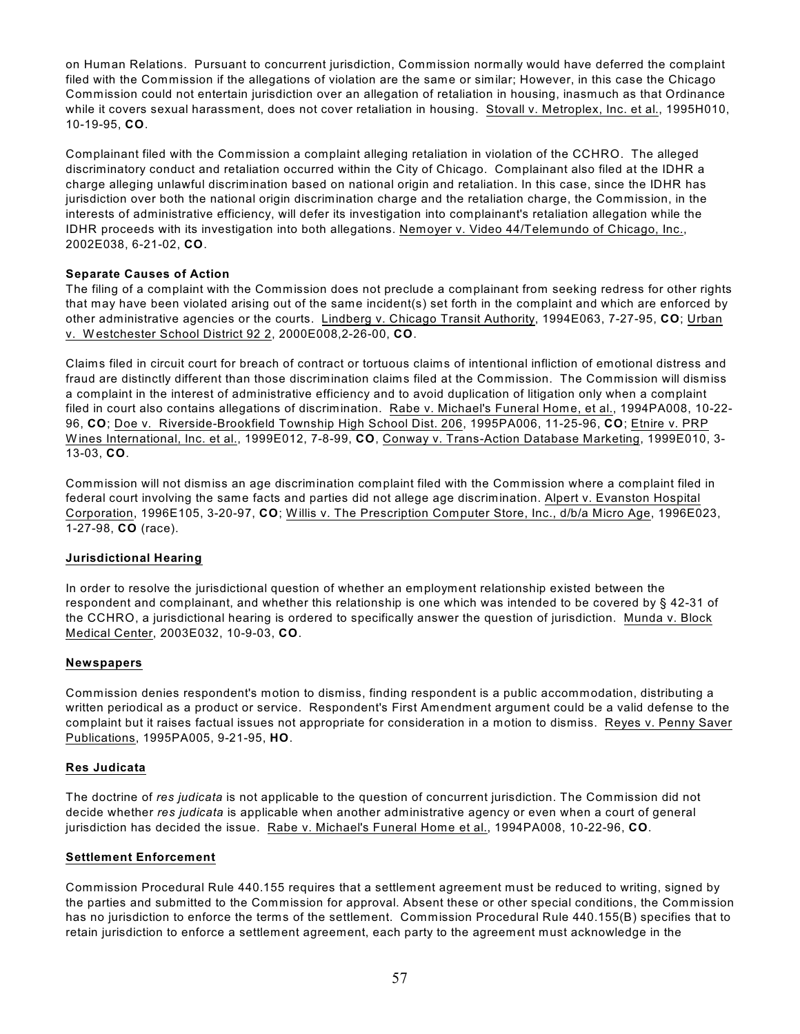on Human Relations. Pursuant to concurrent jurisdiction, Commission normally would have deferred the complaint filed with the Commission if the allegations of violation are the same or similar; However, in this case the Chicago Commission could not entertain jurisdiction over an allegation of retaliation in housing, inasmuch as that Ordinance while it covers sexual harassment, does not cover retaliation in housing. Stovall v. Metroplex, Inc. et al., 1995H010, 10-19-95, **CO**.

Complainant filed with the Commission a complaint alleging retaliation in violation of the CCHRO. The alleged discriminatory conduct and retaliation occurred within the City of Chicago. Complainant also filed at the IDHR a charge alleging unlawful discrimination based on national origin and retaliation. In this case, since the IDHR has jurisdiction over both the national origin discrimination charge and the retaliation charge, the Commission, in the interests of administrative efficiency, will defer its investigation into complainant's retaliation allegation while the IDHR proceeds with its investigation into both allegations. Nemoyer v. Video 44/Telemundo of Chicago, Inc., 2002E038, 6-21-02, **CO**.

**Separate Causes of Action**

The filing of a complaint with the Commission does not preclude a complainant from seeking redress for other rights that may have been violated arising out of the same incident(s) set forth in the complaint and which are enforced by other administrative agencies or the courts. Lindberg v. Chicago Transit Authority, 1994E063, 7-27-95, **CO**; Urban v. Westchester School District 92 2, 2000E008,2-26-00, **CO**.

Claims filed in circuit court for breach of contract or tortuous claims of intentional infliction of emotional distress and fraud are distinctly different than those discrimination claims filed at the Commission. The Commission will dismiss a complaint in the interest of administrative efficiency and to avoid duplication of litigation only when a complaint filed in court also contains allegations of discrimination. Rabe v. Michael's Funeral Home, et al., 1994PA008, 10-22-96, **CO**; Doe v. Riverside-Brookfield Township High School Dist. 206, 1995PA006, 11-25-96, **CO**; Etnire v. PRP Wines International, Inc. et al., 1999E012, 7-8-99, **CO**, Conway v. Trans-Action Database Marketing, 1999E010, 3-13-03, **CO**.

Commission will not dismiss an age discrimination complaint filed with the Commission where a complaint filed in federal court involving the same facts and parties did not allege age discrimination. Alpert v. Evanston Hospital Corporation, 1996E105, 3-20-97, **CO**; Willis v. The Prescription Computer Store, Inc., d/b/a Micro Age, 1996E023, 1-27-98, **CO** (race).

**Jurisdictional Hearing**

In order to resolve the jurisdictional question of whether an employment relationship existed between the respondent and complainant, and whether this relationship is one which was intended to be covered by § 42-31 of the CCHRO, a jurisdictional hearing is ordered to specifically answer the question of jurisdiction. Munda v. Block Medical Center, 2003E032, 10-9-03, **CO**.

**Newspapers**

Commission denies respondent's motion to dismiss, finding respondent is a public accommodation, distributing a written periodical as a product or service. Respondent's First Amendment argument could be a valid defense to the complaint but it raises factual issues not appropriate for consideration in a motion to dismiss. Reyes v. Penny Saver Publications, 1995PA005, 9-21-95, **HO**.

**Res Judicata**

The doctrine of *res judicata* is not applicable to the question of concurrent jurisdiction. The Commission did not decide whether *res judicata* is applicable when another administrative agency or even when a court of general jurisdiction has decided the issue. Rabe v. Michael's Funeral Home et al., 1994PA008, 10-22-96, **CO**.

**Settlement Enforcement**

Commission Procedural Rule 440.155 requires that a settlement agreement must be reduced to writing, signed by the parties and submitted to the Commission for approval. Absent these or other special conditions, the Commission has no jurisdiction to enforce the terms of the settlement. Commission Procedural Rule 440.155(B) specifies that to retain jurisdiction to enforce a settlement agreement, each party to the agreement must acknowledge in the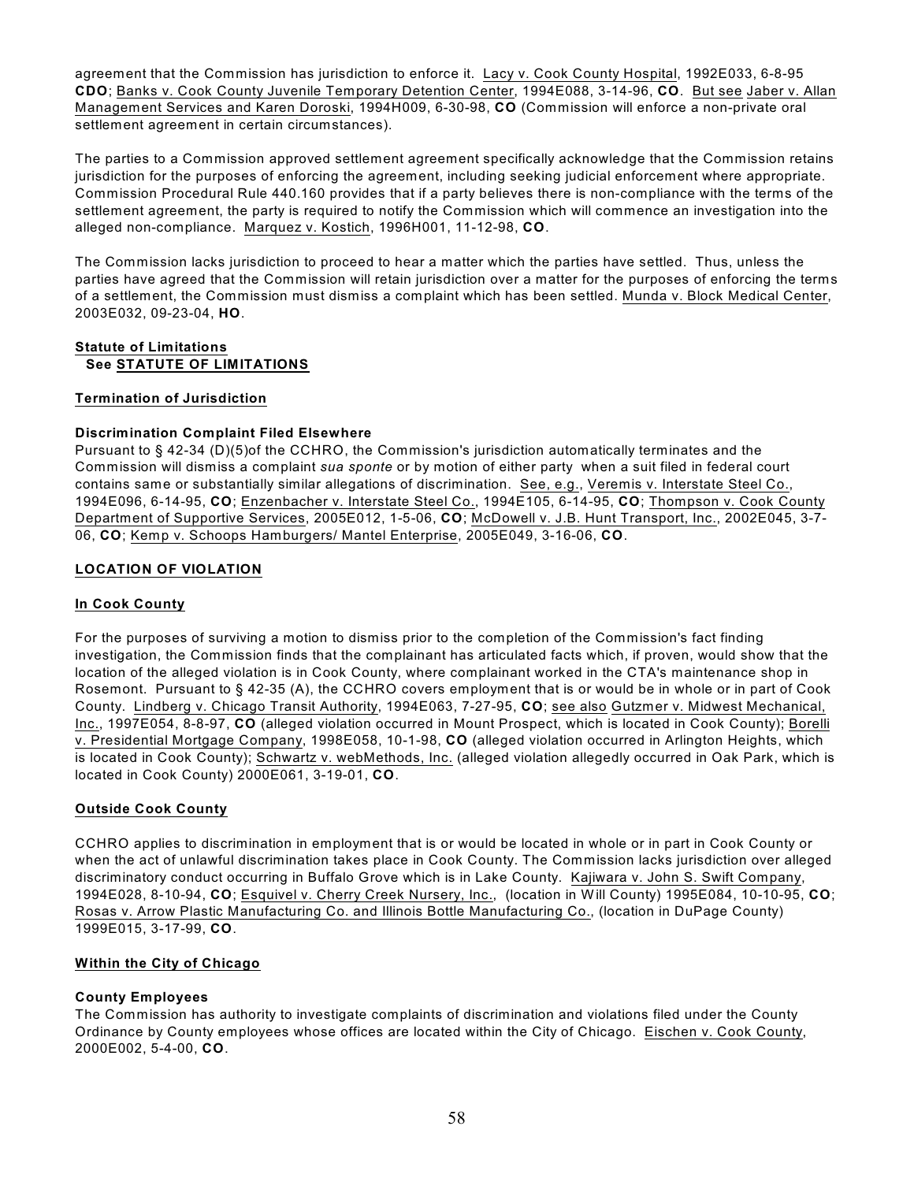agreement that the Commission has jurisdiction to enforce it. Lacy v. Cook County Hospital, 1992E033, 6-8-95 **CDO**; Banks v. Cook County Juvenile Temporary Detention Center, 1994E088, 3-14-96, **CO**. But see Jaber v. Allan Management Services and Karen Doroski, 1994H009, 6-30-98, **CO** (Commission will enforce a non-private oral settlement agreement in certain circumstances).

The parties to a Commission approved settlement agreement specifically acknowledge that the Commission retains jurisdiction for the purposes of enforcing the agreement, including seeking judicial enforcement where appropriate. Commission Procedural Rule 440.160 provides that if a party believes there is non-compliance with the terms of the settlement agreement, the party is required to notify the Commission which will commence an investigation into the alleged non-compliance. Marquez v. Kostich, 1996H001, 11-12-98, **CO**.

The Commission lacks jurisdiction to proceed to hear a matter which the parties have settled. Thus, unless the parties have agreed that the Commission will retain jurisdiction over a matter for the purposes of enforcing the terms of a settlement, the Commission must dismiss a complaint which has been settled. Munda v. Block Medical Center, 2003E032, 09-23-04, **HO**.

**Statute of Limitations**
**See STATUTE OF LIMITATIONS**

**Termination of Jurisdiction**

**Discrimination Complaint Filed Elsewhere**
Pursuant to § 42-34 (D)(5)of the CCHRO, the Commission's jurisdiction automatically terminates and the Commission will dismiss a complaint *sua sponte* or by motion of either party when a suit filed in federal court contains same or substantially similar allegations of discrimination. See, e.g., Veremis v. Interstate Steel Co., 1994E096, 6-14-95, **CO**; Enzenbacher v. Interstate Steel Co., 1994E105, 6-14-95, **CO**; Thompson v. Cook County Department of Supportive Services, 2005E012, 1-5-06, **CO**; McDowell v. J.B. Hunt Transport, Inc., 2002E045, 3-7-06, **CO**; Kemp v. Schoops Hamburgers/ Mantel Enterprise, 2005E049, 3-16-06, **CO**.

**LOCATION OF VIOLATION**

**In Cook County**

For the purposes of surviving a motion to dismiss prior to the completion of the Commission's fact finding investigation, the Commission finds that the complainant has articulated facts which, if proven, would show that the location of the alleged violation is in Cook County, where complainant worked in the CTA's maintenance shop in Rosemont. Pursuant to § 42-35 (A), the CCHRO covers employment that is or would be in whole or in part of Cook County. Lindberg v. Chicago Transit Authority, 1994E063, 7-27-95, **CO**; see also Gutzmer v. Midwest Mechanical, Inc., 1997E054, 8-8-97, **CO** (alleged violation occurred in Mount Prospect, which is located in Cook County); Borelli v. Presidential Mortgage Company, 1998E058, 10-1-98, **CO** (alleged violation occurred in Arlington Heights, which is located in Cook County); Schwartz v. webMethods, Inc. (alleged violation allegedly occurred in Oak Park, which is located in Cook County) 2000E061, 3-19-01, **CO**.

**Outside Cook County**

CCHRO applies to discrimination in employment that is or would be located in whole or in part in Cook County or when the act of unlawful discrimination takes place in Cook County. The Commission lacks jurisdiction over alleged discriminatory conduct occurring in Buffalo Grove which is in Lake County. Kajiwara v. John S. Swift Company, 1994E028, 8-10-94, **CO**; Esquivel v. Cherry Creek Nursery, Inc., (location in Will County) 1995E084, 10-10-95, **CO**; Rosas v. Arrow Plastic Manufacturing Co. and Illinois Bottle Manufacturing Co., (location in DuPage County) 1999E015, 3-17-99, **CO**.

**Within the City of Chicago**

**County Employees**
The Commission has authority to investigate complaints of discrimination and violations filed under the County Ordinance by County employees whose offices are located within the City of Chicago. Eischen v. Cook County, 2000E002, 5-4-00, **CO**.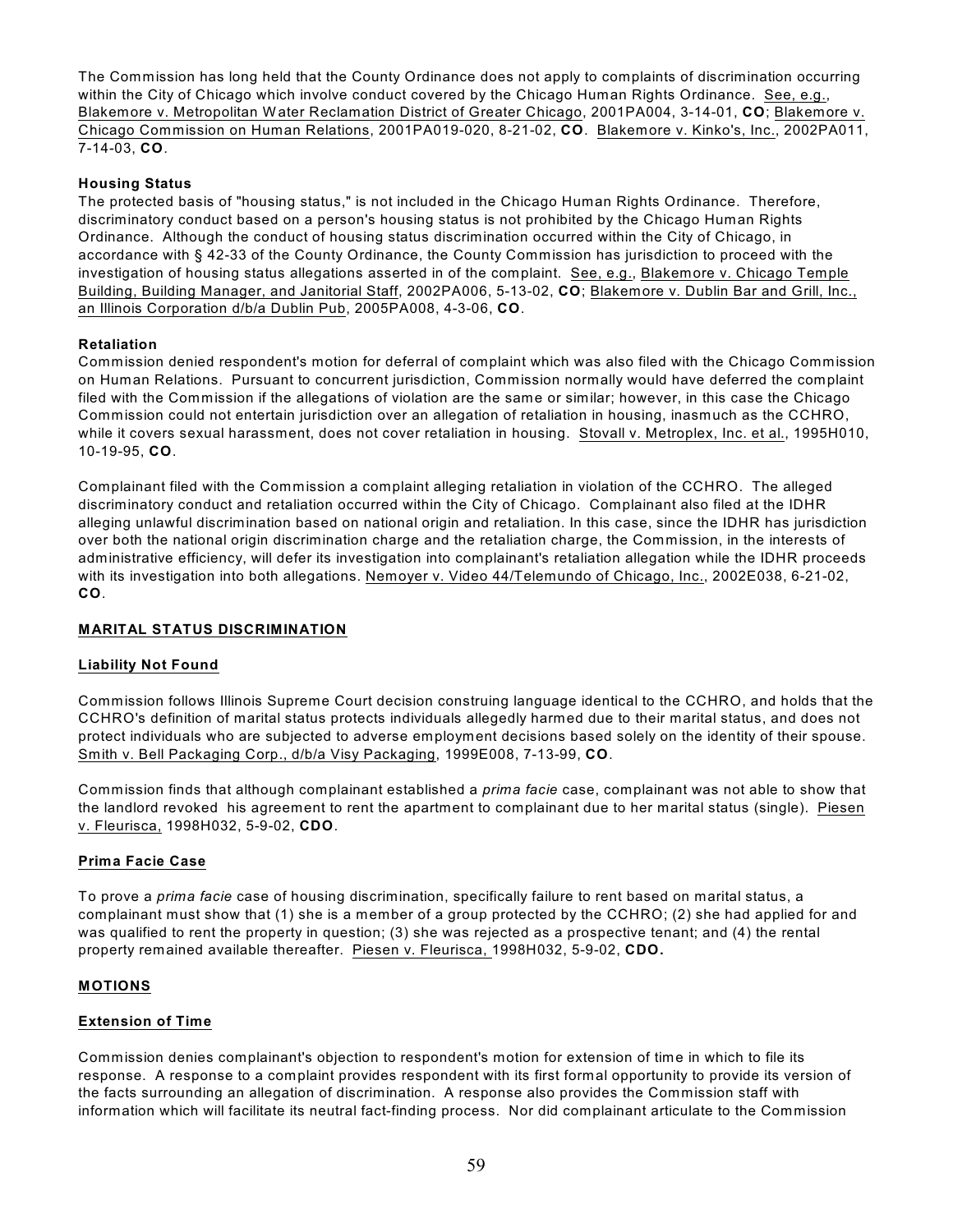The Commission has long held that the County Ordinance does not apply to complaints of discrimination occurring within the City of Chicago which involve conduct covered by the Chicago Human Rights Ordinance. See, e.g., Blakemore v. Metropolitan Water Reclamation District of Greater Chicago, 2001PA004, 3-14-01, **CO**; Blakemore v. Chicago Commission on Human Relations, 2001PA019-020, 8-21-02, **CO**. Blakemore v. Kinko's, Inc., 2002PA011, 7-14-03, **CO**.

**Housing Status**

The protected basis of "housing status," is not included in the Chicago Human Rights Ordinance. Therefore, discriminatory conduct based on a person's housing status is not prohibited by the Chicago Human Rights Ordinance. Although the conduct of housing status discrimination occurred within the City of Chicago, in accordance with § 42-33 of the County Ordinance, the County Commission has jurisdiction to proceed with the investigation of housing status allegations asserted in of the complaint. See, e.g., Blakemore v. Chicago Temple Building, Building Manager, and Janitorial Staff, 2002PA006, 5-13-02, **CO**; Blakemore v. Dublin Bar and Grill, Inc., an Illinois Corporation d/b/a Dublin Pub, 2005PA008, 4-3-06, **CO**.

**Retaliation**

Commission denied respondent's motion for deferral of complaint which was also filed with the Chicago Commission on Human Relations. Pursuant to concurrent jurisdiction, Commission normally would have deferred the complaint filed with the Commission if the allegations of violation are the same or similar; however, in this case the Chicago Commission could not entertain jurisdiction over an allegation of retaliation in housing, inasmuch as the CCHRO, while it covers sexual harassment, does not cover retaliation in housing. Stovall v. Metroplex, Inc. et al., 1995H010, 10-19-95, **CO**.

Complainant filed with the Commission a complaint alleging retaliation in violation of the CCHRO. The alleged discriminatory conduct and retaliation occurred within the City of Chicago. Complainant also filed at the IDHR alleging unlawful discrimination based on national origin and retaliation. In this case, since the IDHR has jurisdiction over both the national origin discrimination charge and the retaliation charge, the Commission, in the interests of administrative efficiency, will defer its investigation into complainant's retaliation allegation while the IDHR proceeds with its investigation into both allegations. Nemoyer v. Video 44/Telemundo of Chicago, Inc., 2002E038, 6-21-02, **CO**.

## MARITAL STATUS DISCRIMINATION

### Liability Not Found

Commission follows Illinois Supreme Court decision construing language identical to the CCHRO, and holds that the CCHRO's definition of marital status protects individuals allegedly harmed due to their marital status, and does not protect individuals who are subjected to adverse employment decisions based solely on the identity of their spouse. Smith v. Bell Packaging Corp., d/b/a Visy Packaging, 1999E008, 7-13-99, **CO**.

Commission finds that although complainant established a *prima facie* case, complainant was not able to show that the landlord revoked his agreement to rent the apartment to complainant due to her marital status (single). Piesen v. Fleurisca, 1998H032, 5-9-02, **CDO**.

### Prima Facie Case

To prove a *prima facie* case of housing discrimination, specifically failure to rent based on marital status, a complainant must show that (1) she is a member of a group protected by the CCHRO; (2) she had applied for and was qualified to rent the property in question; (3) she was rejected as a prospective tenant; and (4) the rental property remained available thereafter. Piesen v. Fleurisca, 1998H032, 5-9-02, **CDO.**

## MOTIONS

### Extension of Time

Commission denies complainant's objection to respondent's motion for extension of time in which to file its response. A response to a complaint provides respondent with its first formal opportunity to provide its version of the facts surrounding an allegation of discrimination. A response also provides the Commission staff with information which will facilitate its neutral fact-finding process. Nor did complainant articulate to the Commission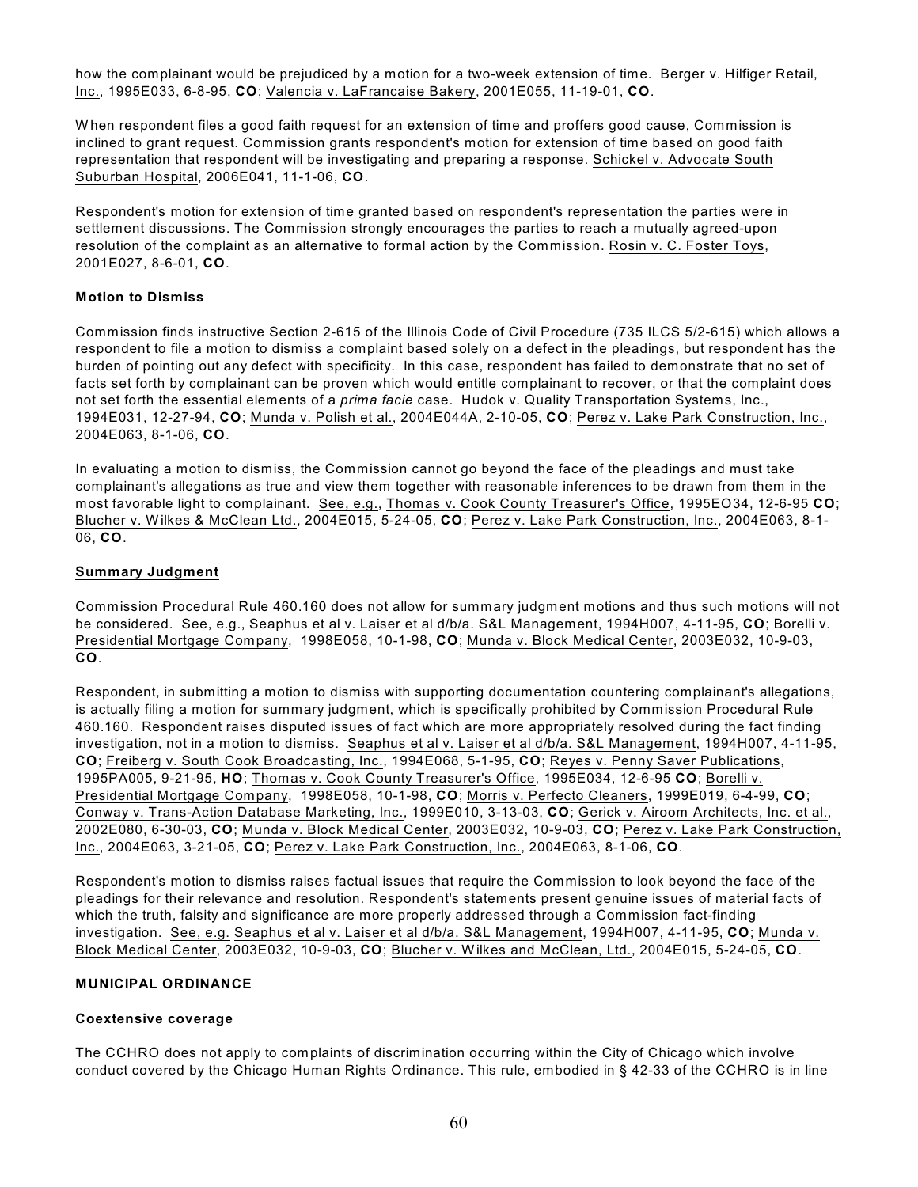how the complainant would be prejudiced by a motion for a two-week extension of time. Berger v. Hilfiger Retail, Inc., 1995E033, 6-8-95, **CO**; Valencia v. LaFrancaise Bakery, 2001E055, 11-19-01, **CO**.

When respondent files a good faith request for an extension of time and proffers good cause, Commission is inclined to grant request. Commission grants respondent's motion for extension of time based on good faith representation that respondent will be investigating and preparing a response. Schickel v. Advocate South Suburban Hospital, 2006E041, 11-1-06, **CO**.

Respondent's motion for extension of time granted based on respondent's representation the parties were in settlement discussions. The Commission strongly encourages the parties to reach a mutually agreed-upon resolution of the complaint as an alternative to formal action by the Commission. Rosin v. C. Foster Toys, 2001E027, 8-6-01, **CO**.

**Motion to Dismiss**

Commission finds instructive Section 2-615 of the Illinois Code of Civil Procedure (735 ILCS 5/2-615) which allows a respondent to file a motion to dismiss a complaint based solely on a defect in the pleadings, but respondent has the burden of pointing out any defect with specificity. In this case, respondent has failed to demonstrate that no set of facts set forth by complainant can be proven which would entitle complainant to recover, or that the complaint does not set forth the essential elements of a *prima facie* case. Hudok v. Quality Transportation Systems, Inc., 1994E031, 12-27-94, **CO**; Munda v. Polish et al., 2004E044A, 2-10-05, **CO**; Perez v. Lake Park Construction, Inc., 2004E063, 8-1-06, **CO**.

In evaluating a motion to dismiss, the Commission cannot go beyond the face of the pleadings and must take complainant's allegations as true and view them together with reasonable inferences to be drawn from them in the most favorable light to complainant. See, e.g., Thomas v. Cook County Treasurer's Office, 1995EO34, 12-6-95 **CO**; Blucher v. Wilkes & McClean Ltd., 2004E015, 5-24-05, **CO**; Perez v. Lake Park Construction, Inc., 2004E063, 8-1-06, **CO**.

**Summary Judgment**

Commission Procedural Rule 460.160 does not allow for summary judgment motions and thus such motions will not be considered. See, e.g., Seaphus et al v. Laiser et al d/b/a. S&L Management, 1994H007, 4-11-95, **CO**; Borelli v. Presidential Mortgage Company, 1998E058, 10-1-98, **CO**; Munda v. Block Medical Center, 2003E032, 10-9-03, **CO**.

Respondent, in submitting a motion to dismiss with supporting documentation countering complainant's allegations, is actually filing a motion for summary judgment, which is specifically prohibited by Commission Procedural Rule 460.160. Respondent raises disputed issues of fact which are more appropriately resolved during the fact finding investigation, not in a motion to dismiss. Seaphus et al v. Laiser et al d/b/a. S&L Management, 1994H007, 4-11-95, **CO**; Freiberg v. South Cook Broadcasting, Inc., 1994E068, 5-1-95, **CO**; Reyes v. Penny Saver Publications, 1995PA005, 9-21-95, **HO**; Thomas v. Cook County Treasurer's Office, 1995E034, 12-6-95 **CO**; Borelli v. Presidential Mortgage Company, 1998E058, 10-1-98, **CO**; Morris v. Perfecto Cleaners, 1999E019, 6-4-99, **CO**; Conway v. Trans-Action Database Marketing, Inc., 1999E010, 3-13-03, **CO**; Gerick v. Airoom Architects, Inc. et al., 2002E080, 6-30-03, **CO**; Munda v. Block Medical Center, 2003E032, 10-9-03, **CO**; Perez v. Lake Park Construction, Inc., 2004E063, 3-21-05, **CO**; Perez v. Lake Park Construction, Inc., 2004E063, 8-1-06, **CO**.

Respondent's motion to dismiss raises factual issues that require the Commission to look beyond the face of the pleadings for their relevance and resolution. Respondent's statements present genuine issues of material facts of which the truth, falsity and significance are more properly addressed through a Commission fact-finding investigation. See, e.g. Seaphus et al v. Laiser et al d/b/a. S&L Management, 1994H007, 4-11-95, **CO**; Munda v. Block Medical Center, 2003E032, 10-9-03, **CO**; Blucher v. Wilkes and McClean, Ltd., 2004E015, 5-24-05, **CO**.

**MUNICIPAL ORDINANCE**

**Coextensive coverage**

The CCHRO does not apply to complaints of discrimination occurring within the City of Chicago which involve conduct covered by the Chicago Human Rights Ordinance. This rule, embodied in § 42-33 of the CCHRO is in line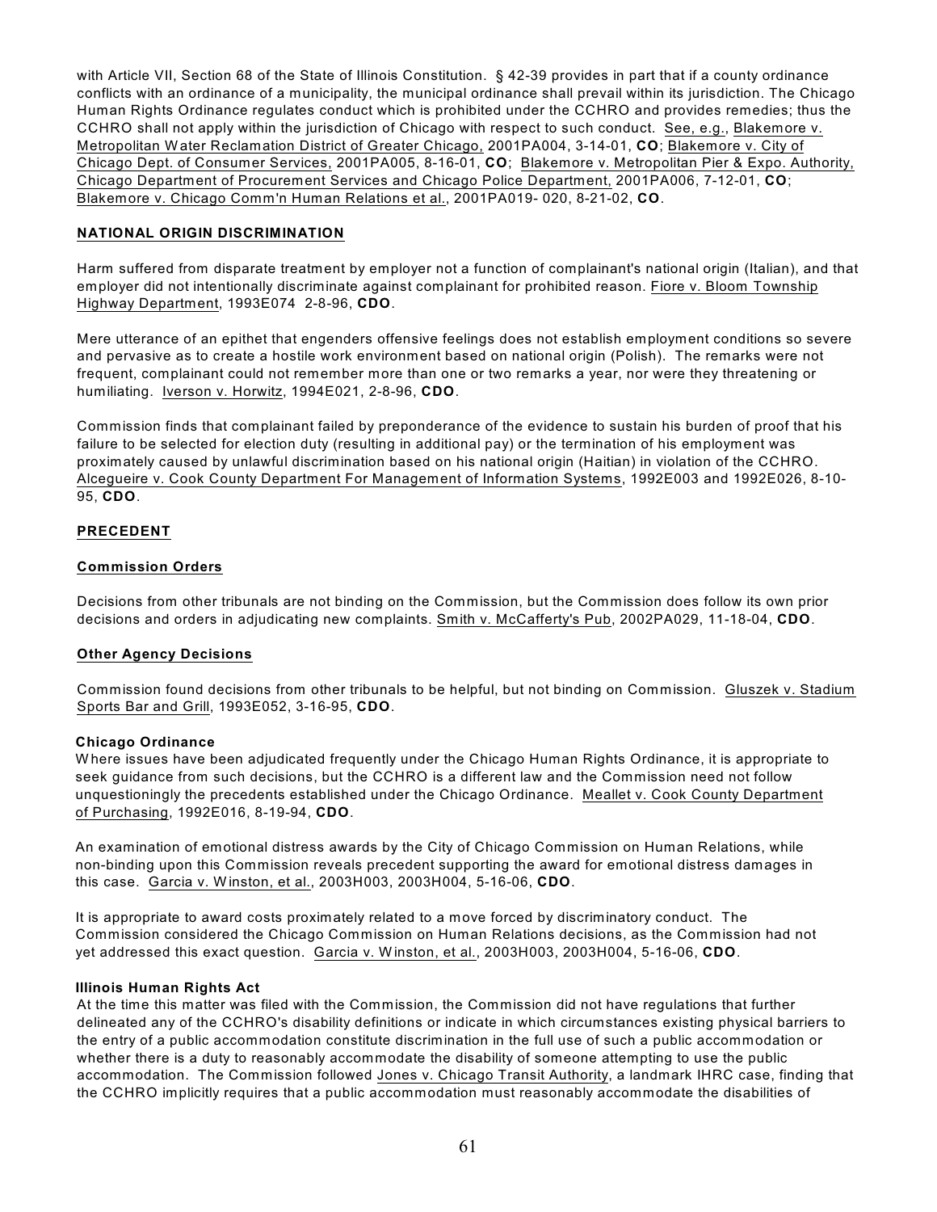with Article VII, Section 68 of the State of Illinois Constitution. § 42-39 provides in part that if a county ordinance conflicts with an ordinance of a municipality, the municipal ordinance shall prevail within its jurisdiction. The Chicago Human Rights Ordinance regulates conduct which is prohibited under the CCHRO and provides remedies; thus the CCHRO shall not apply within the jurisdiction of Chicago with respect to such conduct. See, e.g., Blakemore v. Metropolitan Water Reclamation District of Greater Chicago, 2001PA004, 3-14-01, **CO**; Blakemore v. City of Chicago Dept. of Consumer Services, 2001PA005, 8-16-01, **CO**; Blakemore v. Metropolitan Pier & Expo. Authority, Chicago Department of Procurement Services and Chicago Police Department, 2001PA006, 7-12-01, **CO**; Blakemore v. Chicago Comm'n Human Relations et al., 2001PA019- 020, 8-21-02, **CO**.

## NATIONAL ORIGIN DISCRIMINATION

Harm suffered from disparate treatment by employer not a function of complainant's national origin (Italian), and that employer did not intentionally discriminate against complainant for prohibited reason. Fiore v. Bloom Township Highway Department, 1993E074 2-8-96, **CDO**.

Mere utterance of an epithet that engenders offensive feelings does not establish employment conditions so severe and pervasive as to create a hostile work environment based on national origin (Polish). The remarks were not frequent, complainant could not remember more than one or two remarks a year, nor were they threatening or humiliating. Iverson v. Horwitz, 1994E021, 2-8-96, **CDO**.

Commission finds that complainant failed by preponderance of the evidence to sustain his burden of proof that his failure to be selected for election duty (resulting in additional pay) or the termination of his employment was proximately caused by unlawful discrimination based on his national origin (Haitian) in violation of the CCHRO. Alcegueire v. Cook County Department For Management of Information Systems, 1992E003 and 1992E026, 8-10-95, **CDO**.

## PRECEDENT

### Commission Orders

Decisions from other tribunals are not binding on the Commission, but the Commission does follow its own prior decisions and orders in adjudicating new complaints. Smith v. McCafferty's Pub, 2002PA029, 11-18-04, **CDO**.

### Other Agency Decisions

Commission found decisions from other tribunals to be helpful, but not binding on Commission. Gluszek v. Stadium Sports Bar and Grill, 1993E052, 3-16-95, **CDO**.

#### Chicago Ordinance

Where issues have been adjudicated frequently under the Chicago Human Rights Ordinance, it is appropriate to seek guidance from such decisions, but the CCHRO is a different law and the Commission need not follow unquestioningly the precedents established under the Chicago Ordinance. Meallet v. Cook County Department of Purchasing, 1992E016, 8-19-94, **CDO**.

An examination of emotional distress awards by the City of Chicago Commission on Human Relations, while non-binding upon this Commission reveals precedent supporting the award for emotional distress damages in this case. Garcia v. Winston, et al., 2003H003, 2003H004, 5-16-06, **CDO**.

It is appropriate to award costs proximately related to a move forced by discriminatory conduct. The Commission considered the Chicago Commission on Human Relations decisions, as the Commission had not yet addressed this exact question. Garcia v. Winston, et al., 2003H003, 2003H004, 5-16-06, **CDO**.

#### Illinois Human Rights Act

At the time this matter was filed with the Commission, the Commission did not have regulations that further delineated any of the CCHRO's disability definitions or indicate in which circumstances existing physical barriers to the entry of a public accommodation constitute discrimination in the full use of such a public accommodation or whether there is a duty to reasonably accommodate the disability of someone attempting to use the public accommodation. The Commission followed Jones v. Chicago Transit Authority, a landmark IHRC case, finding that the CCHRO implicitly requires that a public accommodation must reasonably accommodate the disabilities of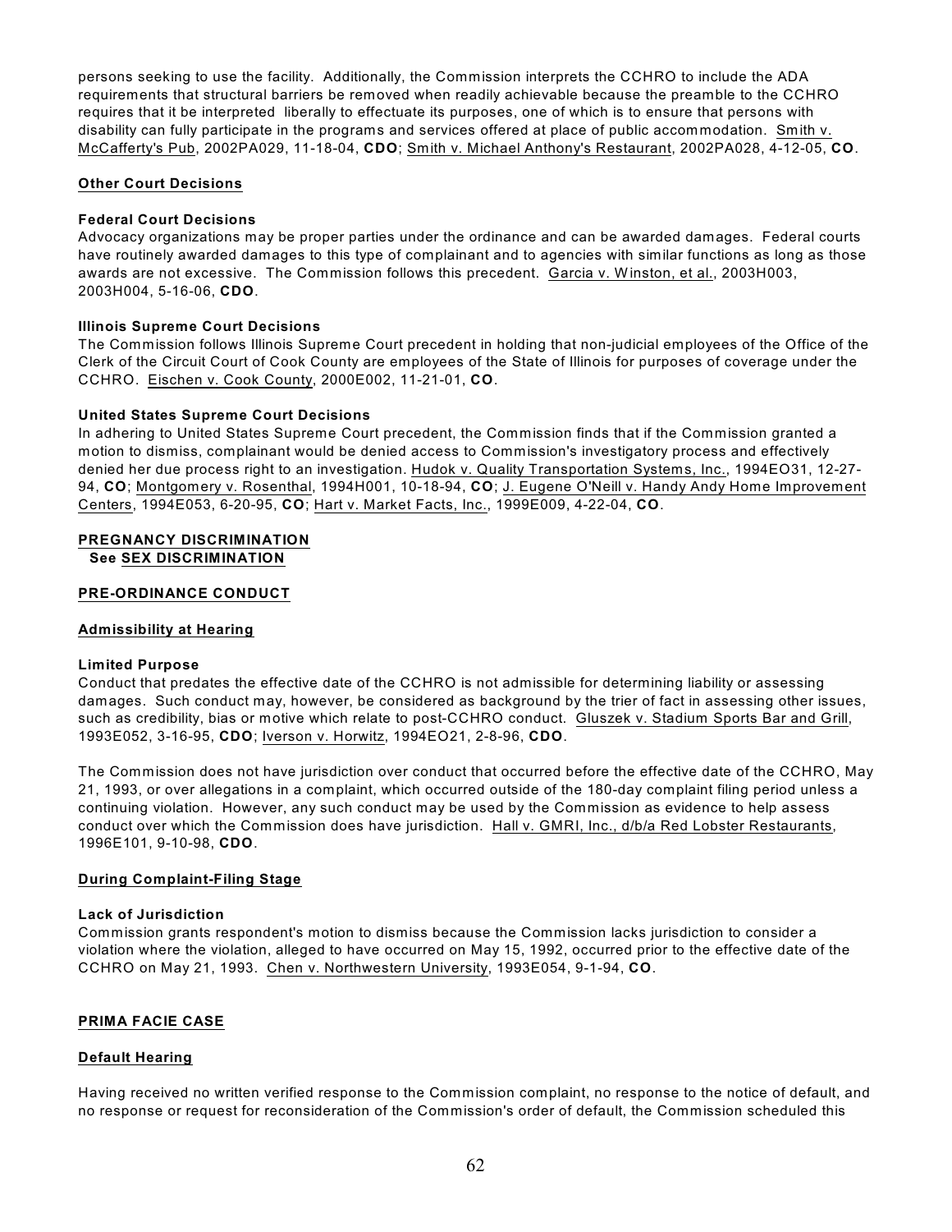persons seeking to use the facility. Additionally, the Commission interprets the CCHRO to include the ADA requirements that structural barriers be removed when readily achievable because the preamble to the CCHRO requires that it be interpreted liberally to effectuate its purposes, one of which is to ensure that persons with disability can fully participate in the programs and services offered at place of public accommodation. Smith v. McCafferty's Pub, 2002PA029, 11-18-04, **CDO**; Smith v. Michael Anthony's Restaurant, 2002PA028, 4-12-05, **CO**.

**Other Court Decisions**

**Federal Court Decisions**

Advocacy organizations may be proper parties under the ordinance and can be awarded damages. Federal courts have routinely awarded damages to this type of complainant and to agencies with similar functions as long as those awards are not excessive. The Commission follows this precedent. Garcia v. Winston, et al., 2003H003, 2003H004, 5-16-06, **CDO**.

**Illinois Supreme Court Decisions**

The Commission follows Illinois Supreme Court precedent in holding that non-judicial employees of the Office of the Clerk of the Circuit Court of Cook County are employees of the State of Illinois for purposes of coverage under the CCHRO. Eischen v. Cook County, 2000E002, 11-21-01, **CO**.

**United States Supreme Court Decisions**

In adhering to United States Supreme Court precedent, the Commission finds that if the Commission granted a motion to dismiss, complainant would be denied access to Commission's investigatory process and effectively denied her due process right to an investigation. Hudok v. Quality Transportation Systems, Inc., 1994EO31, 12-27-94, **CO**; Montgomery v. Rosenthal, 1994H001, 10-18-94, **CO**; J. Eugene O'Neill v. Handy Andy Home Improvement Centers, 1994E053, 6-20-95, **CO**; Hart v. Market Facts, Inc., 1999E009, 4-22-04, **CO**.

**PREGNANCY DISCRIMINATION**
See **SEX DISCRIMINATION**

**PRE-ORDINANCE CONDUCT**

**Admissibility at Hearing**

**Limited Purpose**

Conduct that predates the effective date of the CCHRO is not admissible for determining liability or assessing damages. Such conduct may, however, be considered as background by the trier of fact in assessing other issues, such as credibility, bias or motive which relate to post-CCHRO conduct. Gluszek v. Stadium Sports Bar and Grill, 1993E052, 3-16-95, **CDO**; Iverson v. Horwitz, 1994EO21, 2-8-96, **CDO**.

The Commission does not have jurisdiction over conduct that occurred before the effective date of the CCHRO, May 21, 1993, or over allegations in a complaint, which occurred outside of the 180-day complaint filing period unless a continuing violation. However, any such conduct may be used by the Commission as evidence to help assess conduct over which the Commission does have jurisdiction. Hall v. GMRI, Inc., d/b/a Red Lobster Restaurants, 1996E101, 9-10-98, **CDO**.

**During Complaint-Filing Stage**

**Lack of Jurisdiction**

Commission grants respondent's motion to dismiss because the Commission lacks jurisdiction to consider a violation where the violation, alleged to have occurred on May 15, 1992, occurred prior to the effective date of the CCHRO on May 21, 1993. Chen v. Northwestern University, 1993E054, 9-1-94, **CO**.

**PRIMA FACIE CASE**

**Default Hearing**

Having received no written verified response to the Commission complaint, no response to the notice of default, and no response or request for reconsideration of the Commission's order of default, the Commission scheduled this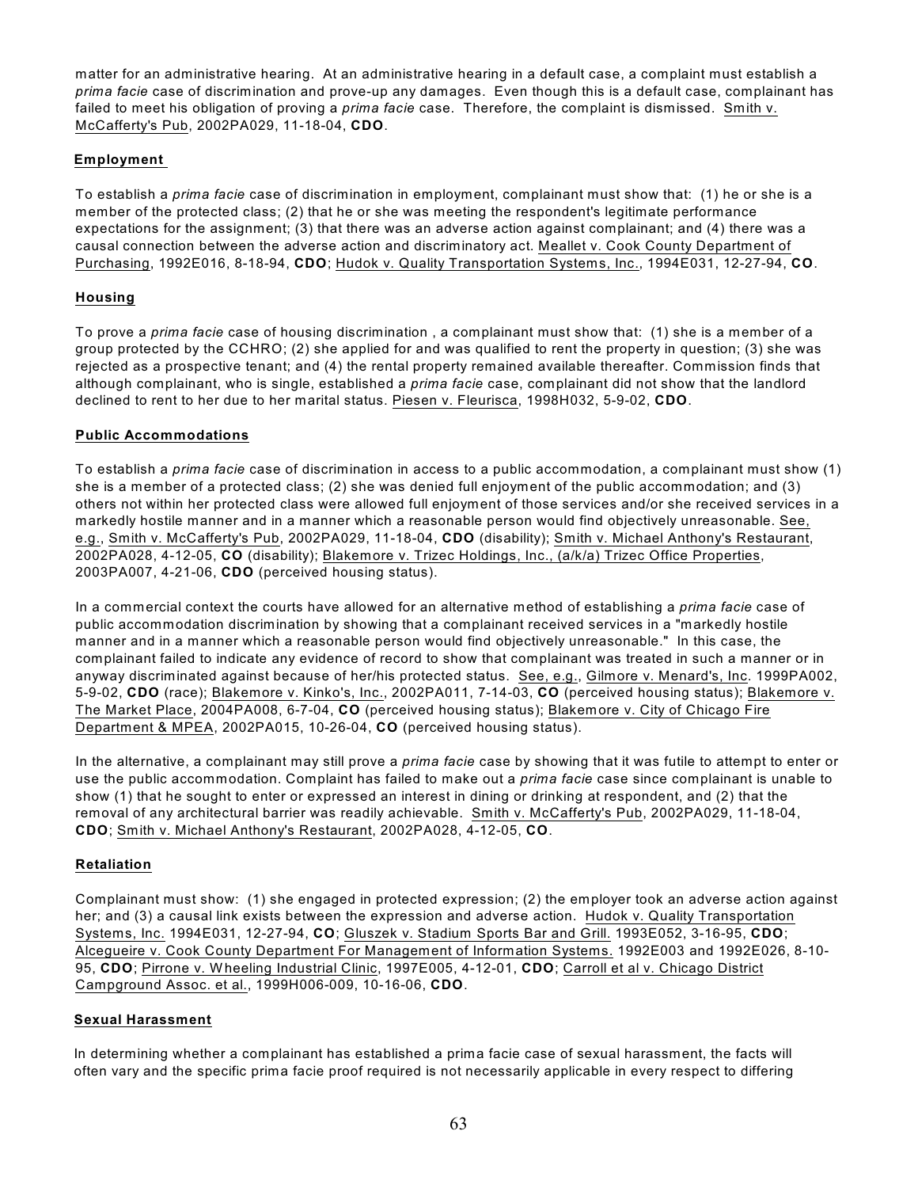matter for an administrative hearing. At an administrative hearing in a default case, a complaint must establish a *prima facie* case of discrimination and prove-up any damages. Even though this is a default case, complainant has failed to meet his obligation of proving a *prima facie* case. Therefore, the complaint is dismissed. Smith v. McCafferty's Pub, 2002PA029, 11-18-04, **CDO**.

### Employment

To establish a *prima facie* case of discrimination in employment, complainant must show that: (1) he or she is a member of the protected class; (2) that he or she was meeting the respondent's legitimate performance expectations for the assignment; (3) that there was an adverse action against complainant; and (4) there was a causal connection between the adverse action and discriminatory act. Meallet v. Cook County Department of Purchasing, 1992E016, 8-18-94, **CDO**; Hudok v. Quality Transportation Systems, Inc., 1994E031, 12-27-94, **CO**.

### Housing

To prove a *prima facie* case of housing discrimination , a complainant must show that: (1) she is a member of a group protected by the CCHRO; (2) she applied for and was qualified to rent the property in question; (3) she was rejected as a prospective tenant; and (4) the rental property remained available thereafter. Commission finds that although complainant, who is single, established a *prima facie* case, complainant did not show that the landlord declined to rent to her due to her marital status. Piesen v. Fleurisca, 1998H032, 5-9-02, **CDO**.

### Public Accommodations

To establish a *prima facie* case of discrimination in access to a public accommodation, a complainant must show (1) she is a member of a protected class; (2) she was denied full enjoyment of the public accommodation; and (3) others not within her protected class were allowed full enjoyment of those services and/or she received services in a markedly hostile manner and in a manner which a reasonable person would find objectively unreasonable. See, e.g., Smith v. McCafferty's Pub, 2002PA029, 11-18-04, **CDO** (disability); Smith v. Michael Anthony's Restaurant, 2002PA028, 4-12-05, **CO** (disability); Blakemore v. Trizec Holdings, Inc., (a/k/a) Trizec Office Properties, 2003PA007, 4-21-06, **CDO** (perceived housing status).

In a commercial context the courts have allowed for an alternative method of establishing a *prima facie* case of public accommodation discrimination by showing that a complainant received services in a "markedly hostile manner and in a manner which a reasonable person would find objectively unreasonable." In this case, the complainant failed to indicate any evidence of record to show that complainant was treated in such a manner or in anyway discriminated against because of her/his protected status. See, e.g., Gilmore v. Menard's, Inc. 1999PA002, 5-9-02, **CDO** (race); Blakemore v. Kinko's, Inc., 2002PA011, 7-14-03, **CO** (perceived housing status); Blakemore v. The Market Place, 2004PA008, 6-7-04, **CO** (perceived housing status); Blakemore v. City of Chicago Fire Department & MPEA, 2002PA015, 10-26-04, **CO** (perceived housing status).

In the alternative, a complainant may still prove a *prima facie* case by showing that it was futile to attempt to enter or use the public accommodation. Complaint has failed to make out a *prima facie* case since complainant is unable to show (1) that he sought to enter or expressed an interest in dining or drinking at respondent, and (2) that the removal of any architectural barrier was readily achievable. Smith v. McCafferty's Pub, 2002PA029, 11-18-04, **CDO**; Smith v. Michael Anthony's Restaurant, 2002PA028, 4-12-05, **CO**.

### Retaliation

Complainant must show: (1) she engaged in protected expression; (2) the employer took an adverse action against her; and (3) a causal link exists between the expression and adverse action. Hudok v. Quality Transportation Systems, Inc. 1994E031, 12-27-94, **CO**; Gluszek v. Stadium Sports Bar and Grill. 1993E052, 3-16-95, **CDO**; Alcegueire v. Cook County Department For Management of Information Systems. 1992E003 and 1992E026, 8-10-95, **CDO**; Pirrone v. Wheeling Industrial Clinic, 1997E005, 4-12-01, **CDO**; Carroll et al v. Chicago District Campground Assoc. et al., 1999H006-009, 10-16-06, **CDO**.

### Sexual Harassment

In determining whether a complainant has established a prima facie case of sexual harassment, the facts will often vary and the specific prima facie proof required is not necessarily applicable in every respect to differing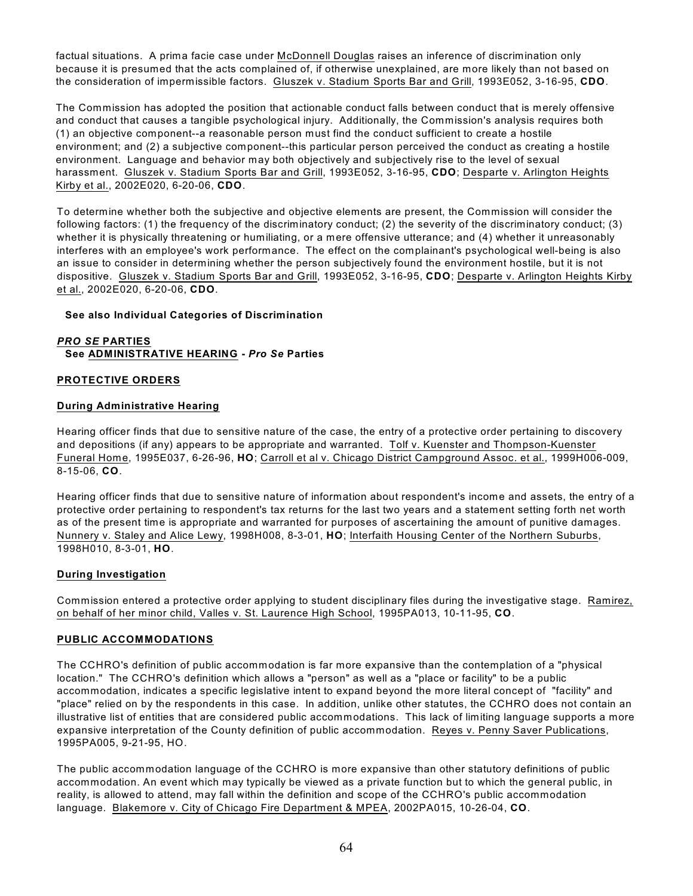factual situations. A prima facie case under McDonnell Douglas raises an inference of discrimination only because it is presumed that the acts complained of, if otherwise unexplained, are more likely than not based on the consideration of impermissible factors. Gluszek v. Stadium Sports Bar and Grill, 1993E052, 3-16-95, **CDO**.

The Commission has adopted the position that actionable conduct falls between conduct that is merely offensive and conduct that causes a tangible psychological injury. Additionally, the Commission's analysis requires both (1) an objective component--a reasonable person must find the conduct sufficient to create a hostile environment; and (2) a subjective component--this particular person perceived the conduct as creating a hostile environment. Language and behavior may both objectively and subjectively rise to the level of sexual harassment. Gluszek v. Stadium Sports Bar and Grill, 1993E052, 3-16-95, **CDO**; Desparte v. Arlington Heights Kirby et al., 2002E020, 6-20-06, **CDO**.

To determine whether both the subjective and objective elements are present, the Commission will consider the following factors: (1) the frequency of the discriminatory conduct; (2) the severity of the discriminatory conduct; (3) whether it is physically threatening or humiliating, or a mere offensive utterance; and (4) whether it unreasonably interferes with an employee's work performance. The effect on the complainant's psychological well-being is also an issue to consider in determining whether the person subjectively found the environment hostile, but it is not dispositive. Gluszek v. Stadium Sports Bar and Grill, 1993E052, 3-16-95, **CDO**; Desparte v. Arlington Heights Kirby et al., 2002E020, 6-20-06, **CDO**.

**See also Individual Categories of Discrimination**

## ***PRO SE* PARTIES**

**See ADMINISTRATIVE HEARING - *Pro Se* Parties**

## **PROTECTIVE ORDERS**

### **During Administrative Hearing**

Hearing officer finds that due to sensitive nature of the case, the entry of a protective order pertaining to discovery and depositions (if any) appears to be appropriate and warranted. Tolf v. Kuenster and Thompson-Kuenster Funeral Home, 1995E037, 6-26-96, **HO**; Carroll et al v. Chicago District Campground Assoc. et al., 1999H006-009, 8-15-06, **CO**.

Hearing officer finds that due to sensitive nature of information about respondent's income and assets, the entry of a protective order pertaining to respondent's tax returns for the last two years and a statement setting forth net worth as of the present time is appropriate and warranted for purposes of ascertaining the amount of punitive damages. Nunnery v. Staley and Alice Lewy, 1998H008, 8-3-01, **HO**; Interfaith Housing Center of the Northern Suburbs, 1998H010, 8-3-01, **HO**.

### **During Investigation**

Commission entered a protective order applying to student disciplinary files during the investigative stage. Ramirez, on behalf of her minor child, Valles v. St. Laurence High School, 1995PA013, 10-11-95, **CO**.

## **PUBLIC ACCOMMODATIONS**

The CCHRO's definition of public accommodation is far more expansive than the contemplation of a "physical location." The CCHRO's definition which allows a "person" as well as a "place or facility" to be a public accommodation, indicates a specific legislative intent to expand beyond the more literal concept of "facility" and "place" relied on by the respondents in this case. In addition, unlike other statutes, the CCHRO does not contain an illustrative list of entities that are considered public accommodations. This lack of limiting language supports a more expansive interpretation of the County definition of public accommodation. Reyes v. Penny Saver Publications, 1995PA005, 9-21-95, HO.

The public accommodation language of the CCHRO is more expansive than other statutory definitions of public accommodation. An event which may typically be viewed as a private function but to which the general public, in reality, is allowed to attend, may fall within the definition and scope of the CCHRO's public accommodation language. Blakemore v. City of Chicago Fire Department & MPEA, 2002PA015, 10-26-04, **CO**.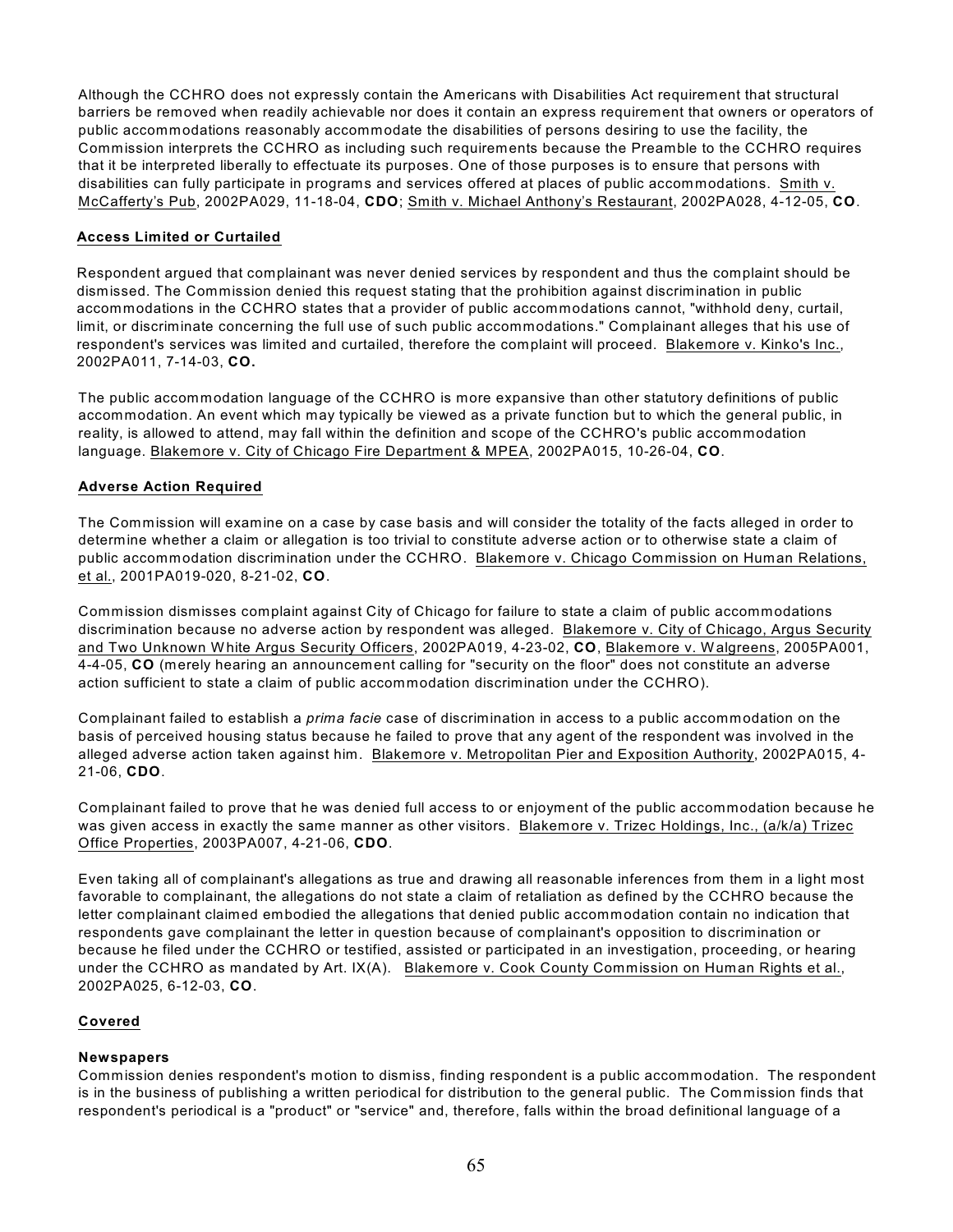Although the CCHRO does not expressly contain the Americans with Disabilities Act requirement that structural barriers be removed when readily achievable nor does it contain an express requirement that owners or operators of public accommodations reasonably accommodate the disabilities of persons desiring to use the facility, the Commission interprets the CCHRO as including such requirements because the Preamble to the CCHRO requires that it be interpreted liberally to effectuate its purposes. One of those purposes is to ensure that persons with disabilities can fully participate in programs and services offered at places of public accommodations. Smith v. McCafferty's Pub, 2002PA029, 11-18-04, **CDO**; Smith v. Michael Anthony's Restaurant, 2002PA028, 4-12-05, **CO**.

**Access Limited or Curtailed**

Respondent argued that complainant was never denied services by respondent and thus the complaint should be dismissed. The Commission denied this request stating that the prohibition against discrimination in public accommodations in the CCHRO states that a provider of public accommodations cannot, "withhold deny, curtail, limit, or discriminate concerning the full use of such public accommodations." Complainant alleges that his use of respondent's services was limited and curtailed, therefore the complaint will proceed. Blakemore v. Kinko's Inc., 2002PA011, 7-14-03, **CO.**

The public accommodation language of the CCHRO is more expansive than other statutory definitions of public accommodation. An event which may typically be viewed as a private function but to which the general public, in reality, is allowed to attend, may fall within the definition and scope of the CCHRO's public accommodation language. Blakemore v. City of Chicago Fire Department & MPEA, 2002PA015, 10-26-04, **CO**.

**Adverse Action Required**

The Commission will examine on a case by case basis and will consider the totality of the facts alleged in order to determine whether a claim or allegation is too trivial to constitute adverse action or to otherwise state a claim of public accommodation discrimination under the CCHRO. Blakemore v. Chicago Commission on Human Relations, et al., 2001PA019-020, 8-21-02, **CO**.

Commission dismisses complaint against City of Chicago for failure to state a claim of public accommodations discrimination because no adverse action by respondent was alleged. Blakemore v. City of Chicago, Argus Security and Two Unknown White Argus Security Officers, 2002PA019, 4-23-02, **CO**, Blakemore v. Walgreens, 2005PA001, 4-4-05, **CO** (merely hearing an announcement calling for "security on the floor" does not constitute an adverse action sufficient to state a claim of public accommodation discrimination under the CCHRO).

Complainant failed to establish a *prima facie* case of discrimination in access to a public accommodation on the basis of perceived housing status because he failed to prove that any agent of the respondent was involved in the alleged adverse action taken against him. Blakemore v. Metropolitan Pier and Exposition Authority, 2002PA015, 4-21-06, **CDO**.

Complainant failed to prove that he was denied full access to or enjoyment of the public accommodation because he was given access in exactly the same manner as other visitors. Blakemore v. Trizec Holdings, Inc., (a/k/a) Trizec Office Properties, 2003PA007, 4-21-06, **CDO**.

Even taking all of complainant's allegations as true and drawing all reasonable inferences from them in a light most favorable to complainant, the allegations do not state a claim of retaliation as defined by the CCHRO because the letter complainant claimed embodied the allegations that denied public accommodation contain no indication that respondents gave complainant the letter in question because of complainant's opposition to discrimination or because he filed under the CCHRO or testified, assisted or participated in an investigation, proceeding, or hearing under the CCHRO as mandated by Art. IX(A). Blakemore v. Cook County Commission on Human Rights et al., 2002PA025, 6-12-03, **CO**.

**Covered**

**Newspapers**

Commission denies respondent's motion to dismiss, finding respondent is a public accommodation. The respondent is in the business of publishing a written periodical for distribution to the general public. The Commission finds that respondent's periodical is a "product" or "service" and, therefore, falls within the broad definitional language of a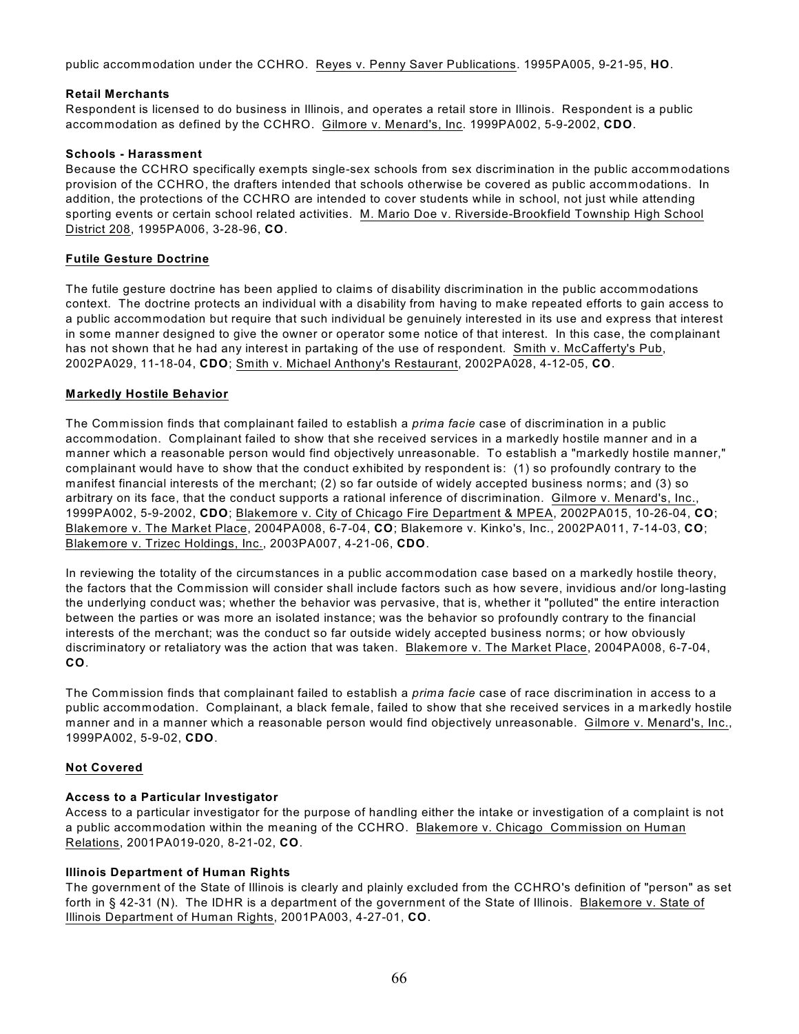public accommodation under the CCHRO. Reyes v. Penny Saver Publications. 1995PA005, 9-21-95, **HO**.

**Retail Merchants**
Respondent is licensed to do business in Illinois, and operates a retail store in Illinois. Respondent is a public accommodation as defined by the CCHRO. Gilmore v. Menard's, Inc. 1999PA002, 5-9-2002, **CDO**.

**Schools - Harassment**
Because the CCHRO specifically exempts single-sex schools from sex discrimination in the public accommodations provision of the CCHRO, the drafters intended that schools otherwise be covered as public accommodations. In addition, the protections of the CCHRO are intended to cover students while in school, not just while attending sporting events or certain school related activities. M. Mario Doe v. Riverside-Brookfield Township High School District 208, 1995PA006, 3-28-96, **CO**.

**Futile Gesture Doctrine**

The futile gesture doctrine has been applied to claims of disability discrimination in the public accommodations context. The doctrine protects an individual with a disability from having to make repeated efforts to gain access to a public accommodation but require that such individual be genuinely interested in its use and express that interest in some manner designed to give the owner or operator some notice of that interest. In this case, the complainant has not shown that he had any interest in partaking of the use of respondent. Smith v. McCafferty's Pub, 2002PA029, 11-18-04, **CDO**; Smith v. Michael Anthony's Restaurant, 2002PA028, 4-12-05, **CO**.

**Markedly Hostile Behavior**

The Commission finds that complainant failed to establish a *prima facie* case of discrimination in a public accommodation. Complainant failed to show that she received services in a markedly hostile manner and in a manner which a reasonable person would find objectively unreasonable. To establish a "markedly hostile manner," complainant would have to show that the conduct exhibited by respondent is: (1) so profoundly contrary to the manifest financial interests of the merchant; (2) so far outside of widely accepted business norms; and (3) so arbitrary on its face, that the conduct supports a rational inference of discrimination. Gilmore v. Menard's, Inc., 1999PA002, 5-9-2002, **CDO**; Blakemore v. City of Chicago Fire Department & MPEA, 2002PA015, 10-26-04, **CO**; Blakemore v. The Market Place, 2004PA008, 6-7-04, **CO**; Blakemore v. Kinko's, Inc., 2002PA011, 7-14-03, **CO**; Blakemore v. Trizec Holdings, Inc., 2003PA007, 4-21-06, **CDO**.

In reviewing the totality of the circumstances in a public accommodation case based on a markedly hostile theory, the factors that the Commission will consider shall include factors such as how severe, invidious and/or long-lasting the underlying conduct was; whether the behavior was pervasive, that is, whether it "polluted" the entire interaction between the parties or was more an isolated instance; was the behavior so profoundly contrary to the financial interests of the merchant; was the conduct so far outside widely accepted business norms; or how obviously discriminatory or retaliatory was the action that was taken. Blakemore v. The Market Place, 2004PA008, 6-7-04, **CO**.

The Commission finds that complainant failed to establish a *prima facie* case of race discrimination in access to a public accommodation. Complainant, a black female, failed to show that she received services in a markedly hostile manner and in a manner which a reasonable person would find objectively unreasonable. Gilmore v. Menard's, Inc., 1999PA002, 5-9-02, **CDO**.

**Not Covered**

**Access to a Particular Investigator**
Access to a particular investigator for the purpose of handling either the intake or investigation of a complaint is not a public accommodation within the meaning of the CCHRO. Blakemore v. Chicago Commission on Human Relations, 2001PA019-020, 8-21-02, **CO**.

**Illinois Department of Human Rights**
The government of the State of Illinois is clearly and plainly excluded from the CCHRO's definition of "person" as set forth in § 42-31 (N). The IDHR is a department of the government of the State of Illinois. Blakemore v. State of Illinois Department of Human Rights, 2001PA003, 4-27-01, **CO**.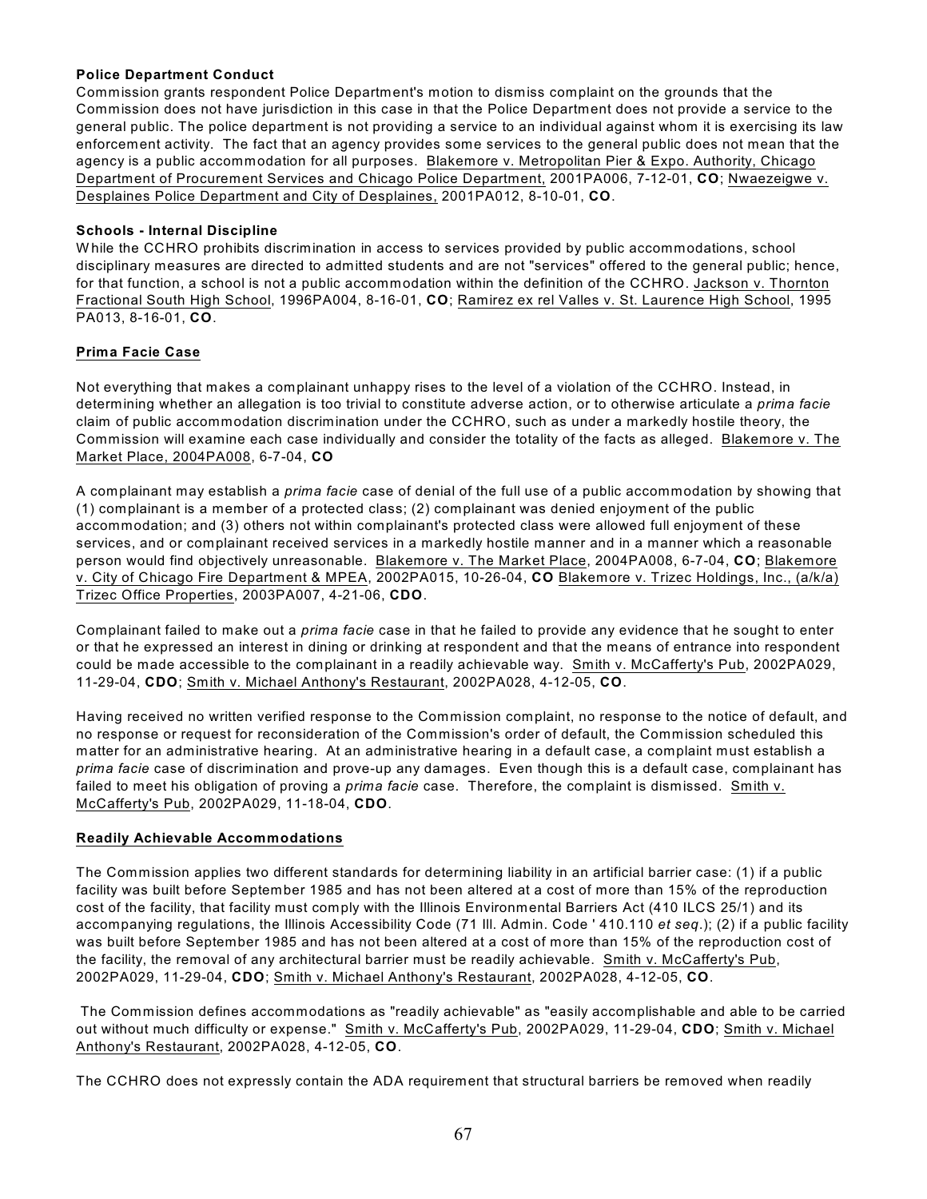**Police Department Conduct**
Commission grants respondent Police Department's motion to dismiss complaint on the grounds that the Commission does not have jurisdiction in this case in that the Police Department does not provide a service to the general public. The police department is not providing a service to an individual against whom it is exercising its law enforcement activity. The fact that an agency provides some services to the general public does not mean that the agency is a public accommodation for all purposes. Blakemore v. Metropolitan Pier & Expo. Authority, Chicago Department of Procurement Services and Chicago Police Department, 2001PA006, 7-12-01, **CO**; Nwaezeigwe v. Desplaines Police Department and City of Desplaines, 2001PA012, 8-10-01, **CO**.

**Schools - Internal Discipline**
While the CCHRO prohibits discrimination in access to services provided by public accommodations, school disciplinary measures are directed to admitted students and are not "services" offered to the general public; hence, for that function, a school is not a public accommodation within the definition of the CCHRO. Jackson v. Thornton Fractional South High School, 1996PA004, 8-16-01, **CO**; Ramirez ex rel Valles v. St. Laurence High School, 1995 PA013, 8-16-01, **CO**.

**Prima Facie Case**

Not everything that makes a complainant unhappy rises to the level of a violation of the CCHRO. Instead, in determining whether an allegation is too trivial to constitute adverse action, or to otherwise articulate a *prima facie* claim of public accommodation discrimination under the CCHRO, such as under a markedly hostile theory, the Commission will examine each case individually and consider the totality of the facts as alleged. Blakemore v. The Market Place, 2004PA008, 6-7-04, **CO**

A complainant may establish a *prima facie* case of denial of the full use of a public accommodation by showing that (1) complainant is a member of a protected class; (2) complainant was denied enjoyment of the public accommodation; and (3) others not within complainant's protected class were allowed full enjoyment of these services, and or complainant received services in a markedly hostile manner and in a manner which a reasonable person would find objectively unreasonable. Blakemore v. The Market Place, 2004PA008, 6-7-04, **CO**; Blakemore v. City of Chicago Fire Department & MPEA, 2002PA015, 10-26-04, **CO** Blakemore v. Trizec Holdings, Inc., (a/k/a) Trizec Office Properties, 2003PA007, 4-21-06, **CDO**.

Complainant failed to make out a *prima facie* case in that he failed to provide any evidence that he sought to enter or that he expressed an interest in dining or drinking at respondent and that the means of entrance into respondent could be made accessible to the complainant in a readily achievable way. Smith v. McCafferty's Pub, 2002PA029, 11-29-04, **CDO**; Smith v. Michael Anthony's Restaurant, 2002PA028, 4-12-05, **CO**.

Having received no written verified response to the Commission complaint, no response to the notice of default, and no response or request for reconsideration of the Commission's order of default, the Commission scheduled this matter for an administrative hearing. At an administrative hearing in a default case, a complaint must establish a *prima facie* case of discrimination and prove-up any damages. Even though this is a default case, complainant has failed to meet his obligation of proving a *prima facie* case. Therefore, the complaint is dismissed. Smith v. McCafferty's Pub, 2002PA029, 11-18-04, **CDO**.

**Readily Achievable Accommodations**

The Commission applies two different standards for determining liability in an artificial barrier case: (1) if a public facility was built before September 1985 and has not been altered at a cost of more than 15% of the reproduction cost of the facility, that facility must comply with the Illinois Environmental Barriers Act (410 ILCS 25/1) and its accompanying regulations, the Illinois Accessibility Code (71 Ill. Admin. Code ' 410.110 *et seq*.); (2) if a public facility was built before September 1985 and has not been altered at a cost of more than 15% of the reproduction cost of the facility, the removal of any architectural barrier must be readily achievable. Smith v. McCafferty's Pub, 2002PA029, 11-29-04, **CDO**; Smith v. Michael Anthony's Restaurant, 2002PA028, 4-12-05, **CO**.

The Commission defines accommodations as "readily achievable" as "easily accomplishable and able to be carried out without much difficulty or expense." Smith v. McCafferty's Pub, 2002PA029, 11-29-04, **CDO**; Smith v. Michael Anthony's Restaurant, 2002PA028, 4-12-05, **CO**.

The CCHRO does not expressly contain the ADA requirement that structural barriers be removed when readily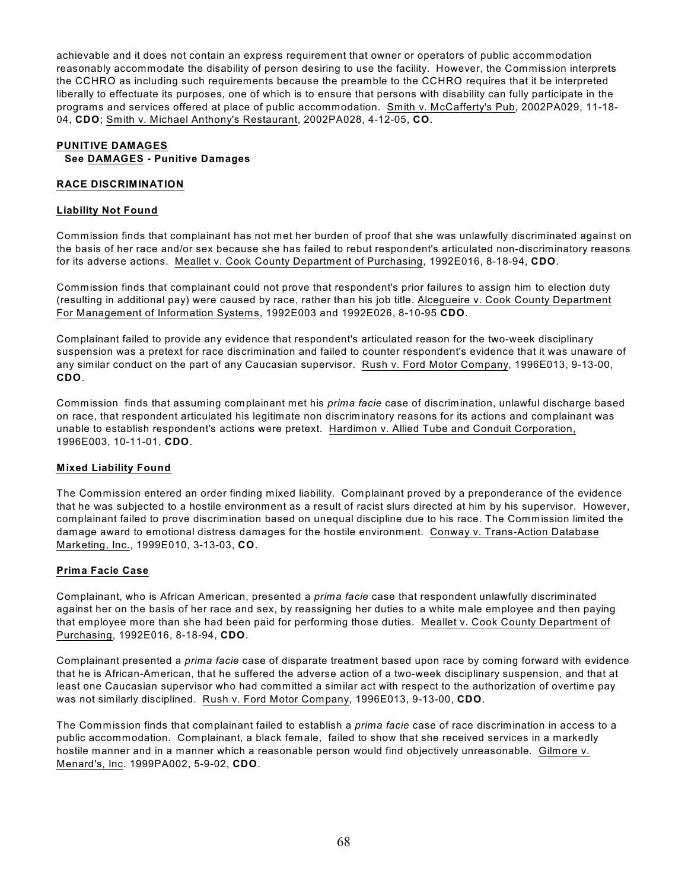achievable and it does not contain an express requirement that owner or operators of public accommodation reasonably accommodate the disability of person desiring to use the facility. However, the Commission interprets the CCHRO as including such requirements because the preamble to the CCHRO requires that it be interpreted liberally to effectuate its purposes, one of which is to ensure that persons with disability can fully participate in the programs and services offered at place of public accommodation. Smith v. McCafferty's Pub, 2002PA029, 11-18-04, **CDO**; Smith v. Michael Anthony's Restaurant, 2002PA028, 4-12-05, **CO**.

**PUNITIVE DAMAGES**
**See DAMAGES - Punitive Damages**

**RACE DISCRIMINATION**

**Liability Not Found**

Commission finds that complainant has not met her burden of proof that she was unlawfully discriminated against on the basis of her race and/or sex because she has failed to rebut respondent's articulated non-discriminatory reasons for its adverse actions. Meallet v. Cook County Department of Purchasing, 1992E016, 8-18-94, **CDO**.

Commission finds that complainant could not prove that respondent's prior failures to assign him to election duty (resulting in additional pay) were caused by race, rather than his job title. Alcegueire v. Cook County Department For Management of Information Systems, 1992E003 and 1992E026, 8-10-95 **CDO**.

Complainant failed to provide any evidence that respondent's articulated reason for the two-week disciplinary suspension was a pretext for race discrimination and failed to counter respondent's evidence that it was unaware of any similar conduct on the part of any Caucasian supervisor. Rush v. Ford Motor Company, 1996E013, 9-13-00, **CDO**.

Commission finds that assuming complainant met his *prima facie* case of discrimination, unlawful discharge based on race, that respondent articulated his legitimate non discriminatory reasons for its actions and complainant was unable to establish respondent's actions were pretext. Hardimon v. Allied Tube and Conduit Corporation, 1996E003, 10-11-01, **CDO**.

**Mixed Liability Found**

The Commission entered an order finding mixed liability. Complainant proved by a preponderance of the evidence that he was subjected to a hostile environment as a result of racist slurs directed at him by his supervisor. However, complainant failed to prove discrimination based on unequal discipline due to his race. The Commission limited the damage award to emotional distress damages for the hostile environment. Conway v. Trans-Action Database Marketing, Inc., 1999E010, 3-13-03, **CO**.

**Prima Facie Case**

Complainant, who is African American, presented a *prima facie* case that respondent unlawfully discriminated against her on the basis of her race and sex, by reassigning her duties to a white male employee and then paying that employee more than she had been paid for performing those duties. Meallet v. Cook County Department of Purchasing, 1992E016, 8-18-94, **CDO**.

Complainant presented a *prima facie* case of disparate treatment based upon race by coming forward with evidence that he is African-American, that he suffered the adverse action of a two-week disciplinary suspension, and that at least one Caucasian supervisor who had committed a similar act with respect to the authorization of overtime pay was not similarly disciplined. Rush v. Ford Motor Company, 1996E013, 9-13-00, **CDO**.

The Commission finds that complainant failed to establish a *prima facie* case of race discrimination in access to a public accommodation. Complainant, a black female, failed to show that she received services in a markedly hostile manner and in a manner which a reasonable person would find objectively unreasonable. Gilmore v. Menard's, Inc. 1999PA002, 5-9-02, **CDO**.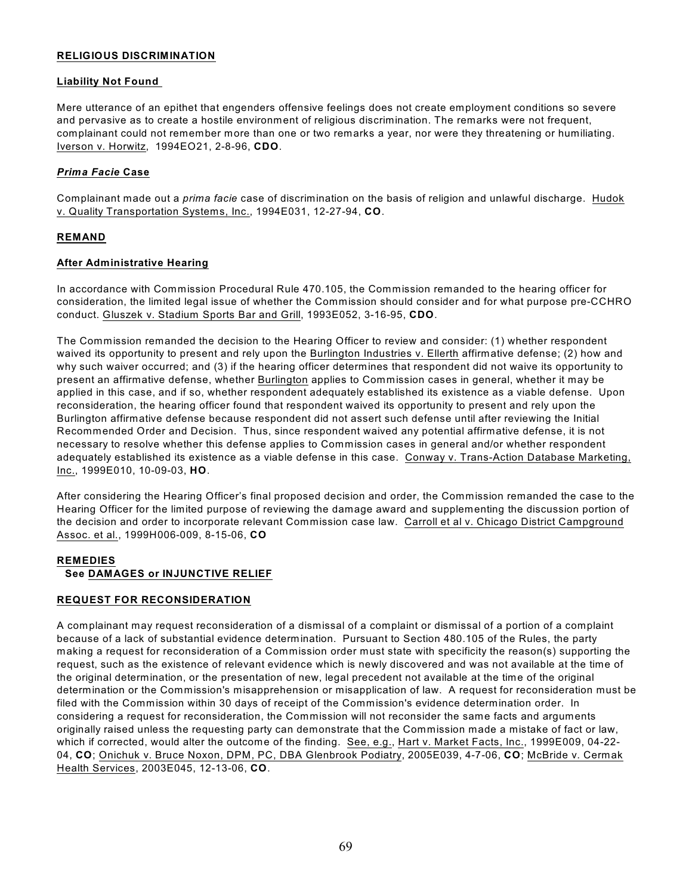## RELIGIOUS DISCRIMINATION

### Liability Not Found

Mere utterance of an epithet that engenders offensive feelings does not create employment conditions so severe and pervasive as to create a hostile environment of religious discrimination. The remarks were not frequent, complainant could not remember more than one or two remarks a year, nor were they threatening or humiliating. Iverson v. Horwitz, 1994EO21, 2-8-96, **CDO**.

### *Prima Facie* Case

Complainant made out a *prima facie* case of discrimination on the basis of religion and unlawful discharge. Hudok v. Quality Transportation Systems, Inc., 1994E031, 12-27-94, **CO**.

## REMAND

### After Administrative Hearing

In accordance with Commission Procedural Rule 470.105, the Commission remanded to the hearing officer for consideration, the limited legal issue of whether the Commission should consider and for what purpose pre-CCHRO conduct. Gluszek v. Stadium Sports Bar and Grill, 1993E052, 3-16-95, **CDO**.

The Commission remanded the decision to the Hearing Officer to review and consider: (1) whether respondent waived its opportunity to present and rely upon the Burlington Industries v. Ellerth affirmative defense; (2) how and why such waiver occurred; and (3) if the hearing officer determines that respondent did not waive its opportunity to present an affirmative defense, whether Burlington applies to Commission cases in general, whether it may be applied in this case, and if so, whether respondent adequately established its existence as a viable defense. Upon reconsideration, the hearing officer found that respondent waived its opportunity to present and rely upon the Burlington affirmative defense because respondent did not assert such defense until after reviewing the Initial Recommended Order and Decision. Thus, since respondent waived any potential affirmative defense, it is not necessary to resolve whether this defense applies to Commission cases in general and/or whether respondent adequately established its existence as a viable defense in this case. Conway v. Trans-Action Database Marketing, Inc., 1999E010, 10-09-03, **HO**.

After considering the Hearing Officer's final proposed decision and order, the Commission remanded the case to the Hearing Officer for the limited purpose of reviewing the damage award and supplementing the discussion portion of the decision and order to incorporate relevant Commission case law. Carroll et al v. Chicago District Campground Assoc. et al., 1999H006-009, 8-15-06, **CO**

## REMEDIES

**See DAMAGES or INJUNCTIVE RELIEF**

## REQUEST FOR RECONSIDERATION

A complainant may request reconsideration of a dismissal of a complaint or dismissal of a portion of a complaint because of a lack of substantial evidence determination. Pursuant to Section 480.105 of the Rules, the party making a request for reconsideration of a Commission order must state with specificity the reason(s) supporting the request, such as the existence of relevant evidence which is newly discovered and was not available at the time of the original determination, or the presentation of new, legal precedent not available at the time of the original determination or the Commission's misapprehension or misapplication of law. A request for reconsideration must be filed with the Commission within 30 days of receipt of the Commission's evidence determination order. In considering a request for reconsideration, the Commission will not reconsider the same facts and arguments originally raised unless the requesting party can demonstrate that the Commission made a mistake of fact or law, which if corrected, would alter the outcome of the finding. See, e.g., Hart v. Market Facts, Inc., 1999E009, 04-22-04, **CO**; Onichuk v. Bruce Noxon, DPM, PC, DBA Glenbrook Podiatry, 2005E039, 4-7-06, **CO**; McBride v. Cermak Health Services, 2003E045, 12-13-06, **CO**.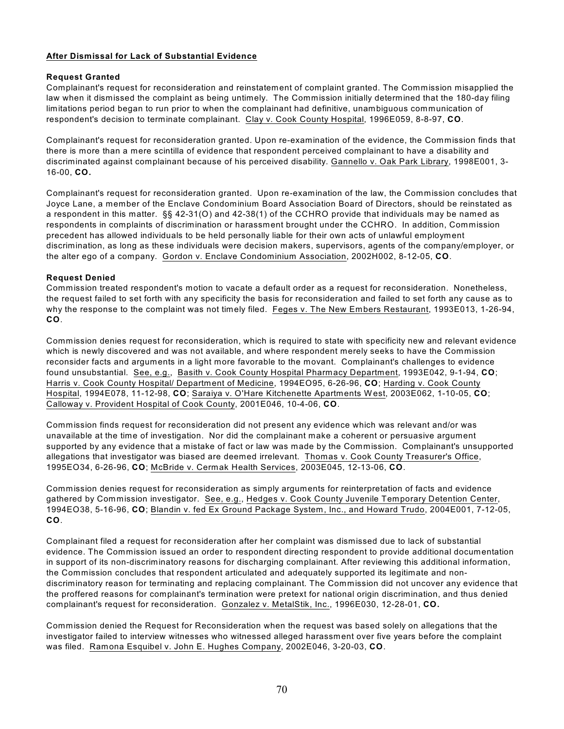**After Dismissal for Lack of Substantial Evidence**

**Request Granted**

Complainant's request for reconsideration and reinstatement of complaint granted. The Commission misapplied the law when it dismissed the complaint as being untimely. The Commission initially determined that the 180-day filing limitations period began to run prior to when the complainant had definitive, unambiguous communication of respondent's decision to terminate complainant. Clay v. Cook County Hospital, 1996E059, 8-8-97, **CO**.

Complainant's request for reconsideration granted. Upon re-examination of the evidence, the Commission finds that there is more than a mere scintilla of evidence that respondent perceived complainant to have a disability and discriminated against complainant because of his perceived disability. Gannello v. Oak Park Library, 1998E001, 3-16-00, **CO.**

Complainant's request for reconsideration granted. Upon re-examination of the law, the Commission concludes that Joyce Lane, a member of the Enclave Condominium Board Association Board of Directors, should be reinstated as a respondent in this matter. §§ 42-31(O) and 42-38(1) of the CCHRO provide that individuals may be named as respondents in complaints of discrimination or harassment brought under the CCHRO. In addition, Commission precedent has allowed individuals to be held personally liable for their own acts of unlawful employment discrimination, as long as these individuals were decision makers, supervisors, agents of the company/employer, or the alter ego of a company. Gordon v. Enclave Condominium Association, 2002H002, 8-12-05, **CO**.

**Request Denied**

Commission treated respondent's motion to vacate a default order as a request for reconsideration. Nonetheless, the request failed to set forth with any specificity the basis for reconsideration and failed to set forth any cause as to why the response to the complaint was not timely filed. Feges v. The New Embers Restaurant, 1993E013, 1-26-94, **CO**.

Commission denies request for reconsideration, which is required to state with specificity new and relevant evidence which is newly discovered and was not available, and where respondent merely seeks to have the Commission reconsider facts and arguments in a light more favorable to the movant. Complainant's challenges to evidence found unsubstantial. See, e.g., Basith v. Cook County Hospital Pharmacy Department, 1993E042, 9-1-94, **CO**; Harris v. Cook County Hospital/ Department of Medicine, 1994EO95, 6-26-96, **CO**; Harding v. Cook County Hospital, 1994E078, 11-12-98, **CO**; Saraiya v. O'Hare Kitchenette Apartments West, 2003E062, 1-10-05, **CO**; Calloway v. Provident Hospital of Cook County, 2001E046, 10-4-06, **CO**.

Commission finds request for reconsideration did not present any evidence which was relevant and/or was unavailable at the time of investigation. Nor did the complainant make a coherent or persuasive argument supported by any evidence that a mistake of fact or law was made by the Commission. Complainant's unsupported allegations that investigator was biased are deemed irrelevant. Thomas v. Cook County Treasurer's Office, 1995EO34, 6-26-96, **CO**; McBride v. Cermak Health Services, 2003E045, 12-13-06, **CO**.

Commission denies request for reconsideration as simply arguments for reinterpretation of facts and evidence gathered by Commission investigator. See, e.g., Hedges v. Cook County Juvenile Temporary Detention Center, 1994EO38, 5-16-96, **CO**; Blandin v. fed Ex Ground Package System, Inc., and Howard Trudo, 2004E001, 7-12-05, **CO**.

Complainant filed a request for reconsideration after her complaint was dismissed due to lack of substantial evidence. The Commission issued an order to respondent directing respondent to provide additional documentation in support of its non-discriminatory reasons for discharging complainant. After reviewing this additional information, the Commission concludes that respondent articulated and adequately supported its legitimate and non-discriminatory reason for terminating and replacing complainant. The Commission did not uncover any evidence that the proffered reasons for complainant's termination were pretext for national origin discrimination, and thus denied complainant's request for reconsideration. Gonzalez v. MetalStik, Inc., 1996E030, 12-28-01, **CO.**

Commission denied the Request for Reconsideration when the request was based solely on allegations that the investigator failed to interview witnesses who witnessed alleged harassment over five years before the complaint was filed. Ramona Esquibel v. John E. Hughes Company, 2002E046, 3-20-03, **CO**.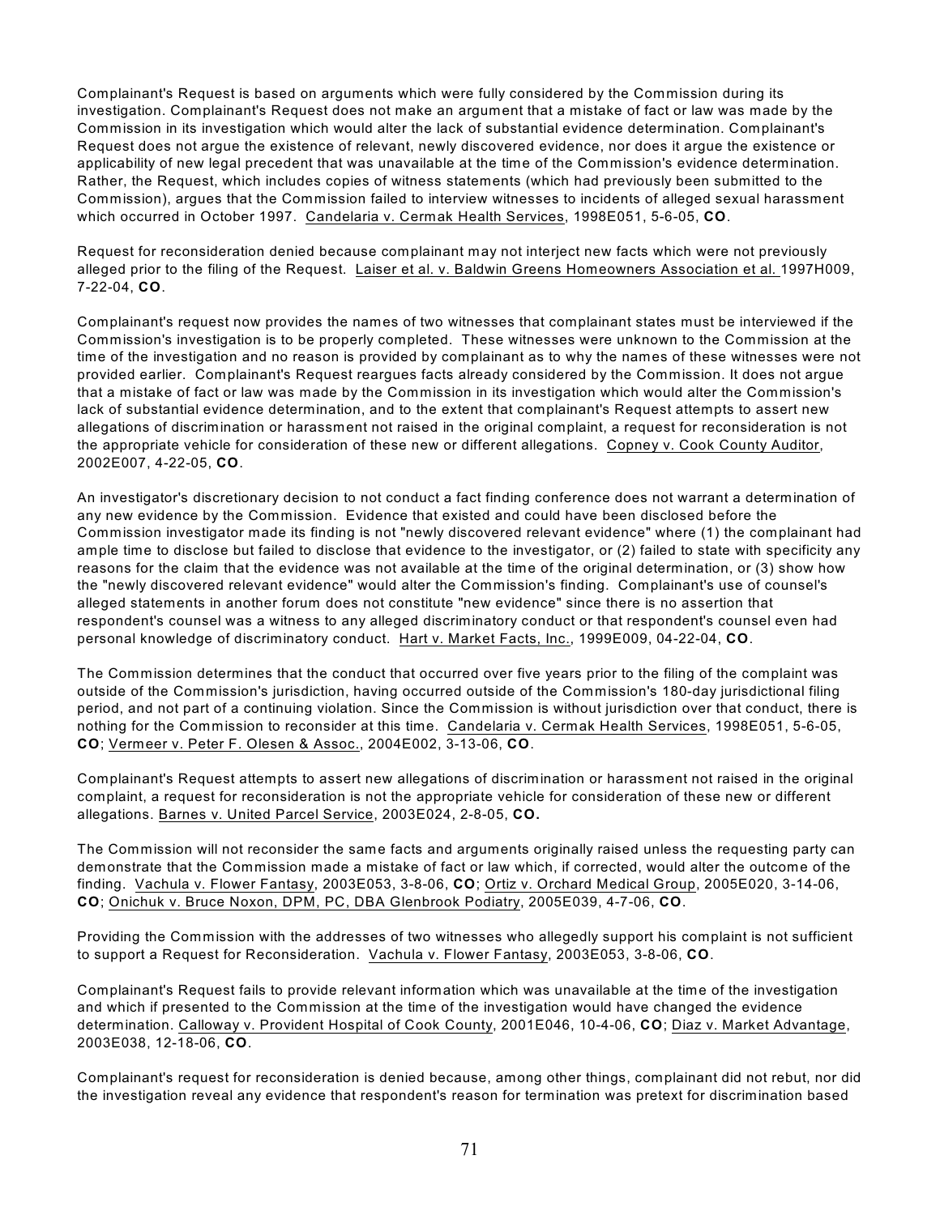Complainant's Request is based on arguments which were fully considered by the Commission during its investigation. Complainant's Request does not make an argument that a mistake of fact or law was made by the Commission in its investigation which would alter the lack of substantial evidence determination. Complainant's Request does not argue the existence of relevant, newly discovered evidence, nor does it argue the existence or applicability of new legal precedent that was unavailable at the time of the Commission's evidence determination. Rather, the Request, which includes copies of witness statements (which had previously been submitted to the Commission), argues that the Commission failed to interview witnesses to incidents of alleged sexual harassment which occurred in October 1997. Candelaria v. Cermak Health Services, 1998E051, 5-6-05, **CO**.

Request for reconsideration denied because complainant may not interject new facts which were not previously alleged prior to the filing of the Request. Laiser et al. v. Baldwin Greens Homeowners Association et al. 1997H009, 7-22-04, **CO**.

Complainant's request now provides the names of two witnesses that complainant states must be interviewed if the Commission's investigation is to be properly completed. These witnesses were unknown to the Commission at the time of the investigation and no reason is provided by complainant as to why the names of these witnesses were not provided earlier. Complainant's Request reargues facts already considered by the Commission. It does not argue that a mistake of fact or law was made by the Commission in its investigation which would alter the Commission's lack of substantial evidence determination, and to the extent that complainant's Request attempts to assert new allegations of discrimination or harassment not raised in the original complaint, a request for reconsideration is not the appropriate vehicle for consideration of these new or different allegations. Copney v. Cook County Auditor, 2002E007, 4-22-05, **CO**.

An investigator's discretionary decision to not conduct a fact finding conference does not warrant a determination of any new evidence by the Commission. Evidence that existed and could have been disclosed before the Commission investigator made its finding is not "newly discovered relevant evidence" where (1) the complainant had ample time to disclose but failed to disclose that evidence to the investigator, or (2) failed to state with specificity any reasons for the claim that the evidence was not available at the time of the original determination, or (3) show how the "newly discovered relevant evidence" would alter the Commission's finding. Complainant's use of counsel's alleged statements in another forum does not constitute "new evidence" since there is no assertion that respondent's counsel was a witness to any alleged discriminatory conduct or that respondent's counsel even had personal knowledge of discriminatory conduct. Hart v. Market Facts, Inc., 1999E009, 04-22-04, **CO**.

The Commission determines that the conduct that occurred over five years prior to the filing of the complaint was outside of the Commission's jurisdiction, having occurred outside of the Commission's 180-day jurisdictional filing period, and not part of a continuing violation. Since the Commission is without jurisdiction over that conduct, there is nothing for the Commission to reconsider at this time. Candelaria v. Cermak Health Services, 1998E051, 5-6-05, **CO**; Vermeer v. Peter F. Olesen & Assoc., 2004E002, 3-13-06, **CO**.

Complainant's Request attempts to assert new allegations of discrimination or harassment not raised in the original complaint, a request for reconsideration is not the appropriate vehicle for consideration of these new or different allegations. Barnes v. United Parcel Service, 2003E024, 2-8-05, **CO.**

The Commission will not reconsider the same facts and arguments originally raised unless the requesting party can demonstrate that the Commission made a mistake of fact or law which, if corrected, would alter the outcome of the finding. Vachula v. Flower Fantasy, 2003E053, 3-8-06, **CO**; Ortiz v. Orchard Medical Group, 2005E020, 3-14-06, **CO**; Onichuk v. Bruce Noxon, DPM, PC, DBA Glenbrook Podiatry, 2005E039, 4-7-06, **CO**.

Providing the Commission with the addresses of two witnesses who allegedly support his complaint is not sufficient to support a Request for Reconsideration. Vachula v. Flower Fantasy, 2003E053, 3-8-06, **CO**.

Complainant's Request fails to provide relevant information which was unavailable at the time of the investigation and which if presented to the Commission at the time of the investigation would have changed the evidence determination. Calloway v. Provident Hospital of Cook County, 2001E046, 10-4-06, **CO**; Diaz v. Market Advantage, 2003E038, 12-18-06, **CO**.

Complainant's request for reconsideration is denied because, among other things, complainant did not rebut, nor did the investigation reveal any evidence that respondent's reason for termination was pretext for discrimination based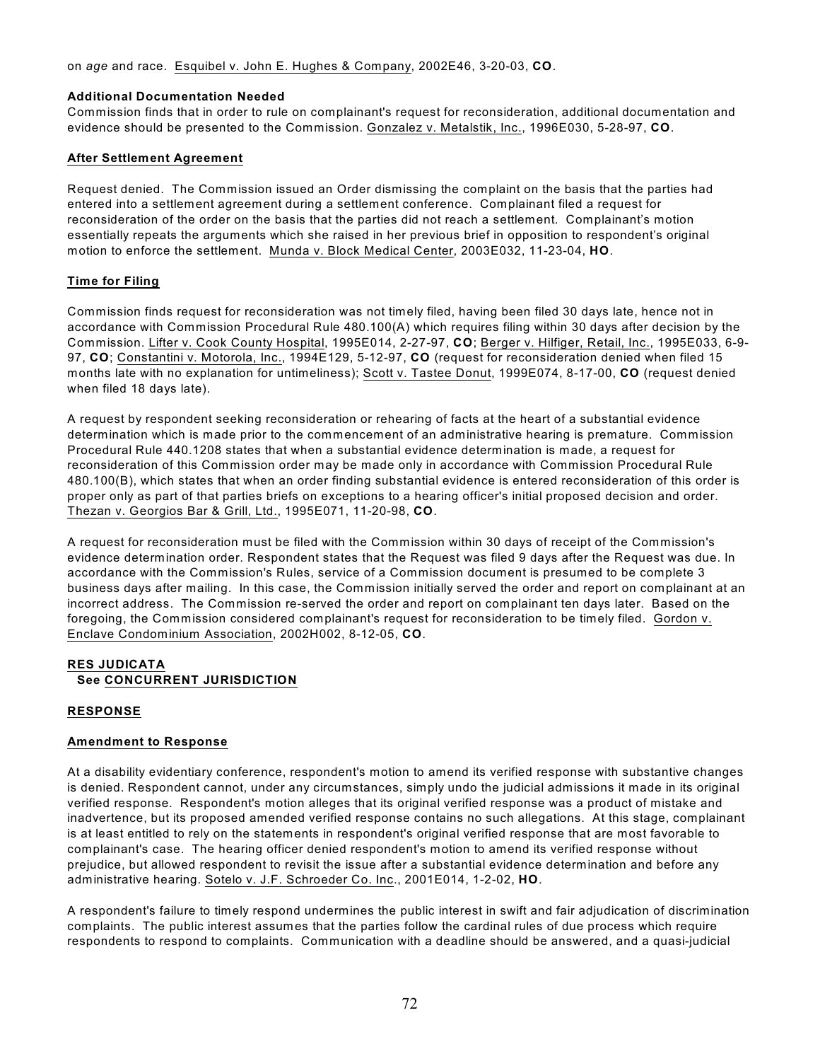on *age* and race. Esquibel v. John E. Hughes & Company, 2002E46, 3-20-03, **CO**.

**Additional Documentation Needed**

Commission finds that in order to rule on complainant's request for reconsideration, additional documentation and evidence should be presented to the Commission. Gonzalez v. Metalstik, Inc., 1996E030, 5-28-97, **CO**.

**After Settlement Agreement**

Request denied. The Commission issued an Order dismissing the complaint on the basis that the parties had entered into a settlement agreement during a settlement conference. Complainant filed a request for reconsideration of the order on the basis that the parties did not reach a settlement. Complainant's motion essentially repeats the arguments which she raised in her previous brief in opposition to respondent's original motion to enforce the settlement. Munda v. Block Medical Center, 2003E032, 11-23-04, **HO**.

**Time for Filing**

Commission finds request for reconsideration was not timely filed, having been filed 30 days late, hence not in accordance with Commission Procedural Rule 480.100(A) which requires filing within 30 days after decision by the Commission. Lifter v. Cook County Hospital, 1995E014, 2-27-97, **CO**; Berger v. Hilfiger, Retail, Inc., 1995E033, 6-9-97, **CO**; Constantini v. Motorola, Inc., 1994E129, 5-12-97, **CO** (request for reconsideration denied when filed 15 months late with no explanation for untimeliness); Scott v. Tastee Donut, 1999E074, 8-17-00, **CO** (request denied when filed 18 days late).

A request by respondent seeking reconsideration or rehearing of facts at the heart of a substantial evidence determination which is made prior to the commencement of an administrative hearing is premature. Commission Procedural Rule 440.1208 states that when a substantial evidence determination is made, a request for reconsideration of this Commission order may be made only in accordance with Commission Procedural Rule 480.100(B), which states that when an order finding substantial evidence is entered reconsideration of this order is proper only as part of that parties briefs on exceptions to a hearing officer's initial proposed decision and order. Thezan v. Georgios Bar & Grill, Ltd., 1995E071, 11-20-98, **CO**.

A request for reconsideration must be filed with the Commission within 30 days of receipt of the Commission's evidence determination order. Respondent states that the Request was filed 9 days after the Request was due. In accordance with the Commission's Rules, service of a Commission document is presumed to be complete 3 business days after mailing. In this case, the Commission initially served the order and report on complainant at an incorrect address. The Commission re-served the order and report on complainant ten days later. Based on the foregoing, the Commission considered complainant's request for reconsideration to be timely filed. Gordon v. Enclave Condominium Association, 2002H002, 8-12-05, **CO**.

## RES JUDICATA

**See CONCURRENT JURISDICTION**

## RESPONSE

**Amendment to Response**

At a disability evidentiary conference, respondent's motion to amend its verified response with substantive changes is denied. Respondent cannot, under any circumstances, simply undo the judicial admissions it made in its original verified response. Respondent's motion alleges that its original verified response was a product of mistake and inadvertence, but its proposed amended verified response contains no such allegations. At this stage, complainant is at least entitled to rely on the statements in respondent's original verified response that are most favorable to complainant's case. The hearing officer denied respondent's motion to amend its verified response without prejudice, but allowed respondent to revisit the issue after a substantial evidence determination and before any administrative hearing. Sotelo v. J.F. Schroeder Co. Inc., 2001E014, 1-2-02, **HO**.

A respondent's failure to timely respond undermines the public interest in swift and fair adjudication of discrimination complaints. The public interest assumes that the parties follow the cardinal rules of due process which require respondents to respond to complaints. Communication with a deadline should be answered, and a quasi-judicial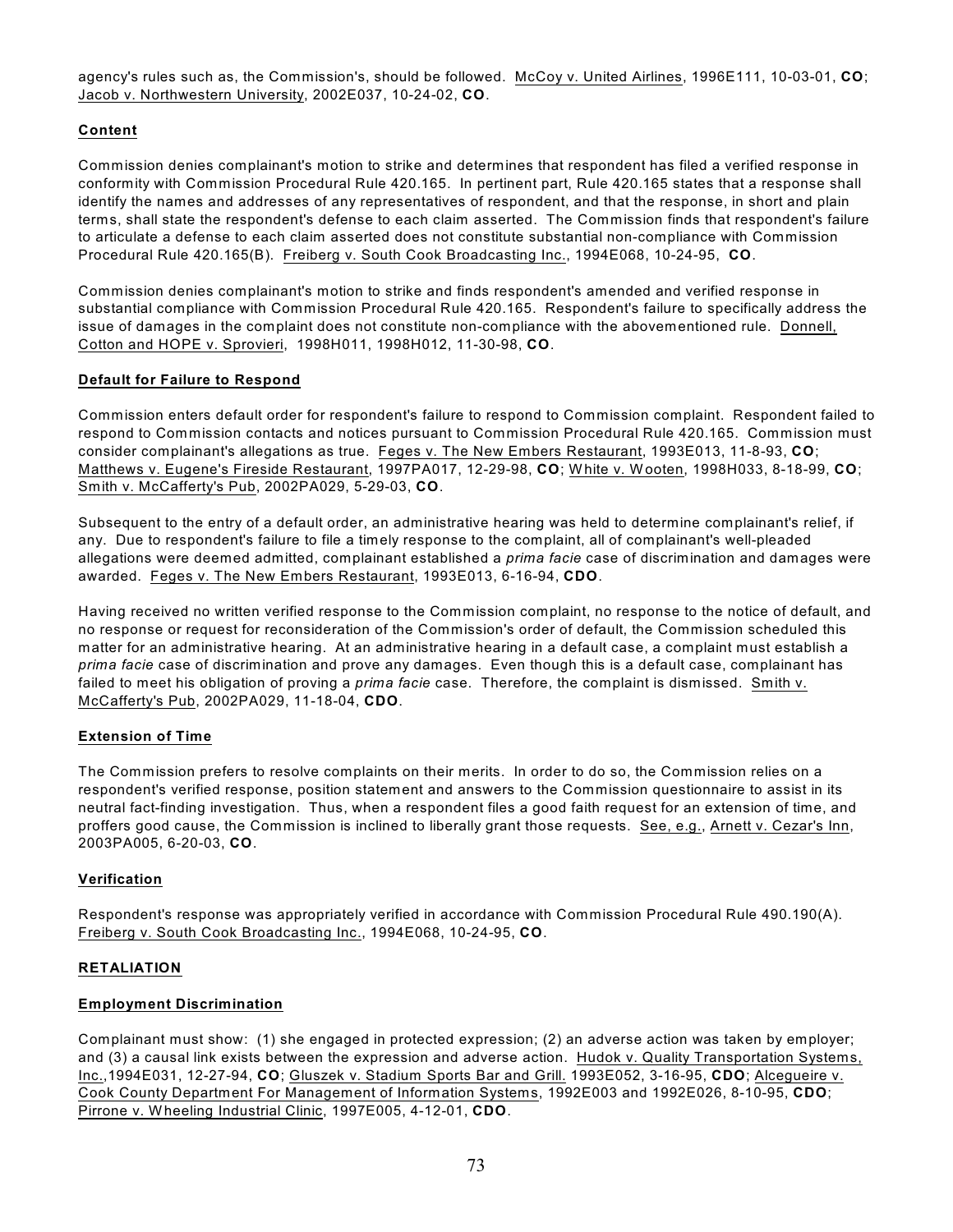agency's rules such as, the Commission's, should be followed. McCoy v. United Airlines, 1996E111, 10-03-01, **CO**; Jacob v. Northwestern University, 2002E037, 10-24-02, **CO**.

**Content**

Commission denies complainant's motion to strike and determines that respondent has filed a verified response in conformity with Commission Procedural Rule 420.165. In pertinent part, Rule 420.165 states that a response shall identify the names and addresses of any representatives of respondent, and that the response, in short and plain terms, shall state the respondent's defense to each claim asserted. The Commission finds that respondent's failure to articulate a defense to each claim asserted does not constitute substantial non-compliance with Commission Procedural Rule 420.165(B). Freiberg v. South Cook Broadcasting Inc., 1994E068, 10-24-95, **CO**.

Commission denies complainant's motion to strike and finds respondent's amended and verified response in substantial compliance with Commission Procedural Rule 420.165. Respondent's failure to specifically address the issue of damages in the complaint does not constitute non-compliance with the abovementioned rule. Donnell, Cotton and HOPE v. Sprovieri, 1998H011, 1998H012, 11-30-98, **CO**.

**Default for Failure to Respond**

Commission enters default order for respondent's failure to respond to Commission complaint. Respondent failed to respond to Commission contacts and notices pursuant to Commission Procedural Rule 420.165. Commission must consider complainant's allegations as true. Feges v. The New Embers Restaurant, 1993E013, 11-8-93, **CO**; Matthews v. Eugene's Fireside Restaurant, 1997PA017, 12-29-98, **CO**; White v. Wooten, 1998H033, 8-18-99, **CO**; Smith v. McCafferty's Pub, 2002PA029, 5-29-03, **CO**.

Subsequent to the entry of a default order, an administrative hearing was held to determine complainant's relief, if any. Due to respondent's failure to file a timely response to the complaint, all of complainant's well-pleaded allegations were deemed admitted, complainant established a *prima facie* case of discrimination and damages were awarded. Feges v. The New Embers Restaurant, 1993E013, 6-16-94, **CDO**.

Having received no written verified response to the Commission complaint, no response to the notice of default, and no response or request for reconsideration of the Commission's order of default, the Commission scheduled this matter for an administrative hearing. At an administrative hearing in a default case, a complaint must establish a *prima facie* case of discrimination and prove any damages. Even though this is a default case, complainant has failed to meet his obligation of proving a *prima facie* case. Therefore, the complaint is dismissed. Smith v. McCafferty's Pub, 2002PA029, 11-18-04, **CDO**.

**Extension of Time**

The Commission prefers to resolve complaints on their merits. In order to do so, the Commission relies on a respondent's verified response, position statement and answers to the Commission questionnaire to assist in its neutral fact-finding investigation. Thus, when a respondent files a good faith request for an extension of time, and proffers good cause, the Commission is inclined to liberally grant those requests. See, e.g., Arnett v. Cezar's Inn, 2003PA005, 6-20-03, **CO**.

**Verification**

Respondent's response was appropriately verified in accordance with Commission Procedural Rule 490.190(A). Freiberg v. South Cook Broadcasting Inc., 1994E068, 10-24-95, **CO**.

**RETALIATION**

**Employment Discrimination**

Complainant must show: (1) she engaged in protected expression; (2) an adverse action was taken by employer; and (3) a causal link exists between the expression and adverse action. Hudok v. Quality Transportation Systems, Inc.,1994E031, 12-27-94, **CO**; Gluszek v. Stadium Sports Bar and Grill. 1993E052, 3-16-95, **CDO**; Alcegueire v. Cook County Department For Management of Information Systems, 1992E003 and 1992E026, 8-10-95, **CDO**; Pirrone v. Wheeling Industrial Clinic, 1997E005, 4-12-01, **CDO**.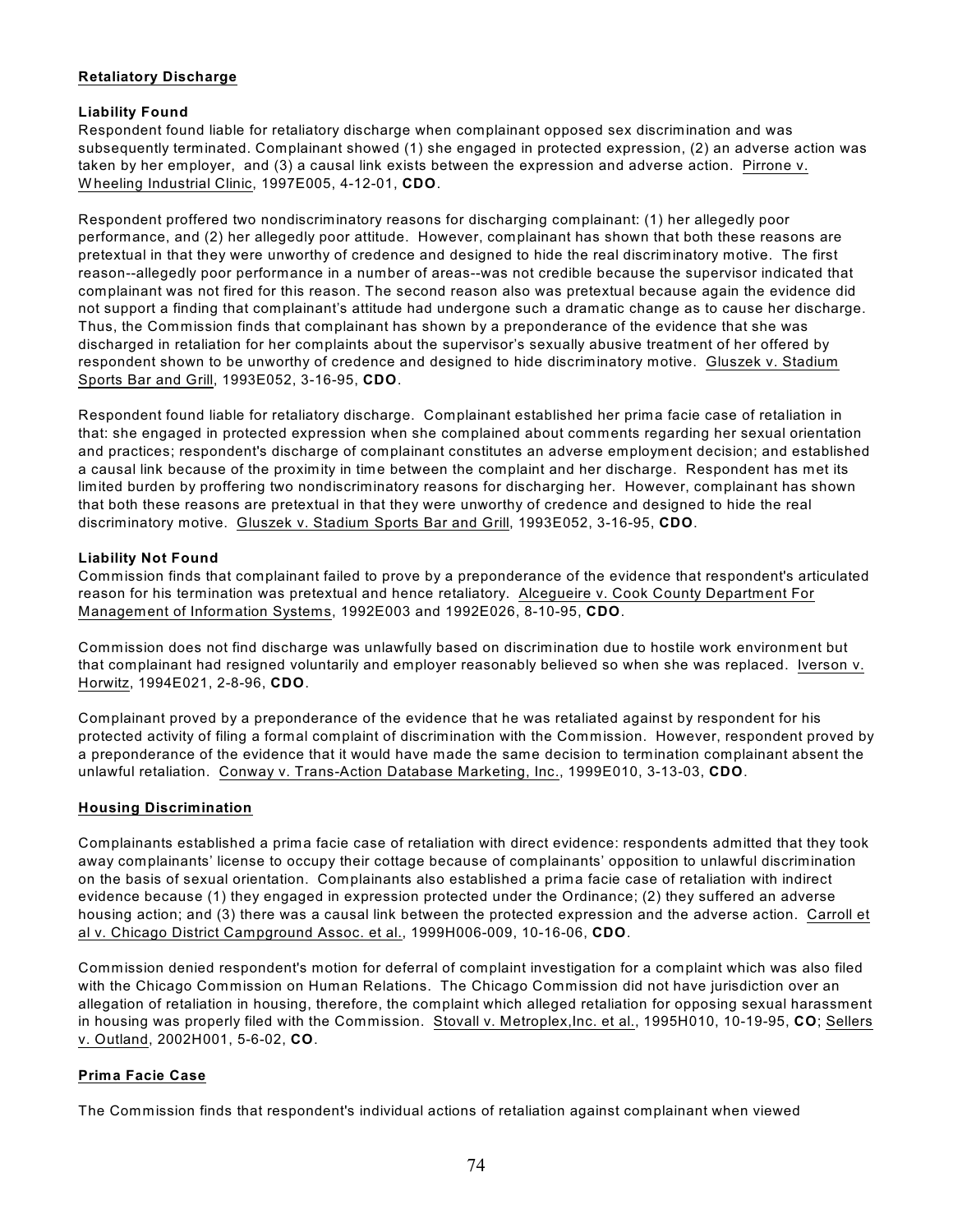**Retaliatory Discharge**

**Liability Found**

Respondent found liable for retaliatory discharge when complainant opposed sex discrimination and was subsequently terminated. Complainant showed (1) she engaged in protected expression, (2) an adverse action was taken by her employer, and (3) a causal link exists between the expression and adverse action. Pirrone v. Wheeling Industrial Clinic, 1997E005, 4-12-01, **CDO**.

Respondent proffered two nondiscriminatory reasons for discharging complainant: (1) her allegedly poor performance, and (2) her allegedly poor attitude. However, complainant has shown that both these reasons are pretextual in that they were unworthy of credence and designed to hide the real discriminatory motive. The first reason--allegedly poor performance in a number of areas--was not credible because the supervisor indicated that complainant was not fired for this reason. The second reason also was pretextual because again the evidence did not support a finding that complainant's attitude had undergone such a dramatic change as to cause her discharge. Thus, the Commission finds that complainant has shown by a preponderance of the evidence that she was discharged in retaliation for her complaints about the supervisor's sexually abusive treatment of her offered by respondent shown to be unworthy of credence and designed to hide discriminatory motive. Gluszek v. Stadium Sports Bar and Grill, 1993E052, 3-16-95, **CDO**.

Respondent found liable for retaliatory discharge. Complainant established her prima facie case of retaliation in that: she engaged in protected expression when she complained about comments regarding her sexual orientation and practices; respondent's discharge of complainant constitutes an adverse employment decision; and established a causal link because of the proximity in time between the complaint and her discharge. Respondent has met its limited burden by proffering two nondiscriminatory reasons for discharging her. However, complainant has shown that both these reasons are pretextual in that they were unworthy of credence and designed to hide the real discriminatory motive. Gluszek v. Stadium Sports Bar and Grill, 1993E052, 3-16-95, **CDO**.

**Liability Not Found**

Commission finds that complainant failed to prove by a preponderance of the evidence that respondent's articulated reason for his termination was pretextual and hence retaliatory. Alcegueire v. Cook County Department For Management of Information Systems, 1992E003 and 1992E026, 8-10-95, **CDO**.

Commission does not find discharge was unlawfully based on discrimination due to hostile work environment but that complainant had resigned voluntarily and employer reasonably believed so when she was replaced. Iverson v. Horwitz, 1994E021, 2-8-96, **CDO**.

Complainant proved by a preponderance of the evidence that he was retaliated against by respondent for his protected activity of filing a formal complaint of discrimination with the Commission. However, respondent proved by a preponderance of the evidence that it would have made the same decision to termination complainant absent the unlawful retaliation. Conway v. Trans-Action Database Marketing, Inc., 1999E010, 3-13-03, **CDO**.

**Housing Discrimination**

Complainants established a prima facie case of retaliation with direct evidence: respondents admitted that they took away complainants' license to occupy their cottage because of complainants' opposition to unlawful discrimination on the basis of sexual orientation. Complainants also established a prima facie case of retaliation with indirect evidence because (1) they engaged in expression protected under the Ordinance; (2) they suffered an adverse housing action; and (3) there was a causal link between the protected expression and the adverse action. Carroll et al v. Chicago District Campground Assoc. et al., 1999H006-009, 10-16-06, **CDO**.

Commission denied respondent's motion for deferral of complaint investigation for a complaint which was also filed with the Chicago Commission on Human Relations. The Chicago Commission did not have jurisdiction over an allegation of retaliation in housing, therefore, the complaint which alleged retaliation for opposing sexual harassment in housing was properly filed with the Commission. Stovall v. Metroplex,Inc. et al., 1995H010, 10-19-95, **CO**; Sellers v. Outland, 2002H001, 5-6-02, **CO**.

**Prima Facie Case**

The Commission finds that respondent's individual actions of retaliation against complainant when viewed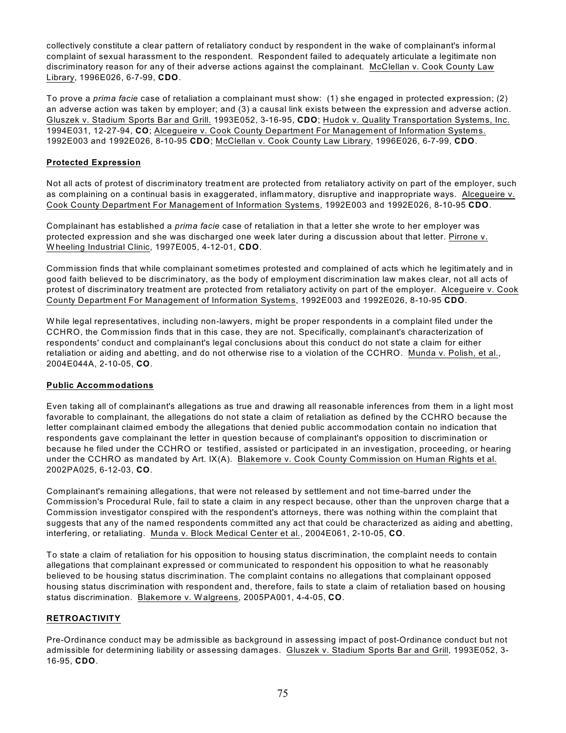collectively constitute a clear pattern of retaliatory conduct by respondent in the wake of complainant's informal complaint of sexual harassment to the respondent. Respondent failed to adequately articulate a legitimate non discriminatory reason for any of their adverse actions against the complainant. McClellan v. Cook County Law Library, 1996E026, 6-7-99, **CDO**.

To prove a *prima facie* case of retaliation a complainant must show: (1) she engaged in protected expression; (2) an adverse action was taken by employer; and (3) a causal link exists between the expression and adverse action. Gluszek v. Stadium Sports Bar and Grill. 1993E052, 3-16-95, **CDO**; Hudok v. Quality Transportation Systems, Inc. 1994E031, 12-27-94, **CO**; Alcegueire v. Cook County Department For Management of Information Systems. 1992E003 and 1992E026, 8-10-95 **CDO**; McClellan v. Cook County Law Library, 1996E026, 6-7-99, **CDO**.

**Protected Expression**

Not all acts of protest of discriminatory treatment are protected from retaliatory activity on part of the employer, such as complaining on a continual basis in exaggerated, inflammatory, disruptive and inappropriate ways. Alcegueire v. Cook County Department For Management of Information Systems, 1992E003 and 1992E026, 8-10-95 **CDO**.

Complainant has established a *prima facie* case of retaliation in that a letter she wrote to her employer was protected expression and she was discharged one week later during a discussion about that letter. Pirrone v. Wheeling Industrial Clinic, 1997E005, 4-12-01, **CDO**.

Commission finds that while complainant sometimes protested and complained of acts which he legitimately and in good faith believed to be discriminatory, as the body of employment discrimination law makes clear, not all acts of protest of discriminatory treatment are protected from retaliatory activity on part of the employer. Alcegueire v. Cook County Department For Management of Information Systems, 1992E003 and 1992E026, 8-10-95 **CDO**.

While legal representatives, including non-lawyers, might be proper respondents in a complaint filed under the CCHRO, the Commission finds that in this case, they are not. Specifically, complainant's characterization of respondents' conduct and complainant's legal conclusions about this conduct do not state a claim for either retaliation or aiding and abetting, and do not otherwise rise to a violation of the CCHRO. Munda v. Polish, et al., 2004E044A, 2-10-05, **CO**.

**Public Accommodations**

Even taking all of complainant's allegations as true and drawing all reasonable inferences from them in a light most favorable to complainant, the allegations do not state a claim of retaliation as defined by the CCHRO because the letter complainant claimed embody the allegations that denied public accommodation contain no indication that respondents gave complainant the letter in question because of complainant's opposition to discrimination or because he filed under the CCHRO or testified, assisted or participated in an investigation, proceeding, or hearing under the CCHRO as mandated by Art. IX(A). Blakemore v. Cook County Commission on Human Rights et al. 2002PA025, 6-12-03, **CO**.

Complainant's remaining allegations, that were not released by settlement and not time-barred under the Commission's Procedural Rule, fail to state a claim in any respect because, other than the unproven charge that a Commission investigator conspired with the respondent's attorneys, there was nothing within the complaint that suggests that any of the named respondents committed any act that could be characterized as aiding and abetting, interfering, or retaliating. Munda v. Block Medical Center et al., 2004E061, 2-10-05, **CO**.

To state a claim of retaliation for his opposition to housing status discrimination, the complaint needs to contain allegations that complainant expressed or communicated to respondent his opposition to what he reasonably believed to be housing status discrimination. The complaint contains no allegations that complainant opposed housing status discrimination with respondent and, therefore, fails to state a claim of retaliation based on housing status discrimination. Blakemore v. Walgreens, 2005PA001, 4-4-05, **CO**.

**RETROACTIVITY**

Pre-Ordinance conduct may be admissible as background in assessing impact of post-Ordinance conduct but not admissible for determining liability or assessing damages. Gluszek v. Stadium Sports Bar and Grill, 1993E052, 3-16-95, **CDO**.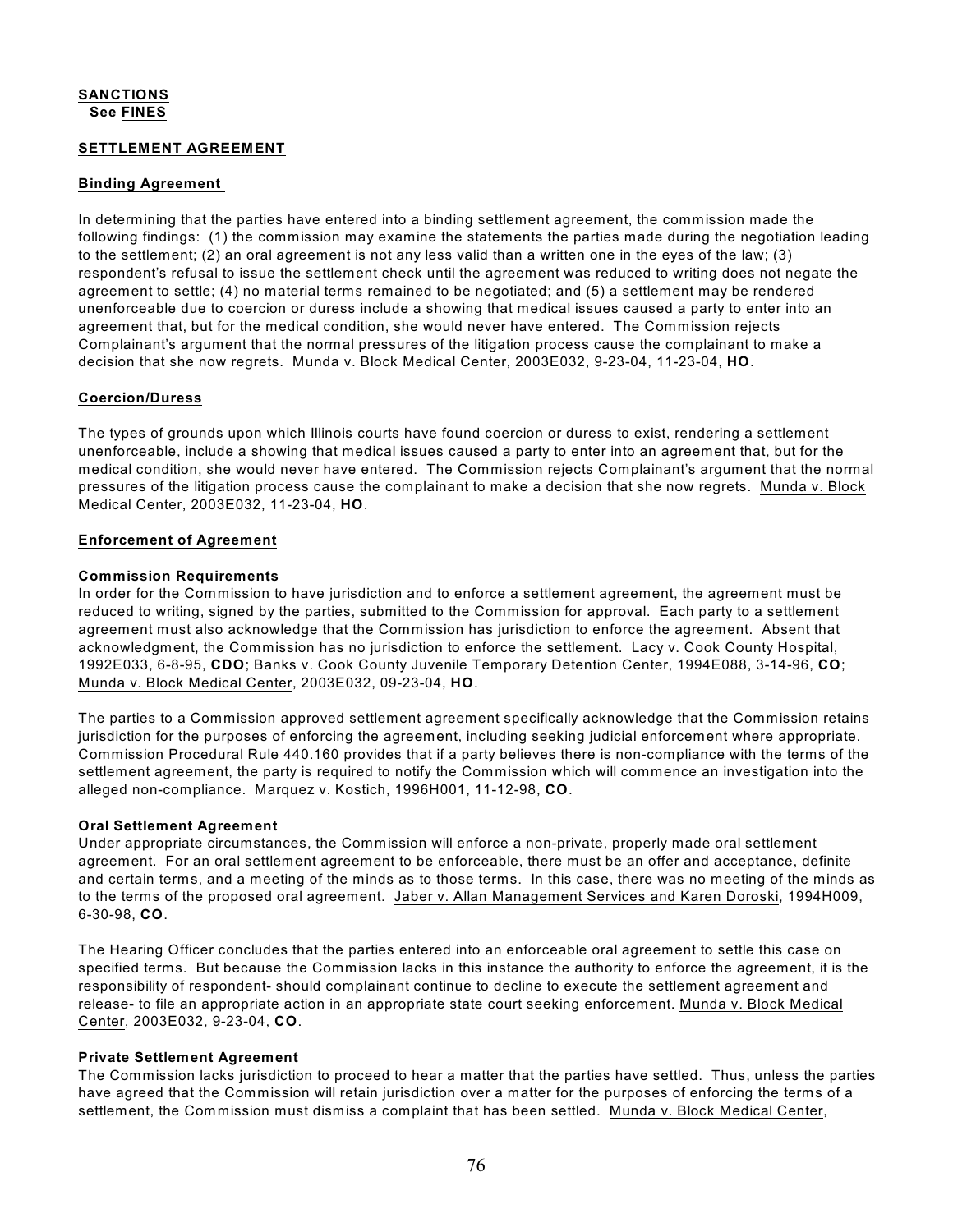**SANCTIONS**
**See FINES**

**SETTLEMENT AGREEMENT**

**Binding Agreement**

In determining that the parties have entered into a binding settlement agreement, the commission made the following findings: (1) the commission may examine the statements the parties made during the negotiation leading to the settlement; (2) an oral agreement is not any less valid than a written one in the eyes of the law; (3) respondent's refusal to issue the settlement check until the agreement was reduced to writing does not negate the agreement to settle; (4) no material terms remained to be negotiated; and (5) a settlement may be rendered unenforceable due to coercion or duress include a showing that medical issues caused a party to enter into an agreement that, but for the medical condition, she would never have entered. The Commission rejects Complainant's argument that the normal pressures of the litigation process cause the complainant to make a decision that she now regrets. Munda v. Block Medical Center, 2003E032, 9-23-04, 11-23-04, **HO**.

**Coercion/Duress**

The types of grounds upon which Illinois courts have found coercion or duress to exist, rendering a settlement unenforceable, include a showing that medical issues caused a party to enter into an agreement that, but for the medical condition, she would never have entered. The Commission rejects Complainant's argument that the normal pressures of the litigation process cause the complainant to make a decision that she now regrets. Munda v. Block Medical Center, 2003E032, 11-23-04, **HO**.

**Enforcement of Agreement**

**Commission Requirements**
In order for the Commission to have jurisdiction and to enforce a settlement agreement, the agreement must be reduced to writing, signed by the parties, submitted to the Commission for approval. Each party to a settlement agreement must also acknowledge that the Commission has jurisdiction to enforce the agreement. Absent that acknowledgment, the Commission has no jurisdiction to enforce the settlement. Lacy v. Cook County Hospital, 1992E033, 6-8-95, **CDO**; Banks v. Cook County Juvenile Temporary Detention Center, 1994E088, 3-14-96, **CO**; Munda v. Block Medical Center, 2003E032, 09-23-04, **HO**.

The parties to a Commission approved settlement agreement specifically acknowledge that the Commission retains jurisdiction for the purposes of enforcing the agreement, including seeking judicial enforcement where appropriate. Commission Procedural Rule 440.160 provides that if a party believes there is non-compliance with the terms of the settlement agreement, the party is required to notify the Commission which will commence an investigation into the alleged non-compliance. Marquez v. Kostich, 1996H001, 11-12-98, **CO**.

**Oral Settlement Agreement**
Under appropriate circumstances, the Commission will enforce a non-private, properly made oral settlement agreement. For an oral settlement agreement to be enforceable, there must be an offer and acceptance, definite and certain terms, and a meeting of the minds as to those terms. In this case, there was no meeting of the minds as to the terms of the proposed oral agreement. Jaber v. Allan Management Services and Karen Doroski, 1994H009, 6-30-98, **CO**.

The Hearing Officer concludes that the parties entered into an enforceable oral agreement to settle this case on specified terms. But because the Commission lacks in this instance the authority to enforce the agreement, it is the responsibility of respondent- should complainant continue to decline to execute the settlement agreement and release- to file an appropriate action in an appropriate state court seeking enforcement. Munda v. Block Medical Center, 2003E032, 9-23-04, **CO**.

**Private Settlement Agreement**
The Commission lacks jurisdiction to proceed to hear a matter that the parties have settled. Thus, unless the parties have agreed that the Commission will retain jurisdiction over a matter for the purposes of enforcing the terms of a settlement, the Commission must dismiss a complaint that has been settled. Munda v. Block Medical Center,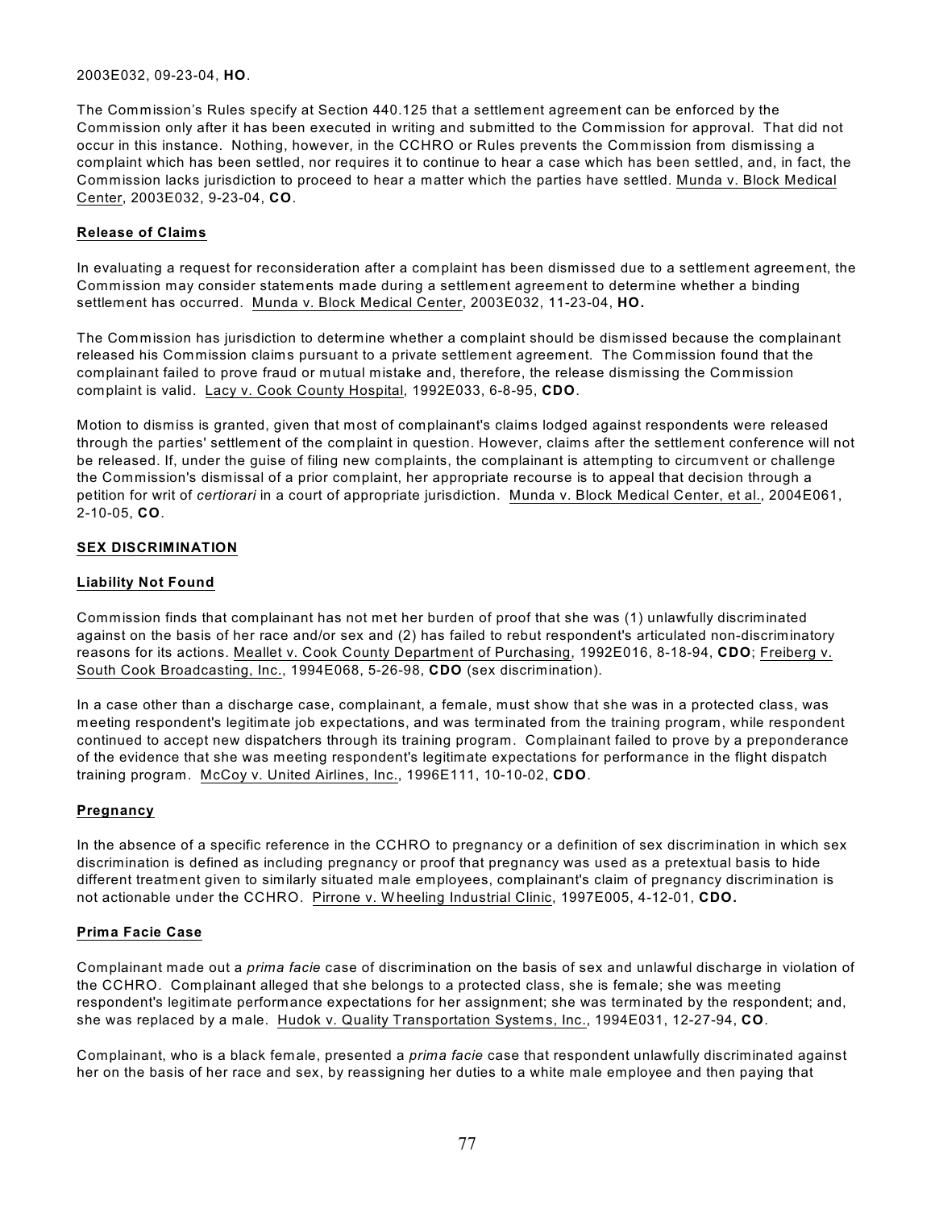2003E032, 09-23-04, **HO**.

The Commission's Rules specify at Section 440.125 that a settlement agreement can be enforced by the Commission only after it has been executed in writing and submitted to the Commission for approval. That did not occur in this instance. Nothing, however, in the CCHRO or Rules prevents the Commission from dismissing a complaint which has been settled, nor requires it to continue to hear a case which has been settled, and, in fact, the Commission lacks jurisdiction to proceed to hear a matter which the parties have settled. Munda v. Block Medical Center, 2003E032, 9-23-04, **CO**.

**Release of Claims**

In evaluating a request for reconsideration after a complaint has been dismissed due to a settlement agreement, the Commission may consider statements made during a settlement agreement to determine whether a binding settlement has occurred. Munda v. Block Medical Center, 2003E032, 11-23-04, **HO.**

The Commission has jurisdiction to determine whether a complaint should be dismissed because the complainant released his Commission claims pursuant to a private settlement agreement. The Commission found that the complainant failed to prove fraud or mutual mistake and, therefore, the release dismissing the Commission complaint is valid. Lacy v. Cook County Hospital, 1992E033, 6-8-95, **CDO**.

Motion to dismiss is granted, given that most of complainant's claims lodged against respondents were released through the parties' settlement of the complaint in question. However, claims after the settlement conference will not be released. If, under the guise of filing new complaints, the complainant is attempting to circumvent or challenge the Commission's dismissal of a prior complaint, her appropriate recourse is to appeal that decision through a petition for writ of *certiorari* in a court of appropriate jurisdiction. Munda v. Block Medical Center, et al., 2004E061, 2-10-05, **CO**.

## SEX DISCRIMINATION

**Liability Not Found**

Commission finds that complainant has not met her burden of proof that she was (1) unlawfully discriminated against on the basis of her race and/or sex and (2) has failed to rebut respondent's articulated non-discriminatory reasons for its actions. Meallet v. Cook County Department of Purchasing, 1992E016, 8-18-94, **CDO**; Freiberg v. South Cook Broadcasting, Inc., 1994E068, 5-26-98, **CDO** (sex discrimination).

In a case other than a discharge case, complainant, a female, must show that she was in a protected class, was meeting respondent's legitimate job expectations, and was terminated from the training program, while respondent continued to accept new dispatchers through its training program. Complainant failed to prove by a preponderance of the evidence that she was meeting respondent's legitimate expectations for performance in the flight dispatch training program. McCoy v. United Airlines, Inc., 1996E111, 10-10-02, **CDO**.

**Pregnancy**

In the absence of a specific reference in the CCHRO to pregnancy or a definition of sex discrimination in which sex discrimination is defined as including pregnancy or proof that pregnancy was used as a pretextual basis to hide different treatment given to similarly situated male employees, complainant's claim of pregnancy discrimination is not actionable under the CCHRO. Pirrone v. Wheeling Industrial Clinic, 1997E005, 4-12-01, **CDO.**

**Prima Facie Case**

Complainant made out a *prima facie* case of discrimination on the basis of sex and unlawful discharge in violation of the CCHRO. Complainant alleged that she belongs to a protected class, she is female; she was meeting respondent's legitimate performance expectations for her assignment; she was terminated by the respondent; and, she was replaced by a male. Hudok v. Quality Transportation Systems, Inc., 1994E031, 12-27-94, **CO**.

Complainant, who is a black female, presented a *prima facie* case that respondent unlawfully discriminated against her on the basis of her race and sex, by reassigning her duties to a white male employee and then paying that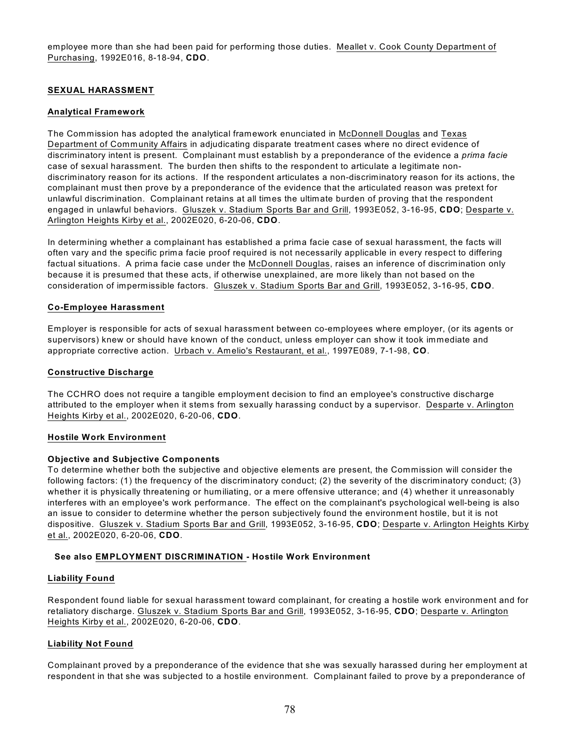employee more than she had been paid for performing those duties. Meallet v. Cook County Department of Purchasing, 1992E016, 8-18-94, **CDO**.

## SEXUAL HARASSMENT

### Analytical Framework

The Commission has adopted the analytical framework enunciated in McDonnell Douglas and Texas Department of Community Affairs in adjudicating disparate treatment cases where no direct evidence of discriminatory intent is present. Complainant must establish by a preponderance of the evidence a *prima facie* case of sexual harassment. The burden then shifts to the respondent to articulate a legitimate non-discriminatory reason for its actions. If the respondent articulates a non-discriminatory reason for its actions, the complainant must then prove by a preponderance of the evidence that the articulated reason was pretext for unlawful discrimination. Complainant retains at all times the ultimate burden of proving that the respondent engaged in unlawful behaviors. Gluszek v. Stadium Sports Bar and Grill, 1993E052, 3-16-95, **CDO**; Desparte v. Arlington Heights Kirby et al., 2002E020, 6-20-06, **CDO**.

In determining whether a complainant has established a prima facie case of sexual harassment, the facts will often vary and the specific prima facie proof required is not necessarily applicable in every respect to differing factual situations. A prima facie case under the McDonnell Douglas, raises an inference of discrimination only because it is presumed that these acts, if otherwise unexplained, are more likely than not based on the consideration of impermissible factors. Gluszek v. Stadium Sports Bar and Grill, 1993E052, 3-16-95, **CDO**.

### Co-Employee Harassment

Employer is responsible for acts of sexual harassment between co-employees where employer, (or its agents or supervisors) knew or should have known of the conduct, unless employer can show it took immediate and appropriate corrective action. Urbach v. Amelio's Restaurant, et al., 1997E089, 7-1-98, **CO**.

### Constructive Discharge

The CCHRO does not require a tangible employment decision to find an employee's constructive discharge attributed to the employer when it stems from sexually harassing conduct by a supervisor. Desparte v. Arlington Heights Kirby et al., 2002E020, 6-20-06, **CDO**.

### Hostile Work Environment

**Objective and Subjective Components**
To determine whether both the subjective and objective elements are present, the Commission will consider the following factors: (1) the frequency of the discriminatory conduct; (2) the severity of the discriminatory conduct; (3) whether it is physically threatening or humiliating, or a mere offensive utterance; and (4) whether it unreasonably interferes with an employee's work performance. The effect on the complainant's psychological well-being is also an issue to consider to determine whether the person subjectively found the environment hostile, but it is not dispositive. Gluszek v. Stadium Sports Bar and Grill, 1993E052, 3-16-95, **CDO**; Desparte v. Arlington Heights Kirby et al., 2002E020, 6-20-06, **CDO**.

**See also EMPLOYMENT DISCRIMINATION - Hostile Work Environment**

### Liability Found

Respondent found liable for sexual harassment toward complainant, for creating a hostile work environment and for retaliatory discharge. Gluszek v. Stadium Sports Bar and Grill, 1993E052, 3-16-95, **CDO**; Desparte v. Arlington Heights Kirby et al., 2002E020, 6-20-06, **CDO**.

### Liability Not Found

Complainant proved by a preponderance of the evidence that she was sexually harassed during her employment at respondent in that she was subjected to a hostile environment. Complainant failed to prove by a preponderance of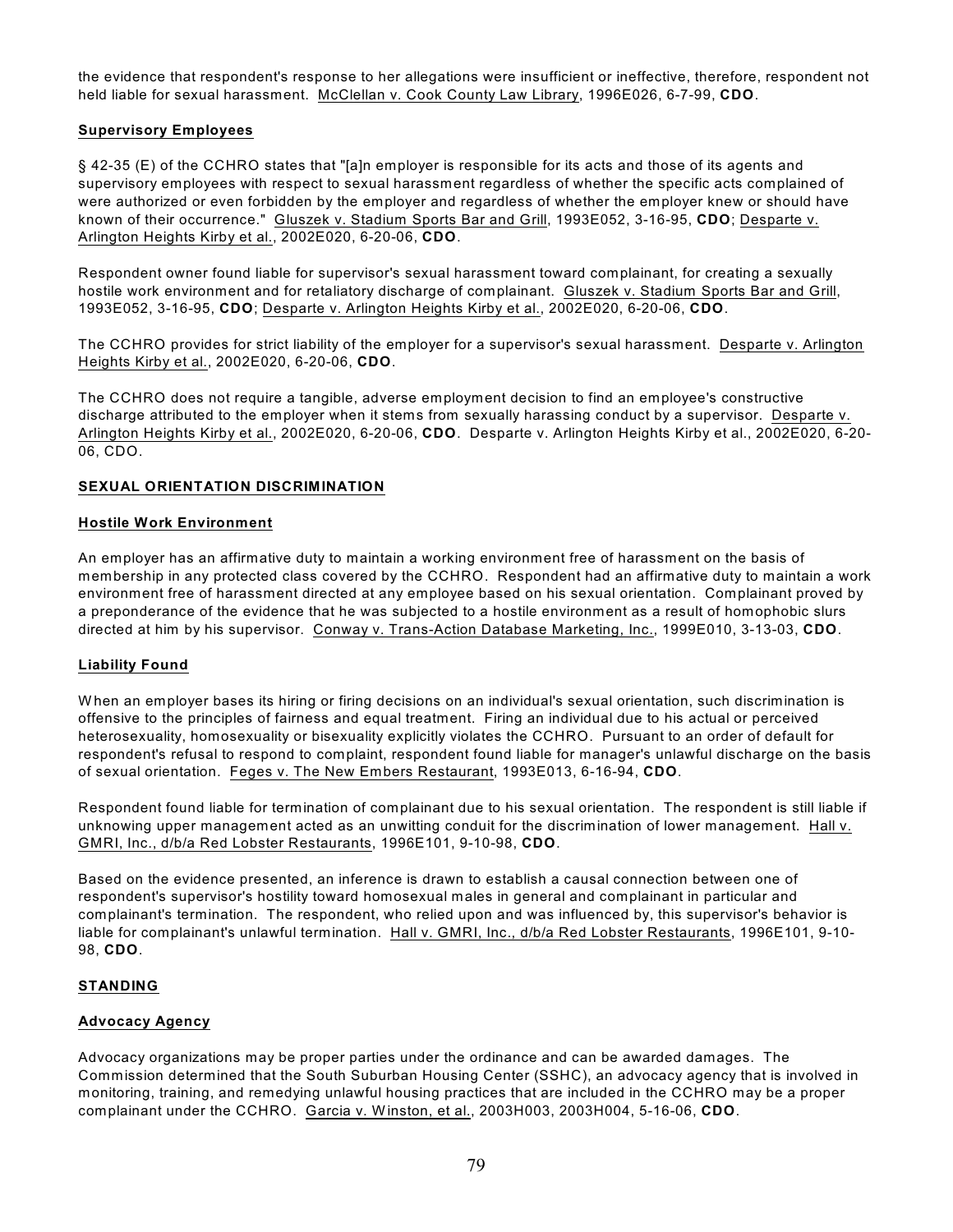the evidence that respondent's response to her allegations were insufficient or ineffective, therefore, respondent not held liable for sexual harassment. McClellan v. Cook County Law Library, 1996E026, 6-7-99, **CDO**.

**Supervisory Employees**

§ 42-35 (E) of the CCHRO states that "[a]n employer is responsible for its acts and those of its agents and supervisory employees with respect to sexual harassment regardless of whether the specific acts complained of were authorized or even forbidden by the employer and regardless of whether the employer knew or should have known of their occurrence." Gluszek v. Stadium Sports Bar and Grill, 1993E052, 3-16-95, **CDO**; Desparte v. Arlington Heights Kirby et al., 2002E020, 6-20-06, **CDO**.

Respondent owner found liable for supervisor's sexual harassment toward complainant, for creating a sexually hostile work environment and for retaliatory discharge of complainant. Gluszek v. Stadium Sports Bar and Grill, 1993E052, 3-16-95, **CDO**; Desparte v. Arlington Heights Kirby et al., 2002E020, 6-20-06, **CDO**.

The CCHRO provides for strict liability of the employer for a supervisor's sexual harassment. Desparte v. Arlington Heights Kirby et al., 2002E020, 6-20-06, **CDO**.

The CCHRO does not require a tangible, adverse employment decision to find an employee's constructive discharge attributed to the employer when it stems from sexually harassing conduct by a supervisor. Desparte v. Arlington Heights Kirby et al., 2002E020, 6-20-06, **CDO**. Desparte v. Arlington Heights Kirby et al., 2002E020, 6-20-06, CDO.

**SEXUAL ORIENTATION DISCRIMINATION**

**Hostile Work Environment**

An employer has an affirmative duty to maintain a working environment free of harassment on the basis of membership in any protected class covered by the CCHRO. Respondent had an affirmative duty to maintain a work environment free of harassment directed at any employee based on his sexual orientation. Complainant proved by a preponderance of the evidence that he was subjected to a hostile environment as a result of homophobic slurs directed at him by his supervisor. Conway v. Trans-Action Database Marketing, Inc., 1999E010, 3-13-03, **CDO**.

**Liability Found**

When an employer bases its hiring or firing decisions on an individual's sexual orientation, such discrimination is offensive to the principles of fairness and equal treatment. Firing an individual due to his actual or perceived heterosexuality, homosexuality or bisexuality explicitly violates the CCHRO. Pursuant to an order of default for respondent's refusal to respond to complaint, respondent found liable for manager's unlawful discharge on the basis of sexual orientation. Feges v. The New Embers Restaurant, 1993E013, 6-16-94, **CDO**.

Respondent found liable for termination of complainant due to his sexual orientation. The respondent is still liable if unknowing upper management acted as an unwitting conduit for the discrimination of lower management. Hall v. GMRI, Inc., d/b/a Red Lobster Restaurants, 1996E101, 9-10-98, **CDO**.

Based on the evidence presented, an inference is drawn to establish a causal connection between one of respondent's supervisor's hostility toward homosexual males in general and complainant in particular and complainant's termination. The respondent, who relied upon and was influenced by, this supervisor's behavior is liable for complainant's unlawful termination. Hall v. GMRI, Inc., d/b/a Red Lobster Restaurants, 1996E101, 9-10-98, **CDO**.

**STANDING**

**Advocacy Agency**

Advocacy organizations may be proper parties under the ordinance and can be awarded damages. The Commission determined that the South Suburban Housing Center (SSHC), an advocacy agency that is involved in monitoring, training, and remedying unlawful housing practices that are included in the CCHRO may be a proper complainant under the CCHRO. Garcia v. Winston, et al., 2003H003, 2003H004, 5-16-06, **CDO**.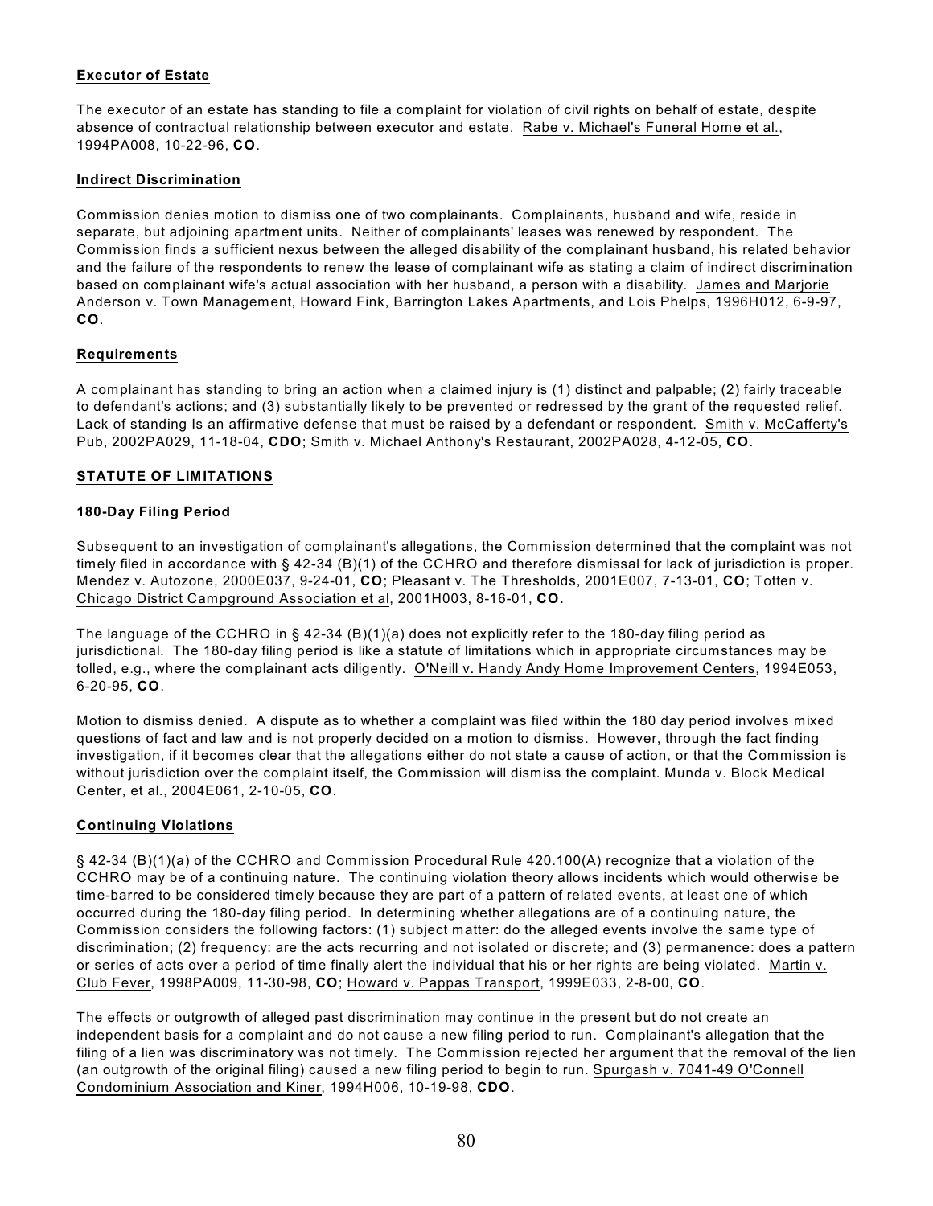**Executor of Estate**

The executor of an estate has standing to file a complaint for violation of civil rights on behalf of estate, despite absence of contractual relationship between executor and estate. Rabe v. Michael's Funeral Home et al., 1994PA008, 10-22-96, **CO**.

**Indirect Discrimination**

Commission denies motion to dismiss one of two complainants. Complainants, husband and wife, reside in separate, but adjoining apartment units. Neither of complainants' leases was renewed by respondent. The Commission finds a sufficient nexus between the alleged disability of the complainant husband, his related behavior and the failure of the respondents to renew the lease of complainant wife as stating a claim of indirect discrimination based on complainant wife's actual association with her husband, a person with a disability. James and Marjorie Anderson v. Town Management, Howard Fink, Barrington Lakes Apartments, and Lois Phelps, 1996H012, 6-9-97, **CO**.

**Requirements**

A complainant has standing to bring an action when a claimed injury is (1) distinct and palpable; (2) fairly traceable to defendant's actions; and (3) substantially likely to be prevented or redressed by the grant of the requested relief. Lack of standing Is an affirmative defense that must be raised by a defendant or respondent. Smith v. McCafferty's Pub, 2002PA029, 11-18-04, **CDO**; Smith v. Michael Anthony's Restaurant, 2002PA028, 4-12-05, **CO**.

**STATUTE OF LIMITATIONS**

**180-Day Filing Period**

Subsequent to an investigation of complainant's allegations, the Commission determined that the complaint was not timely filed in accordance with § 42-34 (B)(1) of the CCHRO and therefore dismissal for lack of jurisdiction is proper. Mendez v. Autozone, 2000E037, 9-24-01, **CO**; Pleasant v. The Thresholds, 2001E007, 7-13-01, **CO**; Totten v. Chicago District Campground Association et al, 2001H003, 8-16-01, **CO.**

The language of the CCHRO in § 42-34 (B)(1)(a) does not explicitly refer to the 180-day filing period as jurisdictional. The 180-day filing period is like a statute of limitations which in appropriate circumstances may be tolled, e.g., where the complainant acts diligently. O'Neill v. Handy Andy Home Improvement Centers, 1994E053, 6-20-95, **CO**.

Motion to dismiss denied. A dispute as to whether a complaint was filed within the 180 day period involves mixed questions of fact and law and is not properly decided on a motion to dismiss. However, through the fact finding investigation, if it becomes clear that the allegations either do not state a cause of action, or that the Commission is without jurisdiction over the complaint itself, the Commission will dismiss the complaint. Munda v. Block Medical Center, et al., 2004E061, 2-10-05, **CO**.

**Continuing Violations**

§ 42-34 (B)(1)(a) of the CCHRO and Commission Procedural Rule 420.100(A) recognize that a violation of the CCHRO may be of a continuing nature. The continuing violation theory allows incidents which would otherwise be time-barred to be considered timely because they are part of a pattern of related events, at least one of which occurred during the 180-day filing period. In determining whether allegations are of a continuing nature, the Commission considers the following factors: (1) subject matter: do the alleged events involve the same type of discrimination; (2) frequency: are the acts recurring and not isolated or discrete; and (3) permanence: does a pattern or series of acts over a period of time finally alert the individual that his or her rights are being violated. Martin v. Club Fever, 1998PA009, 11-30-98, **CO**; Howard v. Pappas Transport, 1999E033, 2-8-00, **CO**.

The effects or outgrowth of alleged past discrimination may continue in the present but do not create an independent basis for a complaint and do not cause a new filing period to run. Complainant's allegation that the filing of a lien was discriminatory was not timely. The Commission rejected her argument that the removal of the lien (an outgrowth of the original filing) caused a new filing period to begin to run. Spurgash v. 7041-49 O'Connell Condominium Association and Kiner, 1994H006, 10-19-98, **CDO**.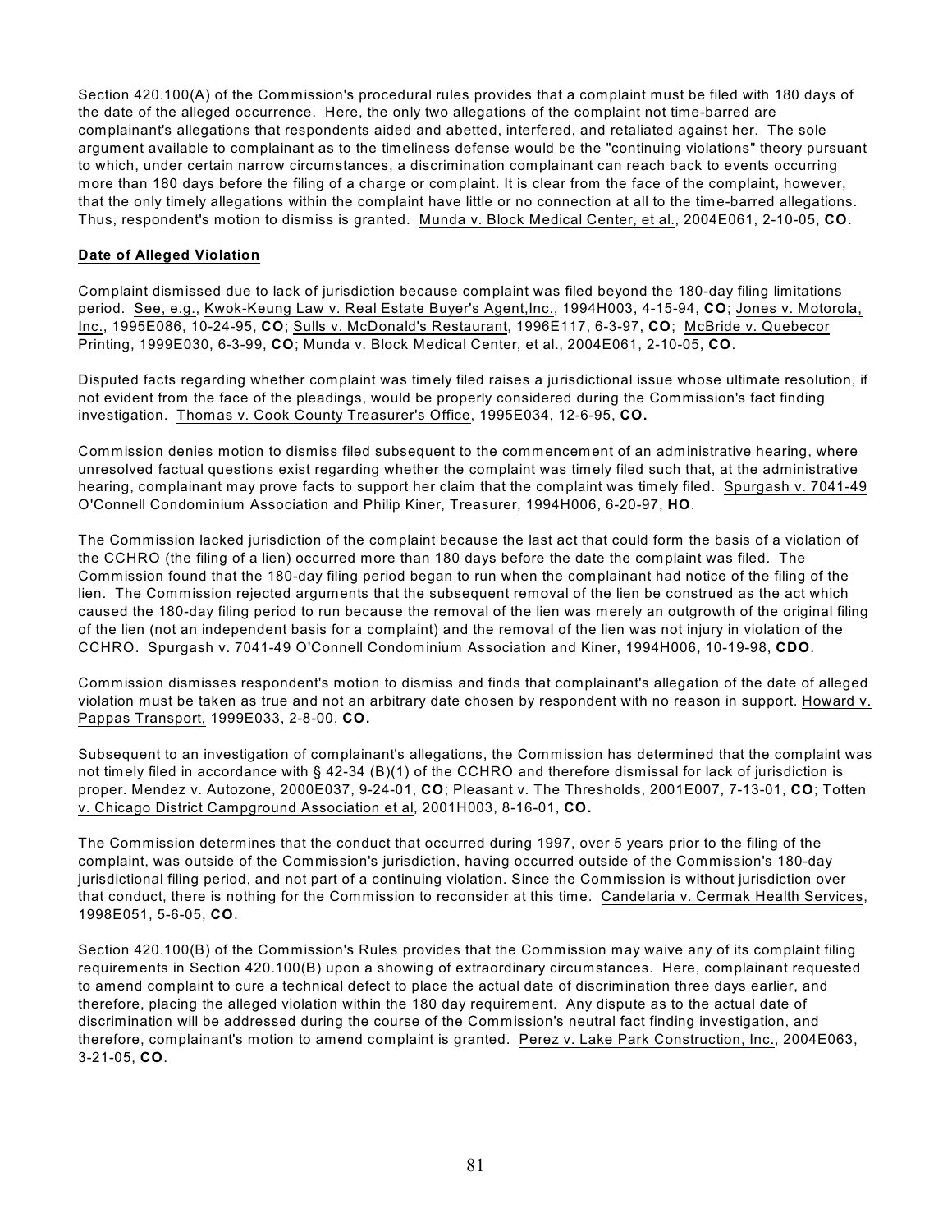Section 420.100(A) of the Commission's procedural rules provides that a complaint must be filed with 180 days of the date of the alleged occurrence. Here, the only two allegations of the complaint not time-barred are complainant's allegations that respondents aided and abetted, interfered, and retaliated against her. The sole argument available to complainant as to the timeliness defense would be the "continuing violations" theory pursuant to which, under certain narrow circumstances, a discrimination complainant can reach back to events occurring more than 180 days before the filing of a charge or complaint. It is clear from the face of the complaint, however, that the only timely allegations within the complaint have little or no connection at all to the time-barred allegations. Thus, respondent's motion to dismiss is granted. Munda v. Block Medical Center, et al., 2004E061, 2-10-05, **CO**.

**Date of Alleged Violation**

Complaint dismissed due to lack of jurisdiction because complaint was filed beyond the 180-day filing limitations period. See, e.g., Kwok-Keung Law v. Real Estate Buyer's Agent,Inc., 1994H003, 4-15-94, **CO**; Jones v. Motorola, Inc., 1995E086, 10-24-95, **CO**; Sulls v. McDonald's Restaurant, 1996E117, 6-3-97, **CO**; McBride v. Quebecor Printing, 1999E030, 6-3-99, **CO**; Munda v. Block Medical Center, et al., 2004E061, 2-10-05, **CO**.

Disputed facts regarding whether complaint was timely filed raises a jurisdictional issue whose ultimate resolution, if not evident from the face of the pleadings, would be properly considered during the Commission's fact finding investigation. Thomas v. Cook County Treasurer's Office, 1995E034, 12-6-95, **CO.**

Commission denies motion to dismiss filed subsequent to the commencement of an administrative hearing, where unresolved factual questions exist regarding whether the complaint was timely filed such that, at the administrative hearing, complainant may prove facts to support her claim that the complaint was timely filed. Spurgash v. 7041-49 O'Connell Condominium Association and Philip Kiner, Treasurer, 1994H006, 6-20-97, **HO**.

The Commission lacked jurisdiction of the complaint because the last act that could form the basis of a violation of the CCHRO (the filing of a lien) occurred more than 180 days before the date the complaint was filed. The Commission found that the 180-day filing period began to run when the complainant had notice of the filing of the lien. The Commission rejected arguments that the subsequent removal of the lien be construed as the act which caused the 180-day filing period to run because the removal of the lien was merely an outgrowth of the original filing of the lien (not an independent basis for a complaint) and the removal of the lien was not injury in violation of the CCHRO. Spurgash v. 7041-49 O'Connell Condominium Association and Kiner, 1994H006, 10-19-98, **CDO**.

Commission dismisses respondent's motion to dismiss and finds that complainant's allegation of the date of alleged violation must be taken as true and not an arbitrary date chosen by respondent with no reason in support. Howard v. Pappas Transport, 1999E033, 2-8-00, **CO.**

Subsequent to an investigation of complainant's allegations, the Commission has determined that the complaint was not timely filed in accordance with § 42-34 (B)(1) of the CCHRO and therefore dismissal for lack of jurisdiction is proper. Mendez v. Autozone, 2000E037, 9-24-01, **CO**; Pleasant v. The Thresholds, 2001E007, 7-13-01, **CO**; Totten v. Chicago District Campground Association et al, 2001H003, 8-16-01, **CO.**

The Commission determines that the conduct that occurred during 1997, over 5 years prior to the filing of the complaint, was outside of the Commission's jurisdiction, having occurred outside of the Commission's 180-day jurisdictional filing period, and not part of a continuing violation. Since the Commission is without jurisdiction over that conduct, there is nothing for the Commission to reconsider at this time. Candelaria v. Cermak Health Services, 1998E051, 5-6-05, **CO**.

Section 420.100(B) of the Commission's Rules provides that the Commission may waive any of its complaint filing requirements in Section 420.100(B) upon a showing of extraordinary circumstances. Here, complainant requested to amend complaint to cure a technical defect to place the actual date of discrimination three days earlier, and therefore, placing the alleged violation within the 180 day requirement. Any dispute as to the actual date of discrimination will be addressed during the course of the Commission's neutral fact finding investigation, and therefore, complainant's motion to amend complaint is granted. Perez v. Lake Park Construction, Inc., 2004E063, 3-21-05, **CO**.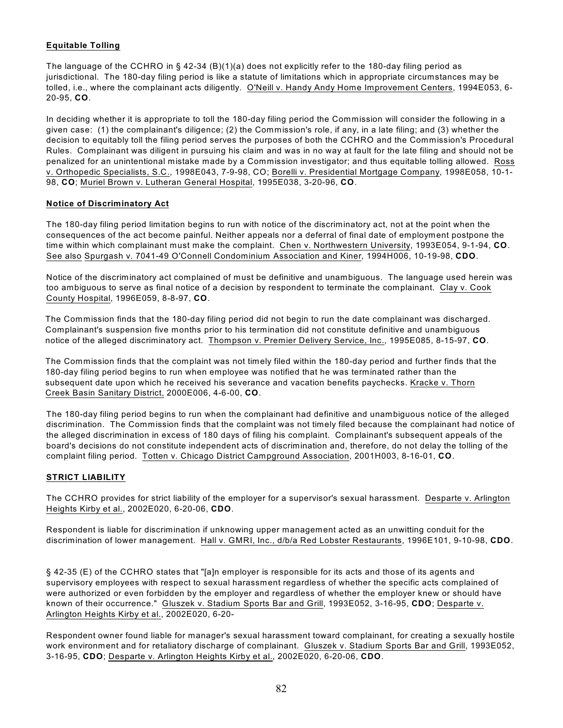**Equitable Tolling**

The language of the CCHRO in § 42-34 (B)(1)(a) does not explicitly refer to the 180-day filing period as jurisdictional. The 180-day filing period is like a statute of limitations which in appropriate circumstances may be tolled, i.e., where the complainant acts diligently. O'Neill v. Handy Andy Home Improvement Centers, 1994E053, 6-20-95, **CO**.

In deciding whether it is appropriate to toll the 180-day filing period the Commission will consider the following in a given case: (1) the complainant's diligence; (2) the Commission's role, if any, in a late filing; and (3) whether the decision to equitably toll the filing period serves the purposes of both the CCHRO and the Commission's Procedural Rules. Complainant was diligent in pursuing his claim and was in no way at fault for the late filing and should not be penalized for an unintentional mistake made by a Commission investigator; and thus equitable tolling allowed. Ross v. Orthopedic Specialists, S.C., 1998E043, 7-9-98, CO; Borelli v. Presidential Mortgage Company, 1998E058, 10-1-98, **CO**; Muriel Brown v. Lutheran General Hospital, 1995E038, 3-20-96, **CO**.

**Notice of Discriminatory Act**

The 180-day filing period limitation begins to run with notice of the discriminatory act, not at the point when the consequences of the act become painful. Neither appeals nor a deferral of final date of employment postpone the time within which complainant must make the complaint. Chen v. Northwestern University, 1993E054, 9-1-94, **CO**. See also Spurgash v. 7041-49 O'Connell Condominium Association and Kiner, 1994H006, 10-19-98, **CDO**.

Notice of the discriminatory act complained of must be definitive and unambiguous. The language used herein was too ambiguous to serve as final notice of a decision by respondent to terminate the complainant. Clay v. Cook County Hospital, 1996E059, 8-8-97, **CO**.

The Commission finds that the 180-day filing period did not begin to run the date complainant was discharged. Complainant's suspension five months prior to his termination did not constitute definitive and unambiguous notice of the alleged discriminatory act. Thompson v. Premier Delivery Service, Inc., 1995E085, 8-15-97, **CO**.

The Commission finds that the complaint was not timely filed within the 180-day period and further finds that the 180-day filing period begins to run when employee was notified that he was terminated rather than the subsequent date upon which he received his severance and vacation benefits paychecks. Kracke v. Thorn Creek Basin Sanitary District, 2000E006, 4-6-00, **CO**.

The 180-day filing period begins to run when the complainant had definitive and unambiguous notice of the alleged discrimination. The Commission finds that the complaint was not timely filed because the complainant had notice of the alleged discrimination in excess of 180 days of filing his complaint. Complainant's subsequent appeals of the board's decisions do not constitute independent acts of discrimination and, therefore, do not delay the tolling of the complaint filing period. Totten v. Chicago District Campground Association, 2001H003, 8-16-01, **CO**.

**STRICT LIABILITY**

The CCHRO provides for strict liability of the employer for a supervisor's sexual harassment. Desparte v. Arlington Heights Kirby et al., 2002E020, 6-20-06, **CDO**.

Respondent is liable for discrimination if unknowing upper management acted as an unwitting conduit for the discrimination of lower management. Hall v. GMRI, Inc., d/b/a Red Lobster Restaurants, 1996E101, 9-10-98, **CDO**.

§ 42-35 (E) of the CCHRO states that "[a]n employer is responsible for its acts and those of its agents and supervisory employees with respect to sexual harassment regardless of whether the specific acts complained of were authorized or even forbidden by the employer and regardless of whether the employer knew or should have known of their occurrence." Gluszek v. Stadium Sports Bar and Grill, 1993E052, 3-16-95, **CDO**; Desparte v. Arlington Heights Kirby et al., 2002E020, 6-20-

Respondent owner found liable for manager's sexual harassment toward complainant, for creating a sexually hostile work environment and for retaliatory discharge of complainant. Gluszek v. Stadium Sports Bar and Grill, 1993E052, 3-16-95, **CDO**; Desparte v. Arlington Heights Kirby et al., 2002E020, 6-20-06, **CDO**.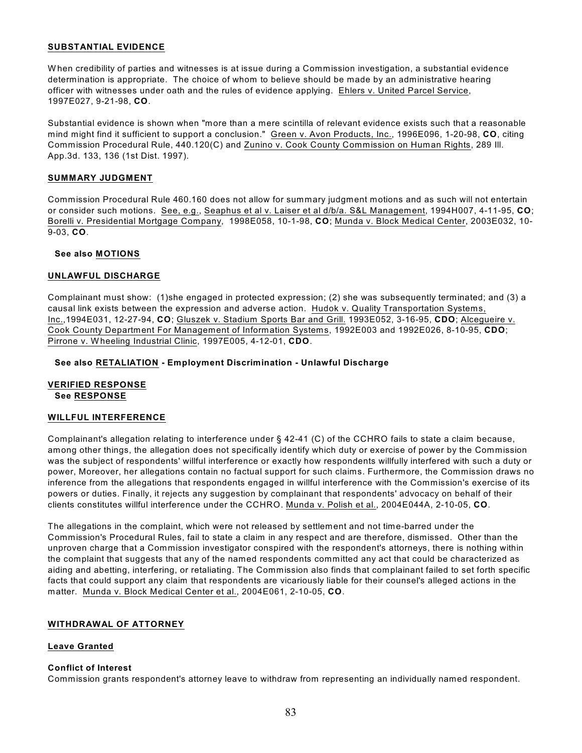## **SUBSTANTIAL EVIDENCE**

When credibility of parties and witnesses is at issue during a Commission investigation, a substantial evidence determination is appropriate. The choice of whom to believe should be made by an administrative hearing officer with witnesses under oath and the rules of evidence applying. Ehlers v. United Parcel Service, 1997E027, 9-21-98, **CO**.

Substantial evidence is shown when "more than a mere scintilla of relevant evidence exists such that a reasonable mind might find it sufficient to support a conclusion." Green v. Avon Products, Inc., 1996E096, 1-20-98, **CO**, citing Commission Procedural Rule, 440.120(C) and Zunino v. Cook County Commission on Human Rights, 289 Ill. App.3d. 133, 136 (1st Dist. 1997).

## **SUMMARY JUDGMENT**

Commission Procedural Rule 460.160 does not allow for summary judgment motions and as such will not entertain or consider such motions. See, e.g., Seaphus et al v. Laiser et al d/b/a. S&L Management, 1994H007, 4-11-95, **CO**; Borelli v. Presidential Mortgage Company, 1998E058, 10-1-98, **CO**; Munda v. Block Medical Center, 2003E032, 10-9-03, **CO**.

**See also MOTIONS**

## **UNLAWFUL DISCHARGE**

Complainant must show: (1)she engaged in protected expression; (2) she was subsequently terminated; and (3) a causal link exists between the expression and adverse action. Hudok v. Quality Transportation Systems, Inc.,1994E031, 12-27-94, **CO**; Gluszek v. Stadium Sports Bar and Grill. 1993E052, 3-16-95, **CDO**; Alcegueire v. Cook County Department For Management of Information Systems, 1992E003 and 1992E026, 8-10-95, **CDO**; Pirrone v. Wheeling Industrial Clinic, 1997E005, 4-12-01, **CDO**.

**See also RETALIATION - Employment Discrimination - Unlawful Discharge**

## **VERIFIED RESPONSE**

**See RESPONSE**

## **WILLFUL INTERFERENCE**

Complainant's allegation relating to interference under § 42-41 (C) of the CCHRO fails to state a claim because, among other things, the allegation does not specifically identify which duty or exercise of power by the Commission was the subject of respondents' willful interference or exactly how respondents willfully interfered with such a duty or power, Moreover, her allegations contain no factual support for such claims. Furthermore, the Commission draws no inference from the allegations that respondents engaged in willful interference with the Commission's exercise of its powers or duties. Finally, it rejects any suggestion by complainant that respondents' advocacy on behalf of their clients constitutes willful interference under the CCHRO. Munda v. Polish et al., 2004E044A, 2-10-05, **CO**.

The allegations in the complaint, which were not released by settlement and not time-barred under the Commission's Procedural Rules, fail to state a claim in any respect and are therefore, dismissed. Other than the unproven charge that a Commission investigator conspired with the respondent's attorneys, there is nothing within the complaint that suggests that any of the named respondents committed any act that could be characterized as aiding and abetting, interfering, or retaliating. The Commission also finds that complainant failed to set forth specific facts that could support any claim that respondents are vicariously liable for their counsel's alleged actions in the matter. Munda v. Block Medical Center et al., 2004E061, 2-10-05, **CO**.

## **WITHDRAWAL OF ATTORNEY**

### **Leave Granted**

**Conflict of Interest**

Commission grants respondent's attorney leave to withdraw from representing an individually named respondent.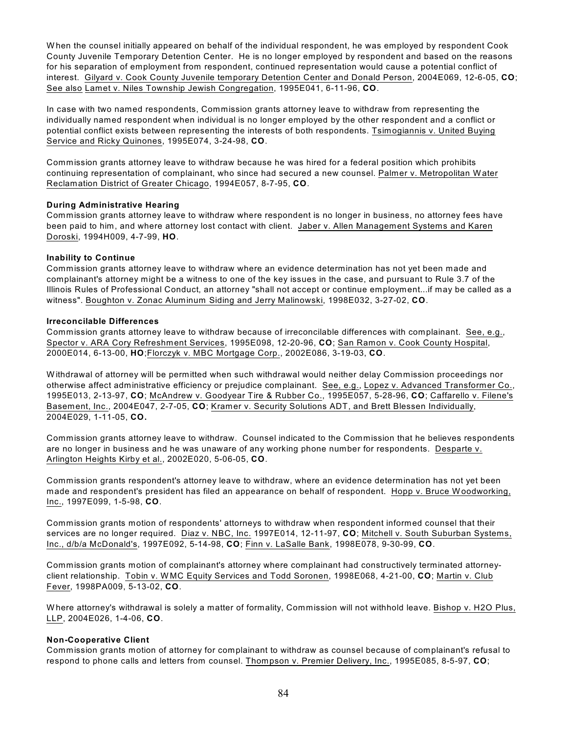When the counsel initially appeared on behalf of the individual respondent, he was employed by respondent Cook County Juvenile Temporary Detention Center. He is no longer employed by respondent and based on the reasons for his separation of employment from respondent, continued representation would cause a potential conflict of interest. Gilyard v. Cook County Juvenile temporary Detention Center and Donald Person, 2004E069, 12-6-05, **CO**; See also Lamet v. Niles Township Jewish Congregation, 1995E041, 6-11-96, **CO**.

In case with two named respondents, Commission grants attorney leave to withdraw from representing the individually named respondent when individual is no longer employed by the other respondent and a conflict or potential conflict exists between representing the interests of both respondents. Tsimogiannis v. United Buying Service and Ricky Quinones, 1995E074, 3-24-98, **CO**.

Commission grants attorney leave to withdraw because he was hired for a federal position which prohibits continuing representation of complainant, who since had secured a new counsel. Palmer v. Metropolitan Water Reclamation District of Greater Chicago, 1994E057, 8-7-95, **CO**.

**During Administrative Hearing**
Commission grants attorney leave to withdraw where respondent is no longer in business, no attorney fees have been paid to him, and where attorney lost contact with client. Jaber v. Allen Management Systems and Karen Doroski, 1994H009, 4-7-99, **HO**.

**Inability to Continue**
Commission grants attorney leave to withdraw where an evidence determination has not yet been made and complainant's attorney might be a witness to one of the key issues in the case, and pursuant to Rule 3.7 of the Illinois Rules of Professional Conduct, an attorney "shall not accept or continue employment...if may be called as a witness". Boughton v. Zonac Aluminum Siding and Jerry Malinowski, 1998E032, 3-27-02, **CO**.

**Irreconcilable Differences**
Commission grants attorney leave to withdraw because of irreconcilable differences with complainant. See, e.g., Spector v. ARA Cory Refreshment Services, 1995E098, 12-20-96, **CO**; San Ramon v. Cook County Hospital, 2000E014, 6-13-00, **HO**;Florczyk v. MBC Mortgage Corp., 2002E086, 3-19-03, **CO**.

Withdrawal of attorney will be permitted when such withdrawal would neither delay Commission proceedings nor otherwise affect administrative efficiency or prejudice complainant. See, e.g., Lopez v. Advanced Transformer Co., 1995E013, 2-13-97, **CO**; McAndrew v. Goodyear Tire & Rubber Co., 1995E057, 5-28-96, **CO**; Caffarello v. Filene's Basement, Inc., 2004E047, 2-7-05, **CO**; Kramer v. Security Solutions ADT, and Brett Blessen Individually, 2004E029, 1-11-05, **CO.**

Commission grants attorney leave to withdraw. Counsel indicated to the Commission that he believes respondents are no longer in business and he was unaware of any working phone number for respondents. Desparte v. Arlington Heights Kirby et al., 2002E020, 5-06-05, **CO**.

Commission grants respondent's attorney leave to withdraw, where an evidence determination has not yet been made and respondent's president has filed an appearance on behalf of respondent. Hopp v. Bruce Woodworking, Inc., 1997E099, 1-5-98, **CO**.

Commission grants motion of respondents' attorneys to withdraw when respondent informed counsel that their services are no longer required. Diaz v. NBC, Inc. 1997E014, 12-11-97, **CO**; Mitchell v. South Suburban Systems, Inc., d/b/a McDonald's, 1997E092, 5-14-98, **CO**; Finn v. LaSalle Bank, 1998E078, 9-30-99, **CO**.

Commission grants motion of complainant's attorney where complainant had constructively terminated attorney-client relationship. Tobin v. WMC Equity Services and Todd Soronen, 1998E068, 4-21-00, **CO**; Martin v. Club Fever, 1998PA009, 5-13-02, **CO**.

Where attorney's withdrawal is solely a matter of formality, Commission will not withhold leave. Bishop v. H2O Plus, LLP, 2004E026, 1-4-06, **CO**.

**Non-Cooperative Client**
Commission grants motion of attorney for complainant to withdraw as counsel because of complainant's refusal to respond to phone calls and letters from counsel. Thompson v. Premier Delivery, Inc., 1995E085, 8-5-97, **CO**;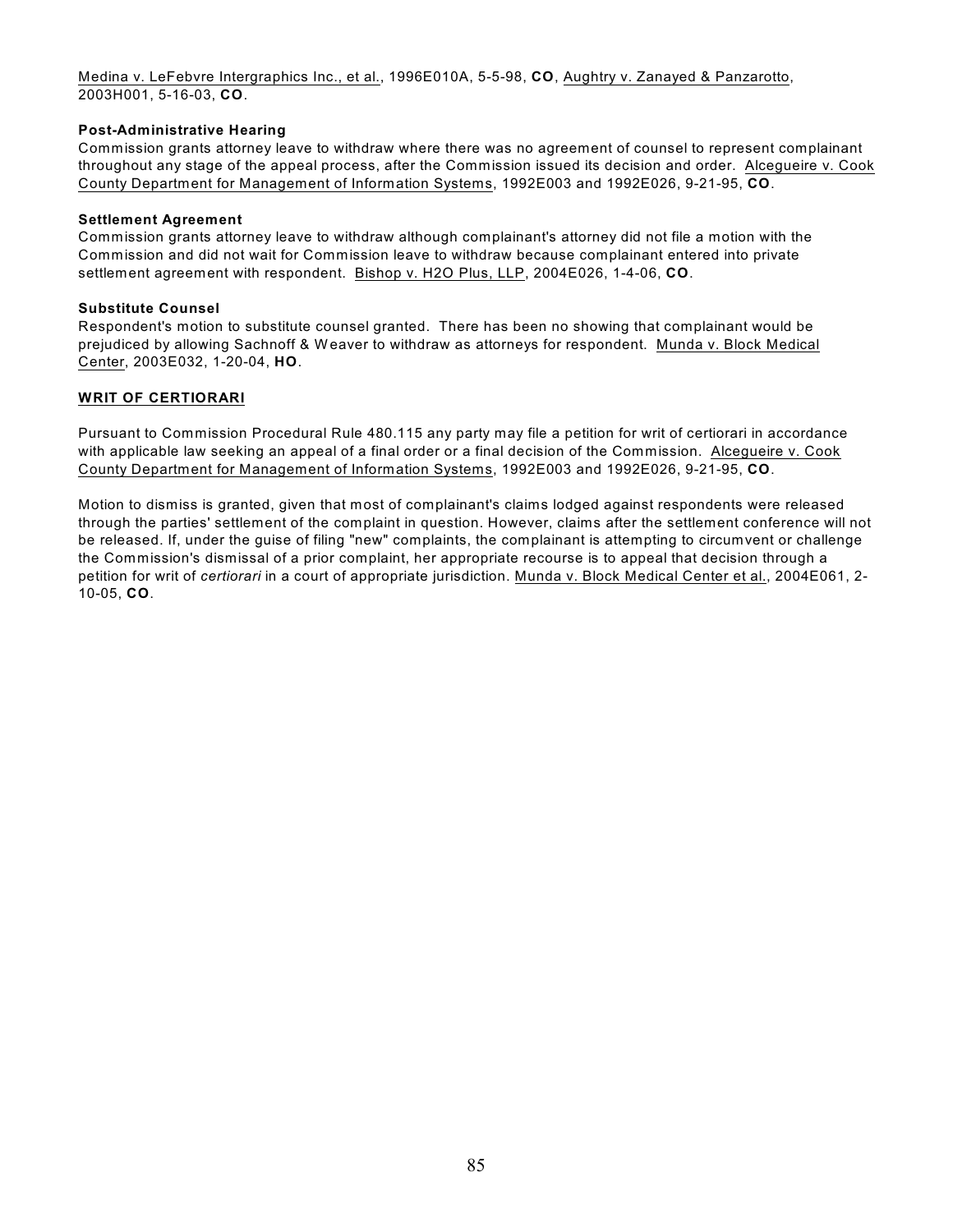Medina v. LeFebvre Intergraphics Inc., et al., 1996E010A, 5-5-98, **CO**, Aughtry v. Zanayed & Panzarotto, 2003H001, 5-16-03, **CO**.

**Post-Administrative Hearing**
Commission grants attorney leave to withdraw where there was no agreement of counsel to represent complainant throughout any stage of the appeal process, after the Commission issued its decision and order. Alcegueire v. Cook County Department for Management of Information Systems, 1992E003 and 1992E026, 9-21-95, **CO**.

**Settlement Agreement**
Commission grants attorney leave to withdraw although complainant's attorney did not file a motion with the Commission and did not wait for Commission leave to withdraw because complainant entered into private settlement agreement with respondent. Bishop v. H2O Plus, LLP, 2004E026, 1-4-06, **CO**.

**Substitute Counsel**
Respondent's motion to substitute counsel granted. There has been no showing that complainant would be prejudiced by allowing Sachnoff & Weaver to withdraw as attorneys for respondent. Munda v. Block Medical Center, 2003E032, 1-20-04, **HO**.

**WRIT OF CERTIORARI**

Pursuant to Commission Procedural Rule 480.115 any party may file a petition for writ of certiorari in accordance with applicable law seeking an appeal of a final order or a final decision of the Commission. Alcegueire v. Cook County Department for Management of Information Systems, 1992E003 and 1992E026, 9-21-95, **CO**.

Motion to dismiss is granted, given that most of complainant's claims lodged against respondents were released through the parties' settlement of the complaint in question. However, claims after the settlement conference will not be released. If, under the guise of filing "new" complaints, the complainant is attempting to circumvent or challenge the Commission's dismissal of a prior complaint, her appropriate recourse is to appeal that decision through a petition for writ of *certiorari* in a court of appropriate jurisdiction. Munda v. Block Medical Center et al., 2004E061, 2-10-05, **CO**.